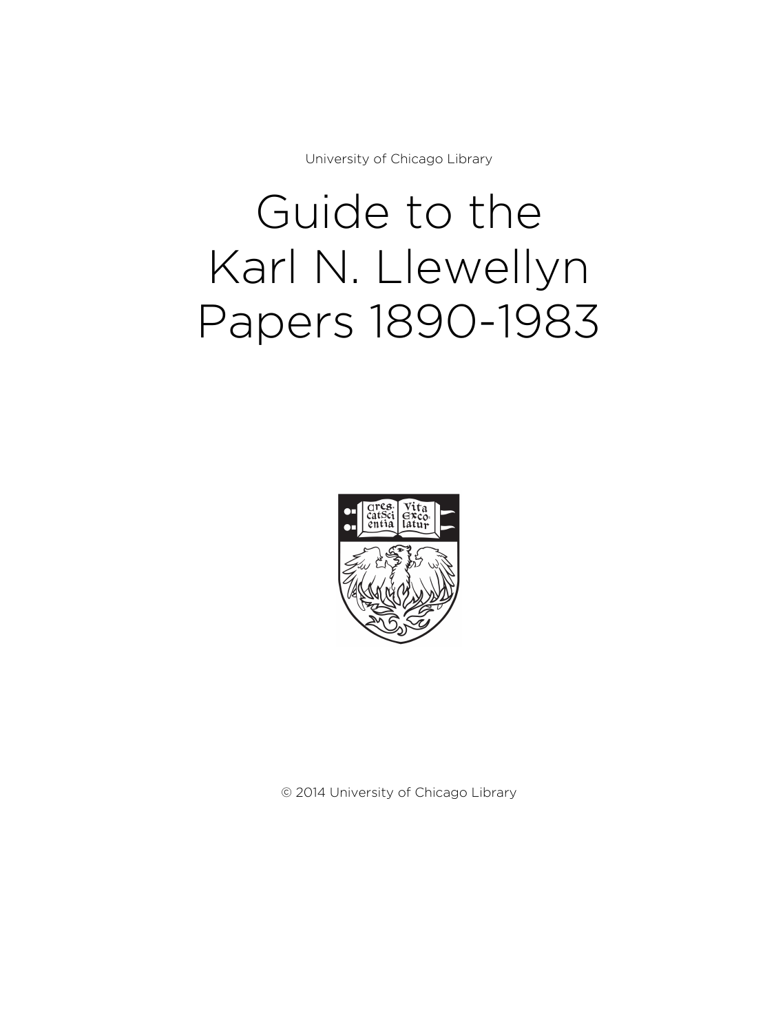University of Chicago Library

# Guide to the Karl N. Llewellyn Papers 1890-1983

© 2014 University of Chicago Library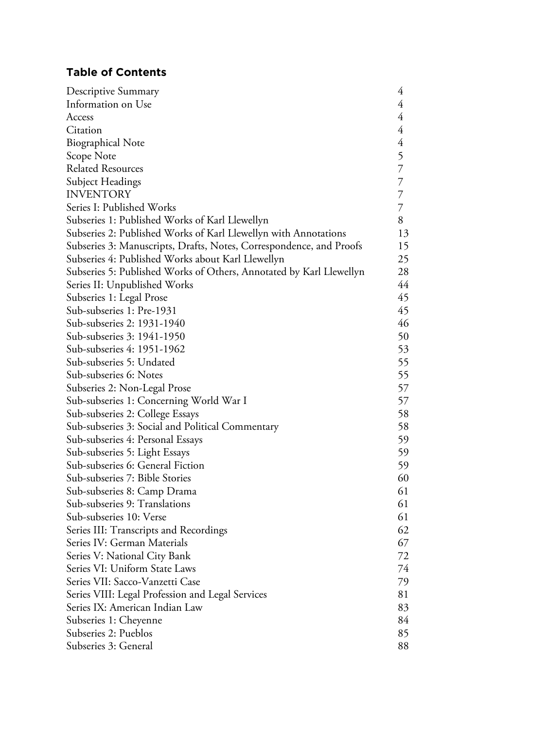## Table of Contents

| | |
|---|---|
| Descriptive Summary | 4 |
| Information on Use | 4 |
| Access | 4 |
| Citation | 4 |
| Biographical Note | 4 |
| Scope Note | 5 |
| Related Resources | 7 |
| Subject Headings | 7 |
| INVENTORY | 7 |
| Series I: Published Works | 7 |
| Subseries 1: Published Works of Karl Llewellyn | 8 |
| Subseries 2: Published Works of Karl Llewellyn with Annotations | 13 |
| Subseries 3: Manuscripts, Drafts, Notes, Correspondence, and Proofs | 15 |
| Subseries 4: Published Works about Karl Llewellyn | 25 |
| Subseries 5: Published Works of Others, Annotated by Karl Llewellyn | 28 |
| Series II: Unpublished Works | 44 |
| Subseries 1: Legal Prose | 45 |
| Sub-subseries 1: Pre-1931 | 45 |
| Sub-subseries 2: 1931-1940 | 46 |
| Sub-subseries 3: 1941-1950 | 50 |
| Sub-subseries 4: 1951-1962 | 53 |
| Sub-subseries 5: Undated | 55 |
| Sub-subseries 6: Notes | 55 |
| Subseries 2: Non-Legal Prose | 57 |
| Sub-subseries 1: Concerning World War I | 57 |
| Sub-subseries 2: College Essays | 58 |
| Sub-subseries 3: Social and Political Commentary | 58 |
| Sub-subseries 4: Personal Essays | 59 |
| Sub-subseries 5: Light Essays | 59 |
| Sub-subseries 6: General Fiction | 59 |
| Sub-subseries 7: Bible Stories | 60 |
| Sub-subseries 8: Camp Drama | 61 |
| Sub-subseries 9: Translations | 61 |
| Sub-subseries 10: Verse | 61 |
| Series III: Transcripts and Recordings | 62 |
| Series IV: German Materials | 67 |
| Series V: National City Bank | 72 |
| Series VI: Uniform State Laws | 74 |
| Series VII: Sacco-Vanzetti Case | 79 |
| Series VIII: Legal Profession and Legal Services | 81 |
| Series IX: American Indian Law | 83 |
| Subseries 1: Cheyenne | 84 |
| Subseries 2: Pueblos | 85 |
| Subseries 3: General | 88 |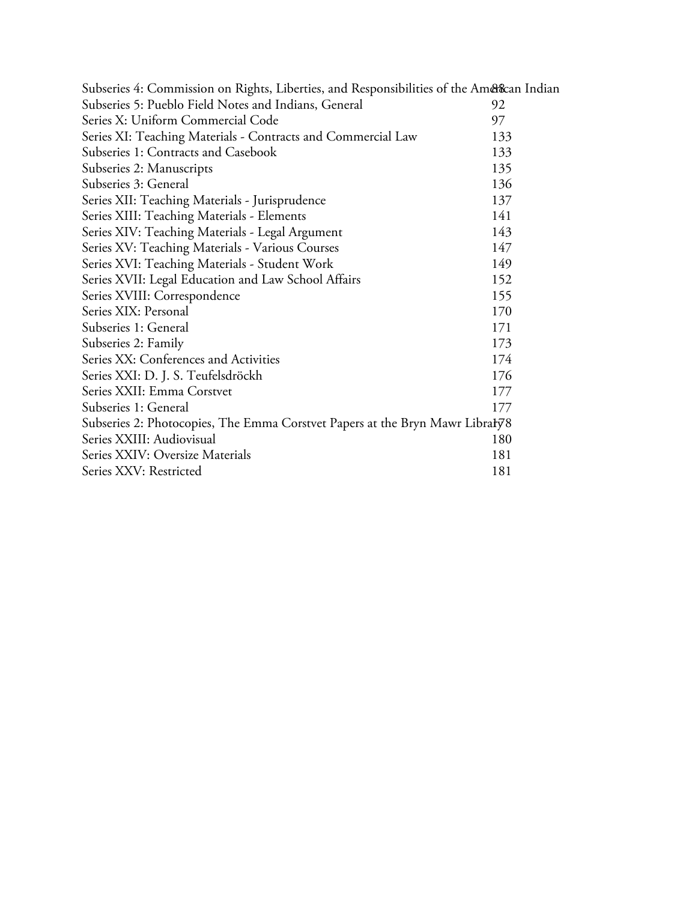| | |
|---|---|
| Subseries 4: Commission on Rights, Liberties, and Responsibilities of the American Indian | 88 |
| Subseries 5: Pueblo Field Notes and Indians, General | 92 |
| Series X: Uniform Commercial Code | 97 |
| Series XI: Teaching Materials - Contracts and Commercial Law | 133 |
| Subseries 1: Contracts and Casebook | 133 |
| Subseries 2: Manuscripts | 135 |
| Subseries 3: General | 136 |
| Series XII: Teaching Materials - Jurisprudence | 137 |
| Series XIII: Teaching Materials - Elements | 141 |
| Series XIV: Teaching Materials - Legal Argument | 143 |
| Series XV: Teaching Materials - Various Courses | 147 |
| Series XVI: Teaching Materials - Student Work | 149 |
| Series XVII: Legal Education and Law School Affairs | 152 |
| Series XVIII: Correspondence | 155 |
| Series XIX: Personal | 170 |
| Subseries 1: General | 171 |
| Subseries 2: Family | 173 |
| Series XX: Conferences and Activities | 174 |
| Series XXI: D. J. S. Teufelsdröckh | 176 |
| Series XXII: Emma Corstvet | 177 |
| Subseries 1: General | 177 |
| Subseries 2: Photocopies, The Emma Corstvet Papers at the Bryn Mawr Library | 178 |
| Series XXIII: Audiovisual | 180 |
| Series XXIV: Oversize Materials | 181 |
| Series XXV: Restricted | 181 |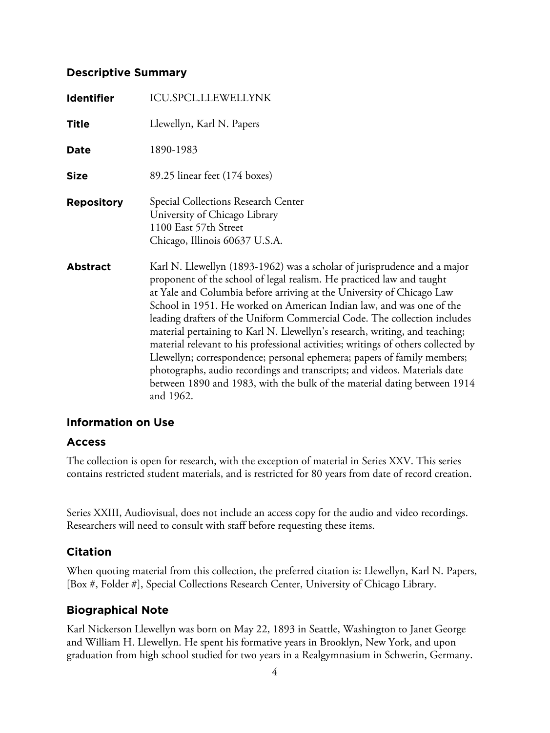## Descriptive Summary

| | |
|---|---|
| **Identifier** | ICU.SPCL.LLEWELLYNK |
| **Title** | Llewellyn, Karl N. Papers |
| **Date** | 1890-1983 |
| **Size** | 89.25 linear feet (174 boxes) |
| **Repository** | Special Collections Research Center<br>University of Chicago Library<br>1100 East 57th Street<br>Chicago, Illinois 60637 U.S.A. |
| **Abstract** | Karl N. Llewellyn (1893-1962) was a scholar of jurisprudence and a major proponent of the school of legal realism. He practiced law and taught at Yale and Columbia before arriving at the University of Chicago Law School in 1951. He worked on American Indian law, and was one of the leading drafters of the Uniform Commercial Code. The collection includes material pertaining to Karl N. Llewellyn's research, writing, and teaching; material relevant to his professional activities; writings of others collected by Llewellyn; correspondence; personal ephemera; papers of family members; photographs, audio recordings and transcripts; and videos. Materials date between 1890 and 1983, with the bulk of the material dating between 1914 and 1962. |

## Information on Use

### Access

The collection is open for research, with the exception of material in Series XXV. This series contains restricted student materials, and is restricted for 80 years from date of record creation.

Series XXIII, Audiovisual, does not include an access copy for the audio and video recordings. Researchers will need to consult with staff before requesting these items.

### Citation

When quoting material from this collection, the preferred citation is: Llewellyn, Karl N. Papers, [Box #, Folder #], Special Collections Research Center, University of Chicago Library.

## Biographical Note

Karl Nickerson Llewellyn was born on May 22, 1893 in Seattle, Washington to Janet George and William H. Llewellyn. He spent his formative years in Brooklyn, New York, and upon graduation from high school studied for two years in a Realgymnasium in Schwerin, Germany.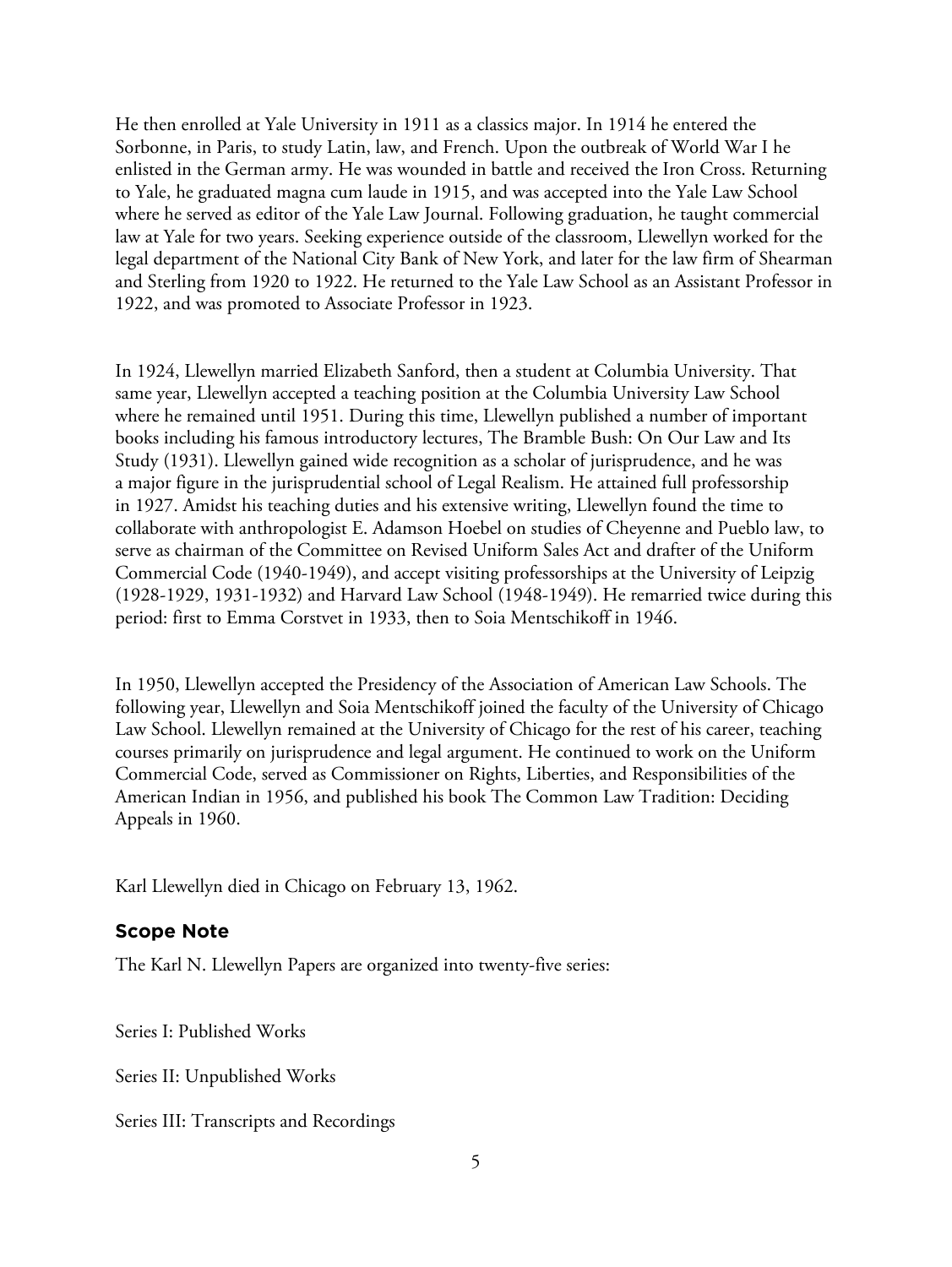He then enrolled at Yale University in 1911 as a classics major. In 1914 he entered the Sorbonne, in Paris, to study Latin, law, and French. Upon the outbreak of World War I he enlisted in the German army. He was wounded in battle and received the Iron Cross. Returning to Yale, he graduated magna cum laude in 1915, and was accepted into the Yale Law School where he served as editor of the Yale Law Journal. Following graduation, he taught commercial law at Yale for two years. Seeking experience outside of the classroom, Llewellyn worked for the legal department of the National City Bank of New York, and later for the law firm of Shearman and Sterling from 1920 to 1922. He returned to the Yale Law School as an Assistant Professor in 1922, and was promoted to Associate Professor in 1923.

In 1924, Llewellyn married Elizabeth Sanford, then a student at Columbia University. That same year, Llewellyn accepted a teaching position at the Columbia University Law School where he remained until 1951. During this time, Llewellyn published a number of important books including his famous introductory lectures, The Bramble Bush: On Our Law and Its Study (1931). Llewellyn gained wide recognition as a scholar of jurisprudence, and he was a major figure in the jurisprudential school of Legal Realism. He attained full professorship in 1927. Amidst his teaching duties and his extensive writing, Llewellyn found the time to collaborate with anthropologist E. Adamson Hoebel on studies of Cheyenne and Pueblo law, to serve as chairman of the Committee on Revised Uniform Sales Act and drafter of the Uniform Commercial Code (1940-1949), and accept visiting professorships at the University of Leipzig (1928-1929, 1931-1932) and Harvard Law School (1948-1949). He remarried twice during this period: first to Emma Corstvet in 1933, then to Soia Mentschikoff in 1946.

In 1950, Llewellyn accepted the Presidency of the Association of American Law Schools. The following year, Llewellyn and Soia Mentschikoff joined the faculty of the University of Chicago Law School. Llewellyn remained at the University of Chicago for the rest of his career, teaching courses primarily on jurisprudence and legal argument. He continued to work on the Uniform Commercial Code, served as Commissioner on Rights, Liberties, and Responsibilities of the American Indian in 1956, and published his book The Common Law Tradition: Deciding Appeals in 1960.

Karl Llewellyn died in Chicago on February 13, 1962.

## Scope Note

The Karl N. Llewellyn Papers are organized into twenty-five series:

Series I: Published Works

Series II: Unpublished Works

Series III: Transcripts and Recordings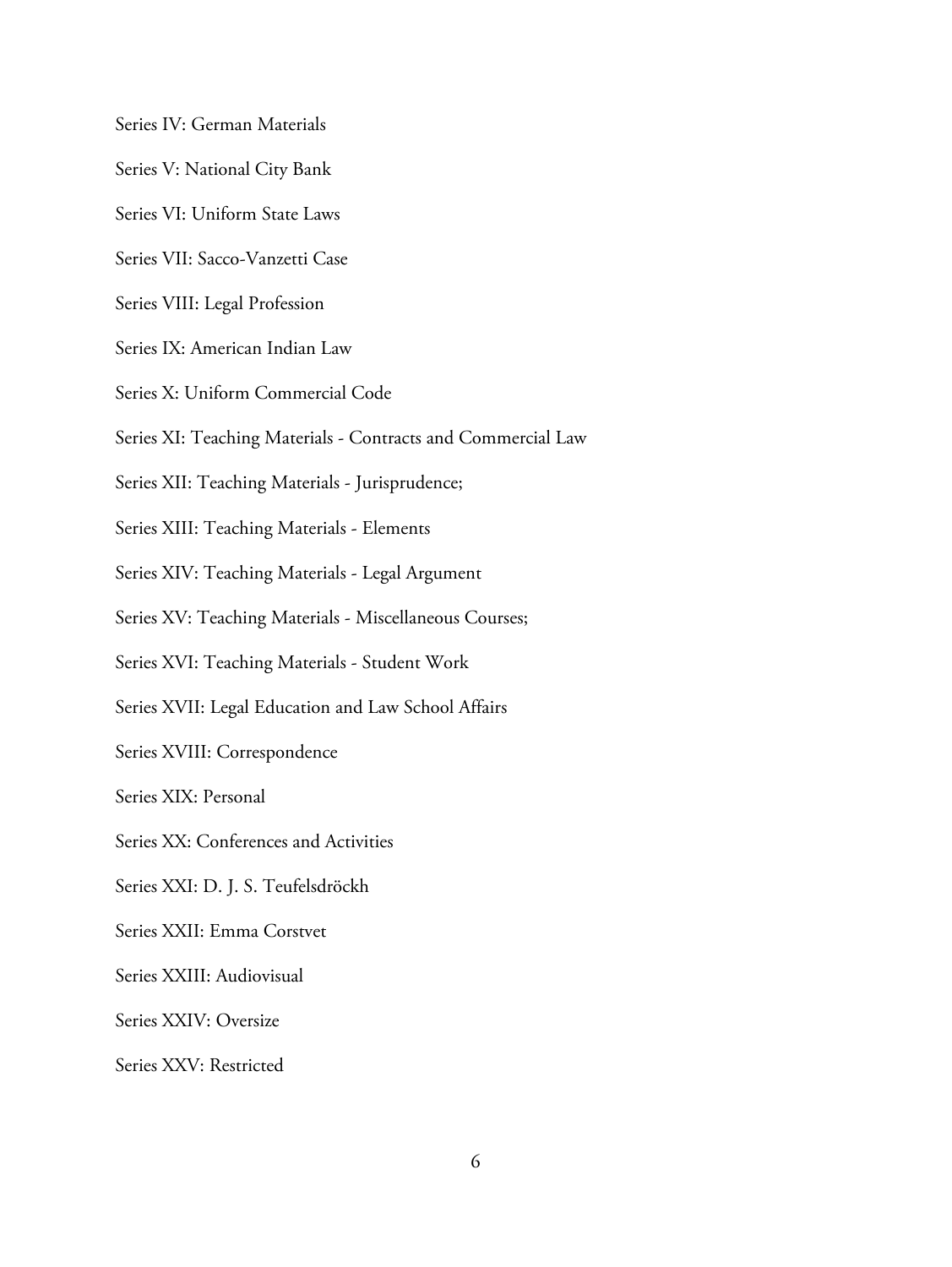Series IV: German Materials

Series V: National City Bank

Series VI: Uniform State Laws

Series VII: Sacco-Vanzetti Case

Series VIII: Legal Profession

Series IX: American Indian Law

Series X: Uniform Commercial Code

Series XI: Teaching Materials - Contracts and Commercial Law

Series XII: Teaching Materials - Jurisprudence;

Series XIII: Teaching Materials - Elements

Series XIV: Teaching Materials - Legal Argument

Series XV: Teaching Materials - Miscellaneous Courses;

Series XVI: Teaching Materials - Student Work

Series XVII: Legal Education and Law School Affairs

Series XVIII: Correspondence

Series XIX: Personal

Series XX: Conferences and Activities

Series XXI: D. J. S. Teufelsdröckh

Series XXII: Emma Corstvet

Series XXIII: Audiovisual

Series XXIV: Oversize

Series XXV: Restricted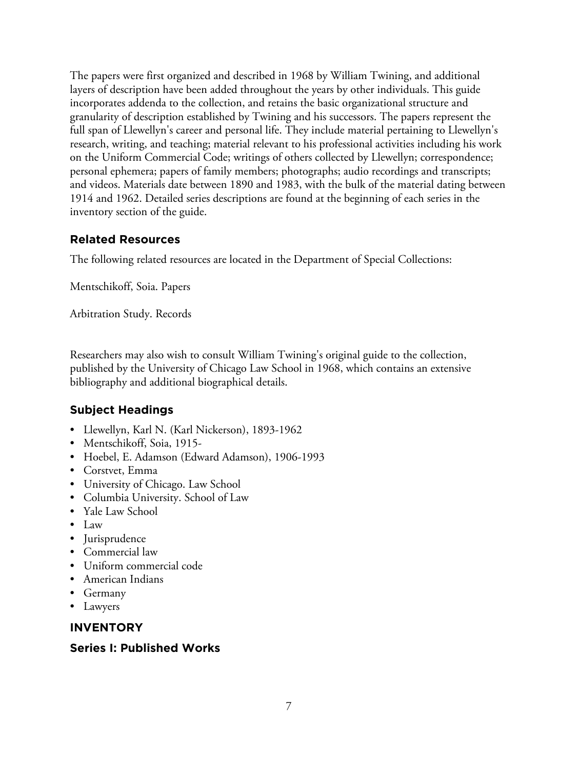The papers were first organized and described in 1968 by William Twining, and additional layers of description have been added throughout the years by other individuals. This guide incorporates addenda to the collection, and retains the basic organizational structure and granularity of description established by Twining and his successors. The papers represent the full span of Llewellyn's career and personal life. They include material pertaining to Llewellyn's research, writing, and teaching; material relevant to his professional activities including his work on the Uniform Commercial Code; writings of others collected by Llewellyn; correspondence; personal ephemera; papers of family members; photographs; audio recordings and transcripts; and videos. Materials date between 1890 and 1983, with the bulk of the material dating between 1914 and 1962. Detailed series descriptions are found at the beginning of each series in the inventory section of the guide.

## Related Resources

The following related resources are located in the Department of Special Collections:

Mentschikoff, Soia. Papers

Arbitration Study. Records

Researchers may also wish to consult William Twining's original guide to the collection, published by the University of Chicago Law School in 1968, which contains an extensive bibliography and additional biographical details.

## Subject Headings

- Llewellyn, Karl N. (Karl Nickerson), 1893-1962
- Mentschikoff, Soia, 1915-
- Hoebel, E. Adamson (Edward Adamson), 1906-1993
- Corstvet, Emma
- University of Chicago. Law School
- Columbia University. School of Law
- Yale Law School
- Law
- Jurisprudence
- Commercial law
- Uniform commercial code
- American Indians
- Germany
- Lawyers

## INVENTORY

## Series I: Published Works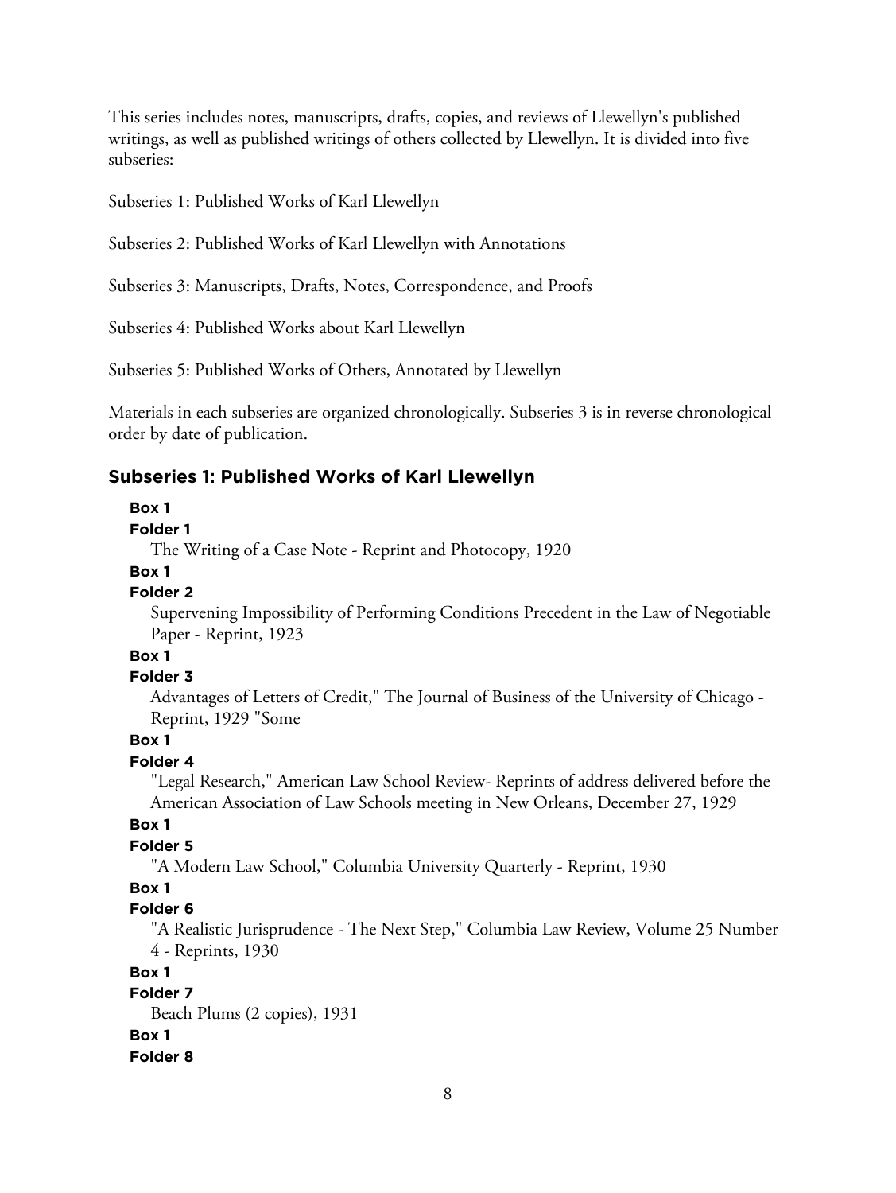This series includes notes, manuscripts, drafts, copies, and reviews of Llewellyn's published writings, as well as published writings of others collected by Llewellyn. It is divided into five subseries:

Subseries 1: Published Works of Karl Llewellyn

Subseries 2: Published Works of Karl Llewellyn with Annotations

Subseries 3: Manuscripts, Drafts, Notes, Correspondence, and Proofs

Subseries 4: Published Works about Karl Llewellyn

Subseries 5: Published Works of Others, Annotated by Llewellyn

Materials in each subseries are organized chronologically. Subseries 3 is in reverse chronological order by date of publication.

## Subseries 1: Published Works of Karl Llewellyn

**Box 1**
**Folder 1**
The Writing of a Case Note - Reprint and Photocopy, 1920

**Box 1**
**Folder 2**
Supervening Impossibility of Performing Conditions Precedent in the Law of Negotiable Paper - Reprint, 1923

**Box 1**
**Folder 3**
Advantages of Letters of Credit," The Journal of Business of the University of Chicago - Reprint, 1929 "Some

**Box 1**
**Folder 4**
"Legal Research," American Law School Review- Reprints of address delivered before the American Association of Law Schools meeting in New Orleans, December 27, 1929

**Box 1**
**Folder 5**
"A Modern Law School," Columbia University Quarterly - Reprint, 1930

**Box 1**
**Folder 6**
"A Realistic Jurisprudence - The Next Step," Columbia Law Review, Volume 25 Number 4 - Reprints, 1930

**Box 1**
**Folder 7**
Beach Plums (2 copies), 1931

**Box 1**
**Folder 8**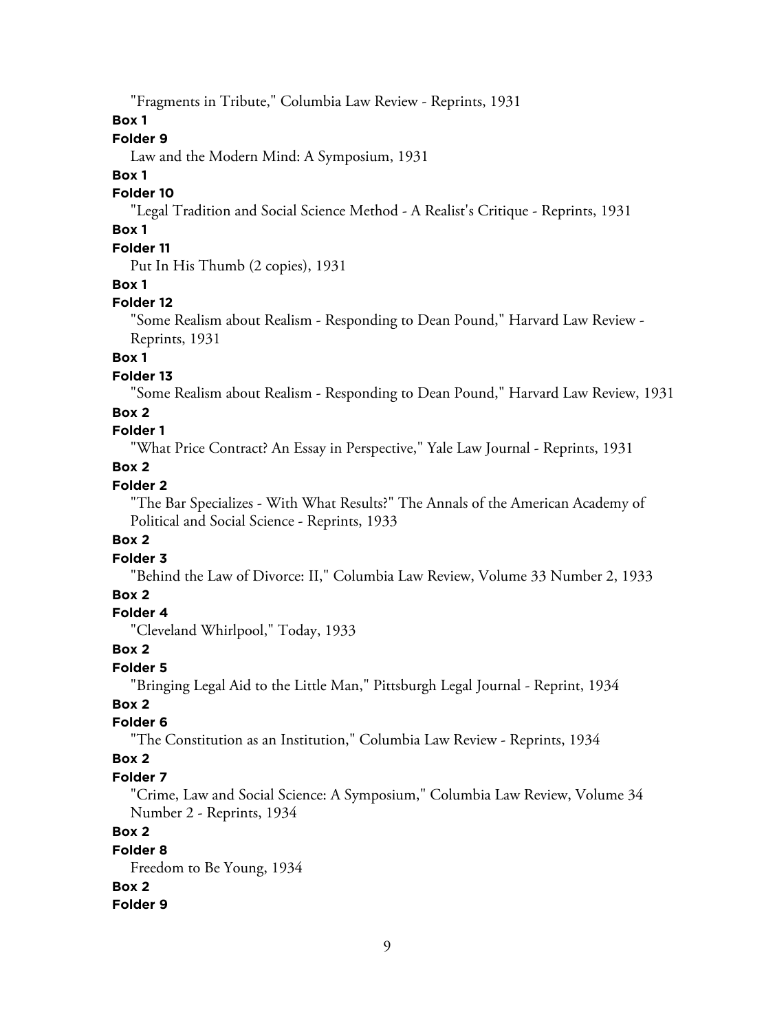"Fragments in Tribute," Columbia Law Review - Reprints, 1931

**Box 1**

**Folder 9**

Law and the Modern Mind: A Symposium, 1931

**Box 1**

**Folder 10**

"Legal Tradition and Social Science Method - A Realist's Critique - Reprints, 1931

**Box 1**

**Folder 11**

Put In His Thumb (2 copies), 1931

**Box 1**

**Folder 12**

"Some Realism about Realism - Responding to Dean Pound," Harvard Law Review - Reprints, 1931

**Box 1**

**Folder 13**

"Some Realism about Realism - Responding to Dean Pound," Harvard Law Review, 1931

**Box 2**

**Folder 1**

"What Price Contract? An Essay in Perspective," Yale Law Journal - Reprints, 1931

**Box 2**

**Folder 2**

"The Bar Specializes - With What Results?" The Annals of the American Academy of Political and Social Science - Reprints, 1933

**Box 2**

**Folder 3**

"Behind the Law of Divorce: II," Columbia Law Review, Volume 33 Number 2, 1933

**Box 2**

**Folder 4**

"Cleveland Whirlpool," Today, 1933

**Box 2**

**Folder 5**

"Bringing Legal Aid to the Little Man," Pittsburgh Legal Journal - Reprint, 1934

**Box 2**

**Folder 6**

"The Constitution as an Institution," Columbia Law Review - Reprints, 1934

**Box 2**

**Folder 7**

"Crime, Law and Social Science: A Symposium," Columbia Law Review, Volume 34 Number 2 - Reprints, 1934

**Box 2**

**Folder 8**

Freedom to Be Young, 1934

**Box 2**

**Folder 9**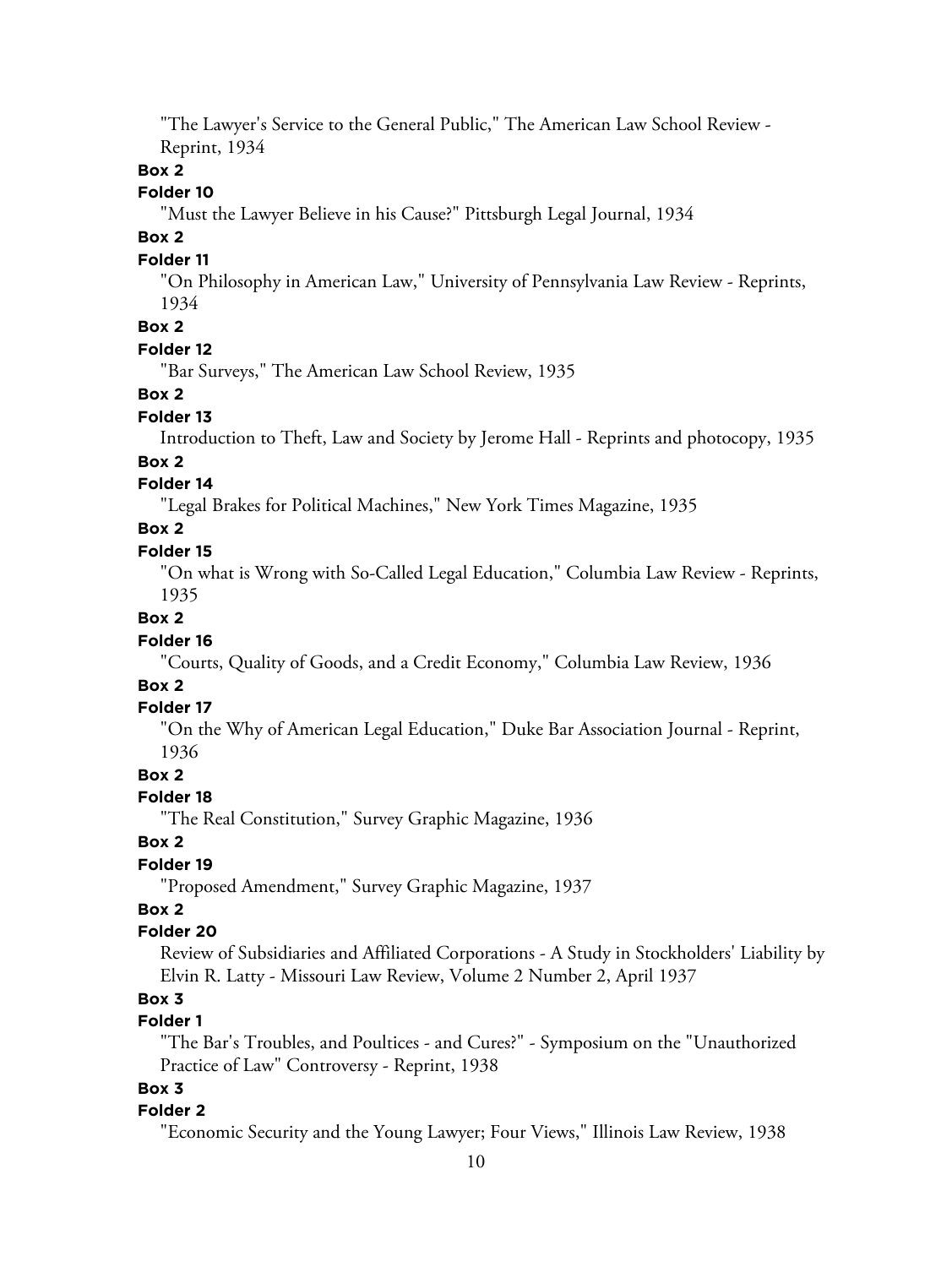"The Lawyer's Service to the General Public," The American Law School Review - Reprint, 1934

**Box 2**

**Folder 10**

"Must the Lawyer Believe in his Cause?" Pittsburgh Legal Journal, 1934

**Box 2**

**Folder 11**

"On Philosophy in American Law," University of Pennsylvania Law Review - Reprints, 1934

**Box 2**

**Folder 12**

"Bar Surveys," The American Law School Review, 1935

**Box 2**

**Folder 13**

Introduction to Theft, Law and Society by Jerome Hall - Reprints and photocopy, 1935

**Box 2**

**Folder 14**

"Legal Brakes for Political Machines," New York Times Magazine, 1935

**Box 2**

**Folder 15**

"On what is Wrong with So-Called Legal Education," Columbia Law Review - Reprints, 1935

**Box 2**

**Folder 16**

"Courts, Quality of Goods, and a Credit Economy," Columbia Law Review, 1936

**Box 2**

**Folder 17**

"On the Why of American Legal Education," Duke Bar Association Journal - Reprint, 1936

**Box 2**

**Folder 18**

"The Real Constitution," Survey Graphic Magazine, 1936

**Box 2**

**Folder 19**

"Proposed Amendment," Survey Graphic Magazine, 1937

**Box 2**

**Folder 20**

Review of Subsidiaries and Affiliated Corporations - A Study in Stockholders' Liability by Elvin R. Latty - Missouri Law Review, Volume 2 Number 2, April 1937

**Box 3**

**Folder 1**

"The Bar's Troubles, and Poultices - and Cures?" - Symposium on the "Unauthorized Practice of Law" Controversy - Reprint, 1938

**Box 3**

**Folder 2**

"Economic Security and the Young Lawyer; Four Views," Illinois Law Review, 1938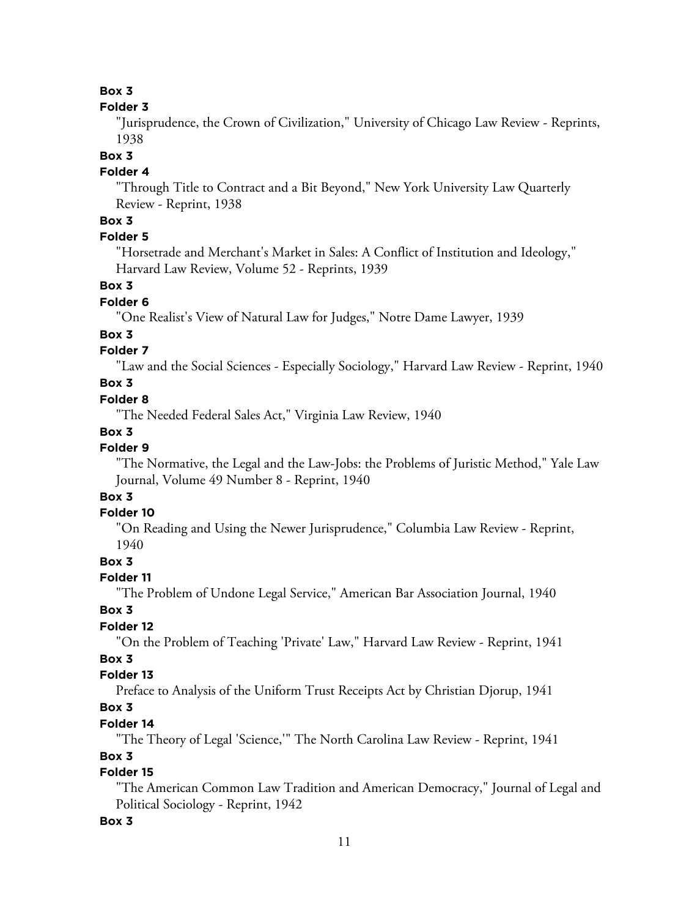**Box 3**

**Folder 3**

"Jurisprudence, the Crown of Civilization," University of Chicago Law Review - Reprints, 1938

**Box 3**

**Folder 4**

"Through Title to Contract and a Bit Beyond," New York University Law Quarterly Review - Reprint, 1938

**Box 3**

**Folder 5**

"Horsetrade and Merchant's Market in Sales: A Conflict of Institution and Ideology," Harvard Law Review, Volume 52 - Reprints, 1939

**Box 3**

**Folder 6**

"One Realist's View of Natural Law for Judges," Notre Dame Lawyer, 1939

**Box 3**

**Folder 7**

"Law and the Social Sciences - Especially Sociology," Harvard Law Review - Reprint, 1940

**Box 3**

**Folder 8**

"The Needed Federal Sales Act," Virginia Law Review, 1940

**Box 3**

**Folder 9**

"The Normative, the Legal and the Law-Jobs: the Problems of Juristic Method," Yale Law Journal, Volume 49 Number 8 - Reprint, 1940

**Box 3**

**Folder 10**

"On Reading and Using the Newer Jurisprudence," Columbia Law Review - Reprint, 1940

**Box 3**

**Folder 11**

"The Problem of Undone Legal Service," American Bar Association Journal, 1940

**Box 3**

**Folder 12**

"On the Problem of Teaching 'Private' Law," Harvard Law Review - Reprint, 1941

**Box 3**

**Folder 13**

Preface to Analysis of the Uniform Trust Receipts Act by Christian Djorup, 1941

**Box 3**

**Folder 14**

"The Theory of Legal 'Science,'" The North Carolina Law Review - Reprint, 1941

**Box 3**

**Folder 15**

"The American Common Law Tradition and American Democracy," Journal of Legal and Political Sociology - Reprint, 1942

**Box 3**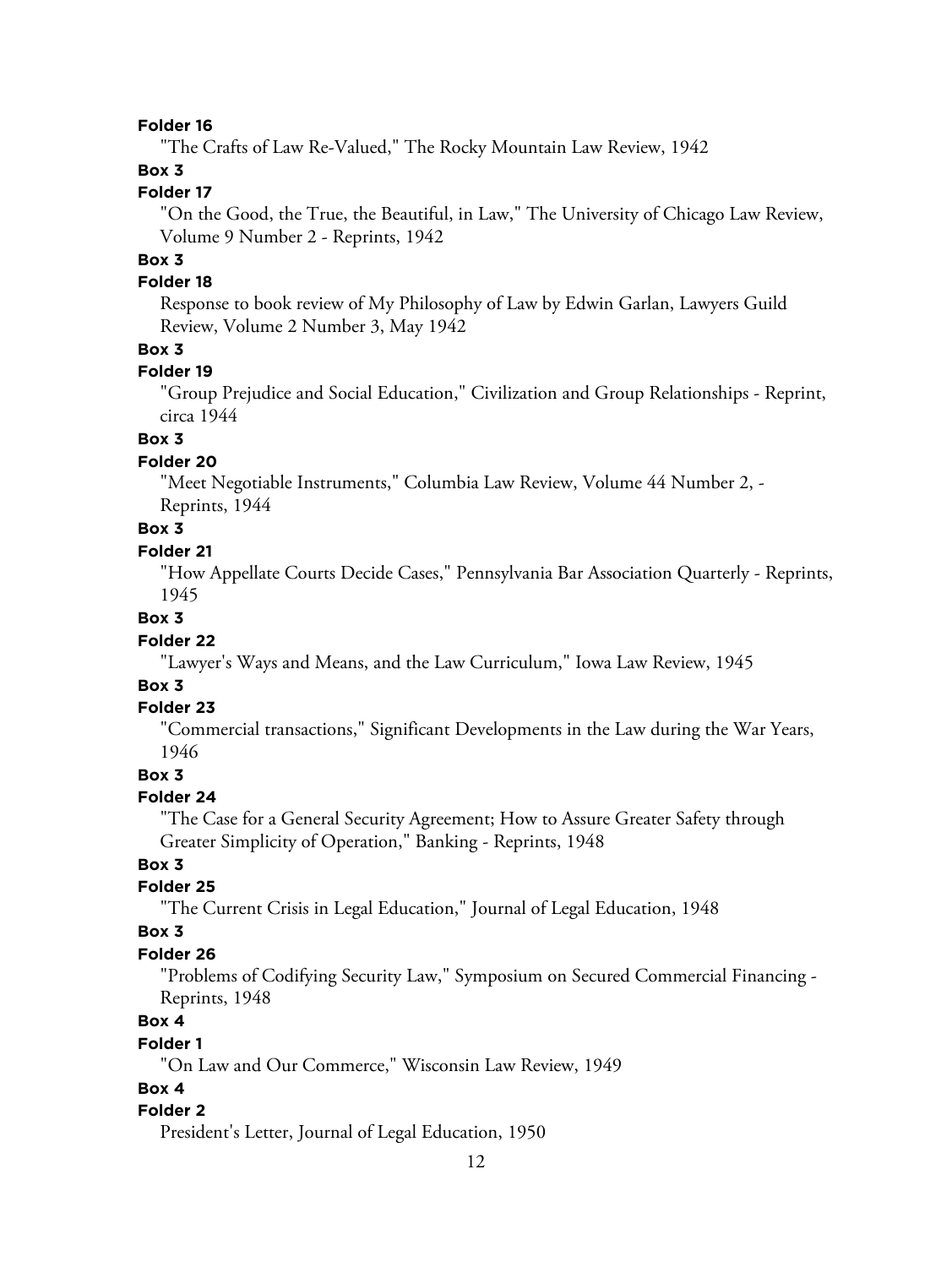**Folder 16**

"The Crafts of Law Re-Valued," The Rocky Mountain Law Review, 1942

**Box 3**

**Folder 17**

"On the Good, the True, the Beautiful, in Law," The University of Chicago Law Review, Volume 9 Number 2 - Reprints, 1942

**Box 3**

**Folder 18**

Response to book review of My Philosophy of Law by Edwin Garlan, Lawyers Guild Review, Volume 2 Number 3, May 1942

**Box 3**

**Folder 19**

"Group Prejudice and Social Education," Civilization and Group Relationships - Reprint, circa 1944

**Box 3**

**Folder 20**

"Meet Negotiable Instruments," Columbia Law Review, Volume 44 Number 2, - Reprints, 1944

**Box 3**

**Folder 21**

"How Appellate Courts Decide Cases," Pennsylvania Bar Association Quarterly - Reprints, 1945

**Box 3**

**Folder 22**

"Lawyer's Ways and Means, and the Law Curriculum," Iowa Law Review, 1945

**Box 3**

**Folder 23**

"Commercial transactions," Significant Developments in the Law during the War Years, 1946

**Box 3**

**Folder 24**

"The Case for a General Security Agreement; How to Assure Greater Safety through Greater Simplicity of Operation," Banking - Reprints, 1948

**Box 3**

**Folder 25**

"The Current Crisis in Legal Education," Journal of Legal Education, 1948

**Box 3**

**Folder 26**

"Problems of Codifying Security Law," Symposium on Secured Commercial Financing - Reprints, 1948

**Box 4**

**Folder 1**

"On Law and Our Commerce," Wisconsin Law Review, 1949

**Box 4**

**Folder 2**

President's Letter, Journal of Legal Education, 1950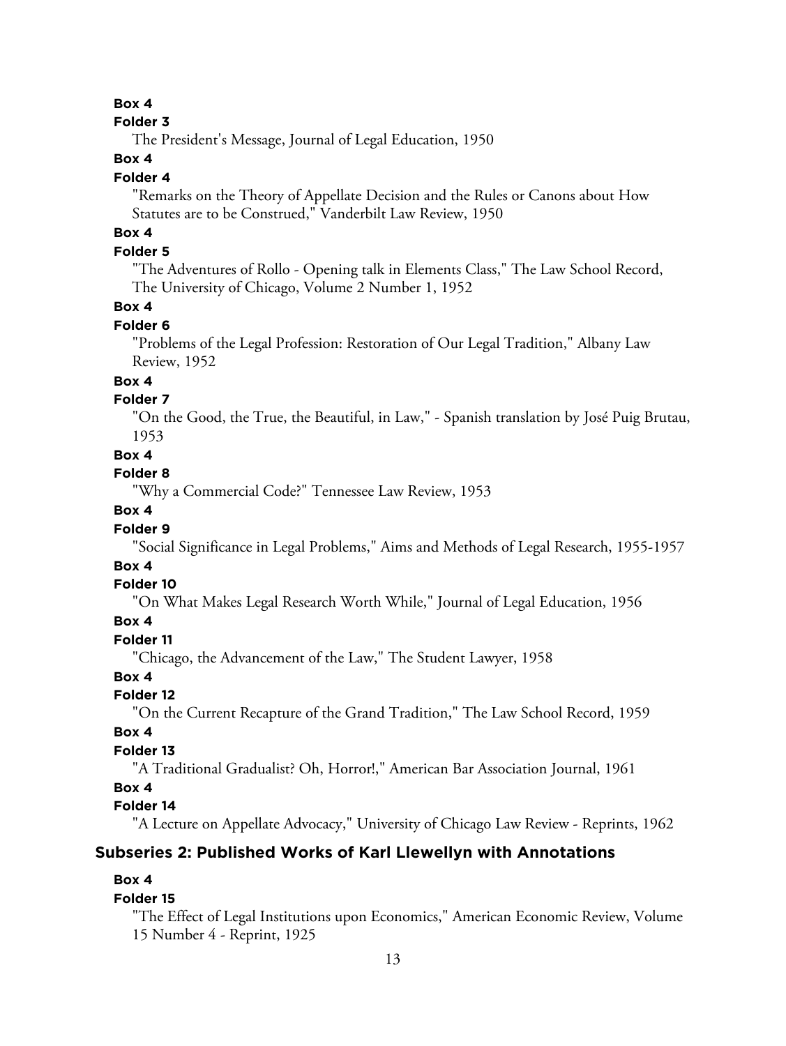**Box 4**

**Folder 3**

The President's Message, Journal of Legal Education, 1950

**Box 4**

**Folder 4**

"Remarks on the Theory of Appellate Decision and the Rules or Canons about How Statutes are to be Construed," Vanderbilt Law Review, 1950

**Box 4**

**Folder 5**

"The Adventures of Rollo - Opening talk in Elements Class," The Law School Record, The University of Chicago, Volume 2 Number 1, 1952

**Box 4**

**Folder 6**

"Problems of the Legal Profession: Restoration of Our Legal Tradition," Albany Law Review, 1952

**Box 4**

**Folder 7**

"On the Good, the True, the Beautiful, in Law," - Spanish translation by José Puig Brutau, 1953

**Box 4**

**Folder 8**

"Why a Commercial Code?" Tennessee Law Review, 1953

**Box 4**

**Folder 9**

"Social Significance in Legal Problems," Aims and Methods of Legal Research, 1955-1957

**Box 4**

**Folder 10**

"On What Makes Legal Research Worth While," Journal of Legal Education, 1956

**Box 4**

**Folder 11**

"Chicago, the Advancement of the Law," The Student Lawyer, 1958

**Box 4**

**Folder 12**

"On the Current Recapture of the Grand Tradition," The Law School Record, 1959

**Box 4**

**Folder 13**

"A Traditional Gradualist? Oh, Horror!," American Bar Association Journal, 1961

**Box 4**

**Folder 14**

"A Lecture on Appellate Advocacy," University of Chicago Law Review - Reprints, 1962

## Subseries 2: Published Works of Karl Llewellyn with Annotations

**Box 4**

**Folder 15**

"The Effect of Legal Institutions upon Economics," American Economic Review, Volume 15 Number 4 - Reprint, 1925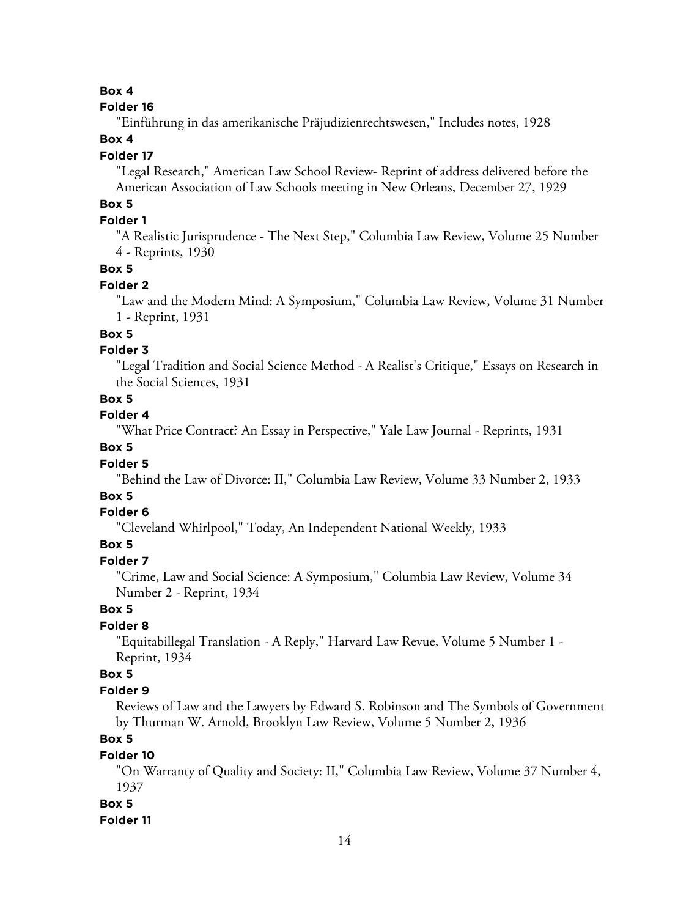**Box 4**

**Folder 16**

"Einführung in das amerikanische Präjudizienrechtswesen," Includes notes, 1928

**Box 4**

**Folder 17**

"Legal Research," American Law School Review- Reprint of address delivered before the American Association of Law Schools meeting in New Orleans, December 27, 1929

**Box 5**

**Folder 1**

"A Realistic Jurisprudence - The Next Step," Columbia Law Review, Volume 25 Number 4 - Reprints, 1930

**Box 5**

**Folder 2**

"Law and the Modern Mind: A Symposium," Columbia Law Review, Volume 31 Number 1 - Reprint, 1931

**Box 5**

**Folder 3**

"Legal Tradition and Social Science Method - A Realist's Critique," Essays on Research in the Social Sciences, 1931

**Box 5**

**Folder 4**

"What Price Contract? An Essay in Perspective," Yale Law Journal - Reprints, 1931

**Box 5**

**Folder 5**

"Behind the Law of Divorce: II," Columbia Law Review, Volume 33 Number 2, 1933

**Box 5**

**Folder 6**

"Cleveland Whirlpool," Today, An Independent National Weekly, 1933

**Box 5**

**Folder 7**

"Crime, Law and Social Science: A Symposium," Columbia Law Review, Volume 34 Number 2 - Reprint, 1934

**Box 5**

**Folder 8**

"Equitabillegal Translation - A Reply," Harvard Law Revue, Volume 5 Number 1 - Reprint, 1934

**Box 5**

**Folder 9**

Reviews of Law and the Lawyers by Edward S. Robinson and The Symbols of Government by Thurman W. Arnold, Brooklyn Law Review, Volume 5 Number 2, 1936

**Box 5**

**Folder 10**

"On Warranty of Quality and Society: II," Columbia Law Review, Volume 37 Number 4, 1937

**Box 5**

**Folder 11**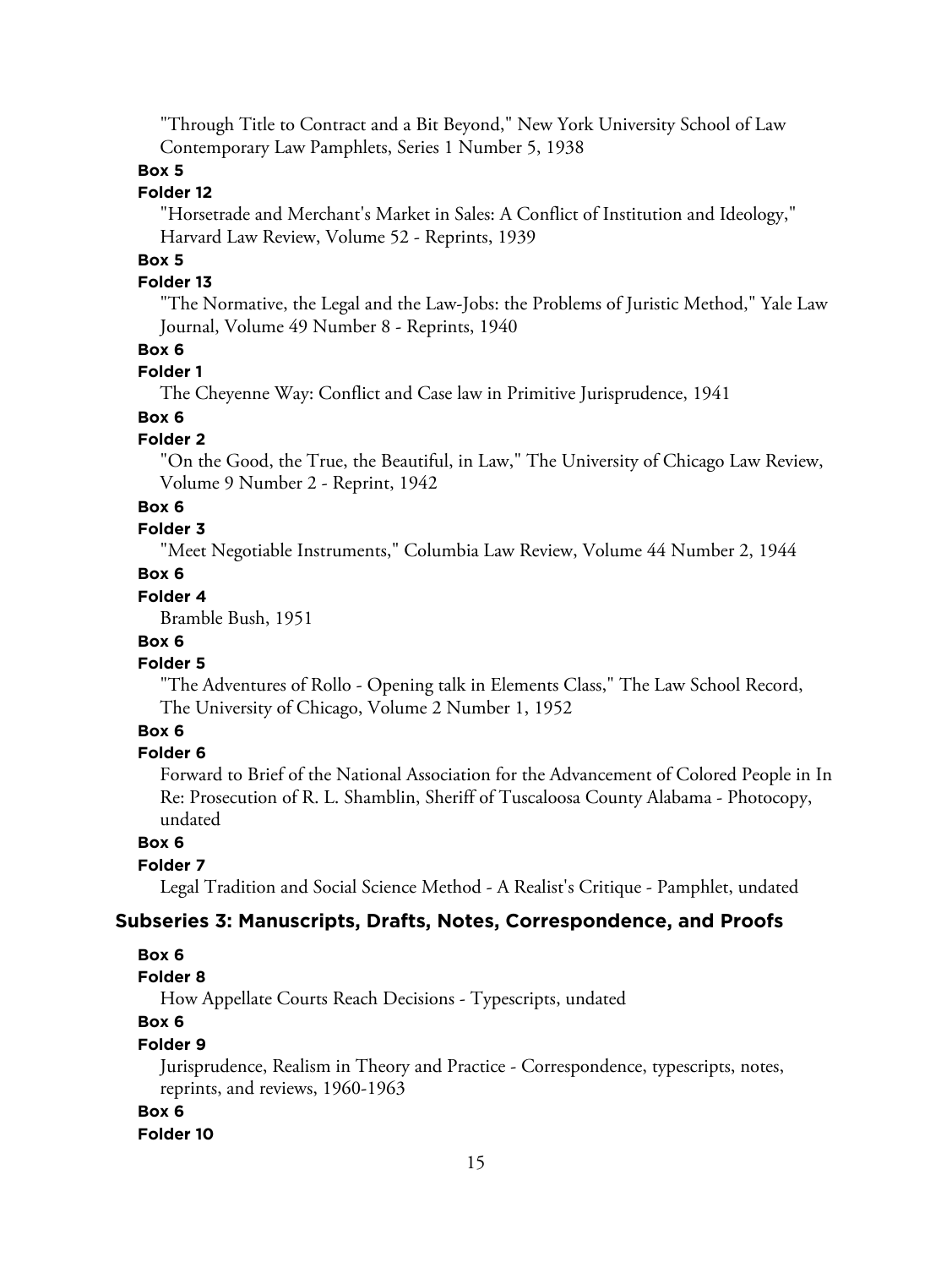"Through Title to Contract and a Bit Beyond," New York University School of Law Contemporary Law Pamphlets, Series 1 Number 5, 1938

**Box 5**

**Folder 12**

"Horsetrade and Merchant's Market in Sales: A Conflict of Institution and Ideology," Harvard Law Review, Volume 52 - Reprints, 1939

**Box 5**

**Folder 13**

"The Normative, the Legal and the Law-Jobs: the Problems of Juristic Method," Yale Law Journal, Volume 49 Number 8 - Reprints, 1940

**Box 6**

**Folder 1**

The Cheyenne Way: Conflict and Case law in Primitive Jurisprudence, 1941

**Box 6**

**Folder 2**

"On the Good, the True, the Beautiful, in Law," The University of Chicago Law Review, Volume 9 Number 2 - Reprint, 1942

**Box 6**

**Folder 3**

"Meet Negotiable Instruments," Columbia Law Review, Volume 44 Number 2, 1944

**Box 6**

**Folder 4**

Bramble Bush, 1951

**Box 6**

**Folder 5**

"The Adventures of Rollo - Opening talk in Elements Class," The Law School Record, The University of Chicago, Volume 2 Number 1, 1952

**Box 6**

**Folder 6**

Forward to Brief of the National Association for the Advancement of Colored People in In Re: Prosecution of R. L. Shamblin, Sheriff of Tuscaloosa County Alabama - Photocopy, undated

**Box 6**

**Folder 7**

Legal Tradition and Social Science Method - A Realist's Critique - Pamphlet, undated

## Subseries 3: Manuscripts, Drafts, Notes, Correspondence, and Proofs

**Box 6**

**Folder 8**

How Appellate Courts Reach Decisions - Typescripts, undated

**Box 6**

**Folder 9**

Jurisprudence, Realism in Theory and Practice - Correspondence, typescripts, notes, reprints, and reviews, 1960-1963

**Box 6**

**Folder 10**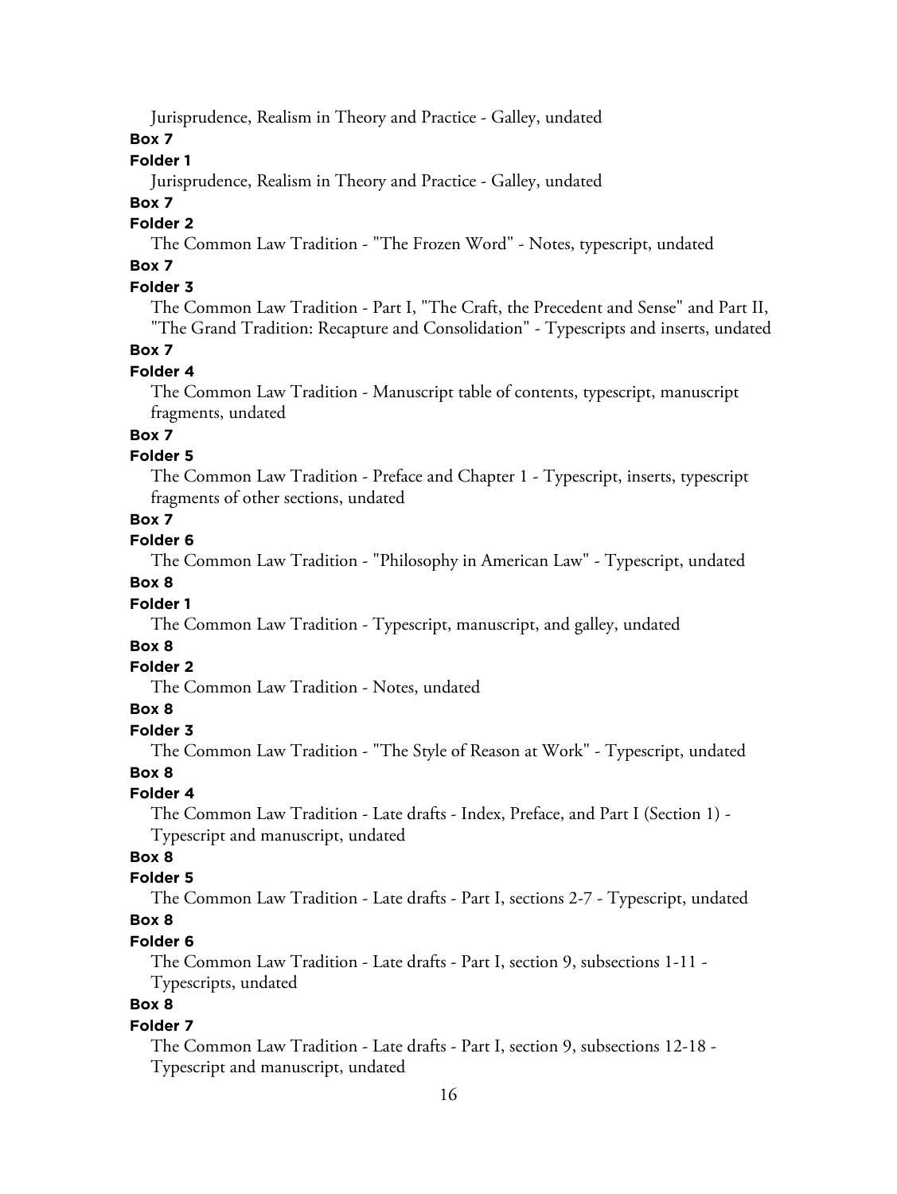Jurisprudence, Realism in Theory and Practice - Galley, undated

**Box 7**

**Folder 1**

Jurisprudence, Realism in Theory and Practice - Galley, undated

**Box 7**

**Folder 2**

The Common Law Tradition - "The Frozen Word" - Notes, typescript, undated

**Box 7**

**Folder 3**

The Common Law Tradition - Part I, "The Craft, the Precedent and Sense" and Part II, "The Grand Tradition: Recapture and Consolidation" - Typescripts and inserts, undated

**Box 7**

**Folder 4**

The Common Law Tradition - Manuscript table of contents, typescript, manuscript fragments, undated

**Box 7**

**Folder 5**

The Common Law Tradition - Preface and Chapter 1 - Typescript, inserts, typescript fragments of other sections, undated

**Box 7**

**Folder 6**

The Common Law Tradition - "Philosophy in American Law" - Typescript, undated

**Box 8**

**Folder 1**

The Common Law Tradition - Typescript, manuscript, and galley, undated

**Box 8**

**Folder 2**

The Common Law Tradition - Notes, undated

**Box 8**

**Folder 3**

The Common Law Tradition - "The Style of Reason at Work" - Typescript, undated

**Box 8**

**Folder 4**

The Common Law Tradition - Late drafts - Index, Preface, and Part I (Section 1) - Typescript and manuscript, undated

**Box 8**

**Folder 5**

The Common Law Tradition - Late drafts - Part I, sections 2-7 - Typescript, undated

**Box 8**

**Folder 6**

The Common Law Tradition - Late drafts - Part I, section 9, subsections 1-11 - Typescripts, undated

**Box 8**

**Folder 7**

The Common Law Tradition - Late drafts - Part I, section 9, subsections 12-18 - Typescript and manuscript, undated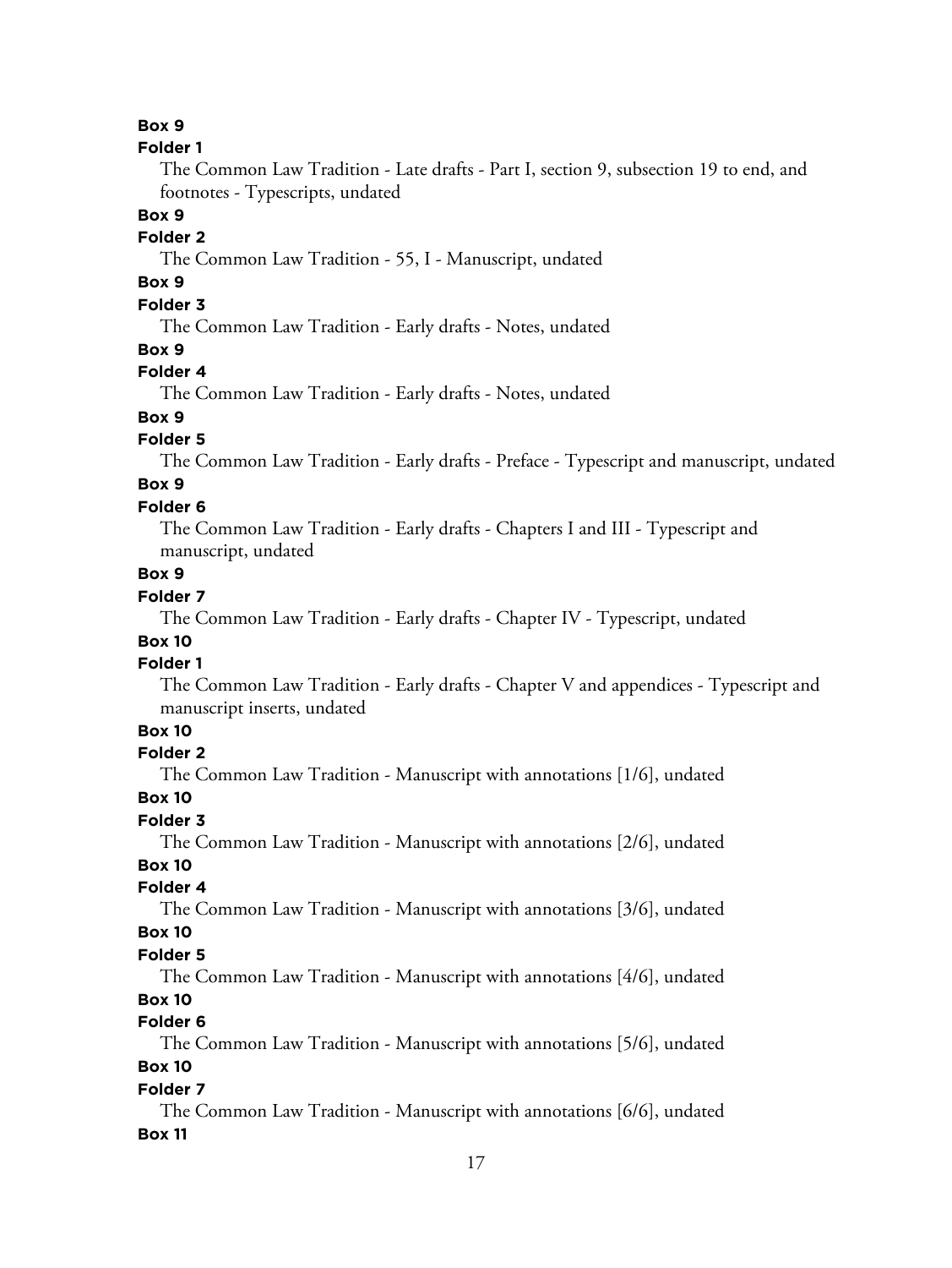**Box 9**
**Folder 1**
The Common Law Tradition - Late drafts - Part I, section 9, subsection 19 to end, and footnotes - Typescripts, undated

**Box 9**
**Folder 2**
The Common Law Tradition - 55, I - Manuscript, undated

**Box 9**
**Folder 3**
The Common Law Tradition - Early drafts - Notes, undated

**Box 9**
**Folder 4**
The Common Law Tradition - Early drafts - Notes, undated

**Box 9**
**Folder 5**
The Common Law Tradition - Early drafts - Preface - Typescript and manuscript, undated

**Box 9**
**Folder 6**
The Common Law Tradition - Early drafts - Chapters I and III - Typescript and manuscript, undated

**Box 9**
**Folder 7**
The Common Law Tradition - Early drafts - Chapter IV - Typescript, undated

**Box 10**
**Folder 1**
The Common Law Tradition - Early drafts - Chapter V and appendices - Typescript and manuscript inserts, undated

**Box 10**
**Folder 2**
The Common Law Tradition - Manuscript with annotations [1/6], undated

**Box 10**
**Folder 3**
The Common Law Tradition - Manuscript with annotations [2/6], undated

**Box 10**
**Folder 4**
The Common Law Tradition - Manuscript with annotations [3/6], undated

**Box 10**
**Folder 5**
The Common Law Tradition - Manuscript with annotations [4/6], undated

**Box 10**
**Folder 6**
The Common Law Tradition - Manuscript with annotations [5/6], undated

**Box 10**
**Folder 7**
The Common Law Tradition - Manuscript with annotations [6/6], undated

**Box 11**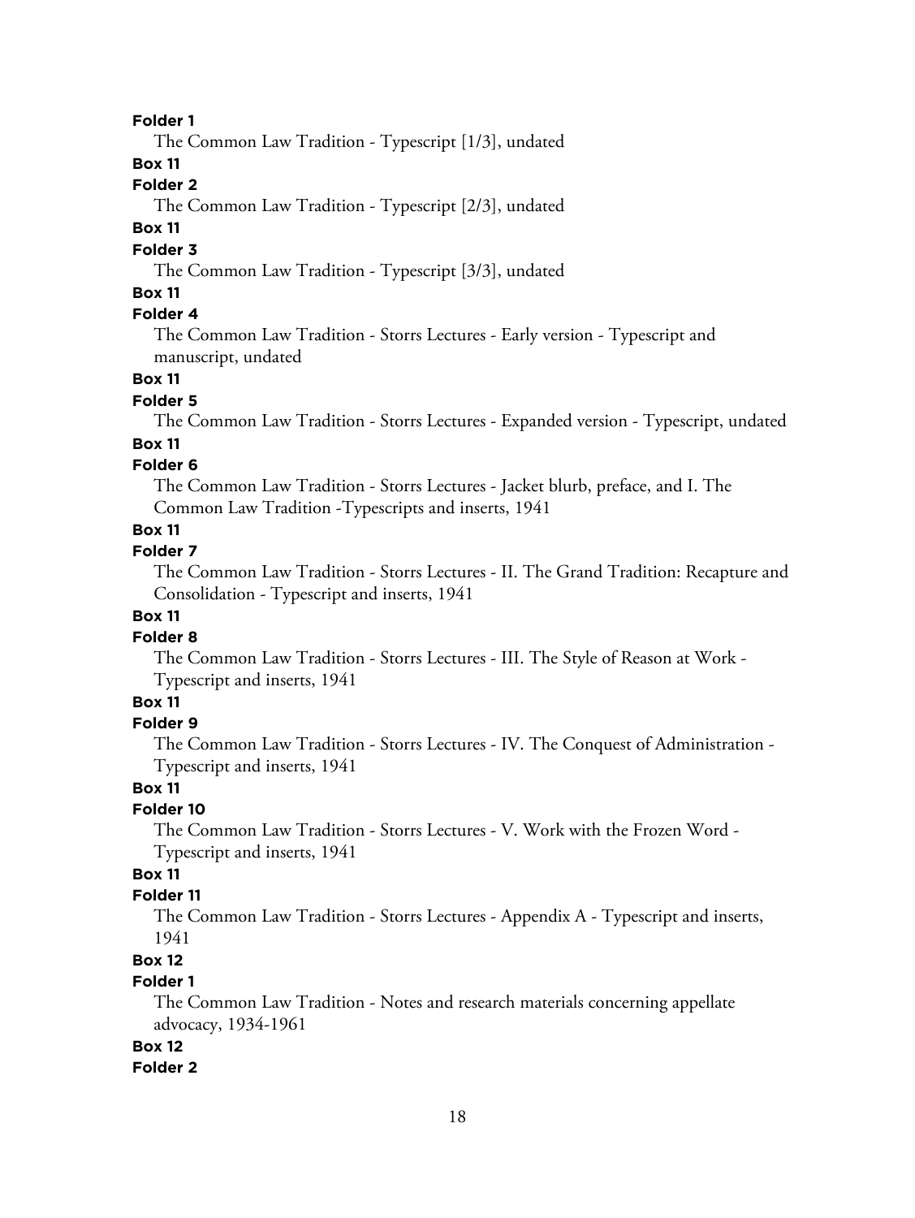**Folder 1**

The Common Law Tradition - Typescript [1/3], undated

**Box 11**

**Folder 2**

The Common Law Tradition - Typescript [2/3], undated

**Box 11**

**Folder 3**

The Common Law Tradition - Typescript [3/3], undated

**Box 11**

**Folder 4**

The Common Law Tradition - Storrs Lectures - Early version - Typescript and manuscript, undated

**Box 11**

**Folder 5**

The Common Law Tradition - Storrs Lectures - Expanded version - Typescript, undated

**Box 11**

**Folder 6**

The Common Law Tradition - Storrs Lectures - Jacket blurb, preface, and I. The Common Law Tradition -Typescripts and inserts, 1941

**Box 11**

**Folder 7**

The Common Law Tradition - Storrs Lectures - II. The Grand Tradition: Recapture and Consolidation - Typescript and inserts, 1941

**Box 11**

**Folder 8**

The Common Law Tradition - Storrs Lectures - III. The Style of Reason at Work - Typescript and inserts, 1941

**Box 11**

**Folder 9**

The Common Law Tradition - Storrs Lectures - IV. The Conquest of Administration - Typescript and inserts, 1941

**Box 11**

**Folder 10**

The Common Law Tradition - Storrs Lectures - V. Work with the Frozen Word - Typescript and inserts, 1941

**Box 11**

**Folder 11**

The Common Law Tradition - Storrs Lectures - Appendix A - Typescript and inserts, 1941

**Box 12**

**Folder 1**

The Common Law Tradition - Notes and research materials concerning appellate advocacy, 1934-1961

**Box 12**

**Folder 2**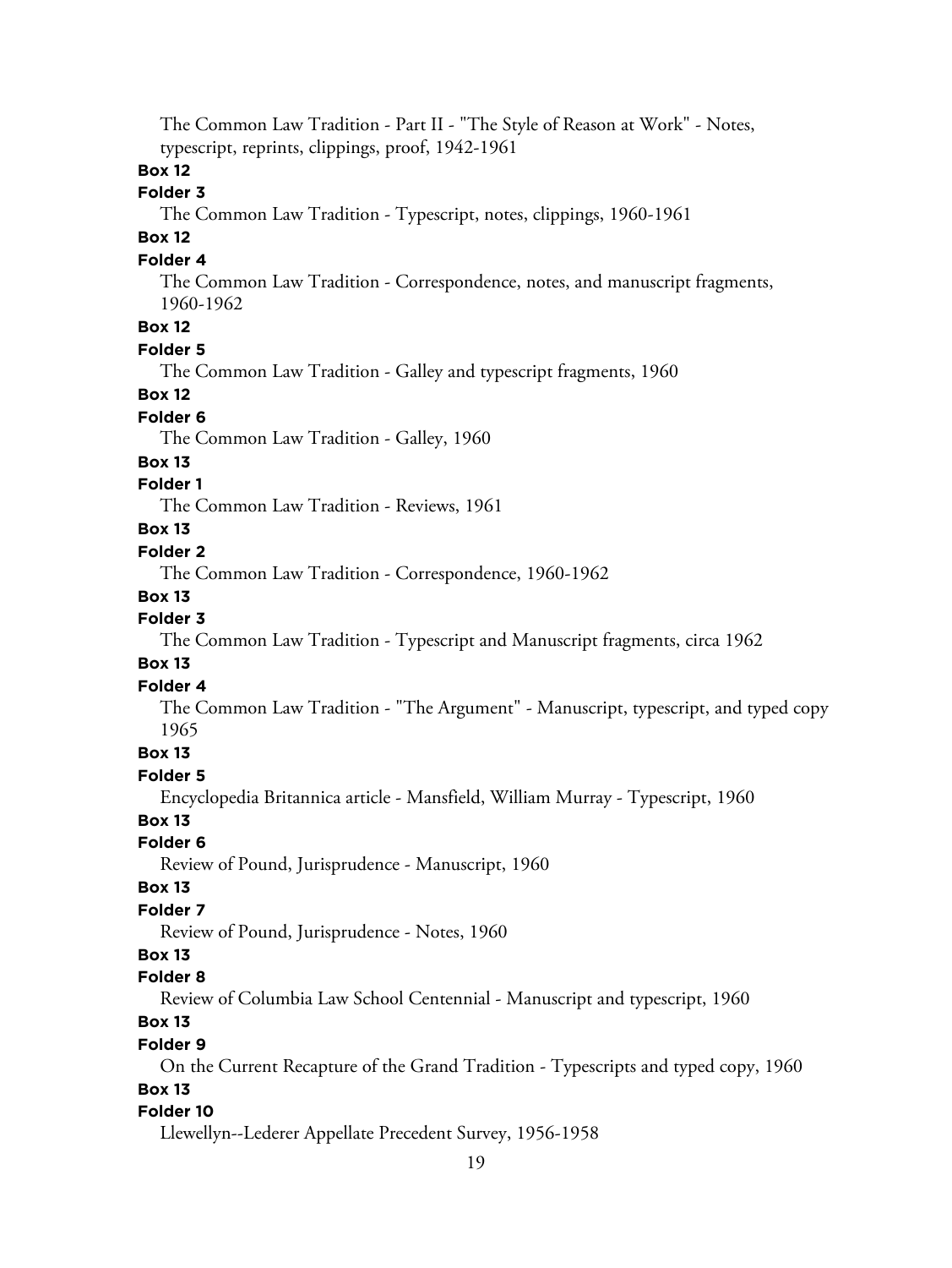The Common Law Tradition - Part II - "The Style of Reason at Work" - Notes, typescript, reprints, clippings, proof, 1942-1961

**Box 12**

**Folder 3**

The Common Law Tradition - Typescript, notes, clippings, 1960-1961

**Box 12**

**Folder 4**

The Common Law Tradition - Correspondence, notes, and manuscript fragments, 1960-1962

**Box 12**

**Folder 5**

The Common Law Tradition - Galley and typescript fragments, 1960

**Box 12**

**Folder 6**

The Common Law Tradition - Galley, 1960

**Box 13**

**Folder 1**

The Common Law Tradition - Reviews, 1961

**Box 13**

**Folder 2**

The Common Law Tradition - Correspondence, 1960-1962

**Box 13**

**Folder 3**

The Common Law Tradition - Typescript and Manuscript fragments, circa 1962

**Box 13**

**Folder 4**

The Common Law Tradition - "The Argument" - Manuscript, typescript, and typed copy 1965

**Box 13**

**Folder 5**

Encyclopedia Britannica article - Mansfield, William Murray - Typescript, 1960

**Box 13**

**Folder 6**

Review of Pound, Jurisprudence - Manuscript, 1960

**Box 13**

**Folder 7**

Review of Pound, Jurisprudence - Notes, 1960

**Box 13**

**Folder 8**

Review of Columbia Law School Centennial - Manuscript and typescript, 1960

**Box 13**

**Folder 9**

On the Current Recapture of the Grand Tradition - Typescripts and typed copy, 1960

**Box 13**

**Folder 10**

Llewellyn--Lederer Appellate Precedent Survey, 1956-1958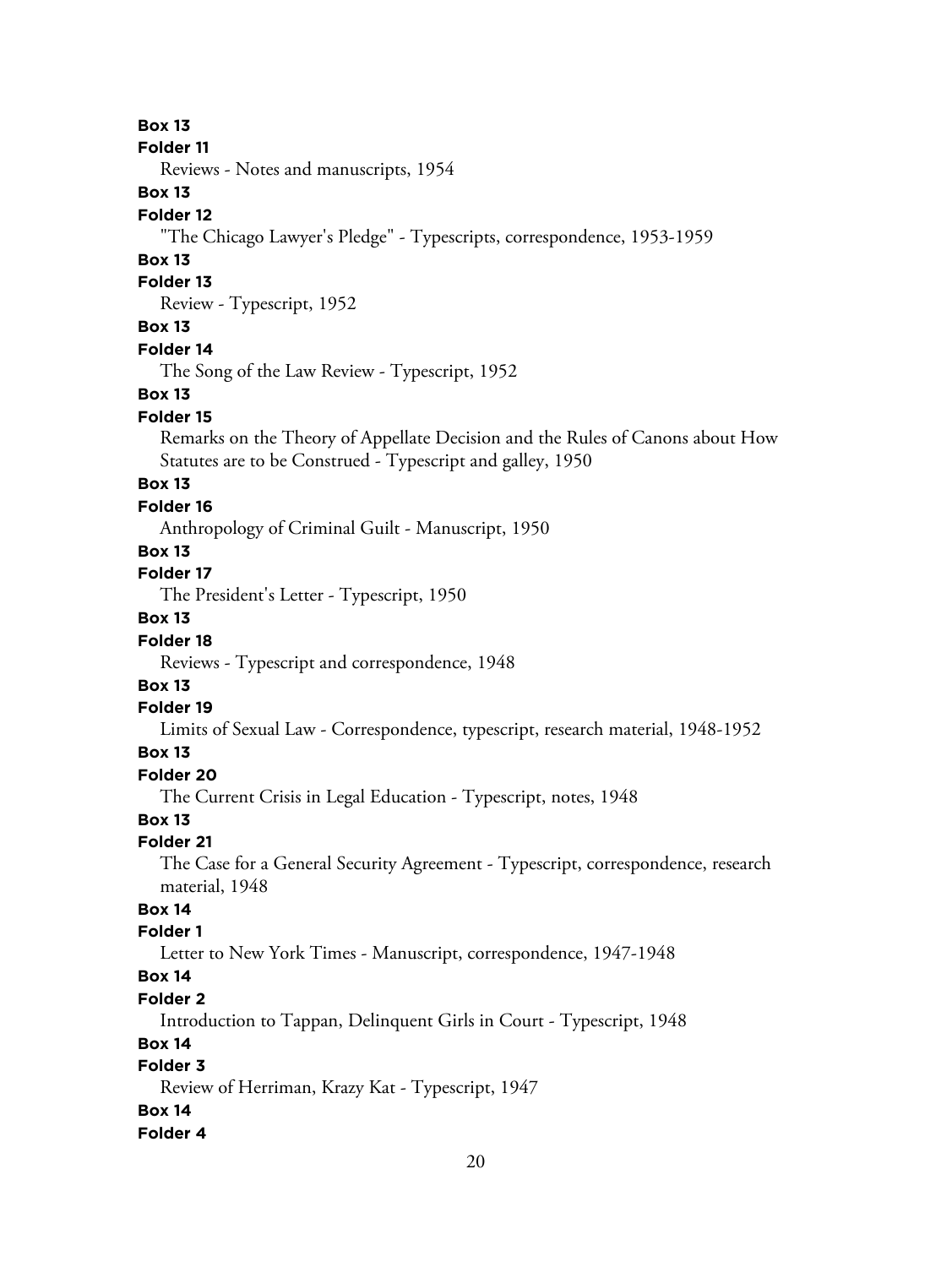**Box 13**
**Folder 11**
Reviews - Notes and manuscripts, 1954

**Box 13**
**Folder 12**
"The Chicago Lawyer's Pledge" - Typescripts, correspondence, 1953-1959

**Box 13**
**Folder 13**
Review - Typescript, 1952

**Box 13**
**Folder 14**
The Song of the Law Review - Typescript, 1952

**Box 13**
**Folder 15**
Remarks on the Theory of Appellate Decision and the Rules of Canons about How Statutes are to be Construed - Typescript and galley, 1950

**Box 13**
**Folder 16**
Anthropology of Criminal Guilt - Manuscript, 1950

**Box 13**
**Folder 17**
The President's Letter - Typescript, 1950

**Box 13**
**Folder 18**
Reviews - Typescript and correspondence, 1948

**Box 13**
**Folder 19**
Limits of Sexual Law - Correspondence, typescript, research material, 1948-1952

**Box 13**
**Folder 20**
The Current Crisis in Legal Education - Typescript, notes, 1948

**Box 13**
**Folder 21**
The Case for a General Security Agreement - Typescript, correspondence, research material, 1948

**Box 14**
**Folder 1**
Letter to New York Times - Manuscript, correspondence, 1947-1948

**Box 14**
**Folder 2**
Introduction to Tappan, Delinquent Girls in Court - Typescript, 1948

**Box 14**
**Folder 3**
Review of Herriman, Krazy Kat - Typescript, 1947

**Box 14**
**Folder 4**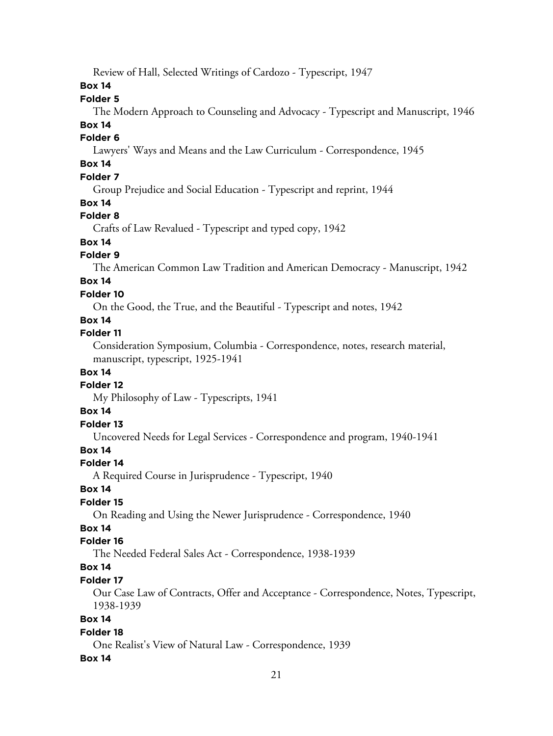Review of Hall, Selected Writings of Cardozo - Typescript, 1947

**Box 14**

**Folder 5**

The Modern Approach to Counseling and Advocacy - Typescript and Manuscript, 1946

**Box 14**

**Folder 6**

Lawyers' Ways and Means and the Law Curriculum - Correspondence, 1945

**Box 14**

**Folder 7**

Group Prejudice and Social Education - Typescript and reprint, 1944

**Box 14**

**Folder 8**

Crafts of Law Revalued - Typescript and typed copy, 1942

**Box 14**

**Folder 9**

The American Common Law Tradition and American Democracy - Manuscript, 1942

**Box 14**

**Folder 10**

On the Good, the True, and the Beautiful - Typescript and notes, 1942

**Box 14**

**Folder 11**

Consideration Symposium, Columbia - Correspondence, notes, research material, manuscript, typescript, 1925-1941

**Box 14**

**Folder 12**

My Philosophy of Law - Typescripts, 1941

**Box 14**

**Folder 13**

Uncovered Needs for Legal Services - Correspondence and program, 1940-1941

**Box 14**

**Folder 14**

A Required Course in Jurisprudence - Typescript, 1940

**Box 14**

**Folder 15**

On Reading and Using the Newer Jurisprudence - Correspondence, 1940

**Box 14**

**Folder 16**

The Needed Federal Sales Act - Correspondence, 1938-1939

**Box 14**

**Folder 17**

Our Case Law of Contracts, Offer and Acceptance - Correspondence, Notes, Typescript, 1938-1939

**Box 14**

**Folder 18**

One Realist's View of Natural Law - Correspondence, 1939

**Box 14**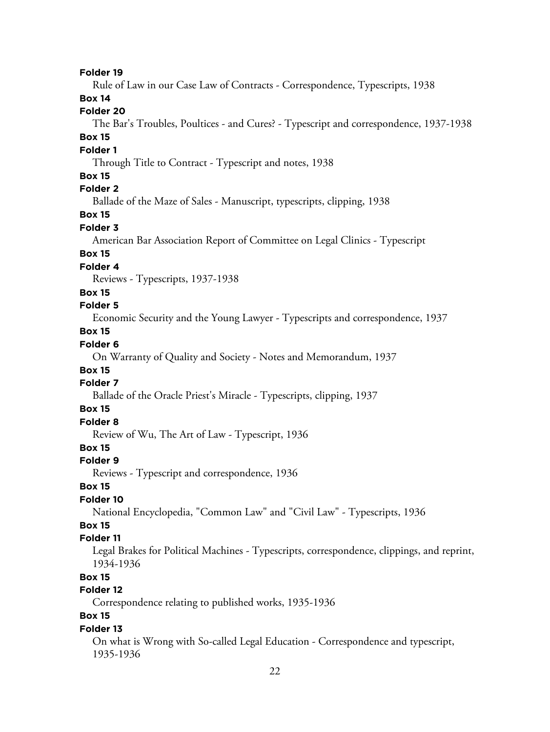**Folder 19**

Rule of Law in our Case Law of Contracts - Correspondence, Typescripts, 1938

**Box 14**

**Folder 20**

The Bar's Troubles, Poultices - and Cures? - Typescript and correspondence, 1937-1938

**Box 15**

**Folder 1**

Through Title to Contract - Typescript and notes, 1938

**Box 15**

**Folder 2**

Ballade of the Maze of Sales - Manuscript, typescripts, clipping, 1938

**Box 15**

**Folder 3**

American Bar Association Report of Committee on Legal Clinics - Typescript

**Box 15**

**Folder 4**

Reviews - Typescripts, 1937-1938

**Box 15**

**Folder 5**

Economic Security and the Young Lawyer - Typescripts and correspondence, 1937

**Box 15**

**Folder 6**

On Warranty of Quality and Society - Notes and Memorandum, 1937

**Box 15**

**Folder 7**

Ballade of the Oracle Priest's Miracle - Typescripts, clipping, 1937

**Box 15**

**Folder 8**

Review of Wu, The Art of Law - Typescript, 1936

**Box 15**

**Folder 9**

Reviews - Typescript and correspondence, 1936

**Box 15**

**Folder 10**

National Encyclopedia, "Common Law" and "Civil Law" - Typescripts, 1936

**Box 15**

**Folder 11**

Legal Brakes for Political Machines - Typescripts, correspondence, clippings, and reprint, 1934-1936

**Box 15**

**Folder 12**

Correspondence relating to published works, 1935-1936

**Box 15**

**Folder 13**

On what is Wrong with So-called Legal Education - Correspondence and typescript, 1935-1936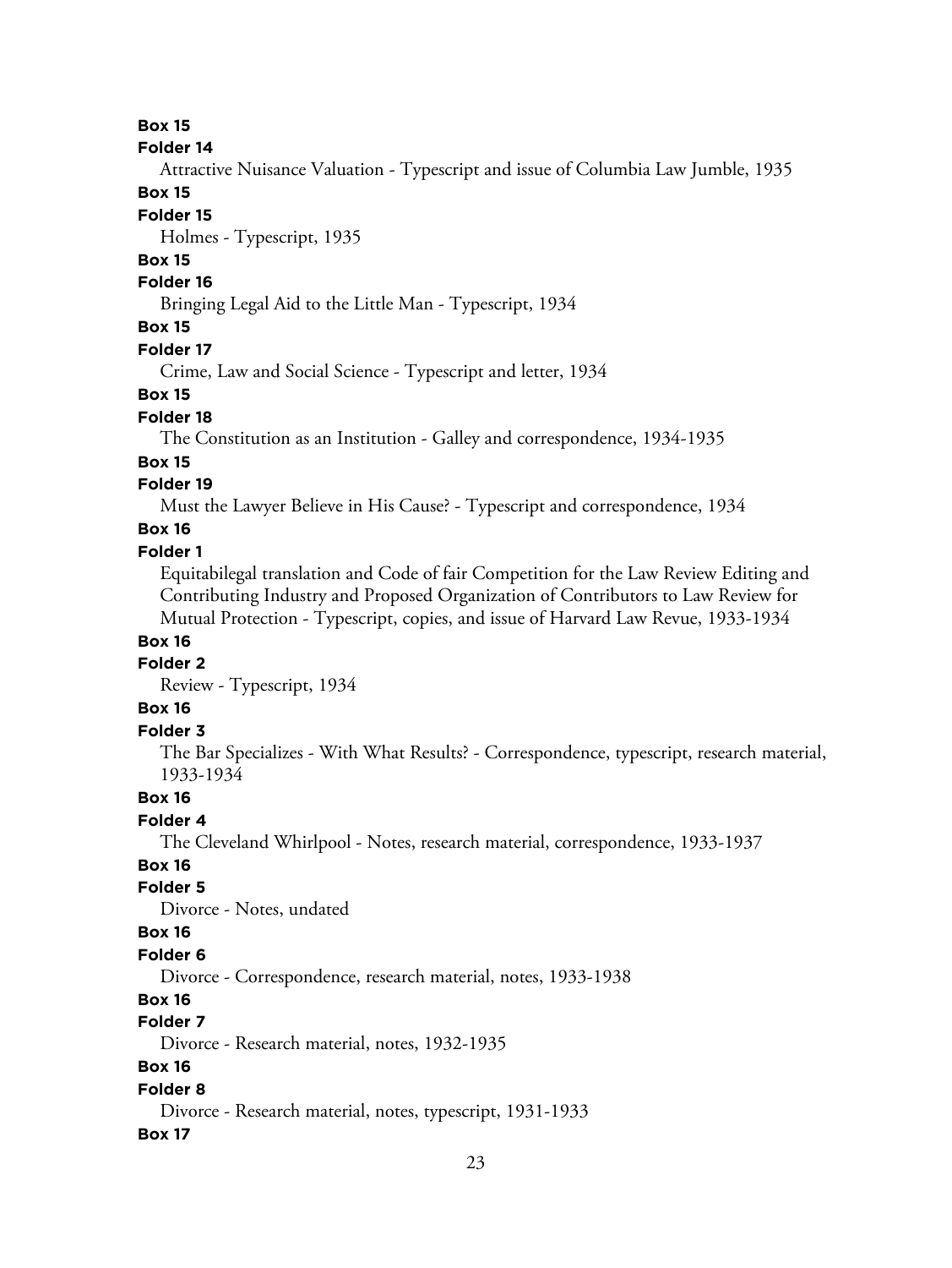**Box 15**

**Folder 14**

Attractive Nuisance Valuation - Typescript and issue of Columbia Law Jumble, 1935

**Box 15**

**Folder 15**

Holmes - Typescript, 1935

**Box 15**

**Folder 16**

Bringing Legal Aid to the Little Man - Typescript, 1934

**Box 15**

**Folder 17**

Crime, Law and Social Science - Typescript and letter, 1934

**Box 15**

**Folder 18**

The Constitution as an Institution - Galley and correspondence, 1934-1935

**Box 15**

**Folder 19**

Must the Lawyer Believe in His Cause? - Typescript and correspondence, 1934

**Box 16**

**Folder 1**

Equitabilegal translation and Code of fair Competition for the Law Review Editing and Contributing Industry and Proposed Organization of Contributors to Law Review for Mutual Protection - Typescript, copies, and issue of Harvard Law Revue, 1933-1934

**Box 16**

**Folder 2**

Review - Typescript, 1934

**Box 16**

**Folder 3**

The Bar Specializes - With What Results? - Correspondence, typescript, research material, 1933-1934

**Box 16**

**Folder 4**

The Cleveland Whirlpool - Notes, research material, correspondence, 1933-1937

**Box 16**

**Folder 5**

Divorce - Notes, undated

**Box 16**

**Folder 6**

Divorce - Correspondence, research material, notes, 1933-1938

**Box 16**

**Folder 7**

Divorce - Research material, notes, 1932-1935

**Box 16**

**Folder 8**

Divorce - Research material, notes, typescript, 1931-1933

**Box 17**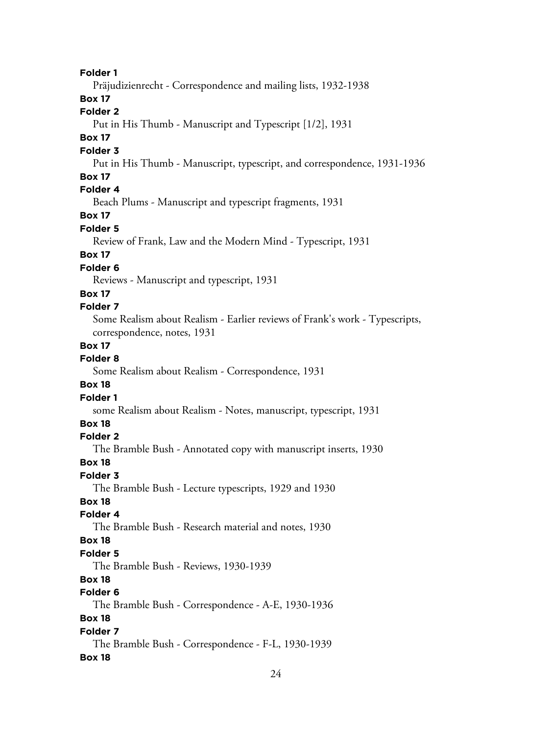**Folder 1**

Präjudizienrecht - Correspondence and mailing lists, 1932-1938

**Box 17**

**Folder 2**

Put in His Thumb - Manuscript and Typescript [1/2], 1931

**Box 17**

**Folder 3**

Put in His Thumb - Manuscript, typescript, and correspondence, 1931-1936

**Box 17**

**Folder 4**

Beach Plums - Manuscript and typescript fragments, 1931

**Box 17**

**Folder 5**

Review of Frank, Law and the Modern Mind - Typescript, 1931

**Box 17**

**Folder 6**

Reviews - Manuscript and typescript, 1931

**Box 17**

**Folder 7**

Some Realism about Realism - Earlier reviews of Frank's work - Typescripts, correspondence, notes, 1931

**Box 17**

**Folder 8**

Some Realism about Realism - Correspondence, 1931

**Box 18**

**Folder 1**

some Realism about Realism - Notes, manuscript, typescript, 1931

**Box 18**

**Folder 2**

The Bramble Bush - Annotated copy with manuscript inserts, 1930

**Box 18**

**Folder 3**

The Bramble Bush - Lecture typescripts, 1929 and 1930

**Box 18**

**Folder 4**

The Bramble Bush - Research material and notes, 1930

**Box 18**

**Folder 5**

The Bramble Bush - Reviews, 1930-1939

**Box 18**

**Folder 6**

The Bramble Bush - Correspondence - A-E, 1930-1936

**Box 18**

**Folder 7**

The Bramble Bush - Correspondence - F-L, 1930-1939

**Box 18**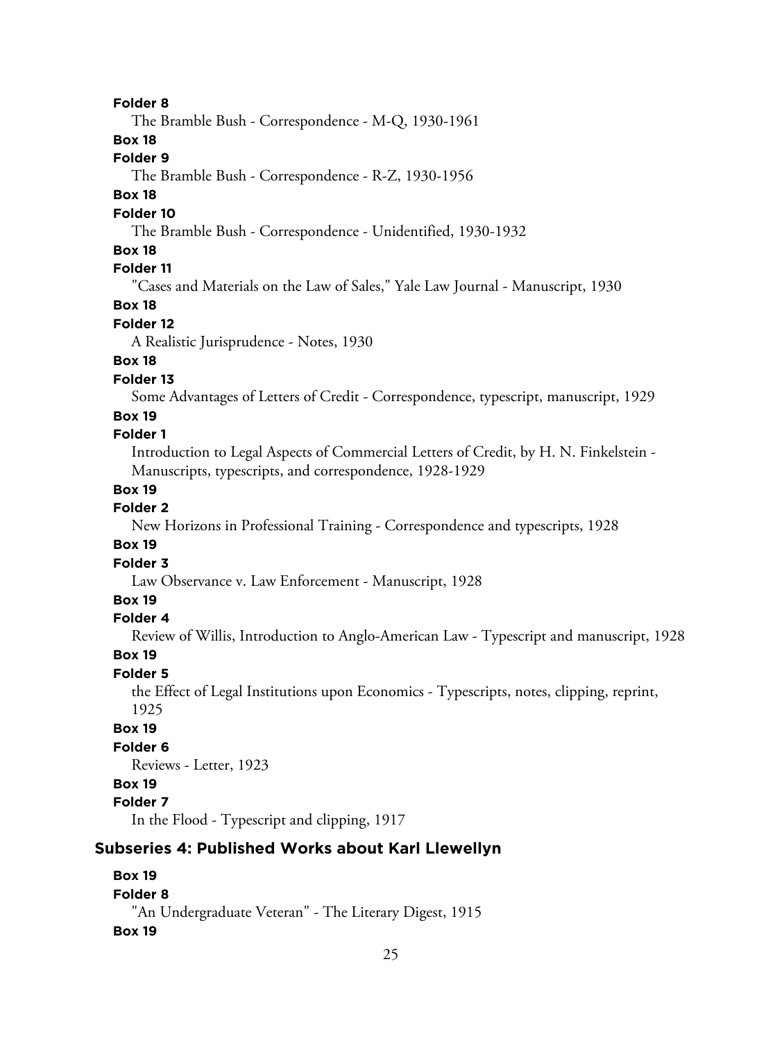**Folder 8**

The Bramble Bush - Correspondence - M-Q, 1930-1961

**Box 18**

**Folder 9**

The Bramble Bush - Correspondence - R-Z, 1930-1956

**Box 18**

**Folder 10**

The Bramble Bush - Correspondence - Unidentified, 1930-1932

**Box 18**

**Folder 11**

"Cases and Materials on the Law of Sales," Yale Law Journal - Manuscript, 1930

**Box 18**

**Folder 12**

A Realistic Jurisprudence - Notes, 1930

**Box 18**

**Folder 13**

Some Advantages of Letters of Credit - Correspondence, typescript, manuscript, 1929

**Box 19**

**Folder 1**

Introduction to Legal Aspects of Commercial Letters of Credit, by H. N. Finkelstein - Manuscripts, typescripts, and correspondence, 1928-1929

**Box 19**

**Folder 2**

New Horizons in Professional Training - Correspondence and typescripts, 1928

**Box 19**

**Folder 3**

Law Observance v. Law Enforcement - Manuscript, 1928

**Box 19**

**Folder 4**

Review of Willis, Introduction to Anglo-American Law - Typescript and manuscript, 1928

**Box 19**

**Folder 5**

the Effect of Legal Institutions upon Economics - Typescripts, notes, clipping, reprint, 1925

**Box 19**

**Folder 6**

Reviews - Letter, 1923

**Box 19**

**Folder 7**

In the Flood - Typescript and clipping, 1917

### Subseries 4: Published Works about Karl Llewellyn

**Box 19**

**Folder 8**

"An Undergraduate Veteran" - The Literary Digest, 1915

**Box 19**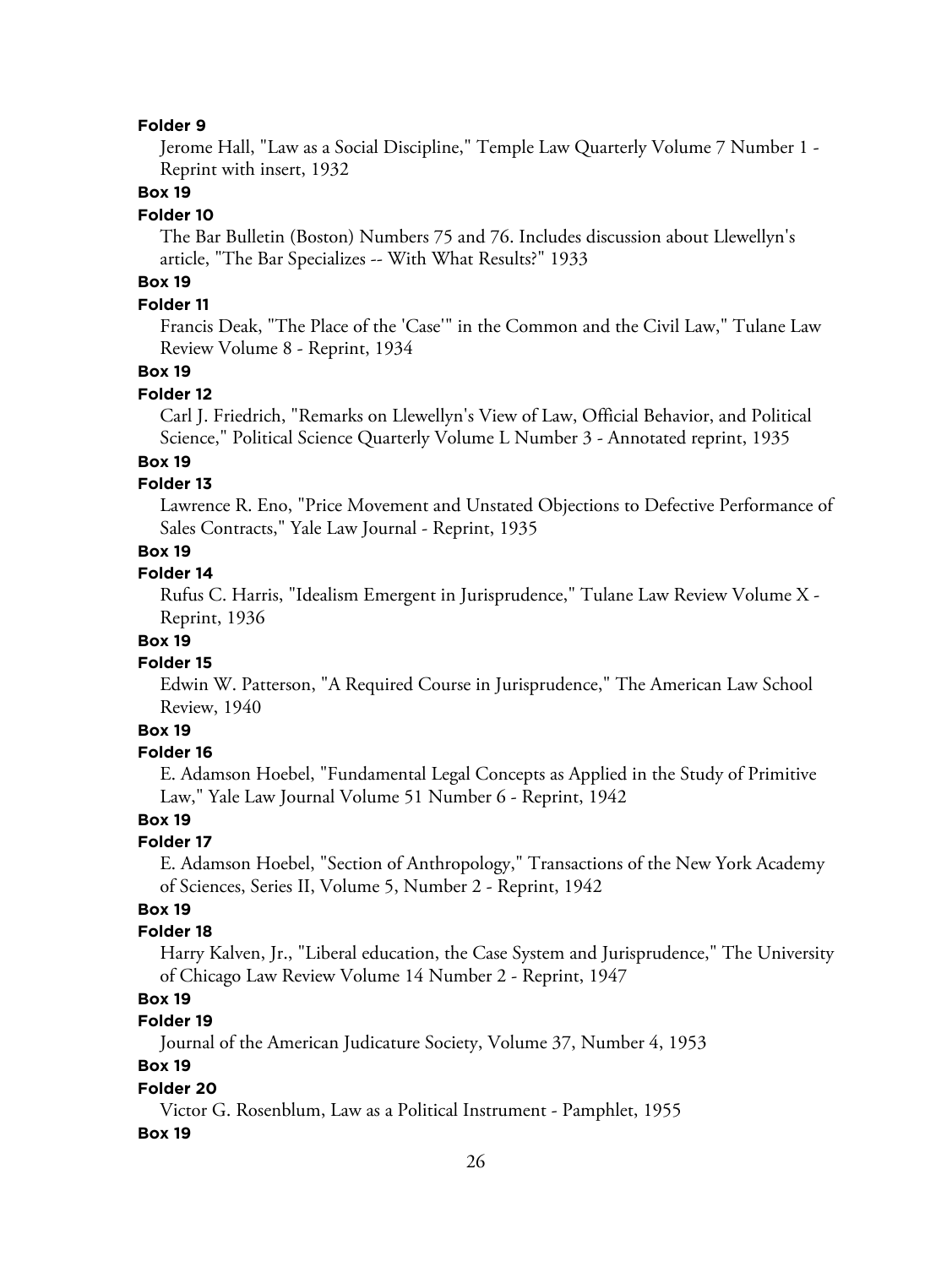**Folder 9**

Jerome Hall, "Law as a Social Discipline," Temple Law Quarterly Volume 7 Number 1 - Reprint with insert, 1932

**Box 19**

**Folder 10**

The Bar Bulletin (Boston) Numbers 75 and 76. Includes discussion about Llewellyn's article, "The Bar Specializes -- With What Results?" 1933

**Box 19**

**Folder 11**

Francis Deak, "The Place of the 'Case'" in the Common and the Civil Law," Tulane Law Review Volume 8 - Reprint, 1934

**Box 19**

**Folder 12**

Carl J. Friedrich, "Remarks on Llewellyn's View of Law, Official Behavior, and Political Science," Political Science Quarterly Volume L Number 3 - Annotated reprint, 1935

**Box 19**

**Folder 13**

Lawrence R. Eno, "Price Movement and Unstated Objections to Defective Performance of Sales Contracts," Yale Law Journal - Reprint, 1935

**Box 19**

**Folder 14**

Rufus C. Harris, "Idealism Emergent in Jurisprudence," Tulane Law Review Volume X - Reprint, 1936

**Box 19**

**Folder 15**

Edwin W. Patterson, "A Required Course in Jurisprudence," The American Law School Review, 1940

**Box 19**

**Folder 16**

E. Adamson Hoebel, "Fundamental Legal Concepts as Applied in the Study of Primitive Law," Yale Law Journal Volume 51 Number 6 - Reprint, 1942

**Box 19**

**Folder 17**

E. Adamson Hoebel, "Section of Anthropology," Transactions of the New York Academy of Sciences, Series II, Volume 5, Number 2 - Reprint, 1942

**Box 19**

**Folder 18**

Harry Kalven, Jr., "Liberal education, the Case System and Jurisprudence," The University of Chicago Law Review Volume 14 Number 2 - Reprint, 1947

**Box 19**

**Folder 19**

Journal of the American Judicature Society, Volume 37, Number 4, 1953

**Box 19**

**Folder 20**

Victor G. Rosenblum, Law as a Political Instrument - Pamphlet, 1955

**Box 19**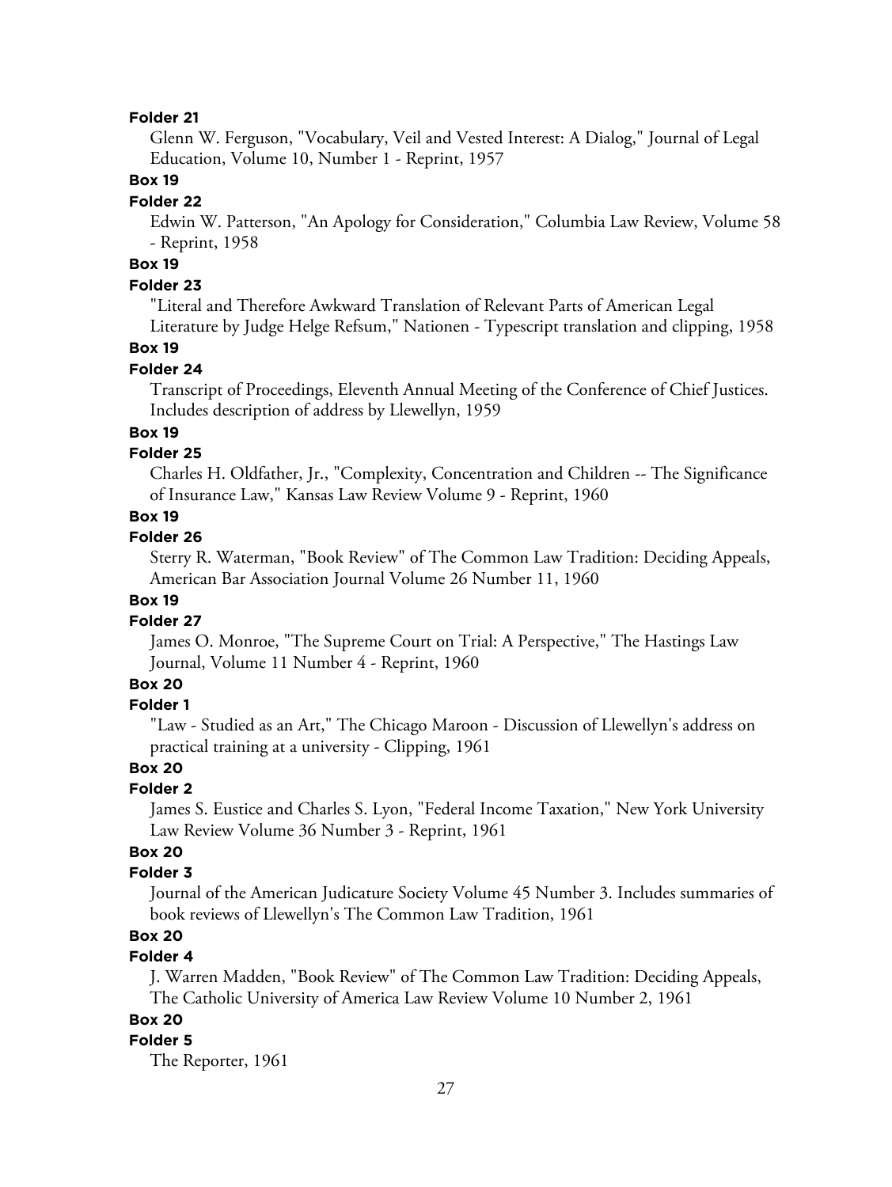**Folder 21**

Glenn W. Ferguson, "Vocabulary, Veil and Vested Interest: A Dialog," Journal of Legal Education, Volume 10, Number 1 - Reprint, 1957

**Box 19**

**Folder 22**

Edwin W. Patterson, "An Apology for Consideration," Columbia Law Review, Volume 58 - Reprint, 1958

**Box 19**

**Folder 23**

"Literal and Therefore Awkward Translation of Relevant Parts of American Legal Literature by Judge Helge Refsum," Nationen - Typescript translation and clipping, 1958

**Box 19**

**Folder 24**

Transcript of Proceedings, Eleventh Annual Meeting of the Conference of Chief Justices. Includes description of address by Llewellyn, 1959

**Box 19**

**Folder 25**

Charles H. Oldfather, Jr., "Complexity, Concentration and Children -- The Significance of Insurance Law," Kansas Law Review Volume 9 - Reprint, 1960

**Box 19**

**Folder 26**

Sterry R. Waterman, "Book Review" of The Common Law Tradition: Deciding Appeals, American Bar Association Journal Volume 26 Number 11, 1960

**Box 19**

**Folder 27**

James O. Monroe, "The Supreme Court on Trial: A Perspective," The Hastings Law Journal, Volume 11 Number 4 - Reprint, 1960

**Box 20**

**Folder 1**

"Law - Studied as an Art," The Chicago Maroon - Discussion of Llewellyn's address on practical training at a university - Clipping, 1961

**Box 20**

**Folder 2**

James S. Eustice and Charles S. Lyon, "Federal Income Taxation," New York University Law Review Volume 36 Number 3 - Reprint, 1961

**Box 20**

**Folder 3**

Journal of the American Judicature Society Volume 45 Number 3. Includes summaries of book reviews of Llewellyn's The Common Law Tradition, 1961

**Box 20**

**Folder 4**

J. Warren Madden, "Book Review" of The Common Law Tradition: Deciding Appeals, The Catholic University of America Law Review Volume 10 Number 2, 1961

**Box 20**

**Folder 5**

The Reporter, 1961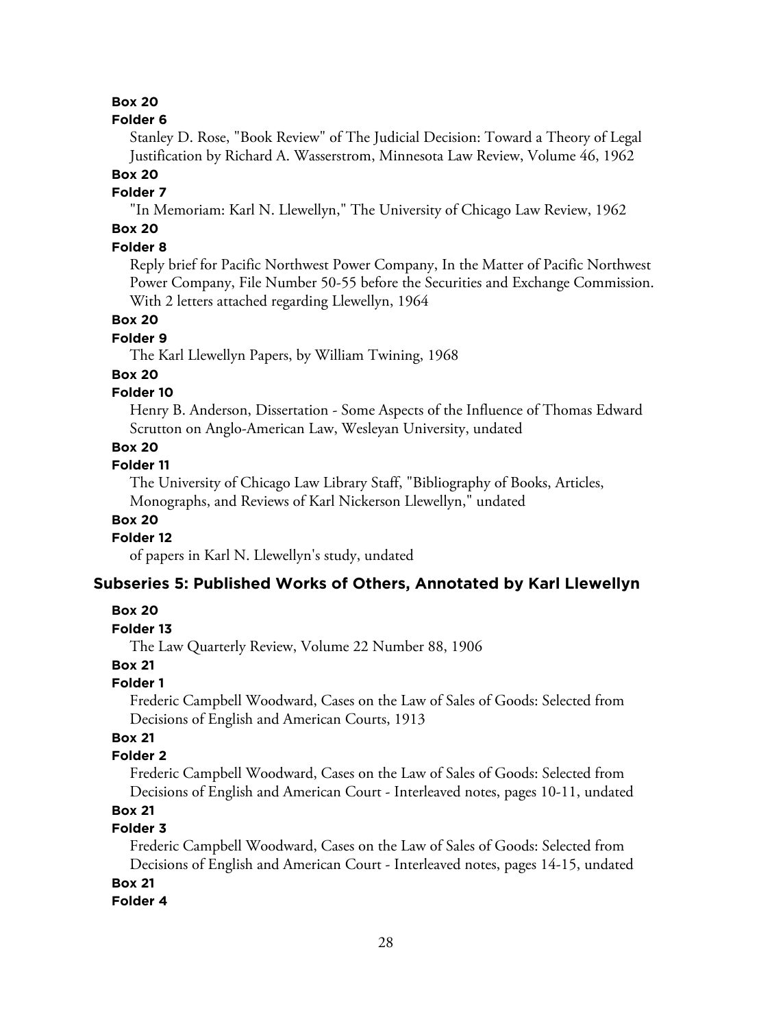**Box 20**

**Folder 6**

Stanley D. Rose, "Book Review" of The Judicial Decision: Toward a Theory of Legal Justification by Richard A. Wasserstrom, Minnesota Law Review, Volume 46, 1962

**Box 20**

**Folder 7**

"In Memoriam: Karl N. Llewellyn," The University of Chicago Law Review, 1962

**Box 20**

**Folder 8**

Reply brief for Pacific Northwest Power Company, In the Matter of Pacific Northwest Power Company, File Number 50-55 before the Securities and Exchange Commission. With 2 letters attached regarding Llewellyn, 1964

**Box 20**

**Folder 9**

The Karl Llewellyn Papers, by William Twining, 1968

**Box 20**

**Folder 10**

Henry B. Anderson, Dissertation - Some Aspects of the Influence of Thomas Edward Scrutton on Anglo-American Law, Wesleyan University, undated

**Box 20**

**Folder 11**

The University of Chicago Law Library Staff, "Bibliography of Books, Articles, Monographs, and Reviews of Karl Nickerson Llewellyn," undated

**Box 20**

**Folder 12**

of papers in Karl N. Llewellyn's study, undated

### Subseries 5: Published Works of Others, Annotated by Karl Llewellyn

**Box 20**

**Folder 13**

The Law Quarterly Review, Volume 22 Number 88, 1906

**Box 21**

**Folder 1**

Frederic Campbell Woodward, Cases on the Law of Sales of Goods: Selected from Decisions of English and American Courts, 1913

**Box 21**

**Folder 2**

Frederic Campbell Woodward, Cases on the Law of Sales of Goods: Selected from Decisions of English and American Court - Interleaved notes, pages 10-11, undated

**Box 21**

**Folder 3**

Frederic Campbell Woodward, Cases on the Law of Sales of Goods: Selected from Decisions of English and American Court - Interleaved notes, pages 14-15, undated

**Box 21**

**Folder 4**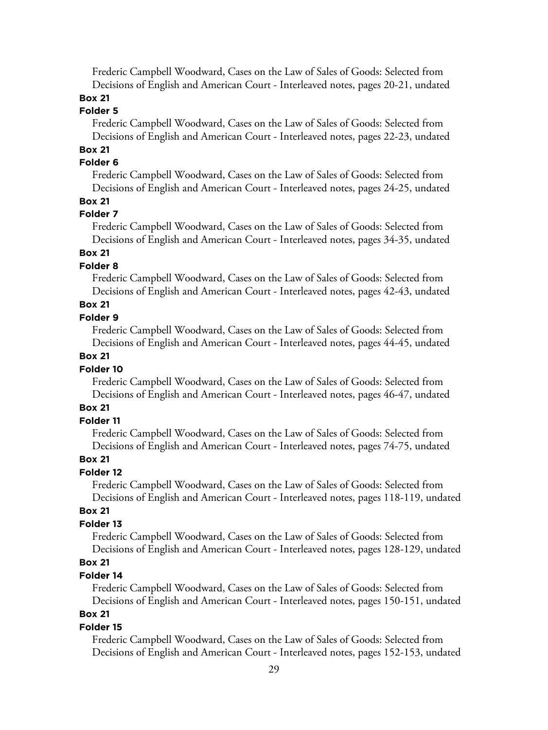Frederic Campbell Woodward, Cases on the Law of Sales of Goods: Selected from Decisions of English and American Court - Interleaved notes, pages 20-21, undated

**Box 21**

**Folder 5**

Frederic Campbell Woodward, Cases on the Law of Sales of Goods: Selected from Decisions of English and American Court - Interleaved notes, pages 22-23, undated

**Box 21**

**Folder 6**

Frederic Campbell Woodward, Cases on the Law of Sales of Goods: Selected from Decisions of English and American Court - Interleaved notes, pages 24-25, undated

**Box 21**

**Folder 7**

Frederic Campbell Woodward, Cases on the Law of Sales of Goods: Selected from Decisions of English and American Court - Interleaved notes, pages 34-35, undated

**Box 21**

**Folder 8**

Frederic Campbell Woodward, Cases on the Law of Sales of Goods: Selected from Decisions of English and American Court - Interleaved notes, pages 42-43, undated

**Box 21**

**Folder 9**

Frederic Campbell Woodward, Cases on the Law of Sales of Goods: Selected from Decisions of English and American Court - Interleaved notes, pages 44-45, undated

**Box 21**

**Folder 10**

Frederic Campbell Woodward, Cases on the Law of Sales of Goods: Selected from Decisions of English and American Court - Interleaved notes, pages 46-47, undated

**Box 21**

**Folder 11**

Frederic Campbell Woodward, Cases on the Law of Sales of Goods: Selected from Decisions of English and American Court - Interleaved notes, pages 74-75, undated

**Box 21**

**Folder 12**

Frederic Campbell Woodward, Cases on the Law of Sales of Goods: Selected from Decisions of English and American Court - Interleaved notes, pages 118-119, undated

**Box 21**

**Folder 13**

Frederic Campbell Woodward, Cases on the Law of Sales of Goods: Selected from Decisions of English and American Court - Interleaved notes, pages 128-129, undated

**Box 21**

**Folder 14**

Frederic Campbell Woodward, Cases on the Law of Sales of Goods: Selected from Decisions of English and American Court - Interleaved notes, pages 150-151, undated

**Box 21**

**Folder 15**

Frederic Campbell Woodward, Cases on the Law of Sales of Goods: Selected from Decisions of English and American Court - Interleaved notes, pages 152-153, undated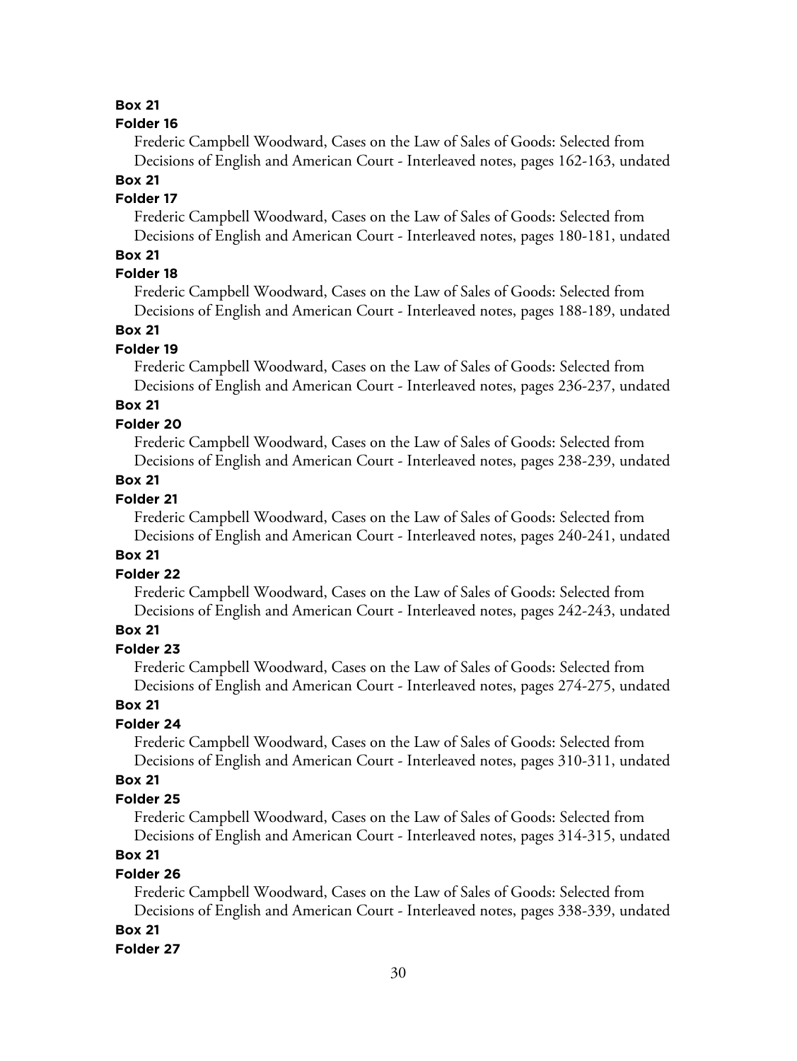**Box 21**

**Folder 16**

Frederic Campbell Woodward, Cases on the Law of Sales of Goods: Selected from Decisions of English and American Court - Interleaved notes, pages 162-163, undated

**Box 21**

**Folder 17**

Frederic Campbell Woodward, Cases on the Law of Sales of Goods: Selected from Decisions of English and American Court - Interleaved notes, pages 180-181, undated

**Box 21**

**Folder 18**

Frederic Campbell Woodward, Cases on the Law of Sales of Goods: Selected from Decisions of English and American Court - Interleaved notes, pages 188-189, undated

**Box 21**

**Folder 19**

Frederic Campbell Woodward, Cases on the Law of Sales of Goods: Selected from Decisions of English and American Court - Interleaved notes, pages 236-237, undated

**Box 21**

**Folder 20**

Frederic Campbell Woodward, Cases on the Law of Sales of Goods: Selected from Decisions of English and American Court - Interleaved notes, pages 238-239, undated

**Box 21**

**Folder 21**

Frederic Campbell Woodward, Cases on the Law of Sales of Goods: Selected from Decisions of English and American Court - Interleaved notes, pages 240-241, undated

**Box 21**

**Folder 22**

Frederic Campbell Woodward, Cases on the Law of Sales of Goods: Selected from Decisions of English and American Court - Interleaved notes, pages 242-243, undated

**Box 21**

**Folder 23**

Frederic Campbell Woodward, Cases on the Law of Sales of Goods: Selected from Decisions of English and American Court - Interleaved notes, pages 274-275, undated

**Box 21**

**Folder 24**

Frederic Campbell Woodward, Cases on the Law of Sales of Goods: Selected from Decisions of English and American Court - Interleaved notes, pages 310-311, undated

**Box 21**

**Folder 25**

Frederic Campbell Woodward, Cases on the Law of Sales of Goods: Selected from Decisions of English and American Court - Interleaved notes, pages 314-315, undated

**Box 21**

**Folder 26**

Frederic Campbell Woodward, Cases on the Law of Sales of Goods: Selected from Decisions of English and American Court - Interleaved notes, pages 338-339, undated

**Box 21**

**Folder 27**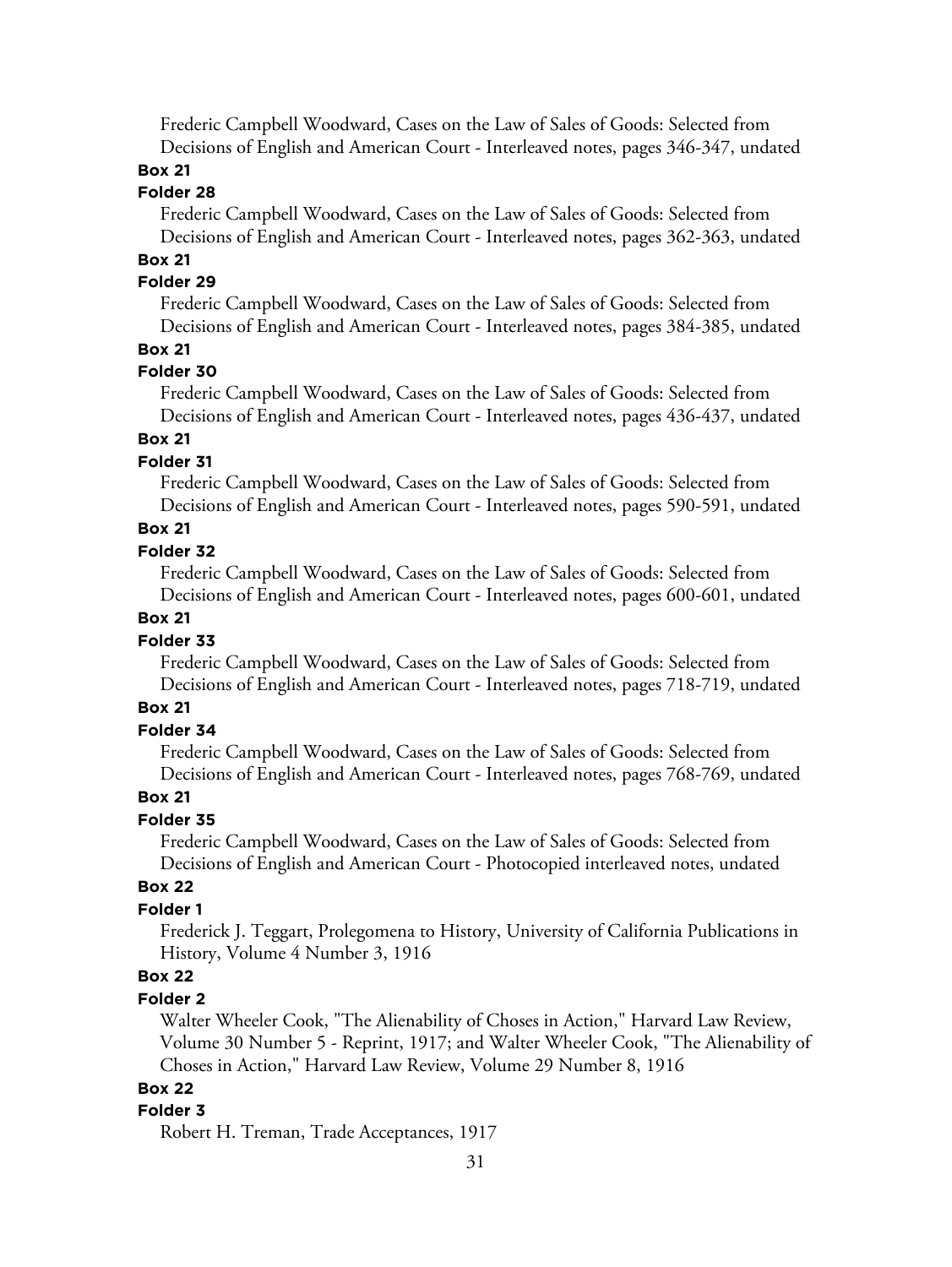Frederic Campbell Woodward, Cases on the Law of Sales of Goods: Selected from Decisions of English and American Court - Interleaved notes, pages 346-347, undated

**Box 21**

**Folder 28**

Frederic Campbell Woodward, Cases on the Law of Sales of Goods: Selected from Decisions of English and American Court - Interleaved notes, pages 362-363, undated

**Box 21**

**Folder 29**

Frederic Campbell Woodward, Cases on the Law of Sales of Goods: Selected from Decisions of English and American Court - Interleaved notes, pages 384-385, undated

**Box 21**

**Folder 30**

Frederic Campbell Woodward, Cases on the Law of Sales of Goods: Selected from Decisions of English and American Court - Interleaved notes, pages 436-437, undated

**Box 21**

**Folder 31**

Frederic Campbell Woodward, Cases on the Law of Sales of Goods: Selected from Decisions of English and American Court - Interleaved notes, pages 590-591, undated

**Box 21**

**Folder 32**

Frederic Campbell Woodward, Cases on the Law of Sales of Goods: Selected from Decisions of English and American Court - Interleaved notes, pages 600-601, undated

**Box 21**

**Folder 33**

Frederic Campbell Woodward, Cases on the Law of Sales of Goods: Selected from Decisions of English and American Court - Interleaved notes, pages 718-719, undated

**Box 21**

**Folder 34**

Frederic Campbell Woodward, Cases on the Law of Sales of Goods: Selected from Decisions of English and American Court - Interleaved notes, pages 768-769, undated

**Box 21**

**Folder 35**

Frederic Campbell Woodward, Cases on the Law of Sales of Goods: Selected from Decisions of English and American Court - Photocopied interleaved notes, undated

**Box 22**

**Folder 1**

Frederick J. Teggart, Prolegomena to History, University of California Publications in History, Volume 4 Number 3, 1916

**Box 22**

**Folder 2**

Walter Wheeler Cook, "The Alienability of Choses in Action," Harvard Law Review, Volume 30 Number 5 - Reprint, 1917; and Walter Wheeler Cook, "The Alienability of Choses in Action," Harvard Law Review, Volume 29 Number 8, 1916

**Box 22**

**Folder 3**

Robert H. Treman, Trade Acceptances, 1917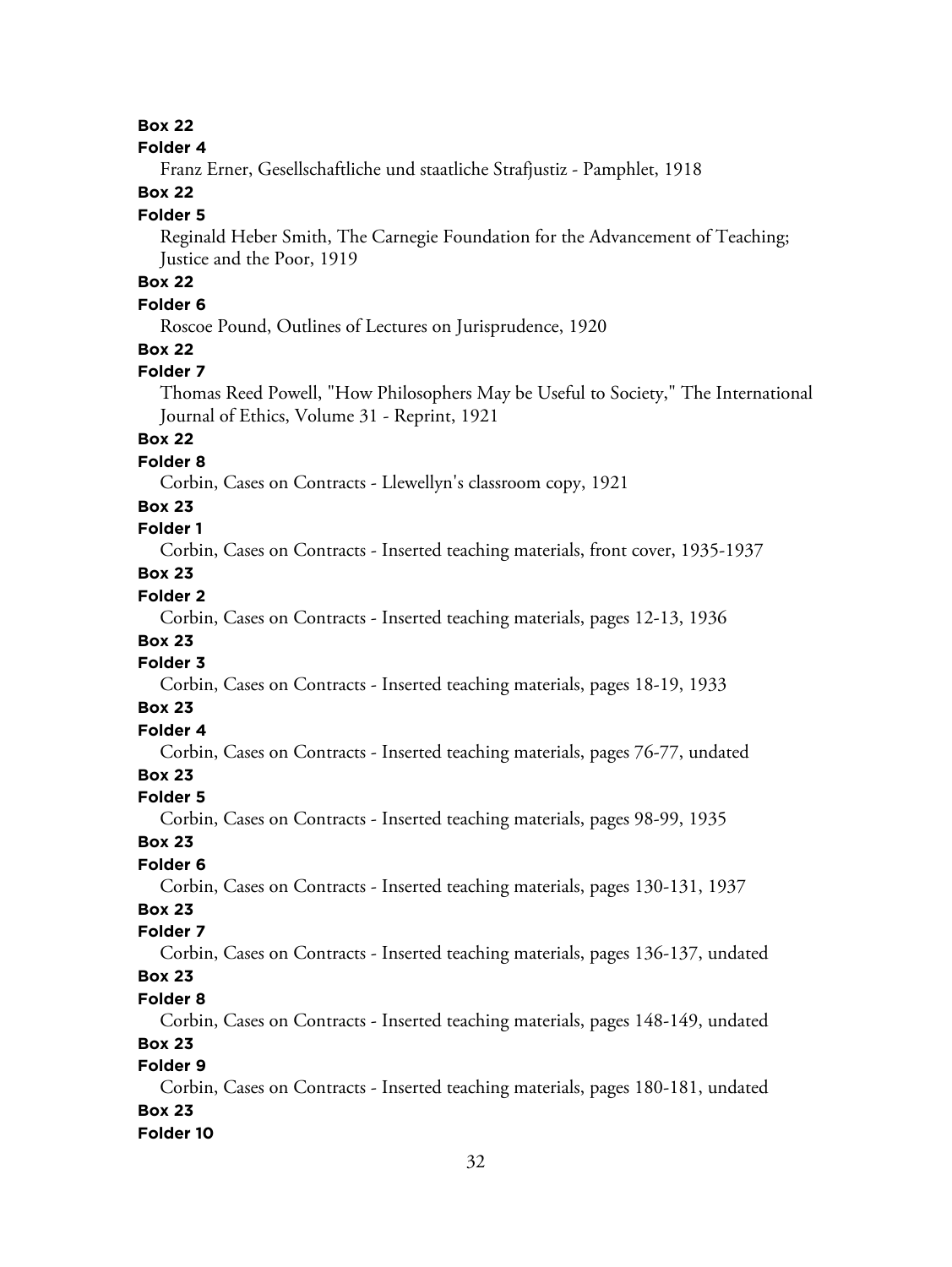**Box 22**

**Folder 4**

Franz Erner, Gesellschaftliche und staatliche Strafjustiz - Pamphlet, 1918

**Box 22**

**Folder 5**

Reginald Heber Smith, The Carnegie Foundation for the Advancement of Teaching; Justice and the Poor, 1919

**Box 22**

**Folder 6**

Roscoe Pound, Outlines of Lectures on Jurisprudence, 1920

**Box 22**

**Folder 7**

Thomas Reed Powell, "How Philosophers May be Useful to Society," The International Journal of Ethics, Volume 31 - Reprint, 1921

**Box 22**

**Folder 8**

Corbin, Cases on Contracts - Llewellyn's classroom copy, 1921

**Box 23**

**Folder 1**

Corbin, Cases on Contracts - Inserted teaching materials, front cover, 1935-1937

**Box 23**

**Folder 2**

Corbin, Cases on Contracts - Inserted teaching materials, pages 12-13, 1936

**Box 23**

**Folder 3**

Corbin, Cases on Contracts - Inserted teaching materials, pages 18-19, 1933

**Box 23**

**Folder 4**

Corbin, Cases on Contracts - Inserted teaching materials, pages 76-77, undated

**Box 23**

**Folder 5**

Corbin, Cases on Contracts - Inserted teaching materials, pages 98-99, 1935

**Box 23**

**Folder 6**

Corbin, Cases on Contracts - Inserted teaching materials, pages 130-131, 1937

**Box 23**

**Folder 7**

Corbin, Cases on Contracts - Inserted teaching materials, pages 136-137, undated

**Box 23**

**Folder 8**

Corbin, Cases on Contracts - Inserted teaching materials, pages 148-149, undated

**Box 23**

**Folder 9**

Corbin, Cases on Contracts - Inserted teaching materials, pages 180-181, undated

**Box 23**

**Folder 10**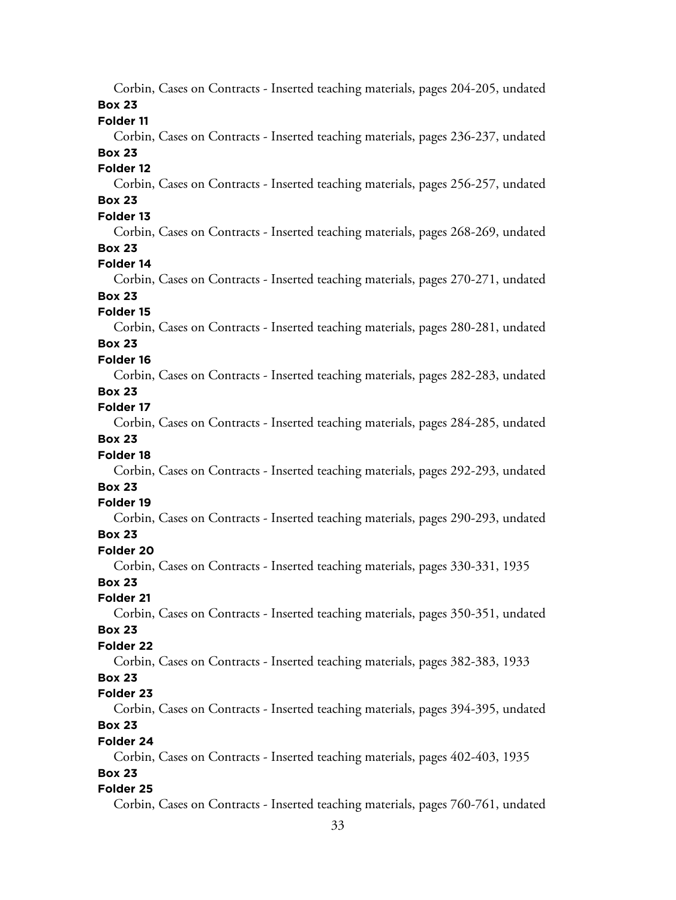Corbin, Cases on Contracts - Inserted teaching materials, pages 204-205, undated

**Box 23**

**Folder 11**

Corbin, Cases on Contracts - Inserted teaching materials, pages 236-237, undated

**Box 23**

**Folder 12**

Corbin, Cases on Contracts - Inserted teaching materials, pages 256-257, undated

**Box 23**

**Folder 13**

Corbin, Cases on Contracts - Inserted teaching materials, pages 268-269, undated

**Box 23**

**Folder 14**

Corbin, Cases on Contracts - Inserted teaching materials, pages 270-271, undated

**Box 23**

**Folder 15**

Corbin, Cases on Contracts - Inserted teaching materials, pages 280-281, undated

**Box 23**

**Folder 16**

Corbin, Cases on Contracts - Inserted teaching materials, pages 282-283, undated

**Box 23**

**Folder 17**

Corbin, Cases on Contracts - Inserted teaching materials, pages 284-285, undated

**Box 23**

**Folder 18**

Corbin, Cases on Contracts - Inserted teaching materials, pages 292-293, undated

**Box 23**

**Folder 19**

Corbin, Cases on Contracts - Inserted teaching materials, pages 290-293, undated

**Box 23**

**Folder 20**

Corbin, Cases on Contracts - Inserted teaching materials, pages 330-331, 1935

**Box 23**

**Folder 21**

Corbin, Cases on Contracts - Inserted teaching materials, pages 350-351, undated

**Box 23**

**Folder 22**

Corbin, Cases on Contracts - Inserted teaching materials, pages 382-383, 1933

**Box 23**

**Folder 23**

Corbin, Cases on Contracts - Inserted teaching materials, pages 394-395, undated

**Box 23**

**Folder 24**

Corbin, Cases on Contracts - Inserted teaching materials, pages 402-403, 1935

**Box 23**

**Folder 25**

Corbin, Cases on Contracts - Inserted teaching materials, pages 760-761, undated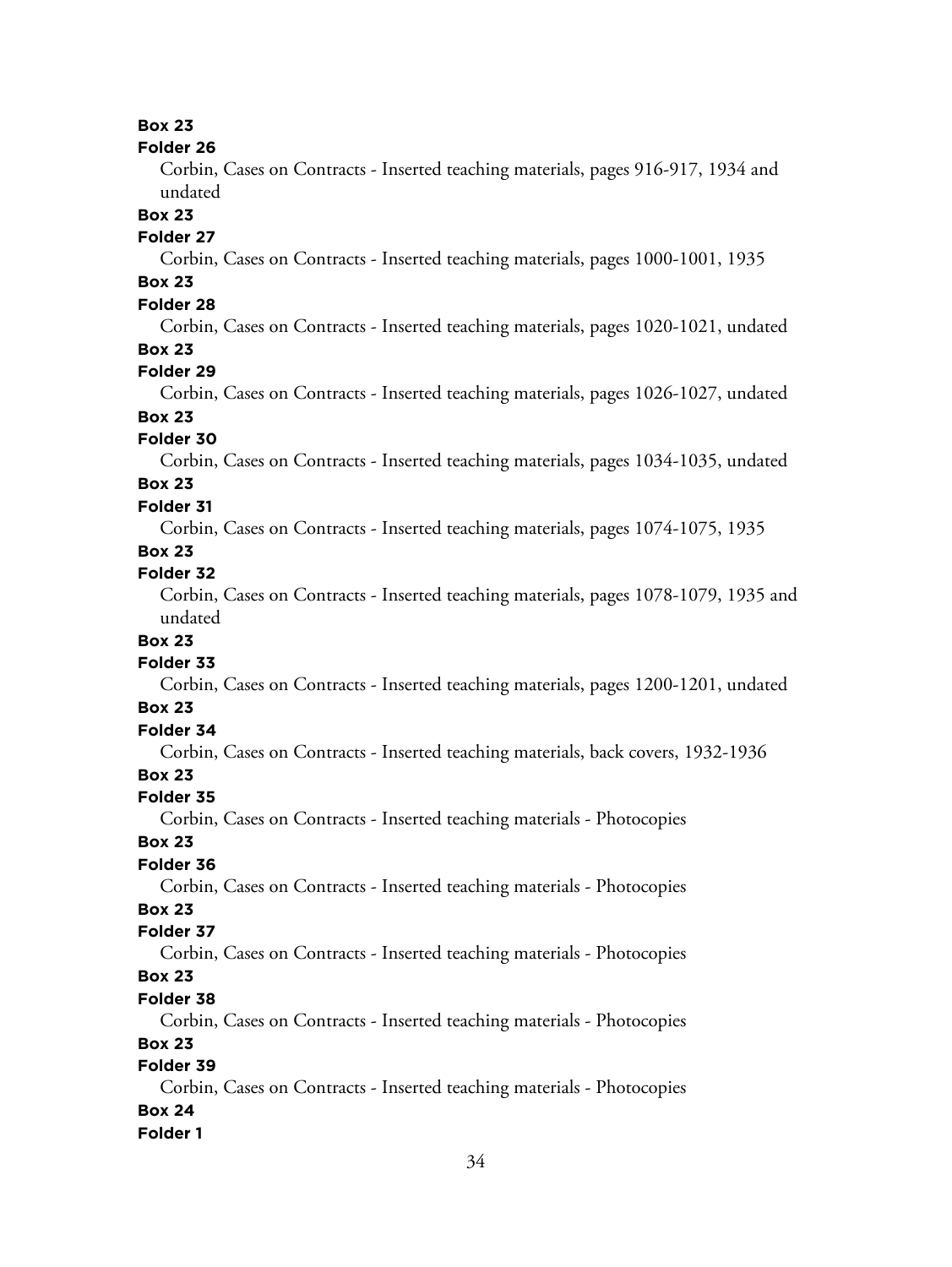**Box 23**
**Folder 26**
Corbin, Cases on Contracts - Inserted teaching materials, pages 916-917, 1934 and undated

**Box 23**
**Folder 27**
Corbin, Cases on Contracts - Inserted teaching materials, pages 1000-1001, 1935

**Box 23**
**Folder 28**
Corbin, Cases on Contracts - Inserted teaching materials, pages 1020-1021, undated

**Box 23**
**Folder 29**
Corbin, Cases on Contracts - Inserted teaching materials, pages 1026-1027, undated

**Box 23**
**Folder 30**
Corbin, Cases on Contracts - Inserted teaching materials, pages 1034-1035, undated

**Box 23**
**Folder 31**
Corbin, Cases on Contracts - Inserted teaching materials, pages 1074-1075, 1935

**Box 23**
**Folder 32**
Corbin, Cases on Contracts - Inserted teaching materials, pages 1078-1079, 1935 and undated

**Box 23**
**Folder 33**
Corbin, Cases on Contracts - Inserted teaching materials, pages 1200-1201, undated

**Box 23**
**Folder 34**
Corbin, Cases on Contracts - Inserted teaching materials, back covers, 1932-1936

**Box 23**
**Folder 35**
Corbin, Cases on Contracts - Inserted teaching materials - Photocopies

**Box 23**
**Folder 36**
Corbin, Cases on Contracts - Inserted teaching materials - Photocopies

**Box 23**
**Folder 37**
Corbin, Cases on Contracts - Inserted teaching materials - Photocopies

**Box 23**
**Folder 38**
Corbin, Cases on Contracts - Inserted teaching materials - Photocopies

**Box 23**
**Folder 39**
Corbin, Cases on Contracts - Inserted teaching materials - Photocopies

**Box 24**
**Folder 1**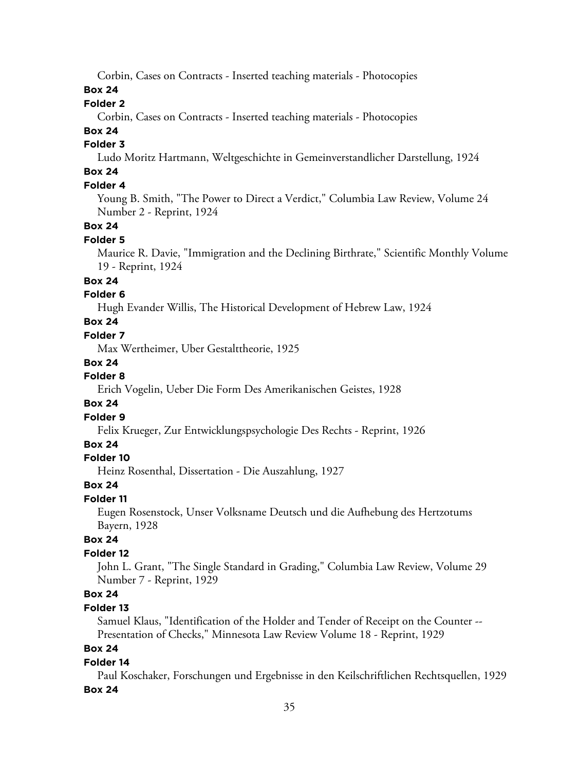Corbin, Cases on Contracts - Inserted teaching materials - Photocopies

**Box 24**

**Folder 2**

Corbin, Cases on Contracts - Inserted teaching materials - Photocopies

**Box 24**

**Folder 3**

Ludo Moritz Hartmann, Weltgeschichte in Gemeinverstandlicher Darstellung, 1924

**Box 24**

**Folder 4**

Young B. Smith, "The Power to Direct a Verdict," Columbia Law Review, Volume 24 Number 2 - Reprint, 1924

**Box 24**

**Folder 5**

Maurice R. Davie, "Immigration and the Declining Birthrate," Scientific Monthly Volume 19 - Reprint, 1924

**Box 24**

**Folder 6**

Hugh Evander Willis, The Historical Development of Hebrew Law, 1924

**Box 24**

**Folder 7**

Max Wertheimer, Uber Gestalttheorie, 1925

**Box 24**

**Folder 8**

Erich Vogelin, Ueber Die Form Des Amerikanischen Geistes, 1928

**Box 24**

**Folder 9**

Felix Krueger, Zur Entwicklungspsychologie Des Rechts - Reprint, 1926

**Box 24**

**Folder 10**

Heinz Rosenthal, Dissertation - Die Auszahlung, 1927

**Box 24**

**Folder 11**

Eugen Rosenstock, Unser Volksname Deutsch und die Aufhebung des Hertzotums Bayern, 1928

**Box 24**

**Folder 12**

John L. Grant, "The Single Standard in Grading," Columbia Law Review, Volume 29 Number 7 - Reprint, 1929

**Box 24**

**Folder 13**

Samuel Klaus, "Identification of the Holder and Tender of Receipt on the Counter -- Presentation of Checks," Minnesota Law Review Volume 18 - Reprint, 1929

**Box 24**

**Folder 14**

Paul Koschaker, Forschungen und Ergebnisse in den Keilschriftlichen Rechtsquellen, 1929

**Box 24**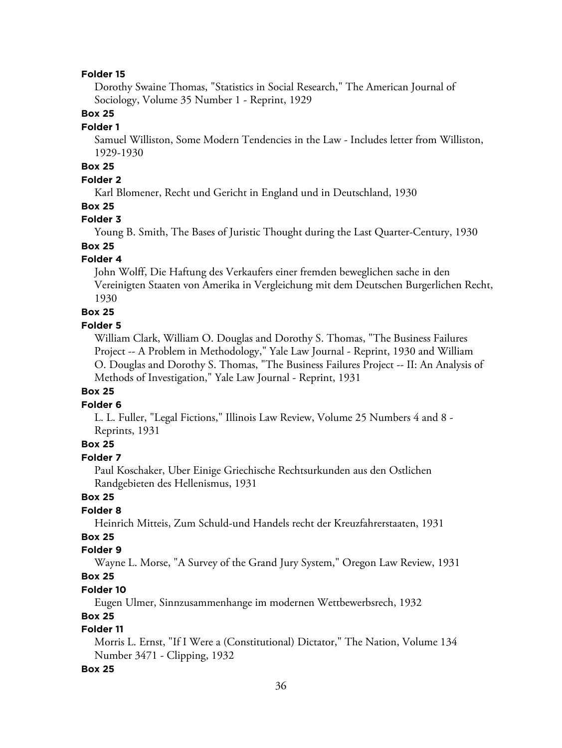**Folder 15**

Dorothy Swaine Thomas, "Statistics in Social Research," The American Journal of Sociology, Volume 35 Number 1 - Reprint, 1929

**Box 25**

**Folder 1**

Samuel Williston, Some Modern Tendencies in the Law - Includes letter from Williston, 1929-1930

**Box 25**

**Folder 2**

Karl Blomener, Recht und Gericht in England und in Deutschland, 1930

**Box 25**

**Folder 3**

Young B. Smith, The Bases of Juristic Thought during the Last Quarter-Century, 1930

**Box 25**

**Folder 4**

John Wolff, Die Haftung des Verkaufers einer fremden beweglichen sache in den Vereinigten Staaten von Amerika in Vergleichung mit dem Deutschen Burgerlichen Recht, 1930

**Box 25**

**Folder 5**

William Clark, William O. Douglas and Dorothy S. Thomas, "The Business Failures Project -- A Problem in Methodology," Yale Law Journal - Reprint, 1930 and William O. Douglas and Dorothy S. Thomas, "The Business Failures Project -- II: An Analysis of Methods of Investigation," Yale Law Journal - Reprint, 1931

**Box 25**

**Folder 6**

L. L. Fuller, "Legal Fictions," Illinois Law Review, Volume 25 Numbers 4 and 8 - Reprints, 1931

**Box 25**

**Folder 7**

Paul Koschaker, Uber Einige Griechische Rechtsurkunden aus den Ostlichen Randgebieten des Hellenismus, 1931

**Box 25**

**Folder 8**

Heinrich Mitteis, Zum Schuld-und Handels recht der Kreuzfahrerstaaten, 1931

**Box 25**

**Folder 9**

Wayne L. Morse, "A Survey of the Grand Jury System," Oregon Law Review, 1931

**Box 25**

**Folder 10**

Eugen Ulmer, Sinnzusammenhange im modernen Wettbewerbsrech, 1932

**Box 25**

**Folder 11**

Morris L. Ernst, "If I Were a (Constitutional) Dictator," The Nation, Volume 134 Number 3471 - Clipping, 1932

**Box 25**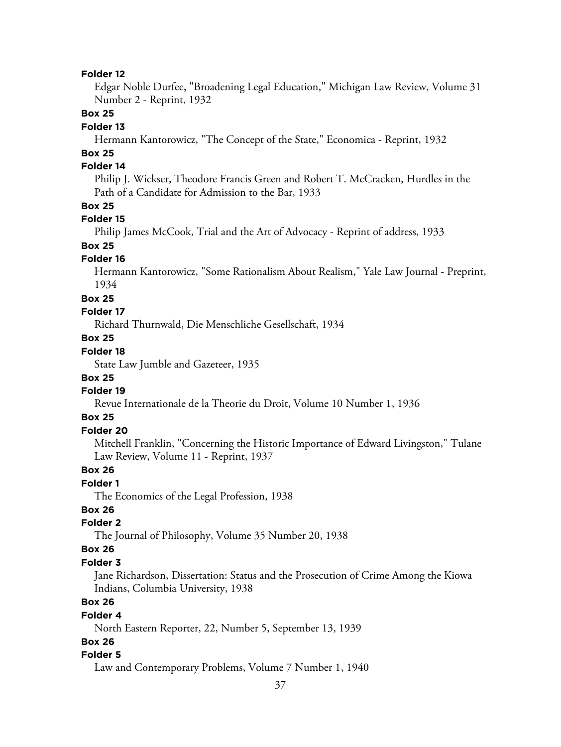**Folder 12**

Edgar Noble Durfee, "Broadening Legal Education," Michigan Law Review, Volume 31 Number 2 - Reprint, 1932

**Box 25**

**Folder 13**

Hermann Kantorowicz, "The Concept of the State," Economica - Reprint, 1932

**Box 25**

**Folder 14**

Philip J. Wickser, Theodore Francis Green and Robert T. McCracken, Hurdles in the Path of a Candidate for Admission to the Bar, 1933

**Box 25**

**Folder 15**

Philip James McCook, Trial and the Art of Advocacy - Reprint of address, 1933

**Box 25**

**Folder 16**

Hermann Kantorowicz, "Some Rationalism About Realism," Yale Law Journal - Preprint, 1934

**Box 25**

**Folder 17**

Richard Thurnwald, Die Menschliche Gesellschaft, 1934

**Box 25**

**Folder 18**

State Law Jumble and Gazeteer, 1935

**Box 25**

**Folder 19**

Revue Internationale de la Theorie du Droit, Volume 10 Number 1, 1936

**Box 25**

**Folder 20**

Mitchell Franklin, "Concerning the Historic Importance of Edward Livingston," Tulane Law Review, Volume 11 - Reprint, 1937

**Box 26**

**Folder 1**

The Economics of the Legal Profession, 1938

**Box 26**

**Folder 2**

The Journal of Philosophy, Volume 35 Number 20, 1938

**Box 26**

**Folder 3**

Jane Richardson, Dissertation: Status and the Prosecution of Crime Among the Kiowa Indians, Columbia University, 1938

**Box 26**

**Folder 4**

North Eastern Reporter, 22, Number 5, September 13, 1939

**Box 26**

**Folder 5**

Law and Contemporary Problems, Volume 7 Number 1, 1940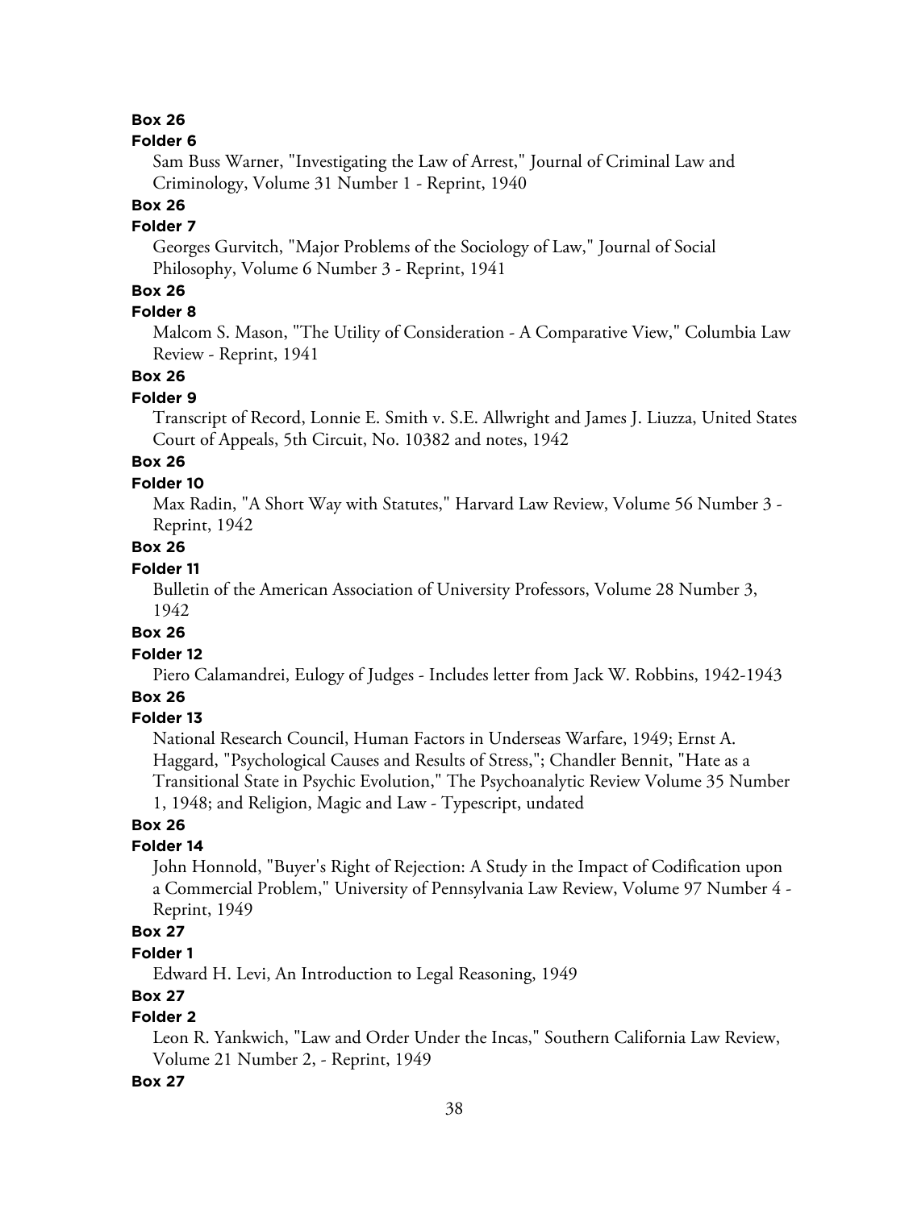**Box 26**

**Folder 6**

Sam Buss Warner, "Investigating the Law of Arrest," Journal of Criminal Law and Criminology, Volume 31 Number 1 - Reprint, 1940

**Box 26**

**Folder 7**

Georges Gurvitch, "Major Problems of the Sociology of Law," Journal of Social Philosophy, Volume 6 Number 3 - Reprint, 1941

**Box 26**

**Folder 8**

Malcom S. Mason, "The Utility of Consideration - A Comparative View," Columbia Law Review - Reprint, 1941

**Box 26**

**Folder 9**

Transcript of Record, Lonnie E. Smith v. S.E. Allwright and James J. Liuzza, United States Court of Appeals, 5th Circuit, No. 10382 and notes, 1942

**Box 26**

**Folder 10**

Max Radin, "A Short Way with Statutes," Harvard Law Review, Volume 56 Number 3 - Reprint, 1942

**Box 26**

**Folder 11**

Bulletin of the American Association of University Professors, Volume 28 Number 3, 1942

**Box 26**

**Folder 12**

Piero Calamandrei, Eulogy of Judges - Includes letter from Jack W. Robbins, 1942-1943

**Box 26**

**Folder 13**

National Research Council, Human Factors in Underseas Warfare, 1949; Ernst A. Haggard, "Psychological Causes and Results of Stress,"; Chandler Bennit, "Hate as a Transitional State in Psychic Evolution," The Psychoanalytic Review Volume 35 Number 1, 1948; and Religion, Magic and Law - Typescript, undated

**Box 26**

**Folder 14**

John Honnold, "Buyer's Right of Rejection: A Study in the Impact of Codification upon a Commercial Problem," University of Pennsylvania Law Review, Volume 97 Number 4 - Reprint, 1949

**Box 27**

**Folder 1**

Edward H. Levi, An Introduction to Legal Reasoning, 1949

**Box 27**

**Folder 2**

Leon R. Yankwich, "Law and Order Under the Incas," Southern California Law Review, Volume 21 Number 2, - Reprint, 1949

**Box 27**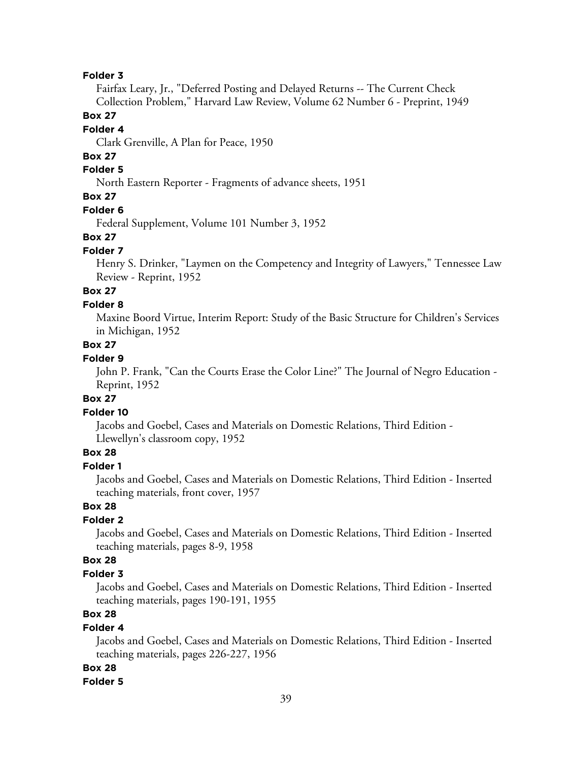**Folder 3**

Fairfax Leary, Jr., "Deferred Posting and Delayed Returns -- The Current Check Collection Problem," Harvard Law Review, Volume 62 Number 6 - Preprint, 1949

**Box 27**

**Folder 4**

Clark Grenville, A Plan for Peace, 1950

**Box 27**

**Folder 5**

North Eastern Reporter - Fragments of advance sheets, 1951

**Box 27**

**Folder 6**

Federal Supplement, Volume 101 Number 3, 1952

**Box 27**

**Folder 7**

Henry S. Drinker, "Laymen on the Competency and Integrity of Lawyers," Tennessee Law Review - Reprint, 1952

**Box 27**

**Folder 8**

Maxine Boord Virtue, Interim Report: Study of the Basic Structure for Children's Services in Michigan, 1952

**Box 27**

**Folder 9**

John P. Frank, "Can the Courts Erase the Color Line?" The Journal of Negro Education - Reprint, 1952

**Box 27**

**Folder 10**

Jacobs and Goebel, Cases and Materials on Domestic Relations, Third Edition - Llewellyn's classroom copy, 1952

**Box 28**

**Folder 1**

Jacobs and Goebel, Cases and Materials on Domestic Relations, Third Edition - Inserted teaching materials, front cover, 1957

**Box 28**

**Folder 2**

Jacobs and Goebel, Cases and Materials on Domestic Relations, Third Edition - Inserted teaching materials, pages 8-9, 1958

**Box 28**

**Folder 3**

Jacobs and Goebel, Cases and Materials on Domestic Relations, Third Edition - Inserted teaching materials, pages 190-191, 1955

**Box 28**

**Folder 4**

Jacobs and Goebel, Cases and Materials on Domestic Relations, Third Edition - Inserted teaching materials, pages 226-227, 1956

**Box 28**

**Folder 5**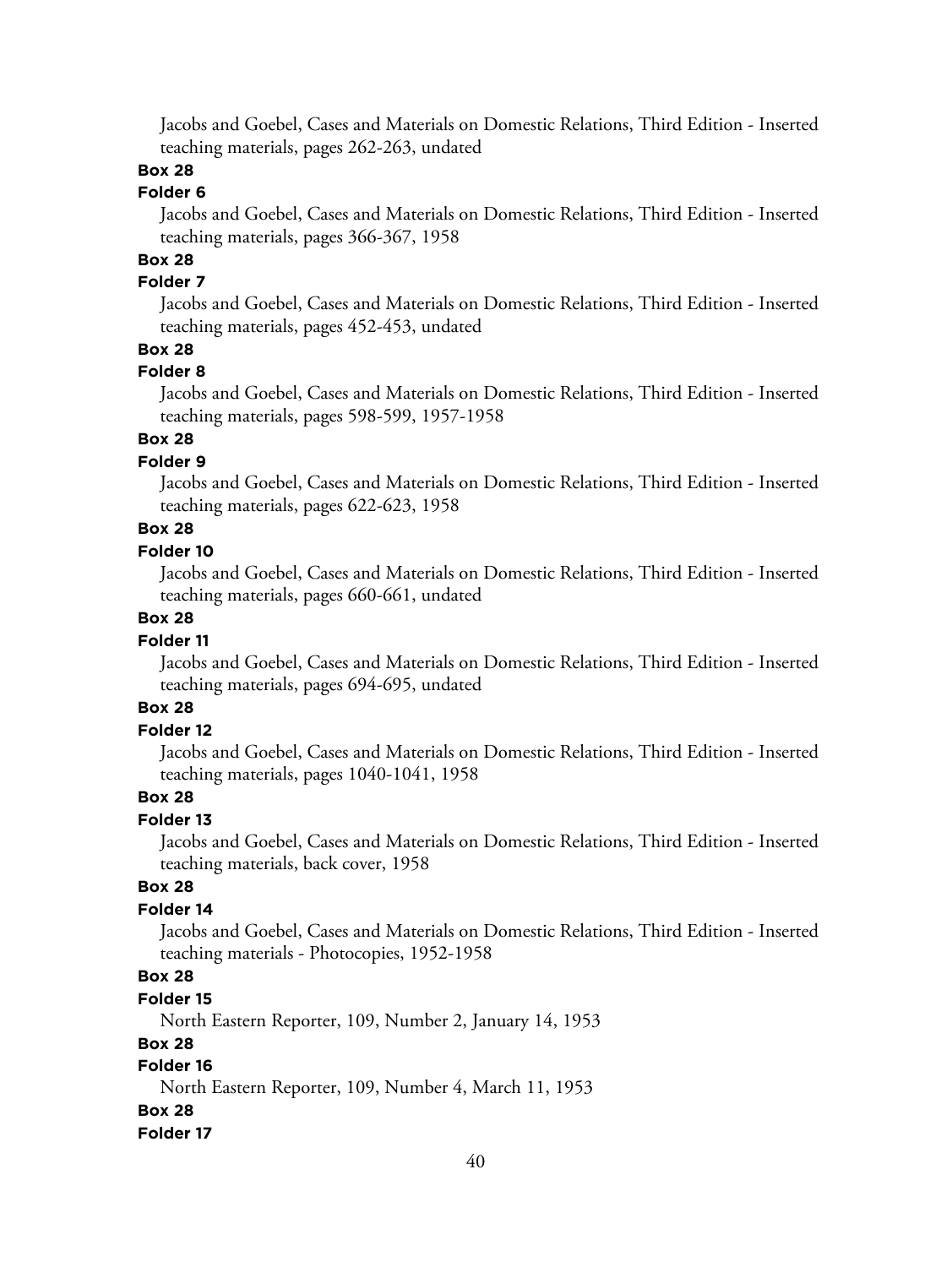Jacobs and Goebel, Cases and Materials on Domestic Relations, Third Edition - Inserted teaching materials, pages 262-263, undated

**Box 28**

**Folder 6**

Jacobs and Goebel, Cases and Materials on Domestic Relations, Third Edition - Inserted teaching materials, pages 366-367, 1958

**Box 28**

**Folder 7**

Jacobs and Goebel, Cases and Materials on Domestic Relations, Third Edition - Inserted teaching materials, pages 452-453, undated

**Box 28**

**Folder 8**

Jacobs and Goebel, Cases and Materials on Domestic Relations, Third Edition - Inserted teaching materials, pages 598-599, 1957-1958

**Box 28**

**Folder 9**

Jacobs and Goebel, Cases and Materials on Domestic Relations, Third Edition - Inserted teaching materials, pages 622-623, 1958

**Box 28**

**Folder 10**

Jacobs and Goebel, Cases and Materials on Domestic Relations, Third Edition - Inserted teaching materials, pages 660-661, undated

**Box 28**

**Folder 11**

Jacobs and Goebel, Cases and Materials on Domestic Relations, Third Edition - Inserted teaching materials, pages 694-695, undated

**Box 28**

**Folder 12**

Jacobs and Goebel, Cases and Materials on Domestic Relations, Third Edition - Inserted teaching materials, pages 1040-1041, 1958

**Box 28**

**Folder 13**

Jacobs and Goebel, Cases and Materials on Domestic Relations, Third Edition - Inserted teaching materials, back cover, 1958

**Box 28**

**Folder 14**

Jacobs and Goebel, Cases and Materials on Domestic Relations, Third Edition - Inserted teaching materials - Photocopies, 1952-1958

**Box 28**

**Folder 15**

North Eastern Reporter, 109, Number 2, January 14, 1953

**Box 28**

**Folder 16**

North Eastern Reporter, 109, Number 4, March 11, 1953

**Box 28**

**Folder 17**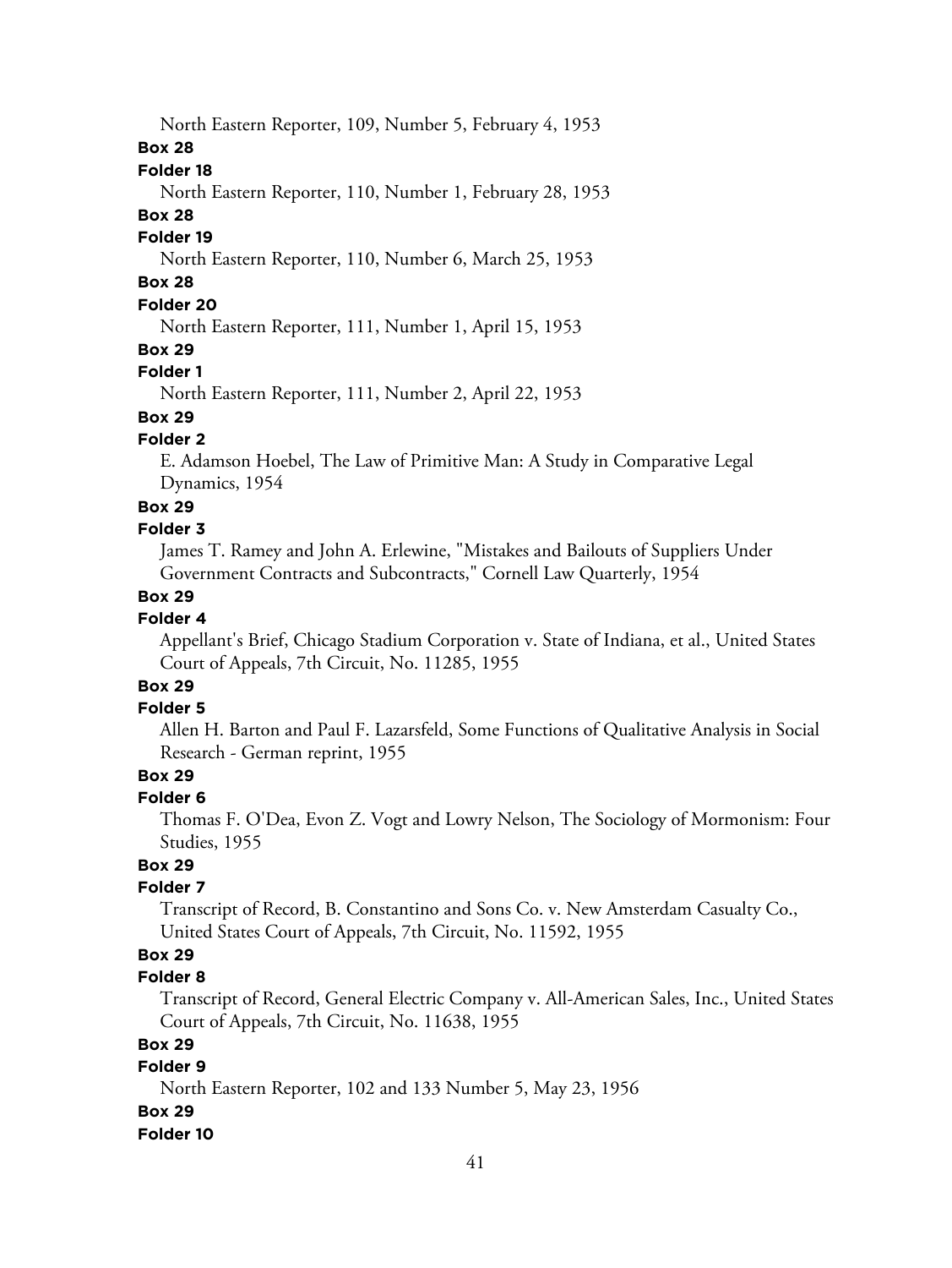North Eastern Reporter, 109, Number 5, February 4, 1953

**Box 28**

**Folder 18**

North Eastern Reporter, 110, Number 1, February 28, 1953

**Box 28**

**Folder 19**

North Eastern Reporter, 110, Number 6, March 25, 1953

**Box 28**

**Folder 20**

North Eastern Reporter, 111, Number 1, April 15, 1953

**Box 29**

**Folder 1**

North Eastern Reporter, 111, Number 2, April 22, 1953

**Box 29**

**Folder 2**

E. Adamson Hoebel, The Law of Primitive Man: A Study in Comparative Legal Dynamics, 1954

**Box 29**

**Folder 3**

James T. Ramey and John A. Erlewine, "Mistakes and Bailouts of Suppliers Under Government Contracts and Subcontracts," Cornell Law Quarterly, 1954

**Box 29**

**Folder 4**

Appellant's Brief, Chicago Stadium Corporation v. State of Indiana, et al., United States Court of Appeals, 7th Circuit, No. 11285, 1955

**Box 29**

**Folder 5**

Allen H. Barton and Paul F. Lazarsfeld, Some Functions of Qualitative Analysis in Social Research - German reprint, 1955

**Box 29**

**Folder 6**

Thomas F. O'Dea, Evon Z. Vogt and Lowry Nelson, The Sociology of Mormonism: Four Studies, 1955

**Box 29**

**Folder 7**

Transcript of Record, B. Constantino and Sons Co. v. New Amsterdam Casualty Co., United States Court of Appeals, 7th Circuit, No. 11592, 1955

**Box 29**

**Folder 8**

Transcript of Record, General Electric Company v. All-American Sales, Inc., United States Court of Appeals, 7th Circuit, No. 11638, 1955

**Box 29**

**Folder 9**

North Eastern Reporter, 102 and 133 Number 5, May 23, 1956

**Box 29**

**Folder 10**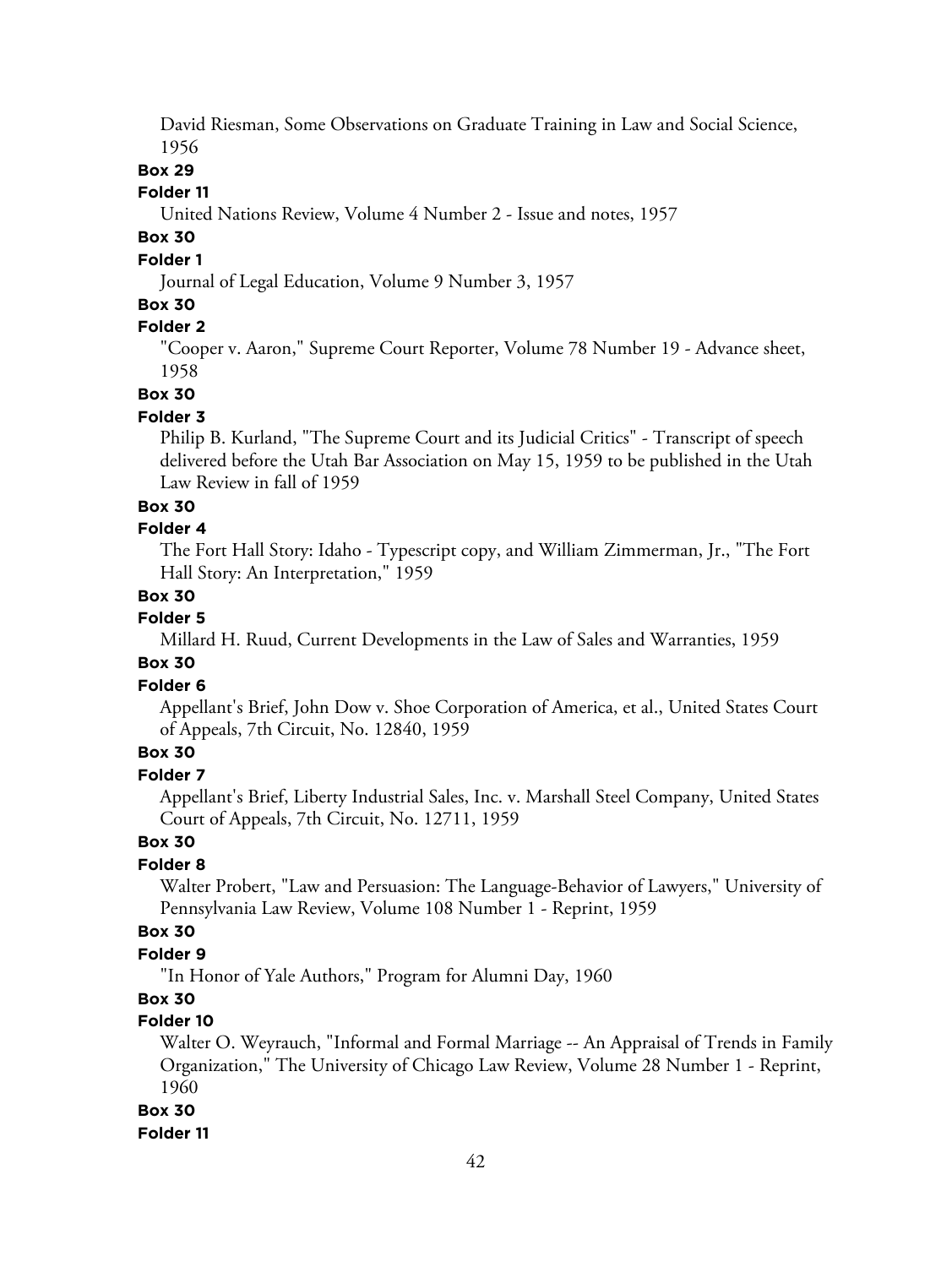David Riesman, Some Observations on Graduate Training in Law and Social Science, 1956

**Box 29**

**Folder 11**

United Nations Review, Volume 4 Number 2 - Issue and notes, 1957

**Box 30**

**Folder 1**

Journal of Legal Education, Volume 9 Number 3, 1957

**Box 30**

**Folder 2**

"Cooper v. Aaron," Supreme Court Reporter, Volume 78 Number 19 - Advance sheet, 1958

**Box 30**

**Folder 3**

Philip B. Kurland, "The Supreme Court and its Judicial Critics" - Transcript of speech delivered before the Utah Bar Association on May 15, 1959 to be published in the Utah Law Review in fall of 1959

**Box 30**

**Folder 4**

The Fort Hall Story: Idaho - Typescript copy, and William Zimmerman, Jr., "The Fort Hall Story: An Interpretation," 1959

**Box 30**

**Folder 5**

Millard H. Ruud, Current Developments in the Law of Sales and Warranties, 1959

**Box 30**

**Folder 6**

Appellant's Brief, John Dow v. Shoe Corporation of America, et al., United States Court of Appeals, 7th Circuit, No. 12840, 1959

**Box 30**

**Folder 7**

Appellant's Brief, Liberty Industrial Sales, Inc. v. Marshall Steel Company, United States Court of Appeals, 7th Circuit, No. 12711, 1959

**Box 30**

**Folder 8**

Walter Probert, "Law and Persuasion: The Language-Behavior of Lawyers," University of Pennsylvania Law Review, Volume 108 Number 1 - Reprint, 1959

**Box 30**

**Folder 9**

"In Honor of Yale Authors," Program for Alumni Day, 1960

**Box 30**

**Folder 10**

Walter O. Weyrauch, "Informal and Formal Marriage -- An Appraisal of Trends in Family Organization," The University of Chicago Law Review, Volume 28 Number 1 - Reprint, 1960

**Box 30**

**Folder 11**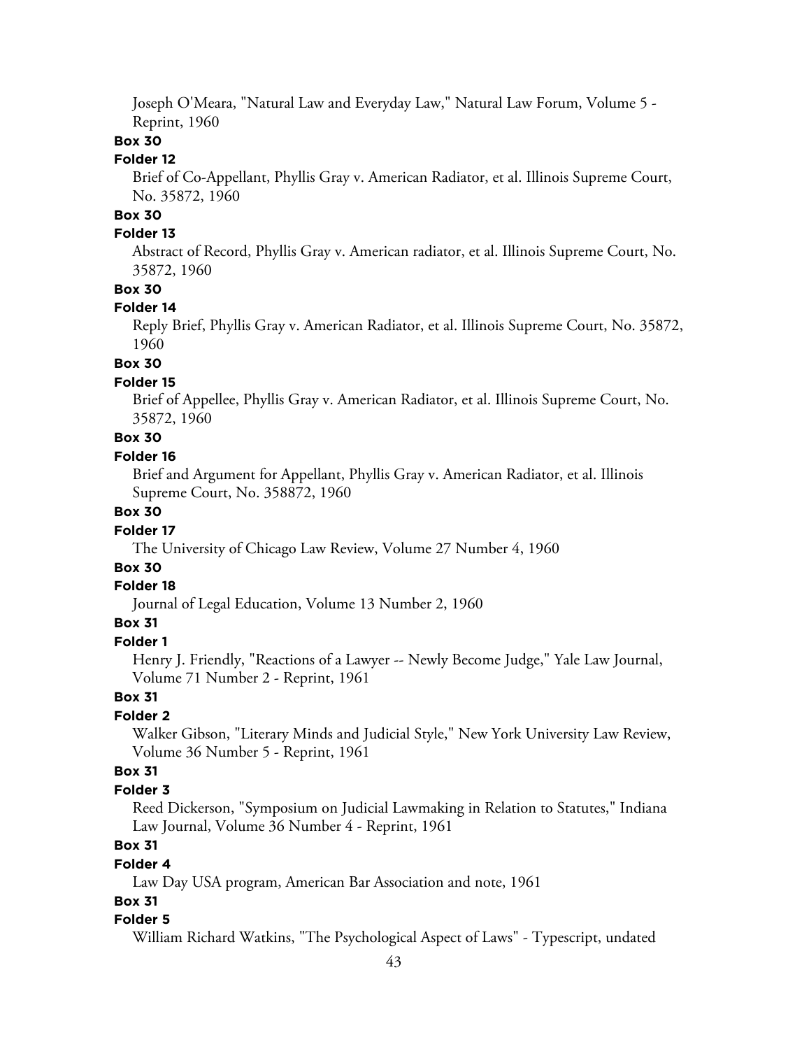Joseph O'Meara, "Natural Law and Everyday Law," Natural Law Forum, Volume 5 - Reprint, 1960

**Box 30**

**Folder 12**

Brief of Co-Appellant, Phyllis Gray v. American Radiator, et al. Illinois Supreme Court, No. 35872, 1960

**Box 30**

**Folder 13**

Abstract of Record, Phyllis Gray v. American radiator, et al. Illinois Supreme Court, No. 35872, 1960

**Box 30**

**Folder 14**

Reply Brief, Phyllis Gray v. American Radiator, et al. Illinois Supreme Court, No. 35872, 1960

**Box 30**

**Folder 15**

Brief of Appellee, Phyllis Gray v. American Radiator, et al. Illinois Supreme Court, No. 35872, 1960

**Box 30**

**Folder 16**

Brief and Argument for Appellant, Phyllis Gray v. American Radiator, et al. Illinois Supreme Court, No. 358872, 1960

**Box 30**

**Folder 17**

The University of Chicago Law Review, Volume 27 Number 4, 1960

**Box 30**

**Folder 18**

Journal of Legal Education, Volume 13 Number 2, 1960

**Box 31**

**Folder 1**

Henry J. Friendly, "Reactions of a Lawyer -- Newly Become Judge," Yale Law Journal, Volume 71 Number 2 - Reprint, 1961

**Box 31**

**Folder 2**

Walker Gibson, "Literary Minds and Judicial Style," New York University Law Review, Volume 36 Number 5 - Reprint, 1961

**Box 31**

**Folder 3**

Reed Dickerson, "Symposium on Judicial Lawmaking in Relation to Statutes," Indiana Law Journal, Volume 36 Number 4 - Reprint, 1961

**Box 31**

**Folder 4**

Law Day USA program, American Bar Association and note, 1961

**Box 31**

**Folder 5**

William Richard Watkins, "The Psychological Aspect of Laws" - Typescript, undated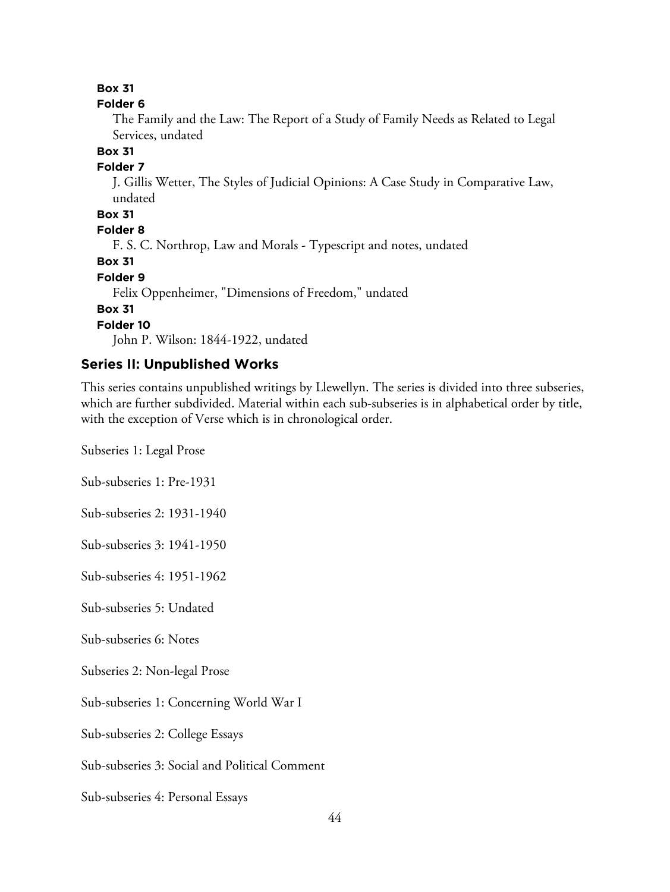**Box 31**
**Folder 6**
The Family and the Law: The Report of a Study of Family Needs as Related to Legal Services, undated

**Box 31**
**Folder 7**
J. Gillis Wetter, The Styles of Judicial Opinions: A Case Study in Comparative Law, undated

**Box 31**
**Folder 8**
F. S. C. Northrop, Law and Morals - Typescript and notes, undated

**Box 31**
**Folder 9**
Felix Oppenheimer, "Dimensions of Freedom," undated

**Box 31**
**Folder 10**
John P. Wilson: 1844-1922, undated

## Series II: Unpublished Works

This series contains unpublished writings by Llewellyn. The series is divided into three subseries, which are further subdivided. Material within each sub-subseries is in alphabetical order by title, with the exception of Verse which is in chronological order.

Subseries 1: Legal Prose

Sub-subseries 1: Pre-1931

Sub-subseries 2: 1931-1940

Sub-subseries 3: 1941-1950

Sub-subseries 4: 1951-1962

Sub-subseries 5: Undated

Sub-subseries 6: Notes

Subseries 2: Non-legal Prose

Sub-subseries 1: Concerning World War I

Sub-subseries 2: College Essays

Sub-subseries 3: Social and Political Comment

Sub-subseries 4: Personal Essays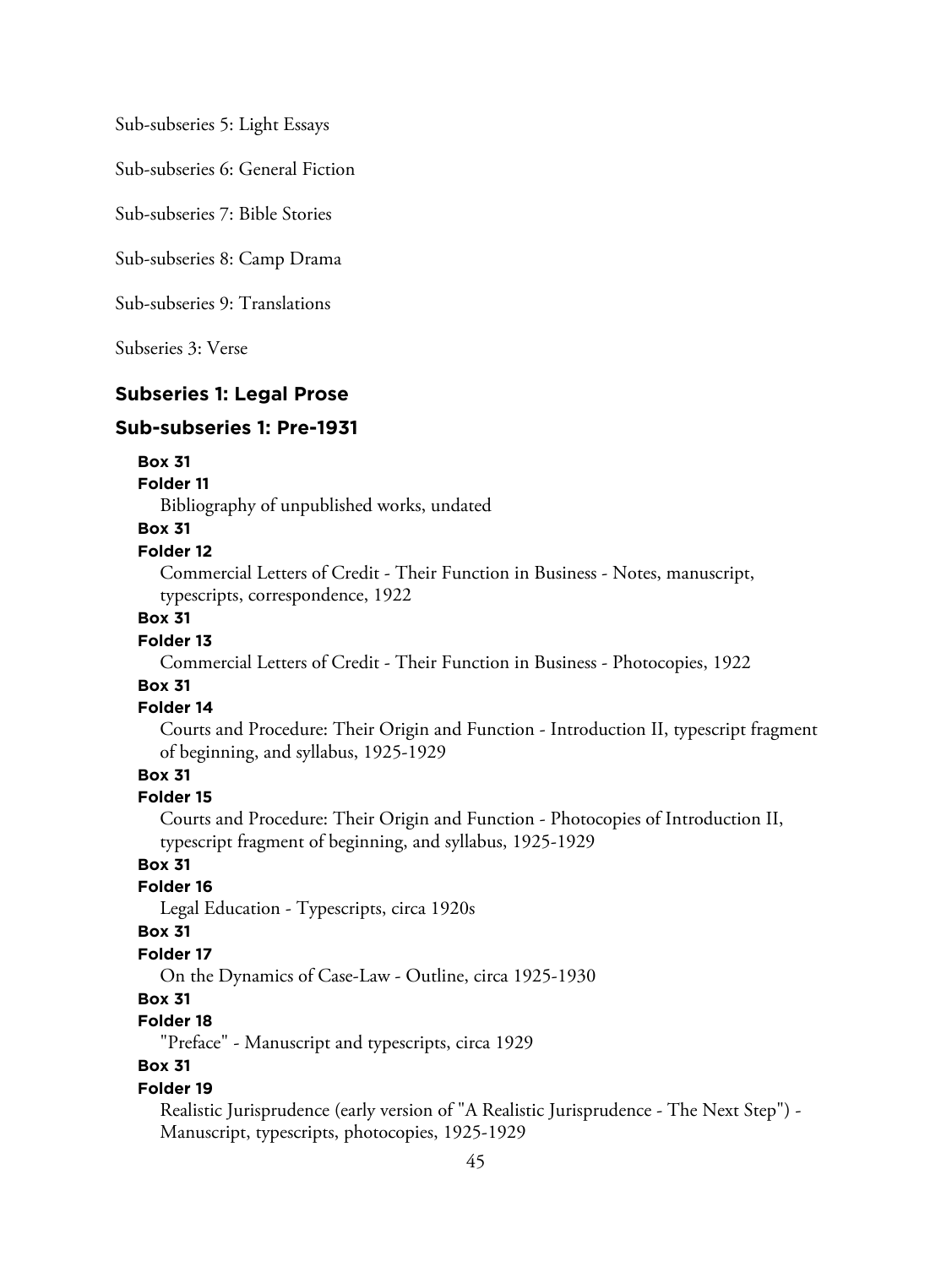Sub-subseries 5: Light Essays

Sub-subseries 6: General Fiction

Sub-subseries 7: Bible Stories

Sub-subseries 8: Camp Drama

Sub-subseries 9: Translations

Subseries 3: Verse

## Subseries 1: Legal Prose

### Sub-subseries 1: Pre-1931

**Box 31**
**Folder 11**
Bibliography of unpublished works, undated

**Box 31**
**Folder 12**
Commercial Letters of Credit - Their Function in Business - Notes, manuscript, typescripts, correspondence, 1922

**Box 31**
**Folder 13**
Commercial Letters of Credit - Their Function in Business - Photocopies, 1922

**Box 31**
**Folder 14**
Courts and Procedure: Their Origin and Function - Introduction II, typescript fragment of beginning, and syllabus, 1925-1929

**Box 31**
**Folder 15**
Courts and Procedure: Their Origin and Function - Photocopies of Introduction II, typescript fragment of beginning, and syllabus, 1925-1929

**Box 31**
**Folder 16**
Legal Education - Typescripts, circa 1920s

**Box 31**
**Folder 17**
On the Dynamics of Case-Law - Outline, circa 1925-1930

**Box 31**
**Folder 18**
"Preface" - Manuscript and typescripts, circa 1929

**Box 31**
**Folder 19**
Realistic Jurisprudence (early version of "A Realistic Jurisprudence - The Next Step") - Manuscript, typescripts, photocopies, 1925-1929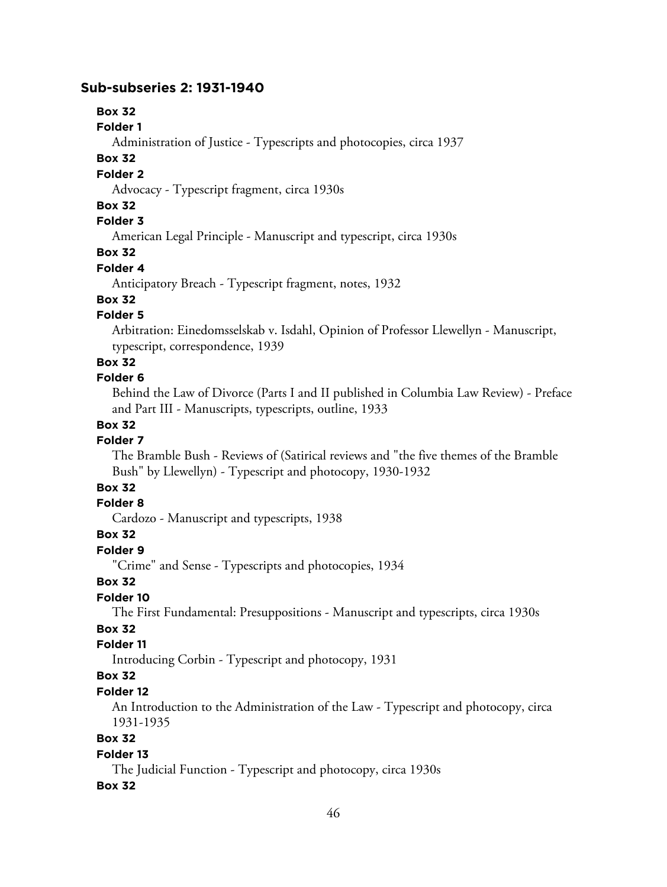## Sub-subseries 2: 1931-1940

**Box 32**

**Folder 1**

Administration of Justice - Typescripts and photocopies, circa 1937

**Box 32**

**Folder 2**

Advocacy - Typescript fragment, circa 1930s

**Box 32**

**Folder 3**

American Legal Principle - Manuscript and typescript, circa 1930s

**Box 32**

**Folder 4**

Anticipatory Breach - Typescript fragment, notes, 1932

**Box 32**

**Folder 5**

Arbitration: Einedomsselskab v. Isdahl, Opinion of Professor Llewellyn - Manuscript, typescript, correspondence, 1939

**Box 32**

**Folder 6**

Behind the Law of Divorce (Parts I and II published in Columbia Law Review) - Preface and Part III - Manuscripts, typescripts, outline, 1933

**Box 32**

**Folder 7**

The Bramble Bush - Reviews of (Satirical reviews and "the five themes of the Bramble Bush" by Llewellyn) - Typescript and photocopy, 1930-1932

**Box 32**

**Folder 8**

Cardozo - Manuscript and typescripts, 1938

**Box 32**

**Folder 9**

"Crime" and Sense - Typescripts and photocopies, 1934

**Box 32**

**Folder 10**

The First Fundamental: Presuppositions - Manuscript and typescripts, circa 1930s

**Box 32**

**Folder 11**

Introducing Corbin - Typescript and photocopy, 1931

**Box 32**

**Folder 12**

An Introduction to the Administration of the Law - Typescript and photocopy, circa 1931-1935

**Box 32**

**Folder 13**

The Judicial Function - Typescript and photocopy, circa 1930s

**Box 32**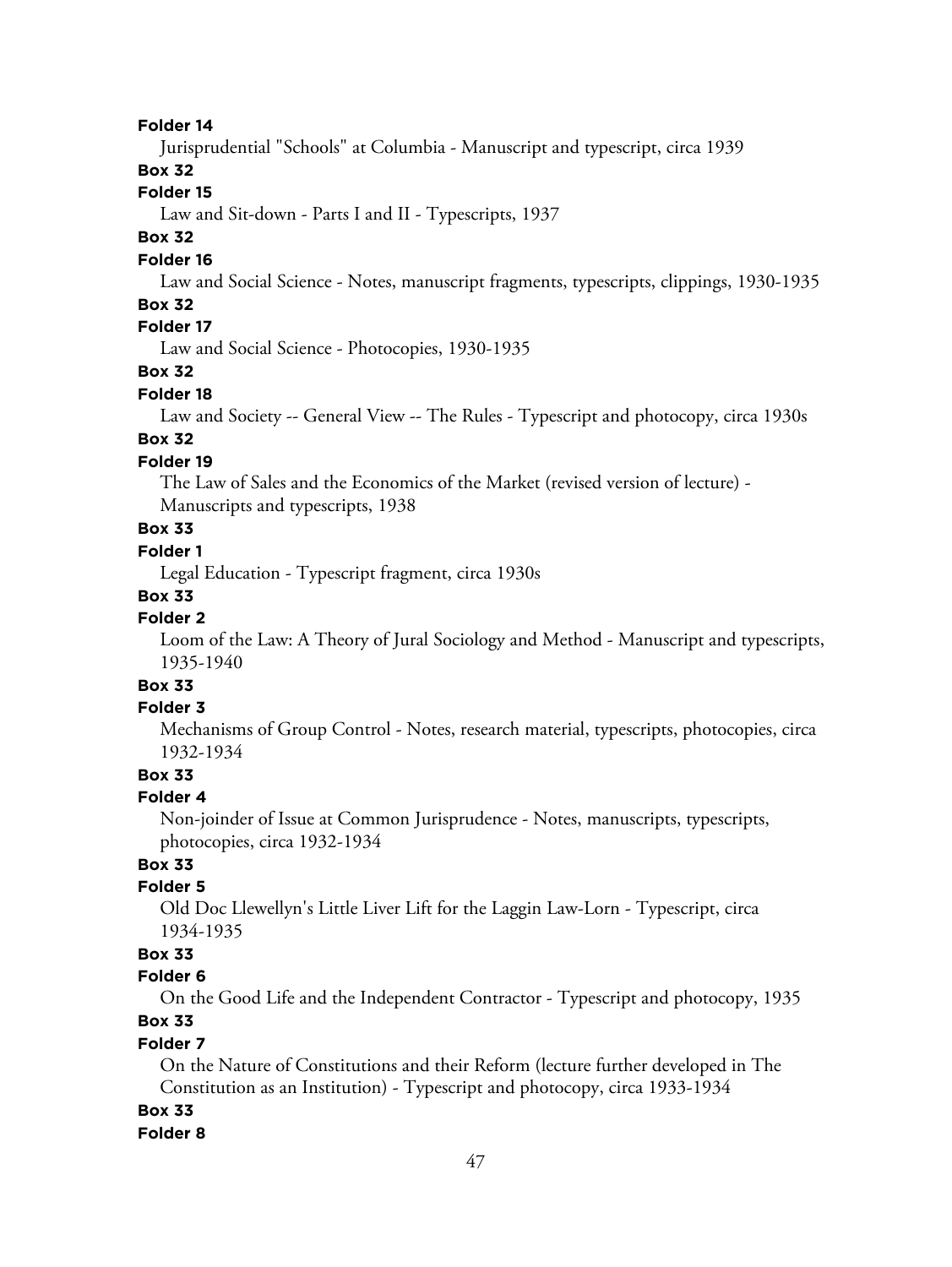**Folder 14**

Jurisprudential "Schools" at Columbia - Manuscript and typescript, circa 1939

**Box 32**

**Folder 15**

Law and Sit-down - Parts I and II - Typescripts, 1937

**Box 32**

**Folder 16**

Law and Social Science - Notes, manuscript fragments, typescripts, clippings, 1930-1935

**Box 32**

**Folder 17**

Law and Social Science - Photocopies, 1930-1935

**Box 32**

**Folder 18**

Law and Society -- General View -- The Rules - Typescript and photocopy, circa 1930s

**Box 32**

**Folder 19**

The Law of Sales and the Economics of the Market (revised version of lecture) - Manuscripts and typescripts, 1938

**Box 33**

**Folder 1**

Legal Education - Typescript fragment, circa 1930s

**Box 33**

**Folder 2**

Loom of the Law: A Theory of Jural Sociology and Method - Manuscript and typescripts, 1935-1940

**Box 33**

**Folder 3**

Mechanisms of Group Control - Notes, research material, typescripts, photocopies, circa 1932-1934

**Box 33**

**Folder 4**

Non-joinder of Issue at Common Jurisprudence - Notes, manuscripts, typescripts, photocopies, circa 1932-1934

**Box 33**

**Folder 5**

Old Doc Llewellyn's Little Liver Lift for the Laggin Law-Lorn - Typescript, circa 1934-1935

**Box 33**

**Folder 6**

On the Good Life and the Independent Contractor - Typescript and photocopy, 1935

**Box 33**

**Folder 7**

On the Nature of Constitutions and their Reform (lecture further developed in The Constitution as an Institution) - Typescript and photocopy, circa 1933-1934

**Box 33**

**Folder 8**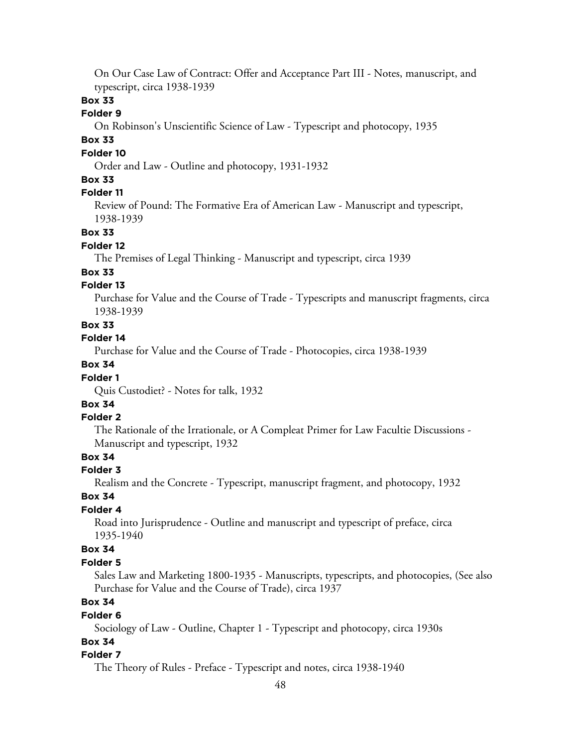On Our Case Law of Contract: Offer and Acceptance Part III - Notes, manuscript, and typescript, circa 1938-1939

**Box 33**

**Folder 9**

On Robinson's Unscientific Science of Law - Typescript and photocopy, 1935

**Box 33**

**Folder 10**

Order and Law - Outline and photocopy, 1931-1932

**Box 33**

**Folder 11**

Review of Pound: The Formative Era of American Law - Manuscript and typescript, 1938-1939

**Box 33**

**Folder 12**

The Premises of Legal Thinking - Manuscript and typescript, circa 1939

**Box 33**

**Folder 13**

Purchase for Value and the Course of Trade - Typescripts and manuscript fragments, circa 1938-1939

**Box 33**

**Folder 14**

Purchase for Value and the Course of Trade - Photocopies, circa 1938-1939

**Box 34**

**Folder 1**

Quis Custodiet? - Notes for talk, 1932

**Box 34**

**Folder 2**

The Rationale of the Irrationale, or A Compleat Primer for Law Facultie Discussions - Manuscript and typescript, 1932

**Box 34**

**Folder 3**

Realism and the Concrete - Typescript, manuscript fragment, and photocopy, 1932

**Box 34**

**Folder 4**

Road into Jurisprudence - Outline and manuscript and typescript of preface, circa 1935-1940

**Box 34**

**Folder 5**

Sales Law and Marketing 1800-1935 - Manuscripts, typescripts, and photocopies, (See also Purchase for Value and the Course of Trade), circa 1937

**Box 34**

**Folder 6**

Sociology of Law - Outline, Chapter 1 - Typescript and photocopy, circa 1930s

**Box 34**

**Folder 7**

The Theory of Rules - Preface - Typescript and notes, circa 1938-1940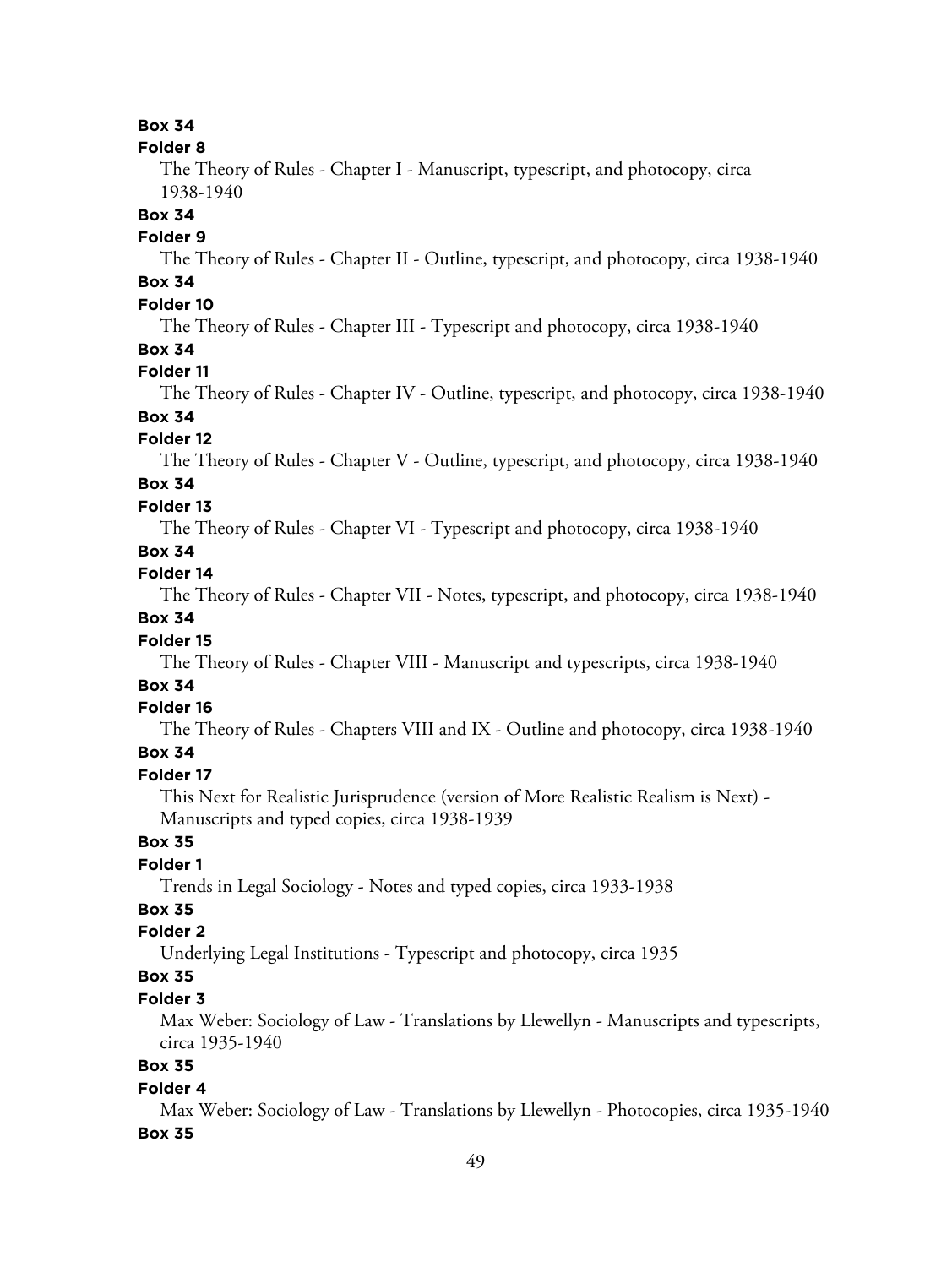**Box 34**

**Folder 8**

The Theory of Rules - Chapter I - Manuscript, typescript, and photocopy, circa 1938-1940

**Box 34**

**Folder 9**

The Theory of Rules - Chapter II - Outline, typescript, and photocopy, circa 1938-1940

**Box 34**

**Folder 10**

The Theory of Rules - Chapter III - Typescript and photocopy, circa 1938-1940

**Box 34**

**Folder 11**

The Theory of Rules - Chapter IV - Outline, typescript, and photocopy, circa 1938-1940

**Box 34**

**Folder 12**

The Theory of Rules - Chapter V - Outline, typescript, and photocopy, circa 1938-1940

**Box 34**

**Folder 13**

The Theory of Rules - Chapter VI - Typescript and photocopy, circa 1938-1940

**Box 34**

**Folder 14**

The Theory of Rules - Chapter VII - Notes, typescript, and photocopy, circa 1938-1940

**Box 34**

**Folder 15**

The Theory of Rules - Chapter VIII - Manuscript and typescripts, circa 1938-1940

**Box 34**

**Folder 16**

The Theory of Rules - Chapters VIII and IX - Outline and photocopy, circa 1938-1940

**Box 34**

**Folder 17**

This Next for Realistic Jurisprudence (version of More Realistic Realism is Next) - Manuscripts and typed copies, circa 1938-1939

**Box 35**

**Folder 1**

Trends in Legal Sociology - Notes and typed copies, circa 1933-1938

**Box 35**

**Folder 2**

Underlying Legal Institutions - Typescript and photocopy, circa 1935

**Box 35**

**Folder 3**

Max Weber: Sociology of Law - Translations by Llewellyn - Manuscripts and typescripts, circa 1935-1940

**Box 35**

**Folder 4**

Max Weber: Sociology of Law - Translations by Llewellyn - Photocopies, circa 1935-1940

**Box 35**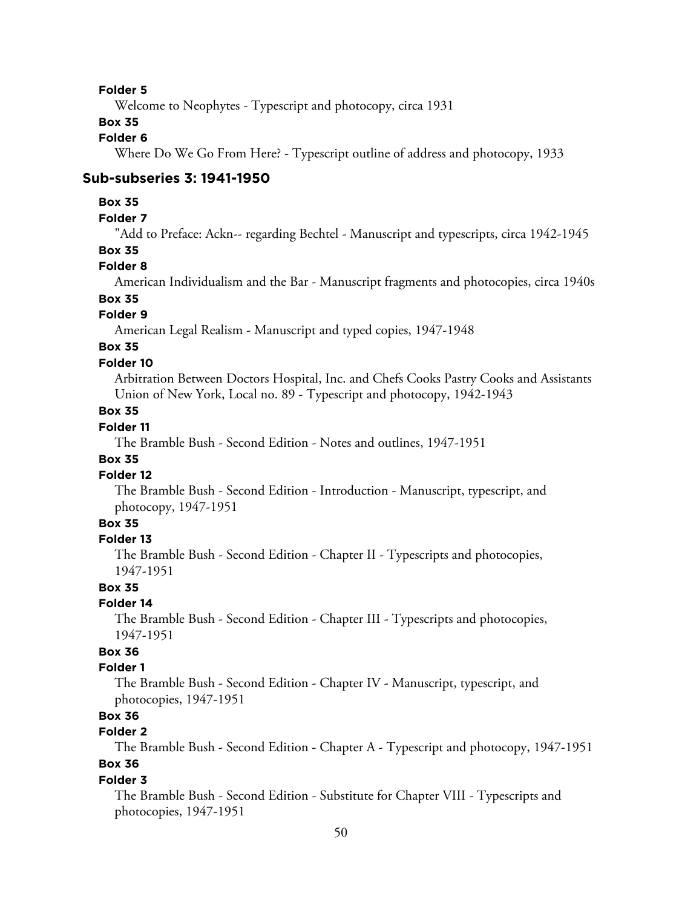**Folder 5**

Welcome to Neophytes - Typescript and photocopy, circa 1931

**Box 35**

**Folder 6**

Where Do We Go From Here? - Typescript outline of address and photocopy, 1933

### Sub-subseries 3: 1941-1950

**Box 35**

**Folder 7**

"Add to Preface: Ackn-- regarding Bechtel - Manuscript and typescripts, circa 1942-1945

**Box 35**

**Folder 8**

American Individualism and the Bar - Manuscript fragments and photocopies, circa 1940s

**Box 35**

**Folder 9**

American Legal Realism - Manuscript and typed copies, 1947-1948

**Box 35**

**Folder 10**

Arbitration Between Doctors Hospital, Inc. and Chefs Cooks Pastry Cooks and Assistants Union of New York, Local no. 89 - Typescript and photocopy, 1942-1943

**Box 35**

**Folder 11**

The Bramble Bush - Second Edition - Notes and outlines, 1947-1951

**Box 35**

**Folder 12**

The Bramble Bush - Second Edition - Introduction - Manuscript, typescript, and photocopy, 1947-1951

**Box 35**

**Folder 13**

The Bramble Bush - Second Edition - Chapter II - Typescripts and photocopies, 1947-1951

**Box 35**

**Folder 14**

The Bramble Bush - Second Edition - Chapter III - Typescripts and photocopies, 1947-1951

**Box 36**

**Folder 1**

The Bramble Bush - Second Edition - Chapter IV - Manuscript, typescript, and photocopies, 1947-1951

**Box 36**

**Folder 2**

The Bramble Bush - Second Edition - Chapter A - Typescript and photocopy, 1947-1951

**Box 36**

**Folder 3**

The Bramble Bush - Second Edition - Substitute for Chapter VIII - Typescripts and photocopies, 1947-1951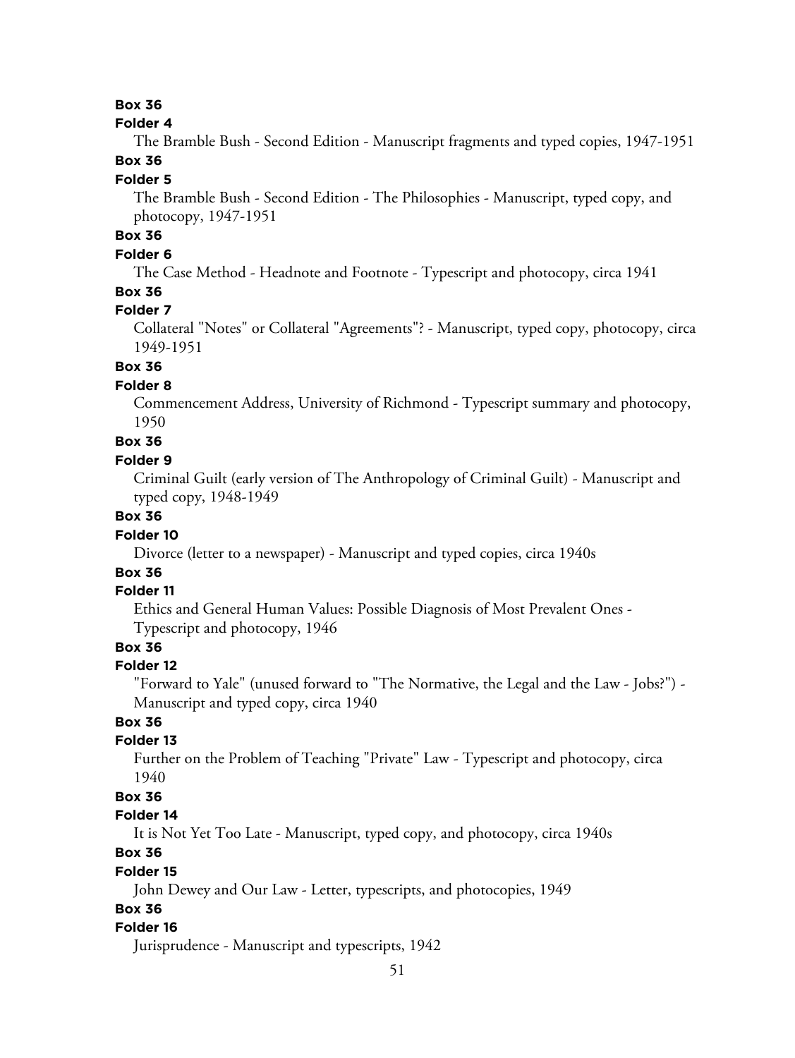**Box 36**

**Folder 4**

The Bramble Bush - Second Edition - Manuscript fragments and typed copies, 1947-1951

**Box 36**

**Folder 5**

The Bramble Bush - Second Edition - The Philosophies - Manuscript, typed copy, and photocopy, 1947-1951

**Box 36**

**Folder 6**

The Case Method - Headnote and Footnote - Typescript and photocopy, circa 1941

**Box 36**

**Folder 7**

Collateral "Notes" or Collateral "Agreements"? - Manuscript, typed copy, photocopy, circa 1949-1951

**Box 36**

**Folder 8**

Commencement Address, University of Richmond - Typescript summary and photocopy, 1950

**Box 36**

**Folder 9**

Criminal Guilt (early version of The Anthropology of Criminal Guilt) - Manuscript and typed copy, 1948-1949

**Box 36**

**Folder 10**

Divorce (letter to a newspaper) - Manuscript and typed copies, circa 1940s

**Box 36**

**Folder 11**

Ethics and General Human Values: Possible Diagnosis of Most Prevalent Ones - Typescript and photocopy, 1946

**Box 36**

**Folder 12**

"Forward to Yale" (unused forward to "The Normative, the Legal and the Law - Jobs?") - Manuscript and typed copy, circa 1940

**Box 36**

**Folder 13**

Further on the Problem of Teaching "Private" Law - Typescript and photocopy, circa 1940

**Box 36**

**Folder 14**

It is Not Yet Too Late - Manuscript, typed copy, and photocopy, circa 1940s

**Box 36**

**Folder 15**

John Dewey and Our Law - Letter, typescripts, and photocopies, 1949

**Box 36**

**Folder 16**

Jurisprudence - Manuscript and typescripts, 1942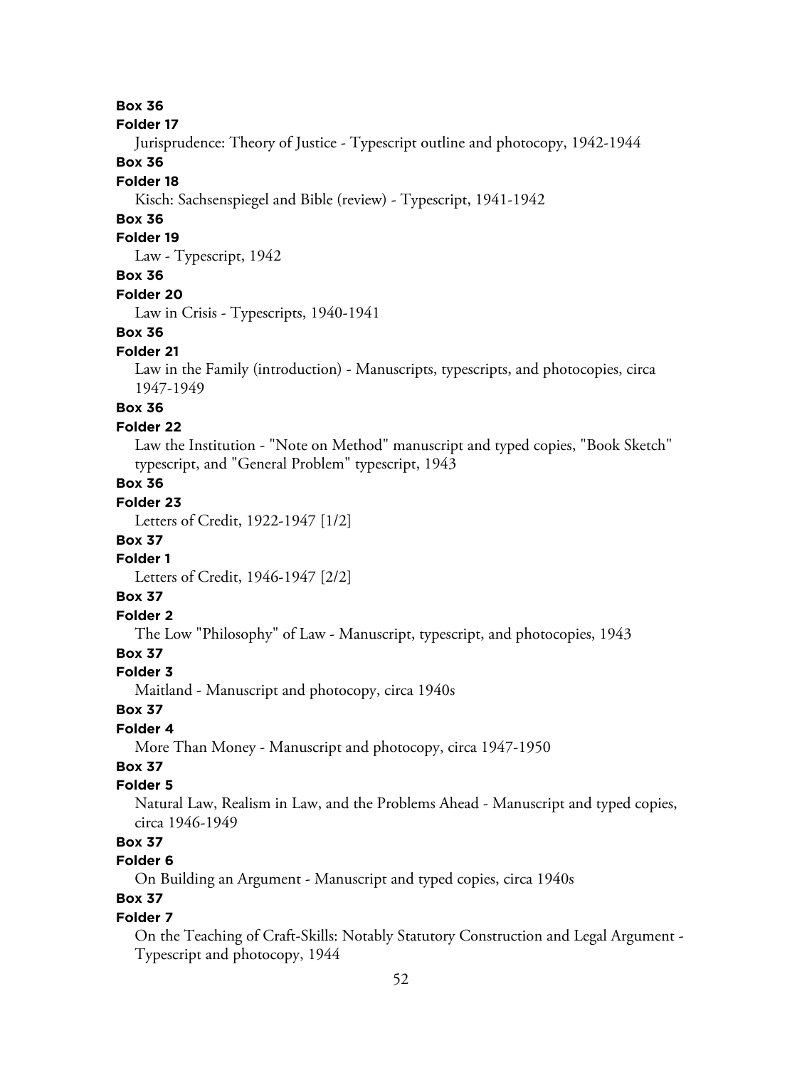**Box 36**

**Folder 17**

Jurisprudence: Theory of Justice - Typescript outline and photocopy, 1942-1944

**Box 36**

**Folder 18**

Kisch: Sachsenspiegel and Bible (review) - Typescript, 1941-1942

**Box 36**

**Folder 19**

Law - Typescript, 1942

**Box 36**

**Folder 20**

Law in Crisis - Typescripts, 1940-1941

**Box 36**

**Folder 21**

Law in the Family (introduction) - Manuscripts, typescripts, and photocopies, circa 1947-1949

**Box 36**

**Folder 22**

Law the Institution - "Note on Method" manuscript and typed copies, "Book Sketch" typescript, and "General Problem" typescript, 1943

**Box 36**

**Folder 23**

Letters of Credit, 1922-1947 [1/2]

**Box 37**

**Folder 1**

Letters of Credit, 1946-1947 [2/2]

**Box 37**

**Folder 2**

The Low "Philosophy" of Law - Manuscript, typescript, and photocopies, 1943

**Box 37**

**Folder 3**

Maitland - Manuscript and photocopy, circa 1940s

**Box 37**

**Folder 4**

More Than Money - Manuscript and photocopy, circa 1947-1950

**Box 37**

**Folder 5**

Natural Law, Realism in Law, and the Problems Ahead - Manuscript and typed copies, circa 1946-1949

**Box 37**

**Folder 6**

On Building an Argument - Manuscript and typed copies, circa 1940s

**Box 37**

**Folder 7**

On the Teaching of Craft-Skills: Notably Statutory Construction and Legal Argument - Typescript and photocopy, 1944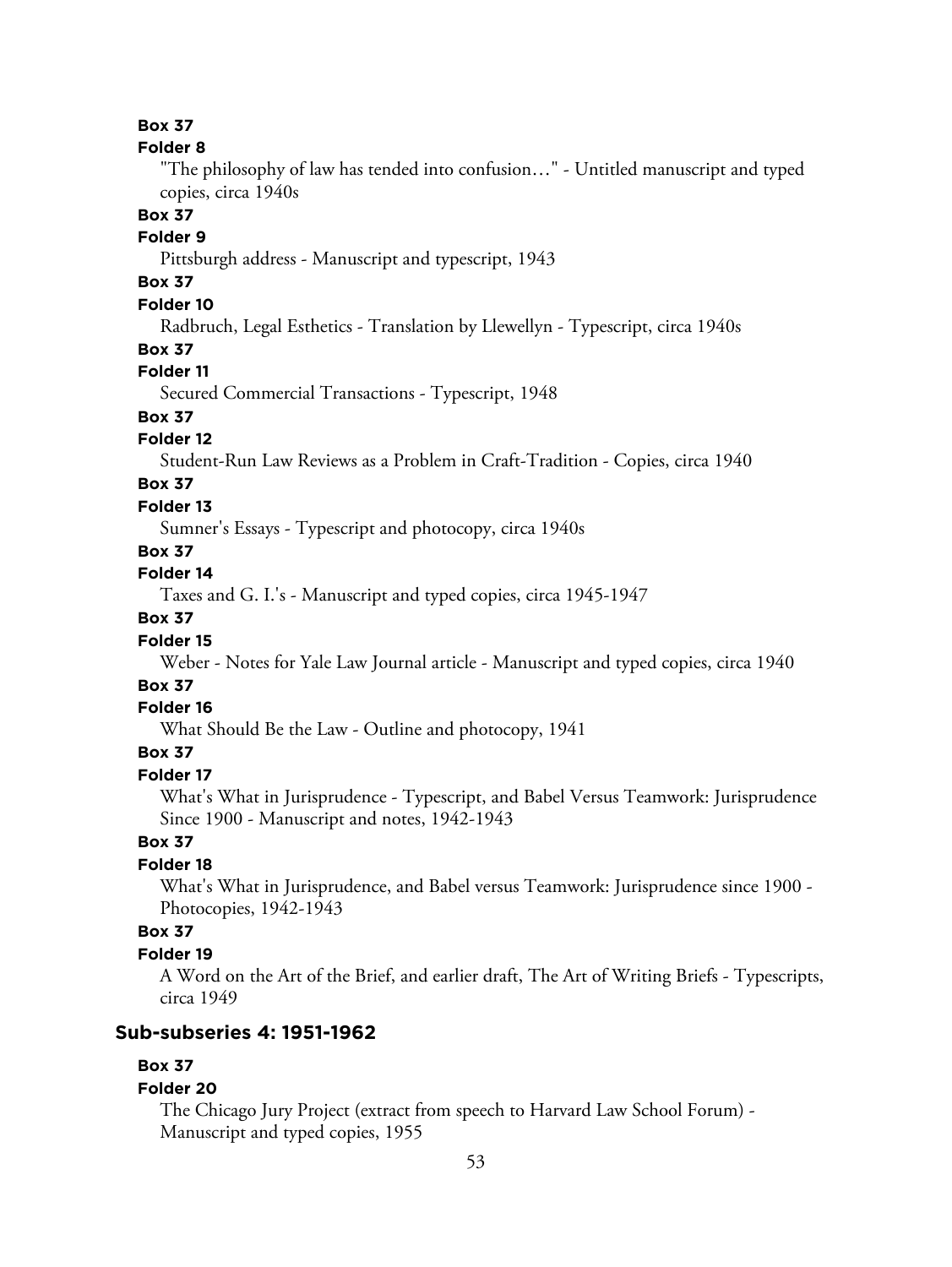**Box 37**

**Folder 8**

"The philosophy of law has tended into confusion…" - Untitled manuscript and typed copies, circa 1940s

**Box 37**

**Folder 9**

Pittsburgh address - Manuscript and typescript, 1943

**Box 37**

**Folder 10**

Radbruch, Legal Esthetics - Translation by Llewellyn - Typescript, circa 1940s

**Box 37**

**Folder 11**

Secured Commercial Transactions - Typescript, 1948

**Box 37**

**Folder 12**

Student-Run Law Reviews as a Problem in Craft-Tradition - Copies, circa 1940

**Box 37**

**Folder 13**

Sumner's Essays - Typescript and photocopy, circa 1940s

**Box 37**

**Folder 14**

Taxes and G. I.'s - Manuscript and typed copies, circa 1945-1947

**Box 37**

**Folder 15**

Weber - Notes for Yale Law Journal article - Manuscript and typed copies, circa 1940

**Box 37**

**Folder 16**

What Should Be the Law - Outline and photocopy, 1941

**Box 37**

**Folder 17**

What's What in Jurisprudence - Typescript, and Babel Versus Teamwork: Jurisprudence Since 1900 - Manuscript and notes, 1942-1943

**Box 37**

**Folder 18**

What's What in Jurisprudence, and Babel versus Teamwork: Jurisprudence since 1900 - Photocopies, 1942-1943

**Box 37**

**Folder 19**

A Word on the Art of the Brief, and earlier draft, The Art of Writing Briefs - Typescripts, circa 1949

### Sub-subseries 4: 1951-1962

**Box 37**

**Folder 20**

The Chicago Jury Project (extract from speech to Harvard Law School Forum) - Manuscript and typed copies, 1955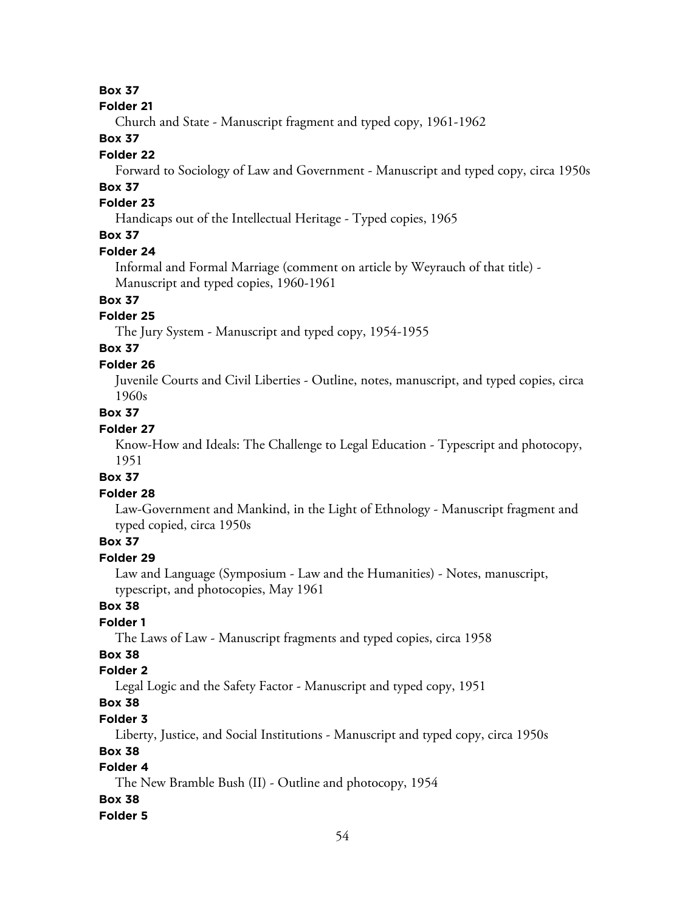**Box 37**

**Folder 21**

Church and State - Manuscript fragment and typed copy, 1961-1962

**Box 37**

**Folder 22**

Forward to Sociology of Law and Government - Manuscript and typed copy, circa 1950s

**Box 37**

**Folder 23**

Handicaps out of the Intellectual Heritage - Typed copies, 1965

**Box 37**

**Folder 24**

Informal and Formal Marriage (comment on article by Weyrauch of that title) - Manuscript and typed copies, 1960-1961

**Box 37**

**Folder 25**

The Jury System - Manuscript and typed copy, 1954-1955

**Box 37**

**Folder 26**

Juvenile Courts and Civil Liberties - Outline, notes, manuscript, and typed copies, circa 1960s

**Box 37**

**Folder 27**

Know-How and Ideals: The Challenge to Legal Education - Typescript and photocopy, 1951

**Box 37**

**Folder 28**

Law-Government and Mankind, in the Light of Ethnology - Manuscript fragment and typed copied, circa 1950s

**Box 37**

**Folder 29**

Law and Language (Symposium - Law and the Humanities) - Notes, manuscript, typescript, and photocopies, May 1961

**Box 38**

**Folder 1**

The Laws of Law - Manuscript fragments and typed copies, circa 1958

**Box 38**

**Folder 2**

Legal Logic and the Safety Factor - Manuscript and typed copy, 1951

**Box 38**

**Folder 3**

Liberty, Justice, and Social Institutions - Manuscript and typed copy, circa 1950s

**Box 38**

**Folder 4**

The New Bramble Bush (II) - Outline and photocopy, 1954

**Box 38**

**Folder 5**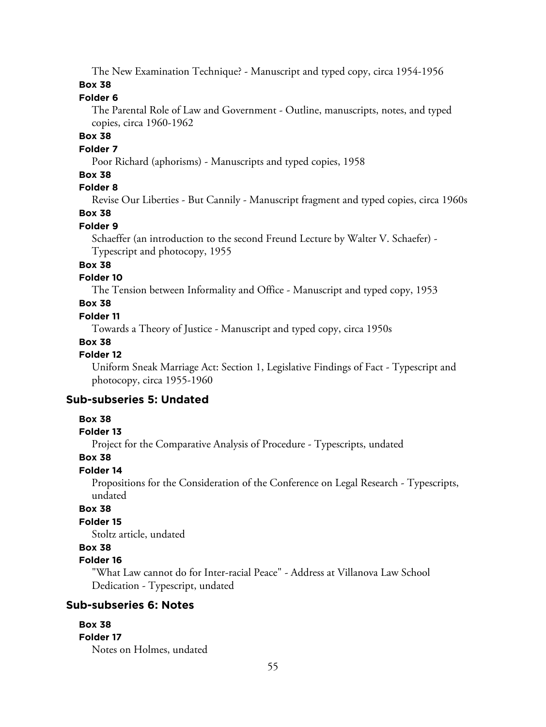The New Examination Technique? - Manuscript and typed copy, circa 1954-1956

**Box 38**

**Folder 6**

The Parental Role of Law and Government - Outline, manuscripts, notes, and typed copies, circa 1960-1962

**Box 38**

**Folder 7**

Poor Richard (aphorisms) - Manuscripts and typed copies, 1958

**Box 38**

**Folder 8**

Revise Our Liberties - But Cannily - Manuscript fragment and typed copies, circa 1960s

**Box 38**

**Folder 9**

Schaeffer (an introduction to the second Freund Lecture by Walter V. Schaefer) - Typescript and photocopy, 1955

**Box 38**

**Folder 10**

The Tension between Informality and Office - Manuscript and typed copy, 1953

**Box 38**

**Folder 11**

Towards a Theory of Justice - Manuscript and typed copy, circa 1950s

**Box 38**

**Folder 12**

Uniform Sneak Marriage Act: Section 1, Legislative Findings of Fact - Typescript and photocopy, circa 1955-1960

### Sub-subseries 5: Undated

**Box 38**

**Folder 13**

Project for the Comparative Analysis of Procedure - Typescripts, undated

**Box 38**

**Folder 14**

Propositions for the Consideration of the Conference on Legal Research - Typescripts, undated

**Box 38**

**Folder 15**

Stoltz article, undated

**Box 38**

**Folder 16**

"What Law cannot do for Inter-racial Peace" - Address at Villanova Law School Dedication - Typescript, undated

### Sub-subseries 6: Notes

**Box 38**

**Folder 17**

Notes on Holmes, undated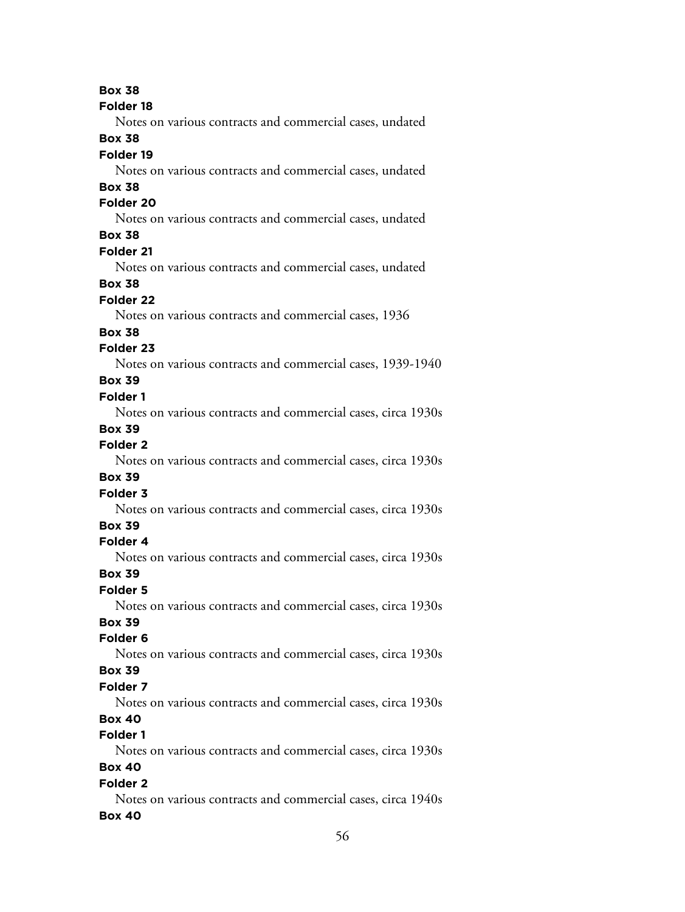**Box 38**
**Folder 18**
Notes on various contracts and commercial cases, undated
**Box 38**
**Folder 19**
Notes on various contracts and commercial cases, undated
**Box 38**
**Folder 20**
Notes on various contracts and commercial cases, undated
**Box 38**
**Folder 21**
Notes on various contracts and commercial cases, undated
**Box 38**
**Folder 22**
Notes on various contracts and commercial cases, 1936
**Box 38**
**Folder 23**
Notes on various contracts and commercial cases, 1939-1940
**Box 39**
**Folder 1**
Notes on various contracts and commercial cases, circa 1930s
**Box 39**
**Folder 2**
Notes on various contracts and commercial cases, circa 1930s
**Box 39**
**Folder 3**
Notes on various contracts and commercial cases, circa 1930s
**Box 39**
**Folder 4**
Notes on various contracts and commercial cases, circa 1930s
**Box 39**
**Folder 5**
Notes on various contracts and commercial cases, circa 1930s
**Box 39**
**Folder 6**
Notes on various contracts and commercial cases, circa 1930s
**Box 39**
**Folder 7**
Notes on various contracts and commercial cases, circa 1930s
**Box 40**
**Folder 1**
Notes on various contracts and commercial cases, circa 1930s
**Box 40**
**Folder 2**
Notes on various contracts and commercial cases, circa 1940s
**Box 40**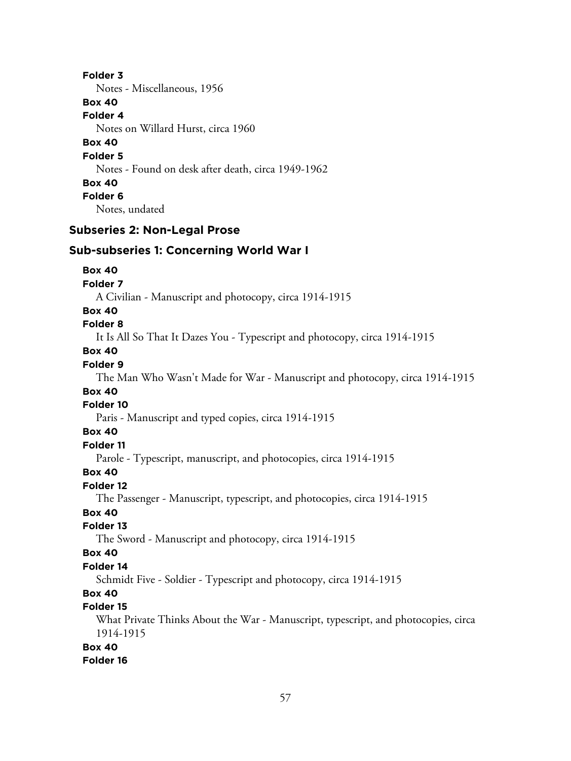**Folder 3**

Notes - Miscellaneous, 1956

**Box 40**

**Folder 4**

Notes on Willard Hurst, circa 1960

**Box 40**

**Folder 5**

Notes - Found on desk after death, circa 1949-1962

**Box 40**

**Folder 6**

Notes, undated

## Subseries 2: Non-Legal Prose

### Sub-subseries 1: Concerning World War I

**Box 40**

**Folder 7**

A Civilian - Manuscript and photocopy, circa 1914-1915

**Box 40**

**Folder 8**

It Is All So That It Dazes You - Typescript and photocopy, circa 1914-1915

**Box 40**

**Folder 9**

The Man Who Wasn't Made for War - Manuscript and photocopy, circa 1914-1915

**Box 40**

**Folder 10**

Paris - Manuscript and typed copies, circa 1914-1915

**Box 40**

**Folder 11**

Parole - Typescript, manuscript, and photocopies, circa 1914-1915

**Box 40**

**Folder 12**

The Passenger - Manuscript, typescript, and photocopies, circa 1914-1915

**Box 40**

**Folder 13**

The Sword - Manuscript and photocopy, circa 1914-1915

**Box 40**

**Folder 14**

Schmidt Five - Soldier - Typescript and photocopy, circa 1914-1915

**Box 40**

**Folder 15**

What Private Thinks About the War - Manuscript, typescript, and photocopies, circa 1914-1915

**Box 40**

**Folder 16**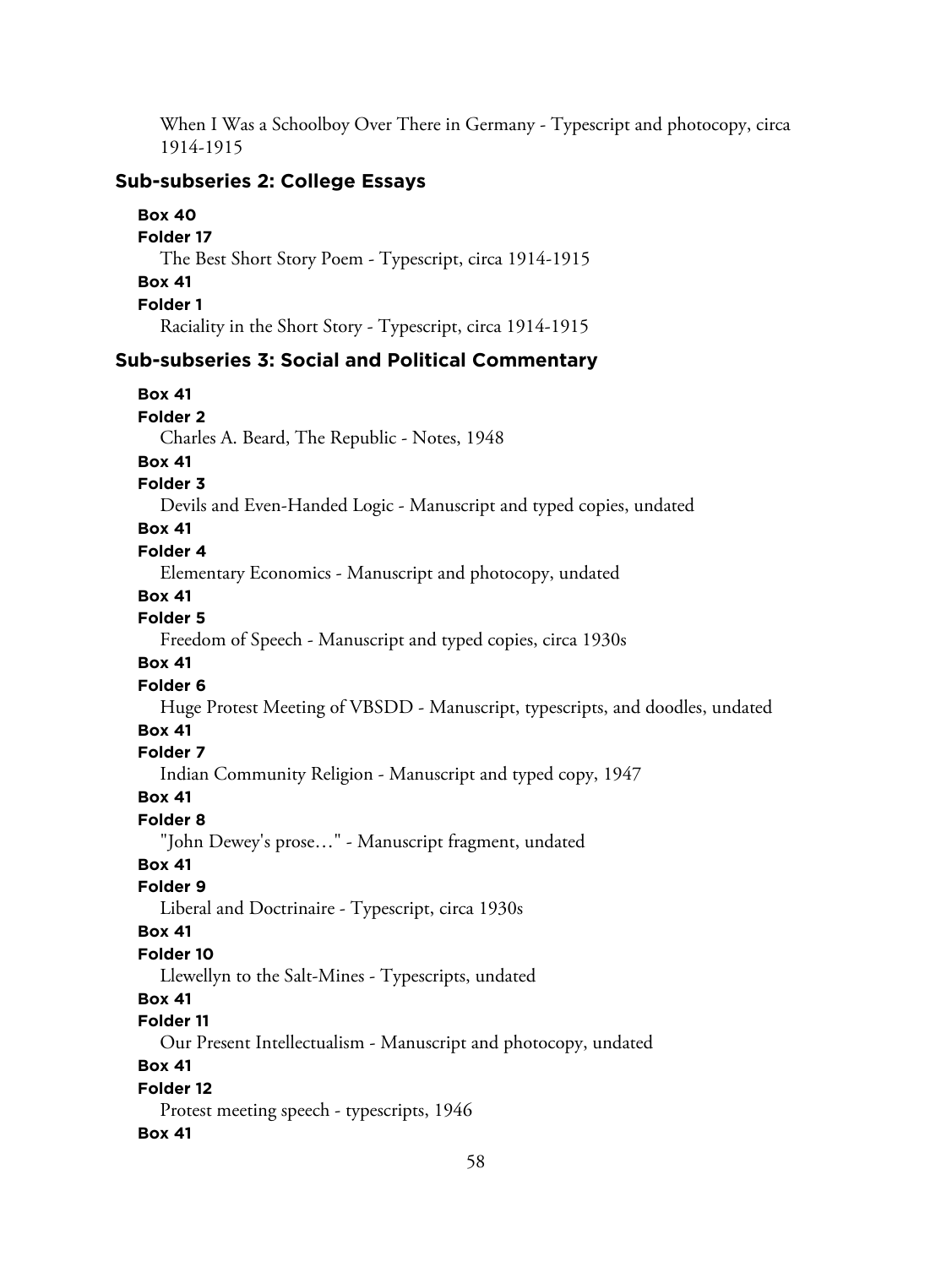When I Was a Schoolboy Over There in Germany - Typescript and photocopy, circa 1914-1915

### Sub-subseries 2: College Essays

**Box 40**

**Folder 17**

The Best Short Story Poem - Typescript, circa 1914-1915

**Box 41**

**Folder 1**

Raciality in the Short Story - Typescript, circa 1914-1915

### Sub-subseries 3: Social and Political Commentary

**Box 41**

**Folder 2**

Charles A. Beard, The Republic - Notes, 1948

**Box 41**

**Folder 3**

Devils and Even-Handed Logic - Manuscript and typed copies, undated

**Box 41**

**Folder 4**

Elementary Economics - Manuscript and photocopy, undated

**Box 41**

**Folder 5**

Freedom of Speech - Manuscript and typed copies, circa 1930s

**Box 41**

**Folder 6**

Huge Protest Meeting of VBSDD - Manuscript, typescripts, and doodles, undated

**Box 41**

**Folder 7**

Indian Community Religion - Manuscript and typed copy, 1947

**Box 41**

**Folder 8**

"John Dewey's prose…" - Manuscript fragment, undated

**Box 41**

**Folder 9**

Liberal and Doctrinaire - Typescript, circa 1930s

**Box 41**

**Folder 10**

Llewellyn to the Salt-Mines - Typescripts, undated

**Box 41**

**Folder 11**

Our Present Intellectualism - Manuscript and photocopy, undated

**Box 41**

**Folder 12**

Protest meeting speech - typescripts, 1946

**Box 41**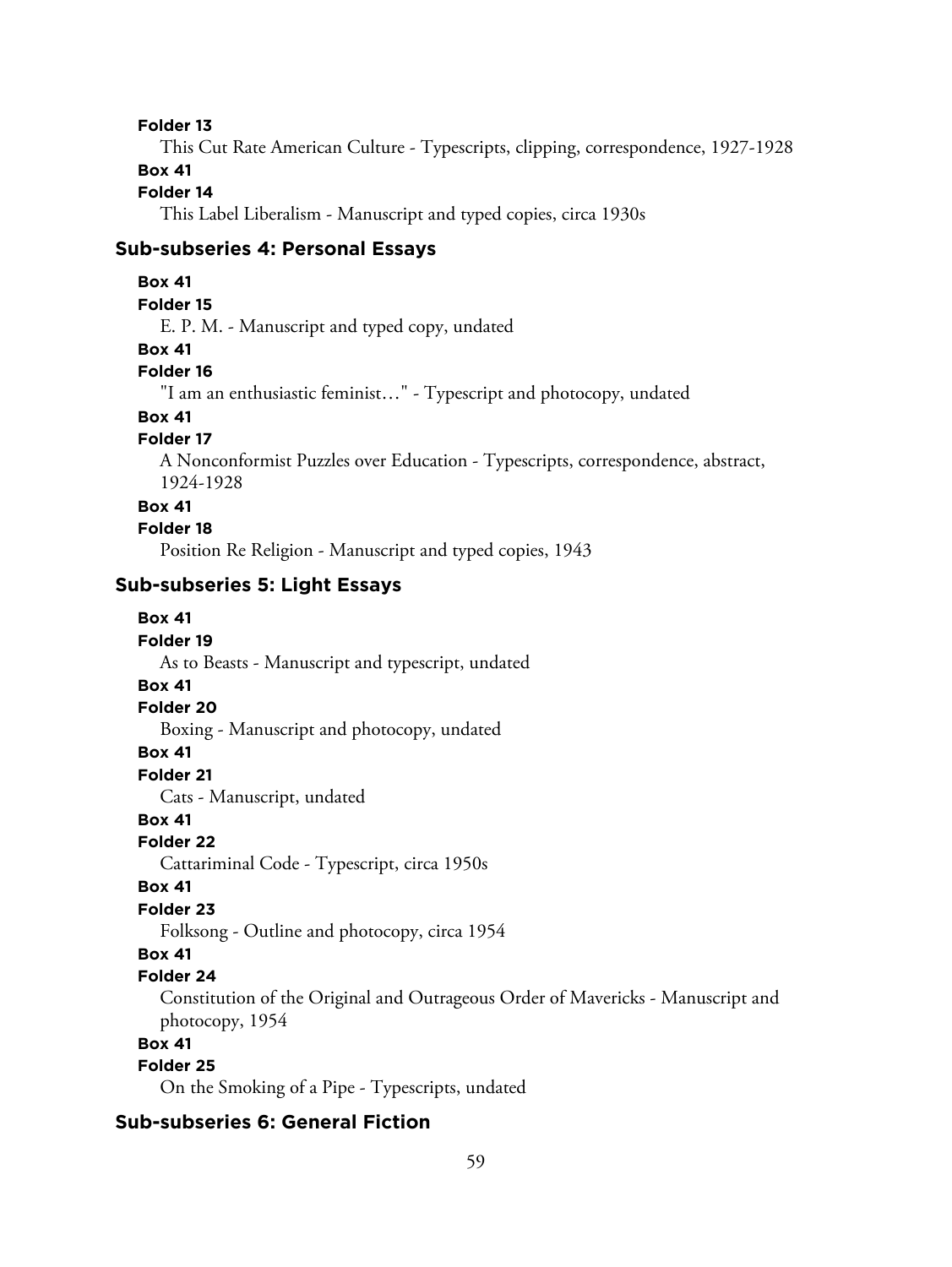**Folder 13**

This Cut Rate American Culture - Typescripts, clipping, correspondence, 1927-1928

**Box 41**

**Folder 14**

This Label Liberalism - Manuscript and typed copies, circa 1930s

### Sub-subseries 4: Personal Essays

**Box 41**

**Folder 15**

E. P. M. - Manuscript and typed copy, undated

**Box 41**

**Folder 16**

"I am an enthusiastic feminist…" - Typescript and photocopy, undated

**Box 41**

**Folder 17**

A Nonconformist Puzzles over Education - Typescripts, correspondence, abstract, 1924-1928

**Box 41**

**Folder 18**

Position Re Religion - Manuscript and typed copies, 1943

### Sub-subseries 5: Light Essays

**Box 41**

**Folder 19**

As to Beasts - Manuscript and typescript, undated

**Box 41**

**Folder 20**

Boxing - Manuscript and photocopy, undated

**Box 41**

**Folder 21**

Cats - Manuscript, undated

**Box 41**

**Folder 22**

Cattariminal Code - Typescript, circa 1950s

**Box 41**

**Folder 23**

Folksong - Outline and photocopy, circa 1954

**Box 41**

**Folder 24**

Constitution of the Original and Outrageous Order of Mavericks - Manuscript and photocopy, 1954

**Box 41**

**Folder 25**

On the Smoking of a Pipe - Typescripts, undated

### Sub-subseries 6: General Fiction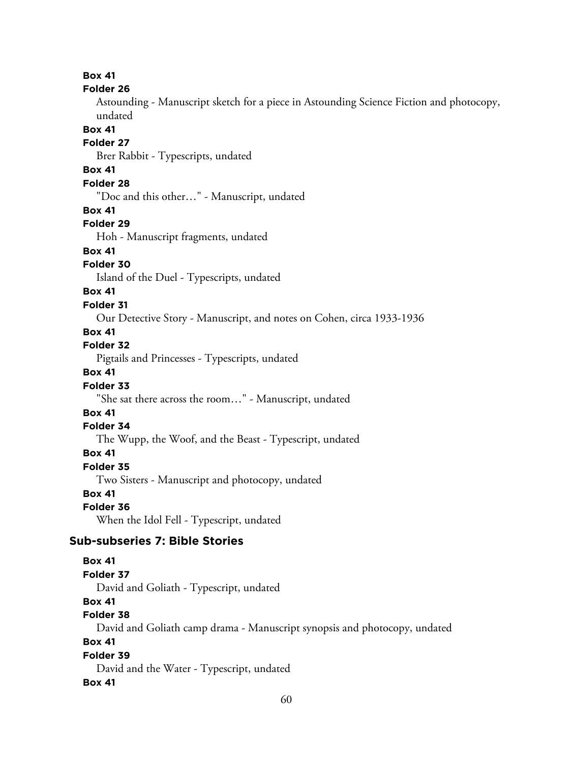**Box 41**

**Folder 26**

Astounding - Manuscript sketch for a piece in Astounding Science Fiction and photocopy, undated

**Box 41**

**Folder 27**

Brer Rabbit - Typescripts, undated

**Box 41**

**Folder 28**

"Doc and this other…" - Manuscript, undated

**Box 41**

**Folder 29**

Hoh - Manuscript fragments, undated

**Box 41**

**Folder 30**

Island of the Duel - Typescripts, undated

**Box 41**

**Folder 31**

Our Detective Story - Manuscript, and notes on Cohen, circa 1933-1936

**Box 41**

**Folder 32**

Pigtails and Princesses - Typescripts, undated

**Box 41**

**Folder 33**

"She sat there across the room…" - Manuscript, undated

**Box 41**

**Folder 34**

The Wupp, the Woof, and the Beast - Typescript, undated

**Box 41**

**Folder 35**

Two Sisters - Manuscript and photocopy, undated

**Box 41**

**Folder 36**

When the Idol Fell - Typescript, undated

## Sub-subseries 7: Bible Stories

**Box 41**

**Folder 37**

David and Goliath - Typescript, undated

**Box 41**

**Folder 38**

David and Goliath camp drama - Manuscript synopsis and photocopy, undated

**Box 41**

**Folder 39**

David and the Water - Typescript, undated

**Box 41**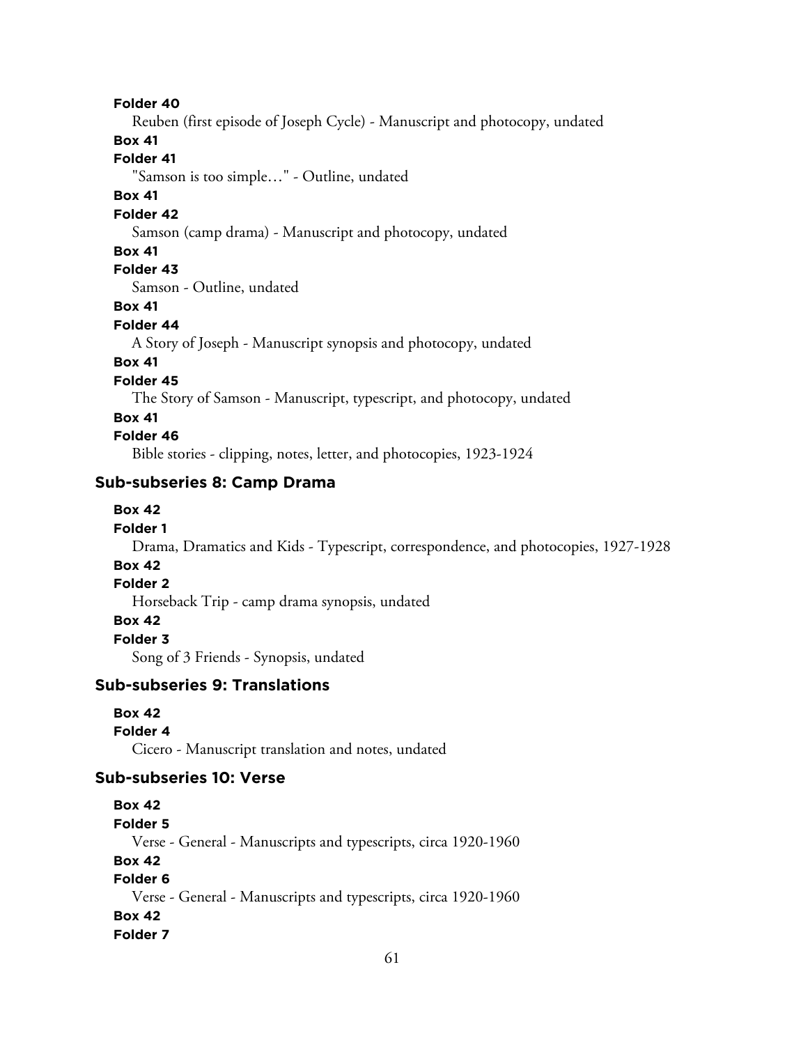**Folder 40**

Reuben (first episode of Joseph Cycle) - Manuscript and photocopy, undated

**Box 41**

**Folder 41**

"Samson is too simple…" - Outline, undated

**Box 41**

**Folder 42**

Samson (camp drama) - Manuscript and photocopy, undated

**Box 41**

**Folder 43**

Samson - Outline, undated

**Box 41**

**Folder 44**

A Story of Joseph - Manuscript synopsis and photocopy, undated

**Box 41**

**Folder 45**

The Story of Samson - Manuscript, typescript, and photocopy, undated

**Box 41**

**Folder 46**

Bible stories - clipping, notes, letter, and photocopies, 1923-1924

### Sub-subseries 8: Camp Drama

**Box 42**

**Folder 1**

Drama, Dramatics and Kids - Typescript, correspondence, and photocopies, 1927-1928

**Box 42**

**Folder 2**

Horseback Trip - camp drama synopsis, undated

**Box 42**

**Folder 3**

Song of 3 Friends - Synopsis, undated

### Sub-subseries 9: Translations

**Box 42**

**Folder 4**

Cicero - Manuscript translation and notes, undated

### Sub-subseries 10: Verse

**Box 42**

**Folder 5**

Verse - General - Manuscripts and typescripts, circa 1920-1960

**Box 42**

**Folder 6**

Verse - General - Manuscripts and typescripts, circa 1920-1960

**Box 42**

**Folder 7**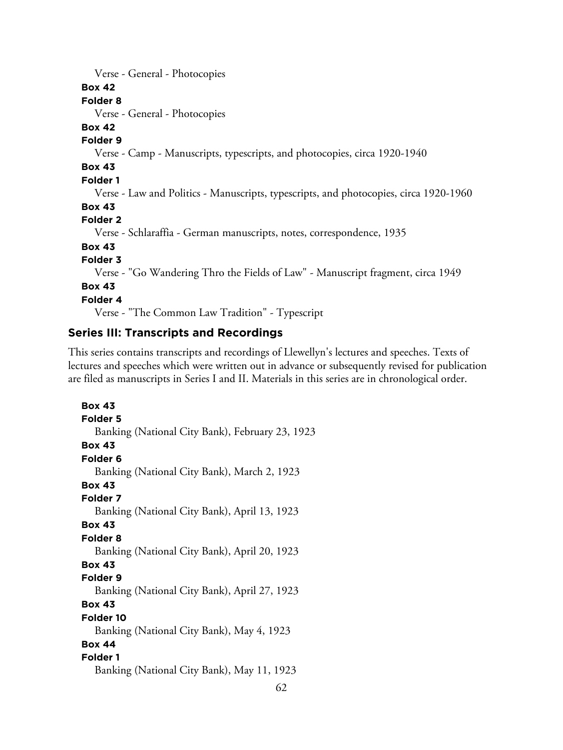Verse - General - Photocopies

**Box 42**

**Folder 8**

Verse - General - Photocopies

**Box 42**

**Folder 9**

Verse - Camp - Manuscripts, typescripts, and photocopies, circa 1920-1940

**Box 43**

**Folder 1**

Verse - Law and Politics - Manuscripts, typescripts, and photocopies, circa 1920-1960

**Box 43**

**Folder 2**

Verse - Schlaraffia - German manuscripts, notes, correspondence, 1935

**Box 43**

**Folder 3**

Verse - "Go Wandering Thro the Fields of Law" - Manuscript fragment, circa 1949

**Box 43**

**Folder 4**

Verse - "The Common Law Tradition" - Typescript

## Series III: Transcripts and Recordings

This series contains transcripts and recordings of Llewellyn's lectures and speeches. Texts of lectures and speeches which were written out in advance or subsequently revised for publication are filed as manuscripts in Series I and II. Materials in this series are in chronological order.

**Box 43**

**Folder 5**

Banking (National City Bank), February 23, 1923

**Box 43**

**Folder 6**

Banking (National City Bank), March 2, 1923

**Box 43**

**Folder 7**

Banking (National City Bank), April 13, 1923

**Box 43**

**Folder 8**

Banking (National City Bank), April 20, 1923

**Box 43**

**Folder 9**

Banking (National City Bank), April 27, 1923

**Box 43**

**Folder 10**

Banking (National City Bank), May 4, 1923

**Box 44**

**Folder 1**

Banking (National City Bank), May 11, 1923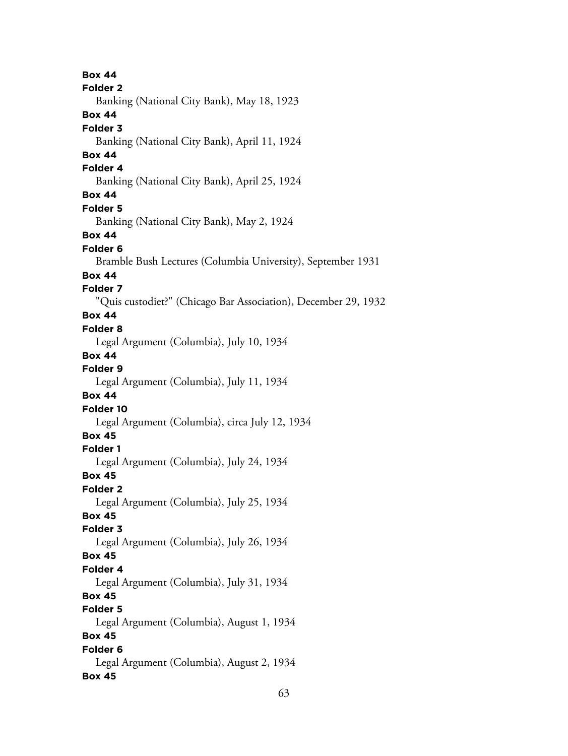**Box 44**
**Folder 2**
Banking (National City Bank), May 18, 1923
**Box 44**
**Folder 3**
Banking (National City Bank), April 11, 1924
**Box 44**
**Folder 4**
Banking (National City Bank), April 25, 1924
**Box 44**
**Folder 5**
Banking (National City Bank), May 2, 1924
**Box 44**
**Folder 6**
Bramble Bush Lectures (Columbia University), September 1931
**Box 44**
**Folder 7**
"Quis custodiet?" (Chicago Bar Association), December 29, 1932
**Box 44**
**Folder 8**
Legal Argument (Columbia), July 10, 1934
**Box 44**
**Folder 9**
Legal Argument (Columbia), July 11, 1934
**Box 44**
**Folder 10**
Legal Argument (Columbia), circa July 12, 1934
**Box 45**
**Folder 1**
Legal Argument (Columbia), July 24, 1934
**Box 45**
**Folder 2**
Legal Argument (Columbia), July 25, 1934
**Box 45**
**Folder 3**
Legal Argument (Columbia), July 26, 1934
**Box 45**
**Folder 4**
Legal Argument (Columbia), July 31, 1934
**Box 45**
**Folder 5**
Legal Argument (Columbia), August 1, 1934
**Box 45**
**Folder 6**
Legal Argument (Columbia), August 2, 1934
**Box 45**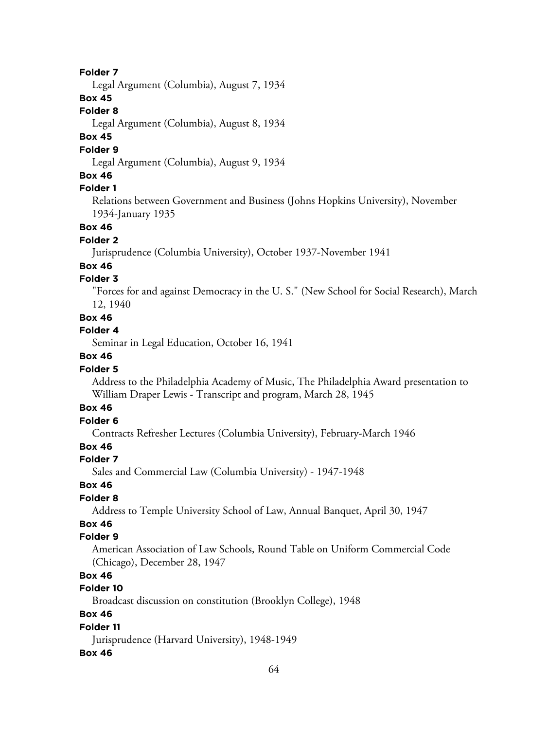**Folder 7**

Legal Argument (Columbia), August 7, 1934

**Box 45**

**Folder 8**

Legal Argument (Columbia), August 8, 1934

**Box 45**

**Folder 9**

Legal Argument (Columbia), August 9, 1934

**Box 46**

**Folder 1**

Relations between Government and Business (Johns Hopkins University), November 1934-January 1935

**Box 46**

**Folder 2**

Jurisprudence (Columbia University), October 1937-November 1941

**Box 46**

**Folder 3**

"Forces for and against Democracy in the U. S." (New School for Social Research), March 12, 1940

**Box 46**

**Folder 4**

Seminar in Legal Education, October 16, 1941

**Box 46**

**Folder 5**

Address to the Philadelphia Academy of Music, The Philadelphia Award presentation to William Draper Lewis - Transcript and program, March 28, 1945

**Box 46**

**Folder 6**

Contracts Refresher Lectures (Columbia University), February-March 1946

**Box 46**

**Folder 7**

Sales and Commercial Law (Columbia University) - 1947-1948

**Box 46**

**Folder 8**

Address to Temple University School of Law, Annual Banquet, April 30, 1947

**Box 46**

**Folder 9**

American Association of Law Schools, Round Table on Uniform Commercial Code (Chicago), December 28, 1947

**Box 46**

**Folder 10**

Broadcast discussion on constitution (Brooklyn College), 1948

**Box 46**

**Folder 11**

Jurisprudence (Harvard University), 1948-1949

**Box 46**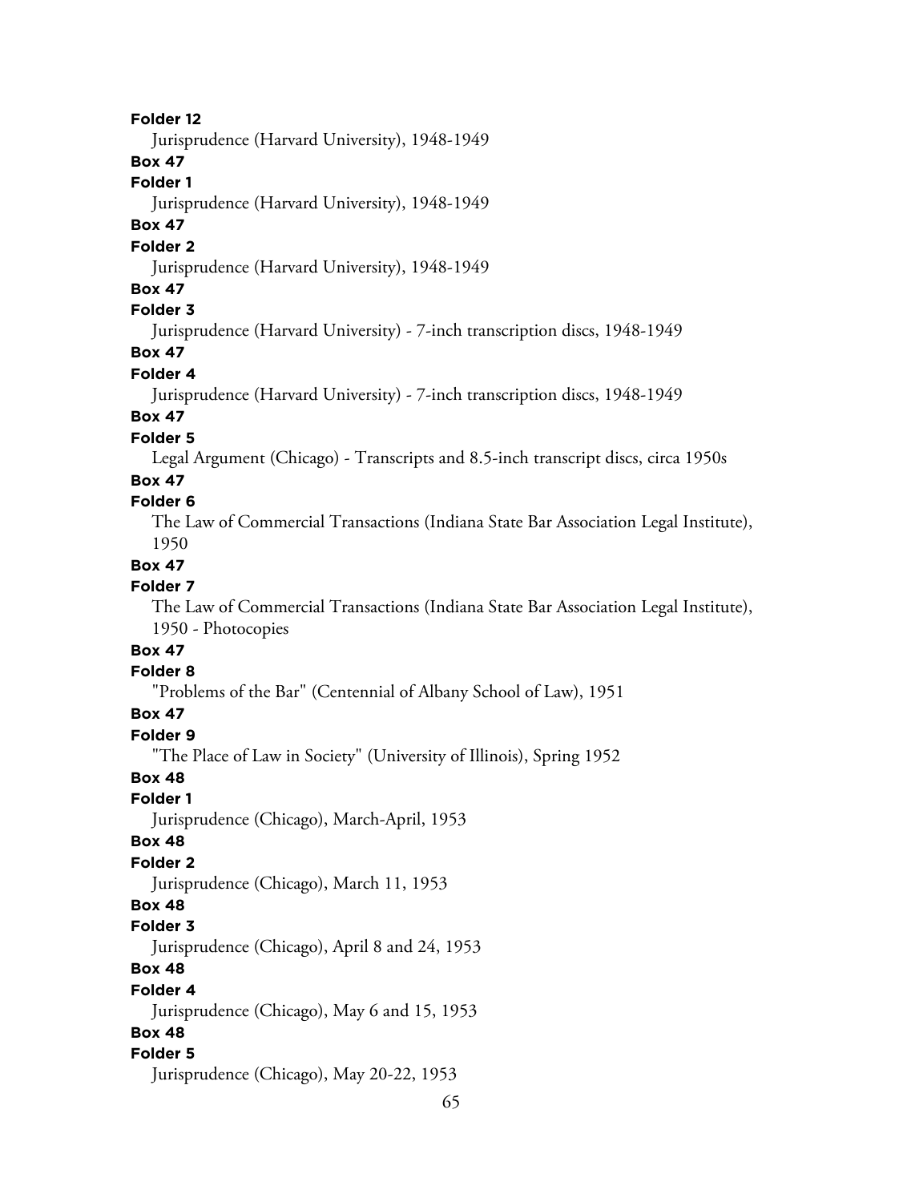**Folder 12**

Jurisprudence (Harvard University), 1948-1949

**Box 47**

**Folder 1**

Jurisprudence (Harvard University), 1948-1949

**Box 47**

**Folder 2**

Jurisprudence (Harvard University), 1948-1949

**Box 47**

**Folder 3**

Jurisprudence (Harvard University) - 7-inch transcription discs, 1948-1949

**Box 47**

**Folder 4**

Jurisprudence (Harvard University) - 7-inch transcription discs, 1948-1949

**Box 47**

**Folder 5**

Legal Argument (Chicago) - Transcripts and 8.5-inch transcript discs, circa 1950s

**Box 47**

**Folder 6**

The Law of Commercial Transactions (Indiana State Bar Association Legal Institute), 1950

**Box 47**

**Folder 7**

The Law of Commercial Transactions (Indiana State Bar Association Legal Institute), 1950 - Photocopies

**Box 47**

**Folder 8**

"Problems of the Bar" (Centennial of Albany School of Law), 1951

**Box 47**

**Folder 9**

"The Place of Law in Society" (University of Illinois), Spring 1952

**Box 48**

**Folder 1**

Jurisprudence (Chicago), March-April, 1953

**Box 48**

**Folder 2**

Jurisprudence (Chicago), March 11, 1953

**Box 48**

**Folder 3**

Jurisprudence (Chicago), April 8 and 24, 1953

**Box 48**

**Folder 4**

Jurisprudence (Chicago), May 6 and 15, 1953

**Box 48**

**Folder 5**

Jurisprudence (Chicago), May 20-22, 1953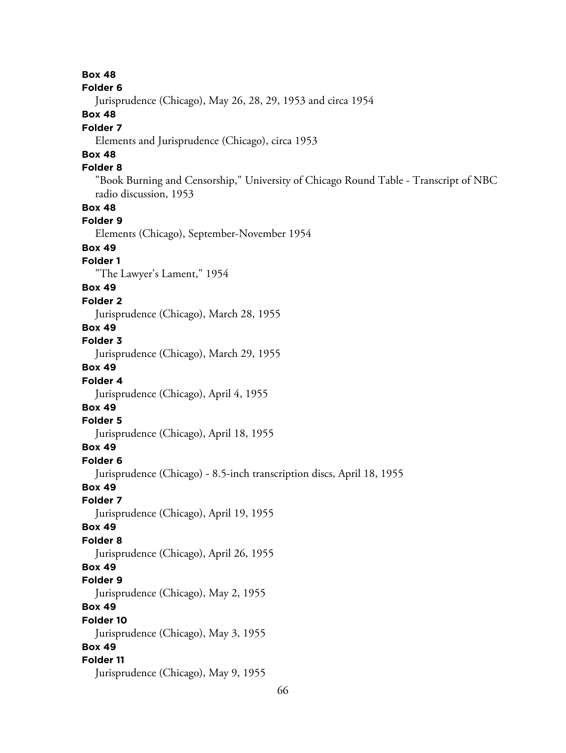**Box 48**
**Folder 6**
Jurisprudence (Chicago), May 26, 28, 29, 1953 and circa 1954

**Box 48**
**Folder 7**
Elements and Jurisprudence (Chicago), circa 1953

**Box 48**
**Folder 8**
"Book Burning and Censorship," University of Chicago Round Table - Transcript of NBC radio discussion, 1953

**Box 48**
**Folder 9**
Elements (Chicago), September-November 1954

**Box 49**
**Folder 1**
"The Lawyer's Lament," 1954

**Box 49**
**Folder 2**
Jurisprudence (Chicago), March 28, 1955

**Box 49**
**Folder 3**
Jurisprudence (Chicago), March 29, 1955

**Box 49**
**Folder 4**
Jurisprudence (Chicago), April 4, 1955

**Box 49**
**Folder 5**
Jurisprudence (Chicago), April 18, 1955

**Box 49**
**Folder 6**
Jurisprudence (Chicago) - 8.5-inch transcription discs, April 18, 1955

**Box 49**
**Folder 7**
Jurisprudence (Chicago), April 19, 1955

**Box 49**
**Folder 8**
Jurisprudence (Chicago), April 26, 1955

**Box 49**
**Folder 9**
Jurisprudence (Chicago), May 2, 1955

**Box 49**
**Folder 10**
Jurisprudence (Chicago), May 3, 1955

**Box 49**
**Folder 11**
Jurisprudence (Chicago), May 9, 1955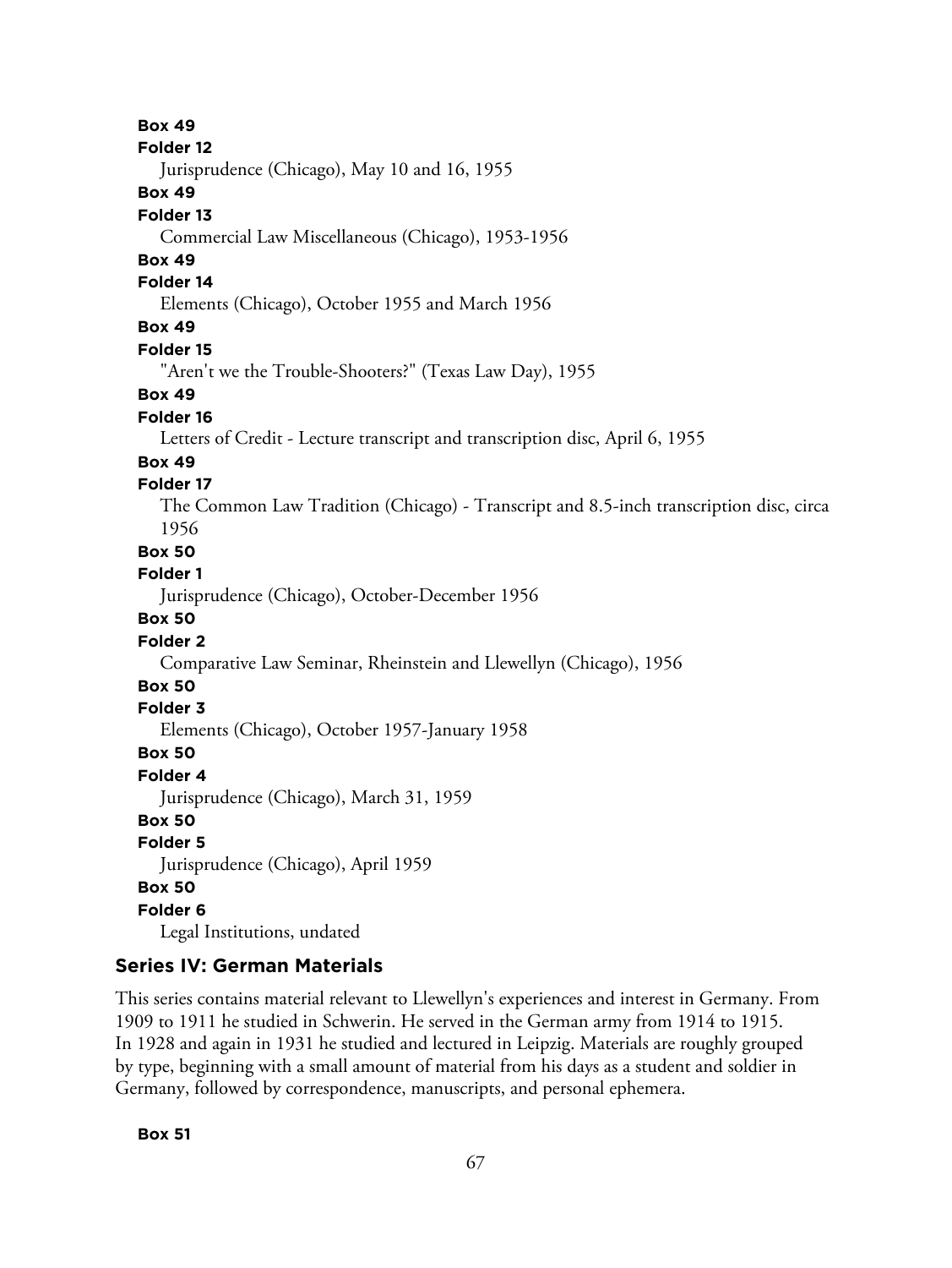**Box 49**

**Folder 12**

Jurisprudence (Chicago), May 10 and 16, 1955

**Box 49**

**Folder 13**

Commercial Law Miscellaneous (Chicago), 1953-1956

**Box 49**

**Folder 14**

Elements (Chicago), October 1955 and March 1956

**Box 49**

**Folder 15**

"Aren't we the Trouble-Shooters?" (Texas Law Day), 1955

**Box 49**

**Folder 16**

Letters of Credit - Lecture transcript and transcription disc, April 6, 1955

**Box 49**

**Folder 17**

The Common Law Tradition (Chicago) - Transcript and 8.5-inch transcription disc, circa 1956

**Box 50**

**Folder 1**

Jurisprudence (Chicago), October-December 1956

**Box 50**

**Folder 2**

Comparative Law Seminar, Rheinstein and Llewellyn (Chicago), 1956

**Box 50**

**Folder 3**

Elements (Chicago), October 1957-January 1958

**Box 50**

**Folder 4**

Jurisprudence (Chicago), March 31, 1959

**Box 50**

**Folder 5**

Jurisprudence (Chicago), April 1959

**Box 50**

**Folder 6**

Legal Institutions, undated

## Series IV: German Materials

This series contains material relevant to Llewellyn's experiences and interest in Germany. From 1909 to 1911 he studied in Schwerin. He served in the German army from 1914 to 1915. In 1928 and again in 1931 he studied and lectured in Leipzig. Materials are roughly grouped by type, beginning with a small amount of material from his days as a student and soldier in Germany, followed by correspondence, manuscripts, and personal ephemera.

**Box 51**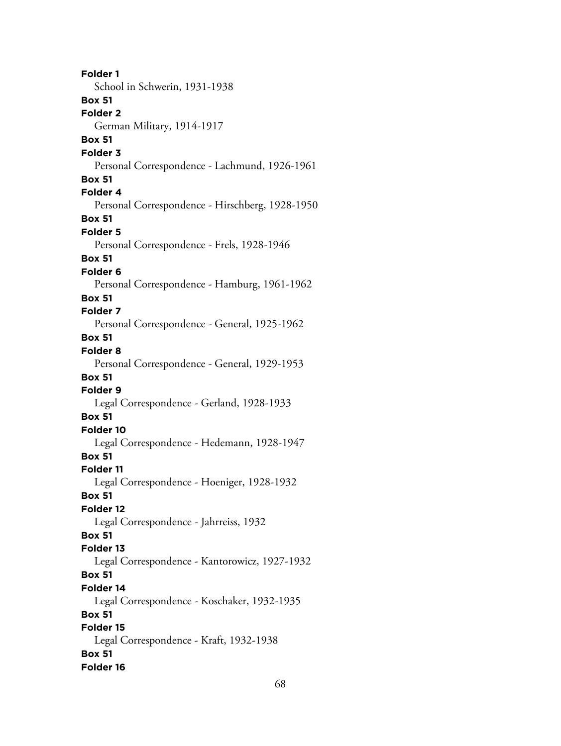**Folder 1**
School in Schwerin, 1931-1938
**Box 51**
**Folder 2**
German Military, 1914-1917
**Box 51**
**Folder 3**
Personal Correspondence - Lachmund, 1926-1961
**Box 51**
**Folder 4**
Personal Correspondence - Hirschberg, 1928-1950
**Box 51**
**Folder 5**
Personal Correspondence - Frels, 1928-1946
**Box 51**
**Folder 6**
Personal Correspondence - Hamburg, 1961-1962
**Box 51**
**Folder 7**
Personal Correspondence - General, 1925-1962
**Box 51**
**Folder 8**
Personal Correspondence - General, 1929-1953
**Box 51**
**Folder 9**
Legal Correspondence - Gerland, 1928-1933
**Box 51**
**Folder 10**
Legal Correspondence - Hedemann, 1928-1947
**Box 51**
**Folder 11**
Legal Correspondence - Hoeniger, 1928-1932
**Box 51**
**Folder 12**
Legal Correspondence - Jahrreiss, 1932
**Box 51**
**Folder 13**
Legal Correspondence - Kantorowicz, 1927-1932
**Box 51**
**Folder 14**
Legal Correspondence - Koschaker, 1932-1935
**Box 51**
**Folder 15**
Legal Correspondence - Kraft, 1932-1938
**Box 51**
**Folder 16**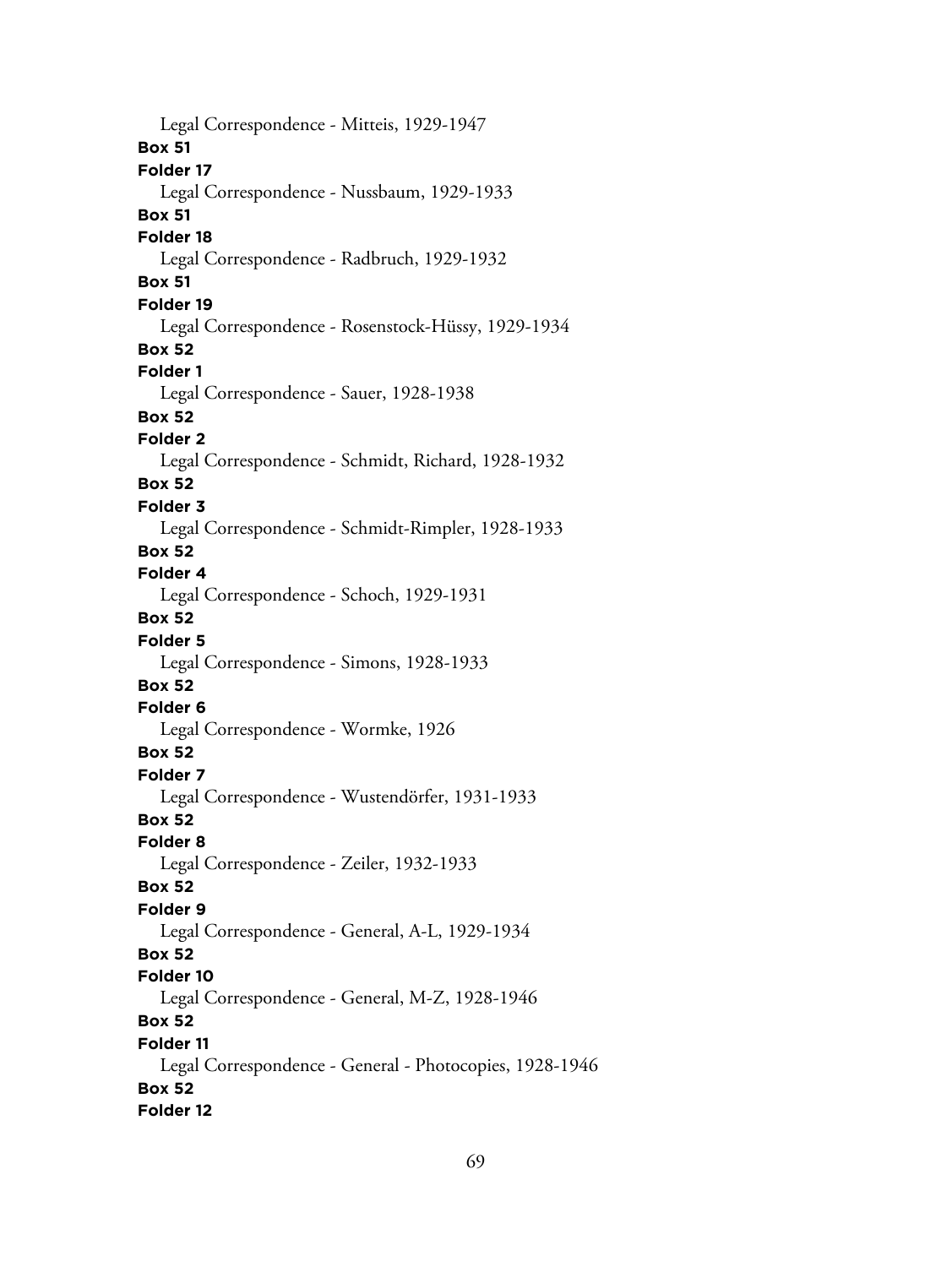Legal Correspondence - Mitteis, 1929-1947

**Box 51**

**Folder 17**

Legal Correspondence - Nussbaum, 1929-1933

**Box 51**

**Folder 18**

Legal Correspondence - Radbruch, 1929-1932

**Box 51**

**Folder 19**

Legal Correspondence - Rosenstock-Hüssy, 1929-1934

**Box 52**

**Folder 1**

Legal Correspondence - Sauer, 1928-1938

**Box 52**

**Folder 2**

Legal Correspondence - Schmidt, Richard, 1928-1932

**Box 52**

**Folder 3**

Legal Correspondence - Schmidt-Rimpler, 1928-1933

**Box 52**

**Folder 4**

Legal Correspondence - Schoch, 1929-1931

**Box 52**

**Folder 5**

Legal Correspondence - Simons, 1928-1933

**Box 52**

**Folder 6**

Legal Correspondence - Wormke, 1926

**Box 52**

**Folder 7**

Legal Correspondence - Wustendörfer, 1931-1933

**Box 52**

**Folder 8**

Legal Correspondence - Zeiler, 1932-1933

**Box 52**

**Folder 9**

Legal Correspondence - General, A-L, 1929-1934

**Box 52**

**Folder 10**

Legal Correspondence - General, M-Z, 1928-1946

**Box 52**

**Folder 11**

Legal Correspondence - General - Photocopies, 1928-1946

**Box 52**

**Folder 12**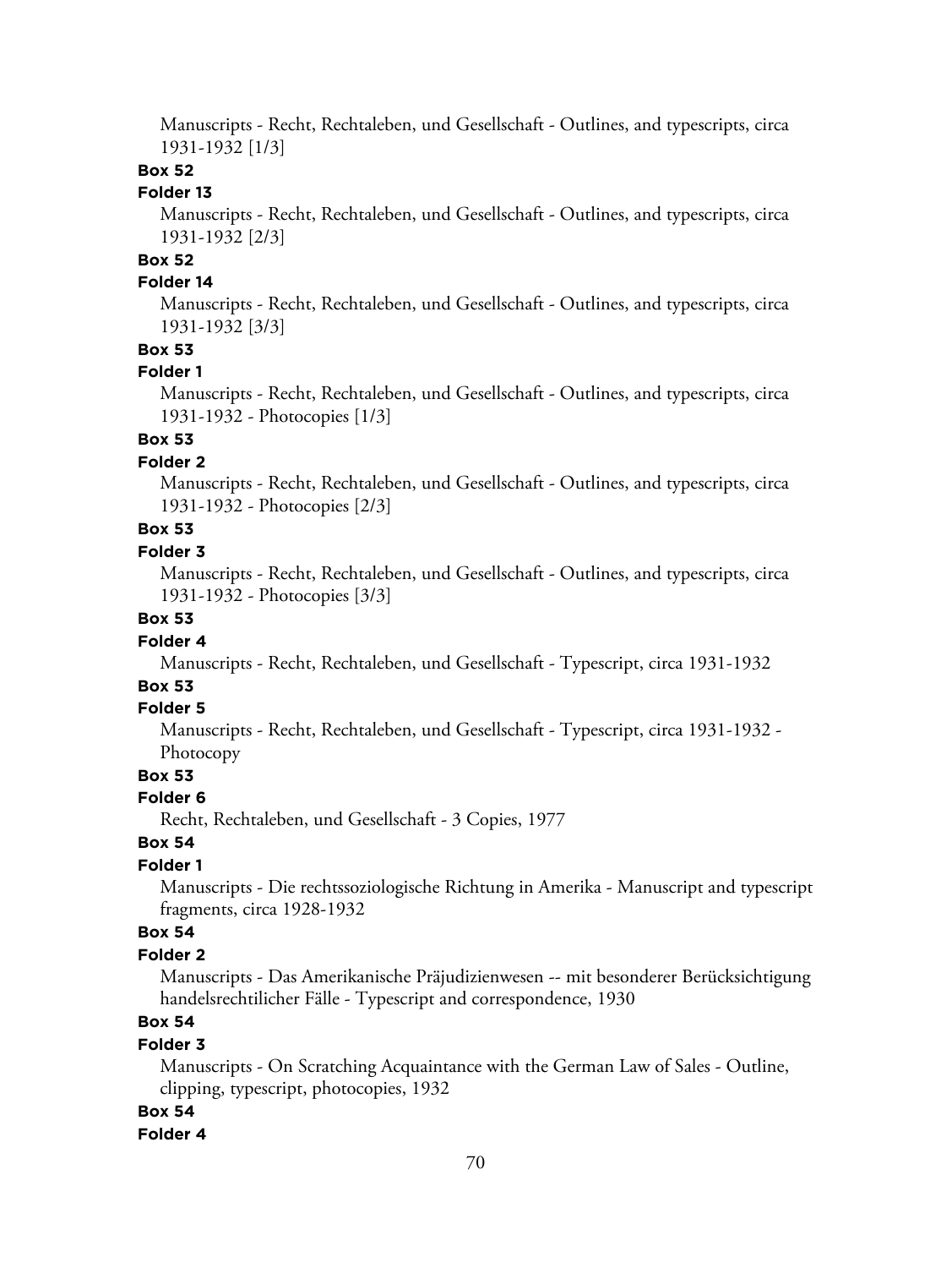Manuscripts - Recht, Rechtaleben, und Gesellschaft - Outlines, and typescripts, circa 1931-1932 [1/3]

**Box 52**

**Folder 13**

Manuscripts - Recht, Rechtaleben, und Gesellschaft - Outlines, and typescripts, circa 1931-1932 [2/3]

**Box 52**

**Folder 14**

Manuscripts - Recht, Rechtaleben, und Gesellschaft - Outlines, and typescripts, circa 1931-1932 [3/3]

**Box 53**

**Folder 1**

Manuscripts - Recht, Rechtaleben, und Gesellschaft - Outlines, and typescripts, circa 1931-1932 - Photocopies [1/3]

**Box 53**

**Folder 2**

Manuscripts - Recht, Rechtaleben, und Gesellschaft - Outlines, and typescripts, circa 1931-1932 - Photocopies [2/3]

**Box 53**

**Folder 3**

Manuscripts - Recht, Rechtaleben, und Gesellschaft - Outlines, and typescripts, circa 1931-1932 - Photocopies [3/3]

**Box 53**

**Folder 4**

Manuscripts - Recht, Rechtaleben, und Gesellschaft - Typescript, circa 1931-1932

**Box 53**

**Folder 5**

Manuscripts - Recht, Rechtaleben, und Gesellschaft - Typescript, circa 1931-1932 - Photocopy

**Box 53**

**Folder 6**

Recht, Rechtaleben, und Gesellschaft - 3 Copies, 1977

**Box 54**

**Folder 1**

Manuscripts - Die rechtssoziologische Richtung in Amerika - Manuscript and typescript fragments, circa 1928-1932

**Box 54**

**Folder 2**

Manuscripts - Das Amerikanische Präjudizienwesen -- mit besonderer Berücksichtigung handelsrechtilicher Fälle - Typescript and correspondence, 1930

**Box 54**

**Folder 3**

Manuscripts - On Scratching Acquaintance with the German Law of Sales - Outline, clipping, typescript, photocopies, 1932

**Box 54**

**Folder 4**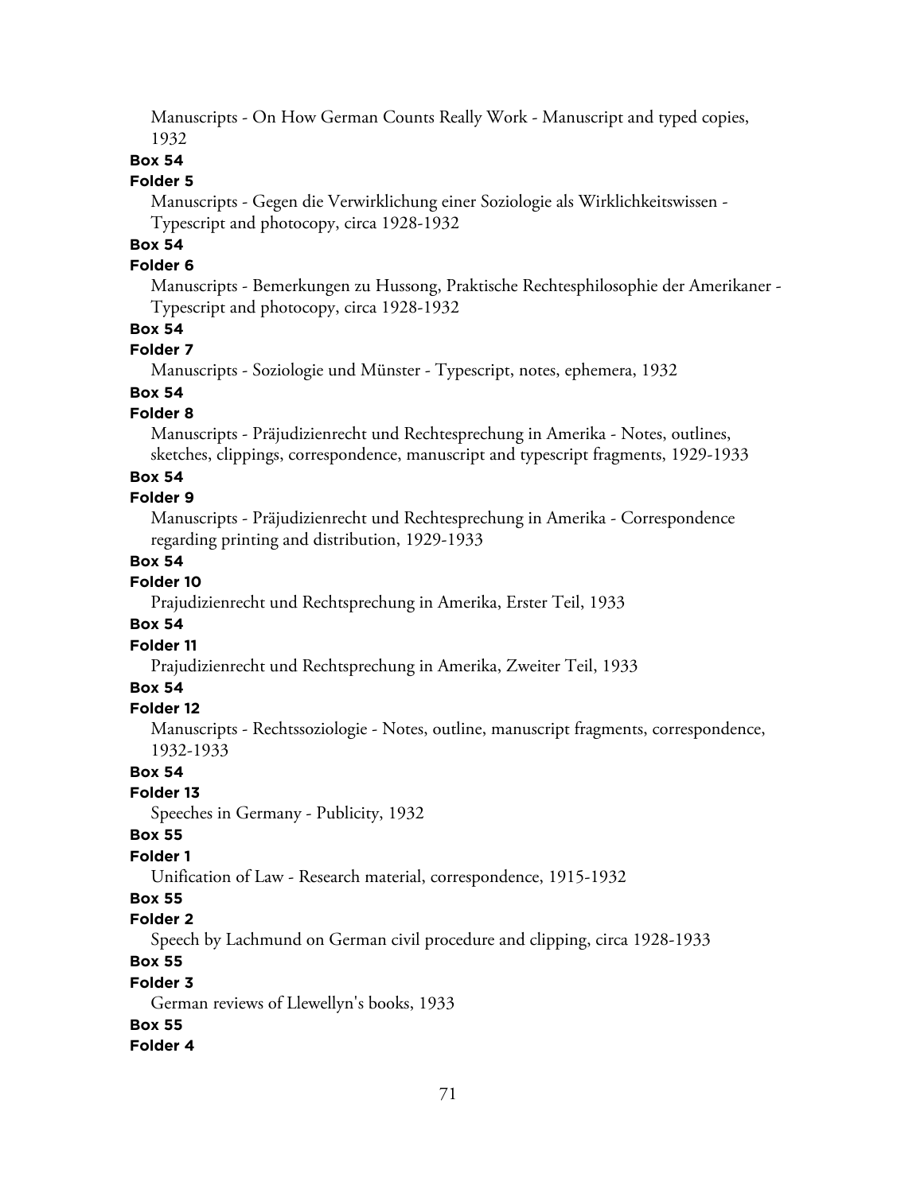Manuscripts - On How German Counts Really Work - Manuscript and typed copies, 1932

**Box 54**

**Folder 5**

Manuscripts - Gegen die Verwirklichung einer Soziologie als Wirklichkeitswissen - Typescript and photocopy, circa 1928-1932

**Box 54**

**Folder 6**

Manuscripts - Bemerkungen zu Hussong, Praktische Rechtesphilosophie der Amerikaner - Typescript and photocopy, circa 1928-1932

**Box 54**

**Folder 7**

Manuscripts - Soziologie und Münster - Typescript, notes, ephemera, 1932

**Box 54**

**Folder 8**

Manuscripts - Präjudizienrecht und Rechtesprechung in Amerika - Notes, outlines, sketches, clippings, correspondence, manuscript and typescript fragments, 1929-1933

**Box 54**

**Folder 9**

Manuscripts - Präjudizienrecht und Rechtesprechung in Amerika - Correspondence regarding printing and distribution, 1929-1933

**Box 54**

**Folder 10**

Prajudizienrecht und Rechtsprechung in Amerika, Erster Teil, 1933

**Box 54**

**Folder 11**

Prajudizienrecht und Rechtsprechung in Amerika, Zweiter Teil, 1933

**Box 54**

**Folder 12**

Manuscripts - Rechtssoziologie - Notes, outline, manuscript fragments, correspondence, 1932-1933

**Box 54**

**Folder 13**

Speeches in Germany - Publicity, 1932

**Box 55**

**Folder 1**

Unification of Law - Research material, correspondence, 1915-1932

**Box 55**

**Folder 2**

Speech by Lachmund on German civil procedure and clipping, circa 1928-1933

**Box 55**

**Folder 3**

German reviews of Llewellyn's books, 1933

**Box 55**

**Folder 4**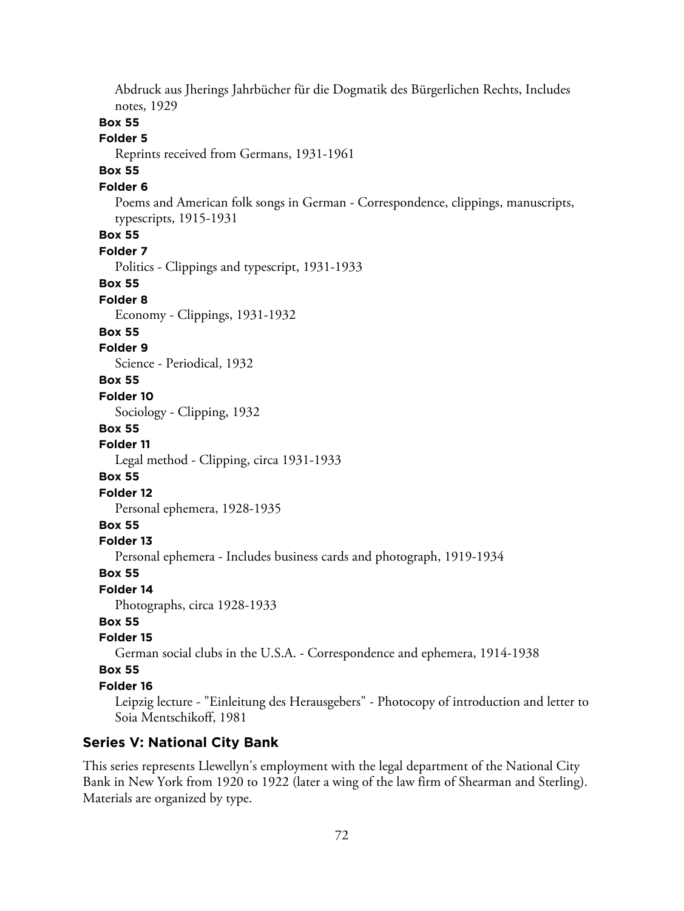Abdruck aus Jherings Jahrbücher für die Dogmatik des Bürgerlichen Rechts, Includes notes, 1929

**Box 55**

**Folder 5**

Reprints received from Germans, 1931-1961

**Box 55**

**Folder 6**

Poems and American folk songs in German - Correspondence, clippings, manuscripts, typescripts, 1915-1931

**Box 55**

**Folder 7**

Politics - Clippings and typescript, 1931-1933

**Box 55**

**Folder 8**

Economy - Clippings, 1931-1932

**Box 55**

**Folder 9**

Science - Periodical, 1932

**Box 55**

**Folder 10**

Sociology - Clipping, 1932

**Box 55**

**Folder 11**

Legal method - Clipping, circa 1931-1933

**Box 55**

**Folder 12**

Personal ephemera, 1928-1935

**Box 55**

**Folder 13**

Personal ephemera - Includes business cards and photograph, 1919-1934

**Box 55**

**Folder 14**

Photographs, circa 1928-1933

**Box 55**

**Folder 15**

German social clubs in the U.S.A. - Correspondence and ephemera, 1914-1938

**Box 55**

**Folder 16**

Leipzig lecture - "Einleitung des Herausgebers" - Photocopy of introduction and letter to Soia Mentschikoff, 1981

## Series V: National City Bank

This series represents Llewellyn's employment with the legal department of the National City Bank in New York from 1920 to 1922 (later a wing of the law firm of Shearman and Sterling). Materials are organized by type.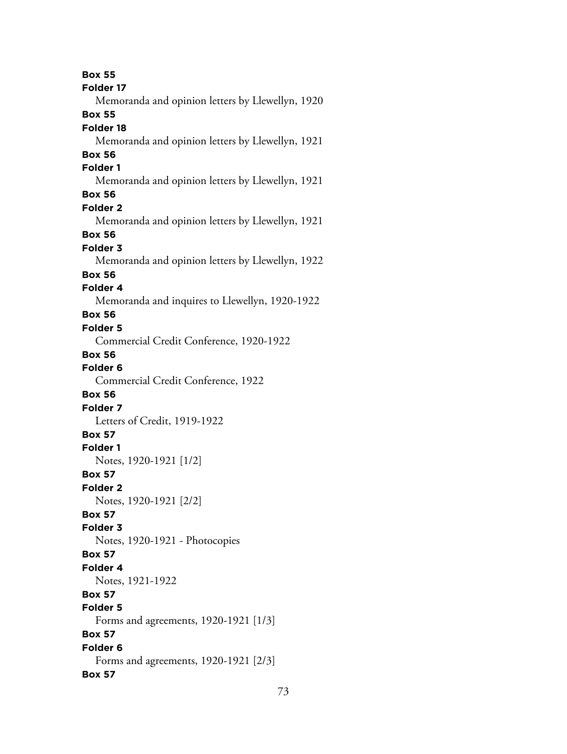**Box 55**
**Folder 17**
Memoranda and opinion letters by Llewellyn, 1920
**Box 55**
**Folder 18**
Memoranda and opinion letters by Llewellyn, 1921
**Box 56**
**Folder 1**
Memoranda and opinion letters by Llewellyn, 1921
**Box 56**
**Folder 2**
Memoranda and opinion letters by Llewellyn, 1921
**Box 56**
**Folder 3**
Memoranda and opinion letters by Llewellyn, 1922
**Box 56**
**Folder 4**
Memoranda and inquires to Llewellyn, 1920-1922
**Box 56**
**Folder 5**
Commercial Credit Conference, 1920-1922
**Box 56**
**Folder 6**
Commercial Credit Conference, 1922
**Box 56**
**Folder 7**
Letters of Credit, 1919-1922
**Box 57**
**Folder 1**
Notes, 1920-1921 [1/2]
**Box 57**
**Folder 2**
Notes, 1920-1921 [2/2]
**Box 57**
**Folder 3**
Notes, 1920-1921 - Photocopies
**Box 57**
**Folder 4**
Notes, 1921-1922
**Box 57**
**Folder 5**
Forms and agreements, 1920-1921 [1/3]
**Box 57**
**Folder 6**
Forms and agreements, 1920-1921 [2/3]
**Box 57**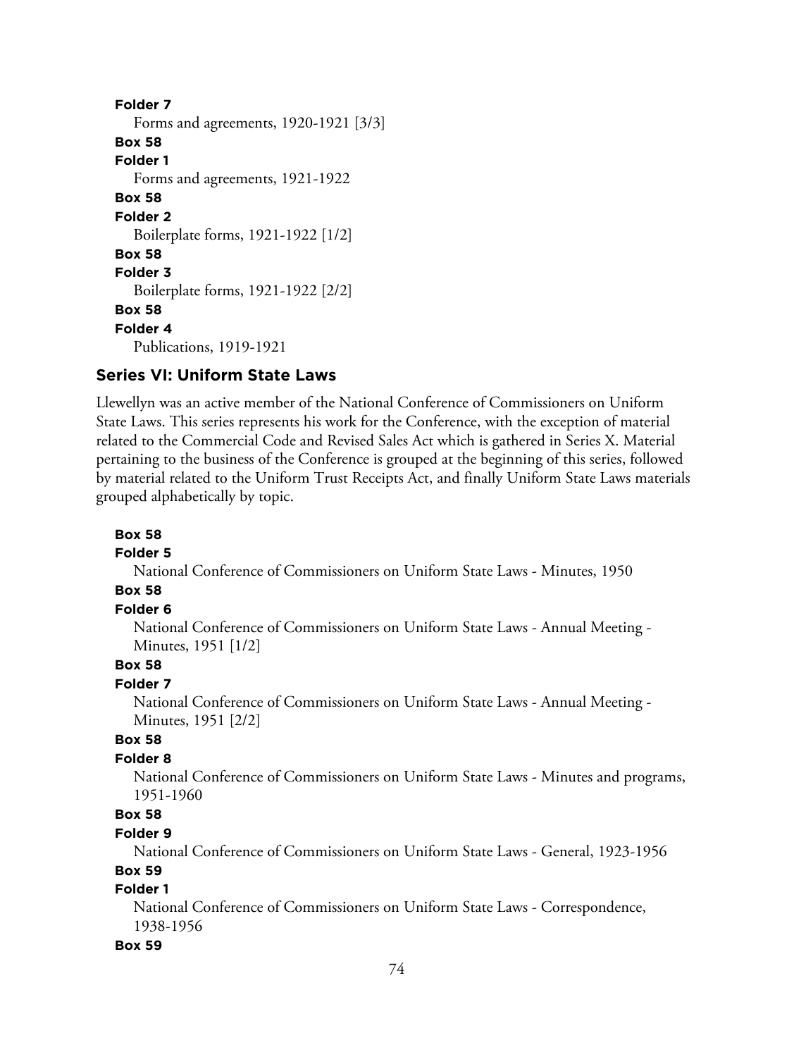**Folder 7**

Forms and agreements, 1920-1921 [3/3]

**Box 58**

**Folder 1**

Forms and agreements, 1921-1922

**Box 58**

**Folder 2**

Boilerplate forms, 1921-1922 [1/2]

**Box 58**

**Folder 3**

Boilerplate forms, 1921-1922 [2/2]

**Box 58**

**Folder 4**

Publications, 1919-1921

## Series VI: Uniform State Laws

Llewellyn was an active member of the National Conference of Commissioners on Uniform State Laws. This series represents his work for the Conference, with the exception of material related to the Commercial Code and Revised Sales Act which is gathered in Series X. Material pertaining to the business of the Conference is grouped at the beginning of this series, followed by material related to the Uniform Trust Receipts Act, and finally Uniform State Laws materials grouped alphabetically by topic.

**Box 58**

**Folder 5**

National Conference of Commissioners on Uniform State Laws - Minutes, 1950

**Box 58**

**Folder 6**

National Conference of Commissioners on Uniform State Laws - Annual Meeting - Minutes, 1951 [1/2]

**Box 58**

**Folder 7**

National Conference of Commissioners on Uniform State Laws - Annual Meeting - Minutes, 1951 [2/2]

**Box 58**

**Folder 8**

National Conference of Commissioners on Uniform State Laws - Minutes and programs, 1951-1960

**Box 58**

**Folder 9**

National Conference of Commissioners on Uniform State Laws - General, 1923-1956

**Box 59**

**Folder 1**

National Conference of Commissioners on Uniform State Laws - Correspondence, 1938-1956

**Box 59**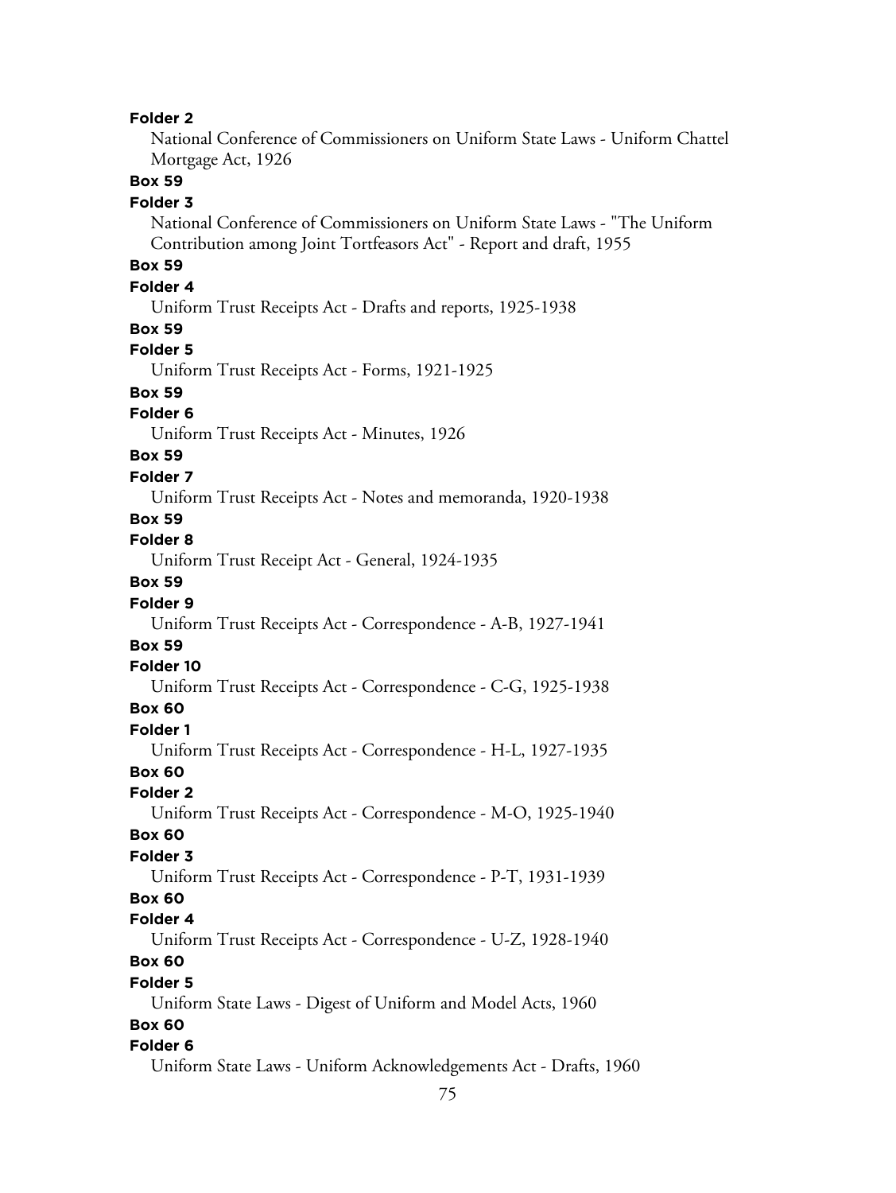**Folder 2**
National Conference of Commissioners on Uniform State Laws - Uniform Chattel Mortgage Act, 1926

**Box 59**
**Folder 3**
National Conference of Commissioners on Uniform State Laws - "The Uniform Contribution among Joint Tortfeasors Act" - Report and draft, 1955

**Box 59**
**Folder 4**
Uniform Trust Receipts Act - Drafts and reports, 1925-1938

**Box 59**
**Folder 5**
Uniform Trust Receipts Act - Forms, 1921-1925

**Box 59**
**Folder 6**
Uniform Trust Receipts Act - Minutes, 1926

**Box 59**
**Folder 7**
Uniform Trust Receipts Act - Notes and memoranda, 1920-1938

**Box 59**
**Folder 8**
Uniform Trust Receipt Act - General, 1924-1935

**Box 59**
**Folder 9**
Uniform Trust Receipts Act - Correspondence - A-B, 1927-1941

**Box 59**
**Folder 10**
Uniform Trust Receipts Act - Correspondence - C-G, 1925-1938

**Box 60**
**Folder 1**
Uniform Trust Receipts Act - Correspondence - H-L, 1927-1935

**Box 60**
**Folder 2**
Uniform Trust Receipts Act - Correspondence - M-O, 1925-1940

**Box 60**
**Folder 3**
Uniform Trust Receipts Act - Correspondence - P-T, 1931-1939

**Box 60**
**Folder 4**
Uniform Trust Receipts Act - Correspondence - U-Z, 1928-1940

**Box 60**
**Folder 5**
Uniform State Laws - Digest of Uniform and Model Acts, 1960

**Box 60**
**Folder 6**
Uniform State Laws - Uniform Acknowledgements Act - Drafts, 1960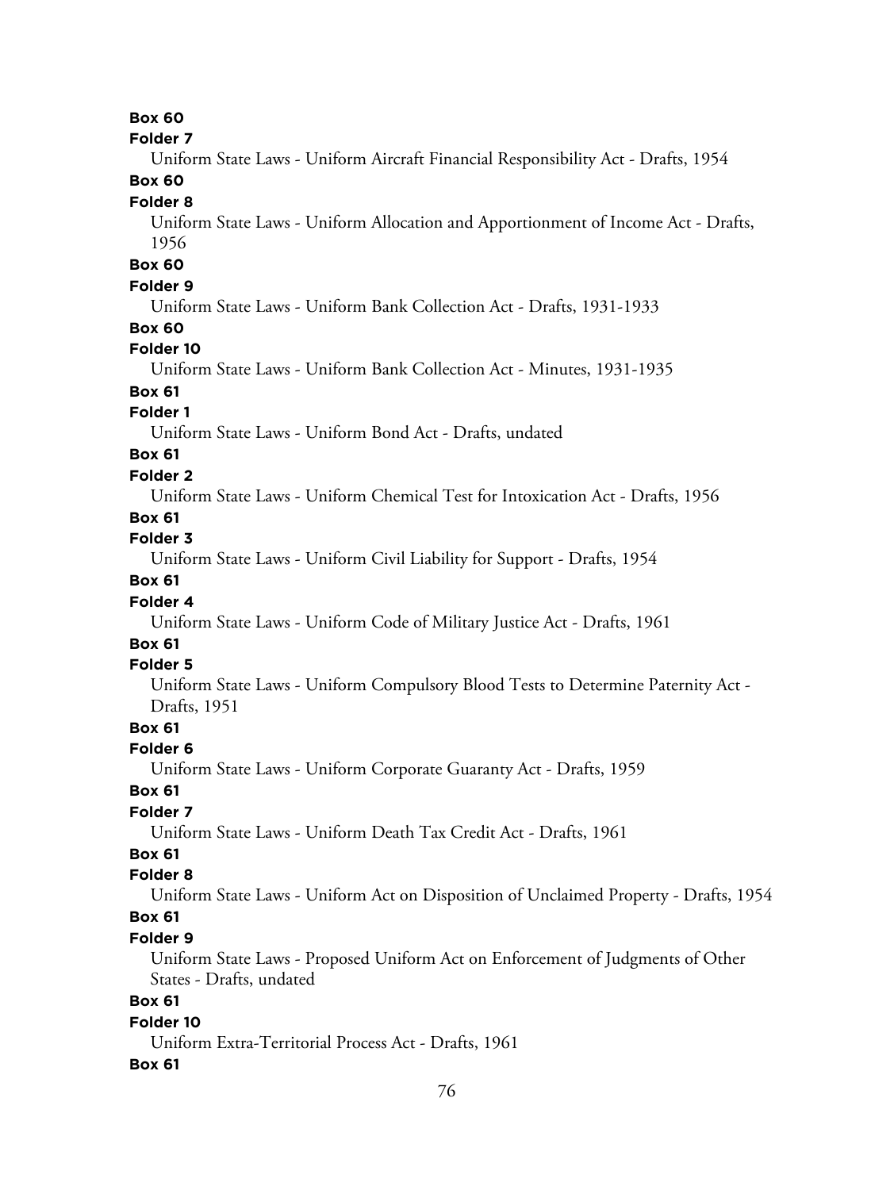**Box 60**

**Folder 7**

Uniform State Laws - Uniform Aircraft Financial Responsibility Act - Drafts, 1954

**Box 60**

**Folder 8**

Uniform State Laws - Uniform Allocation and Apportionment of Income Act - Drafts, 1956

**Box 60**

**Folder 9**

Uniform State Laws - Uniform Bank Collection Act - Drafts, 1931-1933

**Box 60**

**Folder 10**

Uniform State Laws - Uniform Bank Collection Act - Minutes, 1931-1935

**Box 61**

**Folder 1**

Uniform State Laws - Uniform Bond Act - Drafts, undated

**Box 61**

**Folder 2**

Uniform State Laws - Uniform Chemical Test for Intoxication Act - Drafts, 1956

**Box 61**

**Folder 3**

Uniform State Laws - Uniform Civil Liability for Support - Drafts, 1954

**Box 61**

**Folder 4**

Uniform State Laws - Uniform Code of Military Justice Act - Drafts, 1961

**Box 61**

**Folder 5**

Uniform State Laws - Uniform Compulsory Blood Tests to Determine Paternity Act - Drafts, 1951

**Box 61**

**Folder 6**

Uniform State Laws - Uniform Corporate Guaranty Act - Drafts, 1959

**Box 61**

**Folder 7**

Uniform State Laws - Uniform Death Tax Credit Act - Drafts, 1961

**Box 61**

**Folder 8**

Uniform State Laws - Uniform Act on Disposition of Unclaimed Property - Drafts, 1954

**Box 61**

**Folder 9**

Uniform State Laws - Proposed Uniform Act on Enforcement of Judgments of Other States - Drafts, undated

**Box 61**

**Folder 10**

Uniform Extra-Territorial Process Act - Drafts, 1961

**Box 61**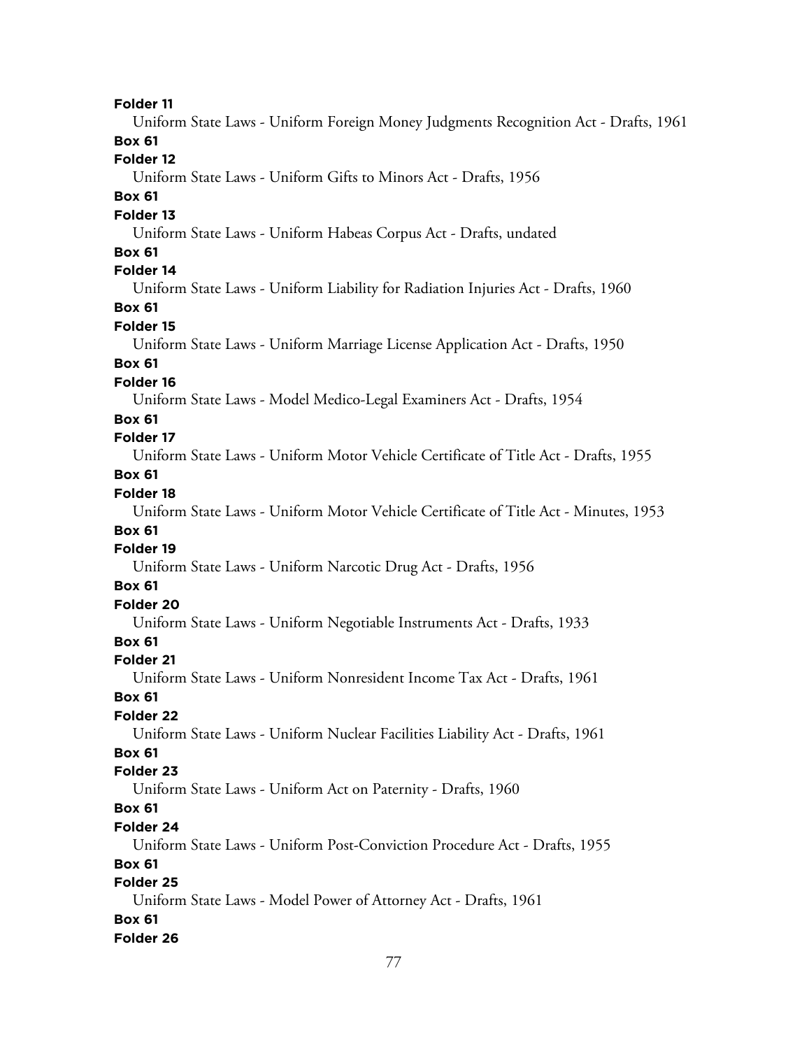**Folder 11**

Uniform State Laws - Uniform Foreign Money Judgments Recognition Act - Drafts, 1961

**Box 61**

**Folder 12**

Uniform State Laws - Uniform Gifts to Minors Act - Drafts, 1956

**Box 61**

**Folder 13**

Uniform State Laws - Uniform Habeas Corpus Act - Drafts, undated

**Box 61**

**Folder 14**

Uniform State Laws - Uniform Liability for Radiation Injuries Act - Drafts, 1960

**Box 61**

**Folder 15**

Uniform State Laws - Uniform Marriage License Application Act - Drafts, 1950

**Box 61**

**Folder 16**

Uniform State Laws - Model Medico-Legal Examiners Act - Drafts, 1954

**Box 61**

**Folder 17**

Uniform State Laws - Uniform Motor Vehicle Certificate of Title Act - Drafts, 1955

**Box 61**

**Folder 18**

Uniform State Laws - Uniform Motor Vehicle Certificate of Title Act - Minutes, 1953

**Box 61**

**Folder 19**

Uniform State Laws - Uniform Narcotic Drug Act - Drafts, 1956

**Box 61**

**Folder 20**

Uniform State Laws - Uniform Negotiable Instruments Act - Drafts, 1933

**Box 61**

**Folder 21**

Uniform State Laws - Uniform Nonresident Income Tax Act - Drafts, 1961

**Box 61**

**Folder 22**

Uniform State Laws - Uniform Nuclear Facilities Liability Act - Drafts, 1961

**Box 61**

**Folder 23**

Uniform State Laws - Uniform Act on Paternity - Drafts, 1960

**Box 61**

**Folder 24**

Uniform State Laws - Uniform Post-Conviction Procedure Act - Drafts, 1955

**Box 61**

**Folder 25**

Uniform State Laws - Model Power of Attorney Act - Drafts, 1961

**Box 61**

**Folder 26**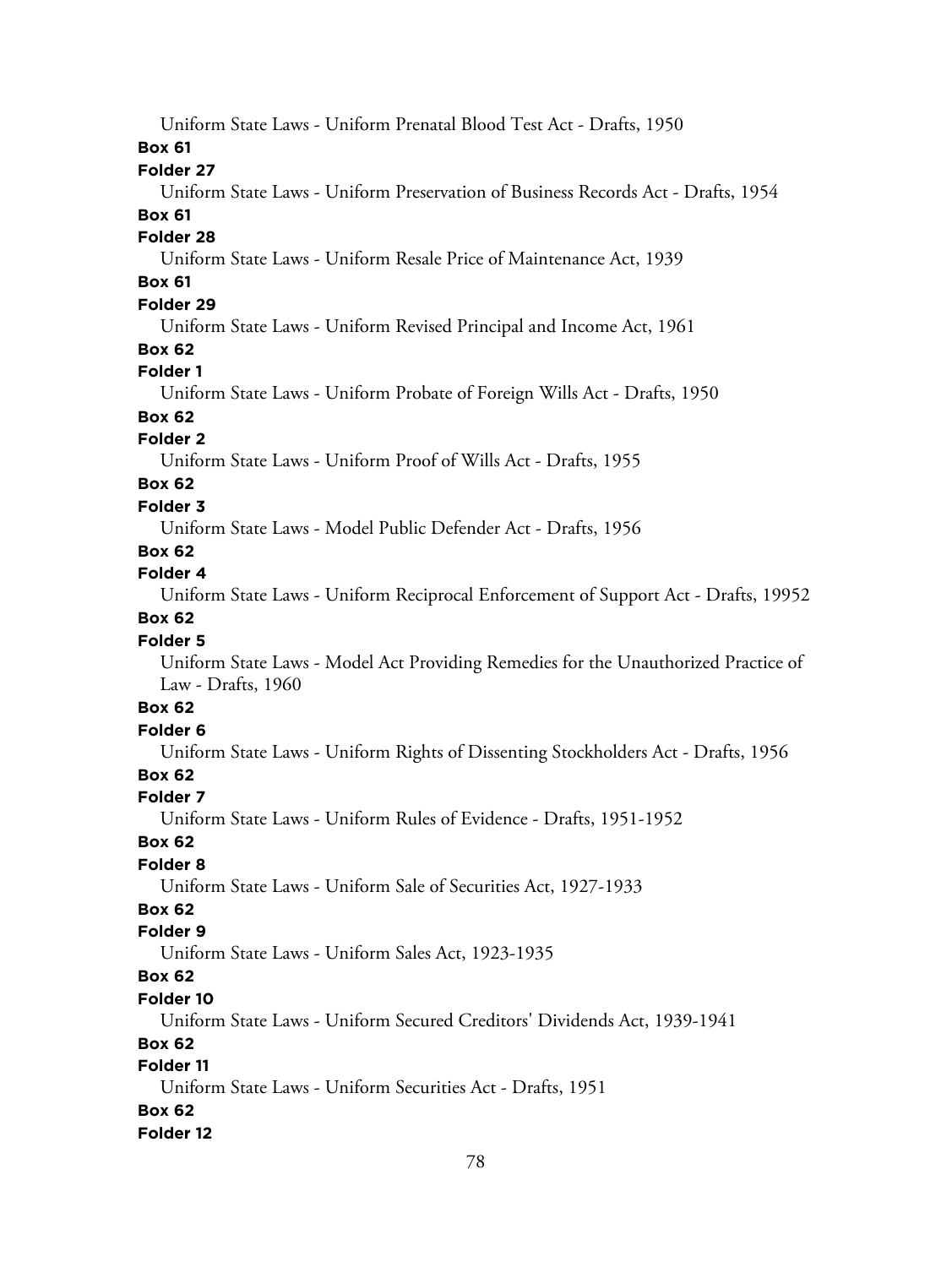Uniform State Laws - Uniform Prenatal Blood Test Act - Drafts, 1950

**Box 61**

**Folder 27**

Uniform State Laws - Uniform Preservation of Business Records Act - Drafts, 1954

**Box 61**

**Folder 28**

Uniform State Laws - Uniform Resale Price of Maintenance Act, 1939

**Box 61**

**Folder 29**

Uniform State Laws - Uniform Revised Principal and Income Act, 1961

**Box 62**

**Folder 1**

Uniform State Laws - Uniform Probate of Foreign Wills Act - Drafts, 1950

**Box 62**

**Folder 2**

Uniform State Laws - Uniform Proof of Wills Act - Drafts, 1955

**Box 62**

**Folder 3**

Uniform State Laws - Model Public Defender Act - Drafts, 1956

**Box 62**

**Folder 4**

Uniform State Laws - Uniform Reciprocal Enforcement of Support Act - Drafts, 19952

**Box 62**

**Folder 5**

Uniform State Laws - Model Act Providing Remedies for the Unauthorized Practice of Law - Drafts, 1960

**Box 62**

**Folder 6**

Uniform State Laws - Uniform Rights of Dissenting Stockholders Act - Drafts, 1956

**Box 62**

**Folder 7**

Uniform State Laws - Uniform Rules of Evidence - Drafts, 1951-1952

**Box 62**

**Folder 8**

Uniform State Laws - Uniform Sale of Securities Act, 1927-1933

**Box 62**

**Folder 9**

Uniform State Laws - Uniform Sales Act, 1923-1935

**Box 62**

**Folder 10**

Uniform State Laws - Uniform Secured Creditors' Dividends Act, 1939-1941

**Box 62**

**Folder 11**

Uniform State Laws - Uniform Securities Act - Drafts, 1951

**Box 62**

**Folder 12**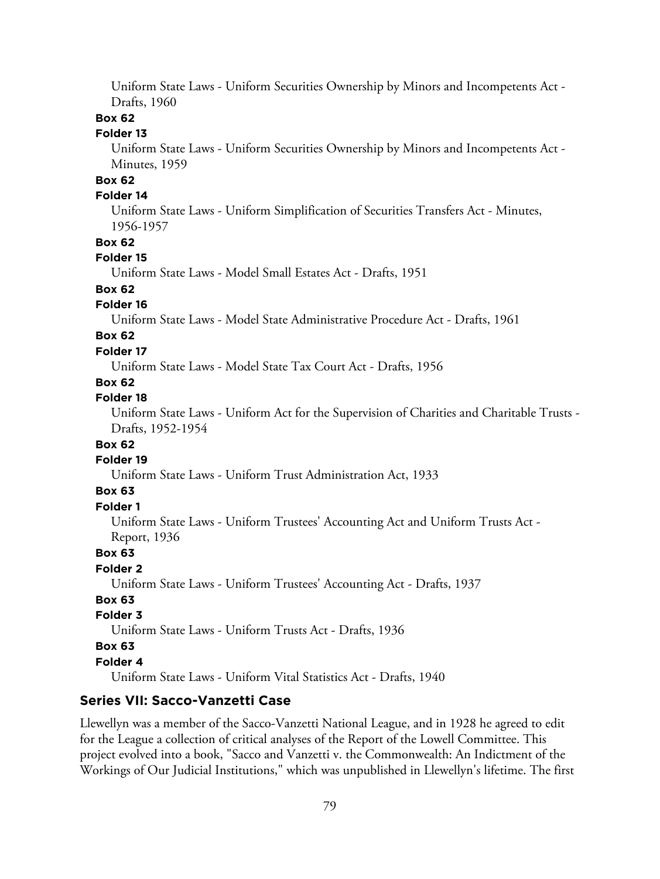Uniform State Laws - Uniform Securities Ownership by Minors and Incompetents Act - Drafts, 1960

**Box 62**

**Folder 13**

Uniform State Laws - Uniform Securities Ownership by Minors and Incompetents Act - Minutes, 1959

**Box 62**

**Folder 14**

Uniform State Laws - Uniform Simplification of Securities Transfers Act - Minutes, 1956-1957

**Box 62**

**Folder 15**

Uniform State Laws - Model Small Estates Act - Drafts, 1951

**Box 62**

**Folder 16**

Uniform State Laws - Model State Administrative Procedure Act - Drafts, 1961

**Box 62**

**Folder 17**

Uniform State Laws - Model State Tax Court Act - Drafts, 1956

**Box 62**

**Folder 18**

Uniform State Laws - Uniform Act for the Supervision of Charities and Charitable Trusts - Drafts, 1952-1954

**Box 62**

**Folder 19**

Uniform State Laws - Uniform Trust Administration Act, 1933

**Box 63**

**Folder 1**

Uniform State Laws - Uniform Trustees' Accounting Act and Uniform Trusts Act - Report, 1936

**Box 63**

**Folder 2**

Uniform State Laws - Uniform Trustees' Accounting Act - Drafts, 1937

**Box 63**

**Folder 3**

Uniform State Laws - Uniform Trusts Act - Drafts, 1936

**Box 63**

**Folder 4**

Uniform State Laws - Uniform Vital Statistics Act - Drafts, 1940

## Series VII: Sacco-Vanzetti Case

Llewellyn was a member of the Sacco-Vanzetti National League, and in 1928 he agreed to edit for the League a collection of critical analyses of the Report of the Lowell Committee. This project evolved into a book, "Sacco and Vanzetti v. the Commonwealth: An Indictment of the Workings of Our Judicial Institutions," which was unpublished in Llewellyn's lifetime. The first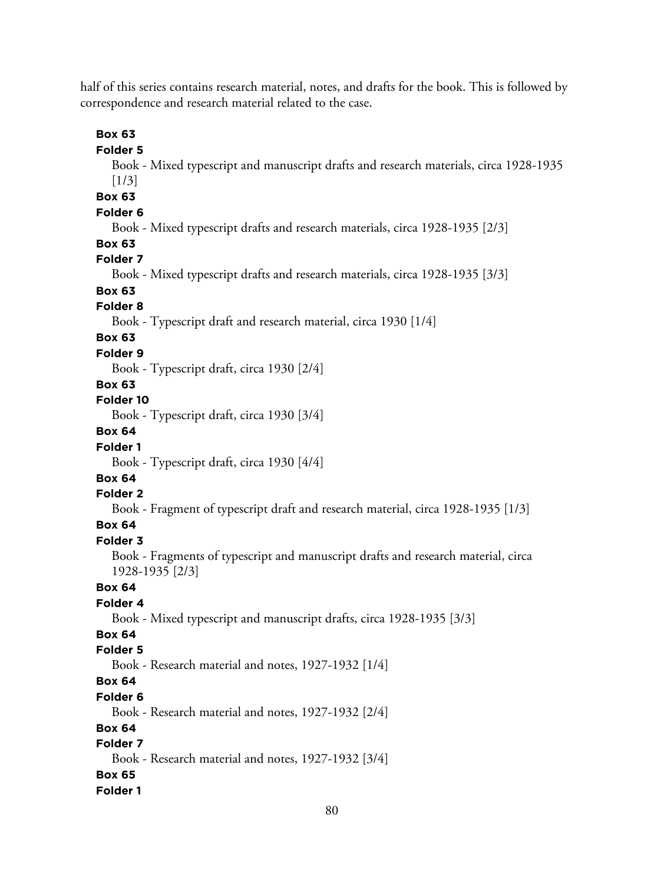half of this series contains research material, notes, and drafts for the book. This is followed by correspondence and research material related to the case.

**Box 63**
**Folder 5**
Book - Mixed typescript and manuscript drafts and research materials, circa 1928-1935 [1/3]

**Box 63**
**Folder 6**
Book - Mixed typescript drafts and research materials, circa 1928-1935 [2/3]

**Box 63**
**Folder 7**
Book - Mixed typescript drafts and research materials, circa 1928-1935 [3/3]

**Box 63**
**Folder 8**
Book - Typescript draft and research material, circa 1930 [1/4]

**Box 63**
**Folder 9**
Book - Typescript draft, circa 1930 [2/4]

**Box 63**
**Folder 10**
Book - Typescript draft, circa 1930 [3/4]

**Box 64**
**Folder 1**
Book - Typescript draft, circa 1930 [4/4]

**Box 64**
**Folder 2**
Book - Fragment of typescript draft and research material, circa 1928-1935 [1/3]

**Box 64**
**Folder 3**
Book - Fragments of typescript and manuscript drafts and research material, circa 1928-1935 [2/3]

**Box 64**
**Folder 4**
Book - Mixed typescript and manuscript drafts, circa 1928-1935 [3/3]

**Box 64**
**Folder 5**
Book - Research material and notes, 1927-1932 [1/4]

**Box 64**
**Folder 6**
Book - Research material and notes, 1927-1932 [2/4]

**Box 64**
**Folder 7**
Book - Research material and notes, 1927-1932 [3/4]

**Box 65**
**Folder 1**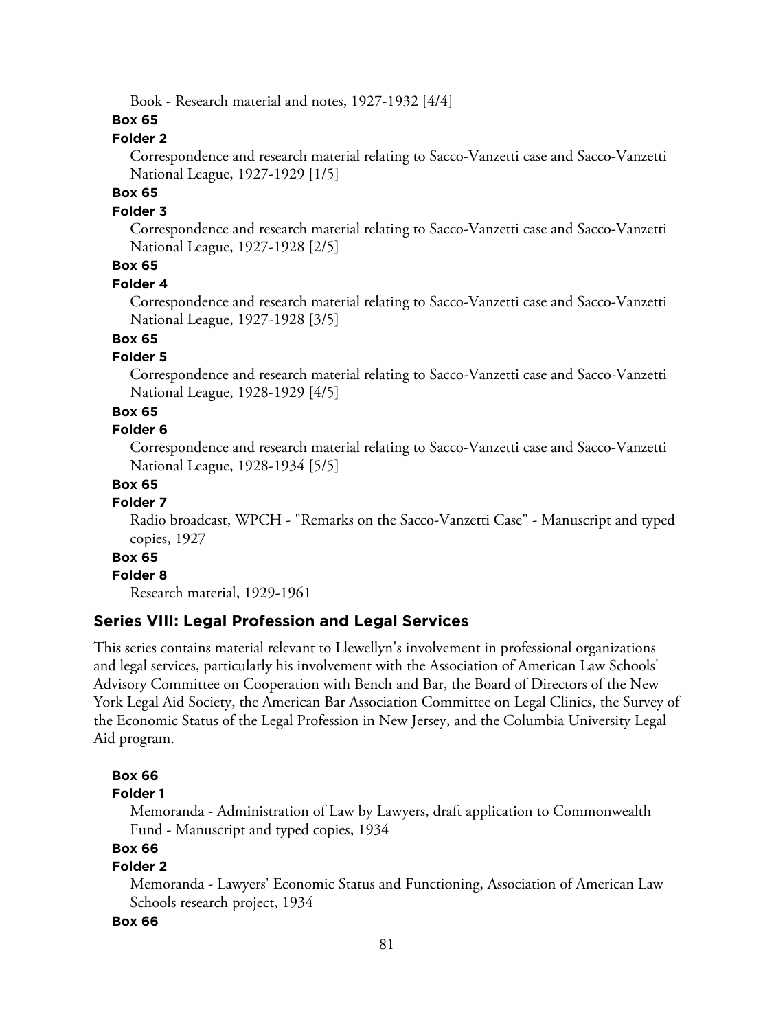Book - Research material and notes, 1927-1932 [4/4]

**Box 65**

**Folder 2**

Correspondence and research material relating to Sacco-Vanzetti case and Sacco-Vanzetti National League, 1927-1929 [1/5]

**Box 65**

**Folder 3**

Correspondence and research material relating to Sacco-Vanzetti case and Sacco-Vanzetti National League, 1927-1928 [2/5]

**Box 65**

**Folder 4**

Correspondence and research material relating to Sacco-Vanzetti case and Sacco-Vanzetti National League, 1927-1928 [3/5]

**Box 65**

**Folder 5**

Correspondence and research material relating to Sacco-Vanzetti case and Sacco-Vanzetti National League, 1928-1929 [4/5]

**Box 65**

**Folder 6**

Correspondence and research material relating to Sacco-Vanzetti case and Sacco-Vanzetti National League, 1928-1934 [5/5]

**Box 65**

**Folder 7**

Radio broadcast, WPCH - "Remarks on the Sacco-Vanzetti Case" - Manuscript and typed copies, 1927

**Box 65**

**Folder 8**

Research material, 1929-1961

## Series VIII: Legal Profession and Legal Services

This series contains material relevant to Llewellyn's involvement in professional organizations and legal services, particularly his involvement with the Association of American Law Schools' Advisory Committee on Cooperation with Bench and Bar, the Board of Directors of the New York Legal Aid Society, the American Bar Association Committee on Legal Clinics, the Survey of the Economic Status of the Legal Profession in New Jersey, and the Columbia University Legal Aid program.

**Box 66**

**Folder 1**

Memoranda - Administration of Law by Lawyers, draft application to Commonwealth Fund - Manuscript and typed copies, 1934

**Box 66**

**Folder 2**

Memoranda - Lawyers' Economic Status and Functioning, Association of American Law Schools research project, 1934

**Box 66**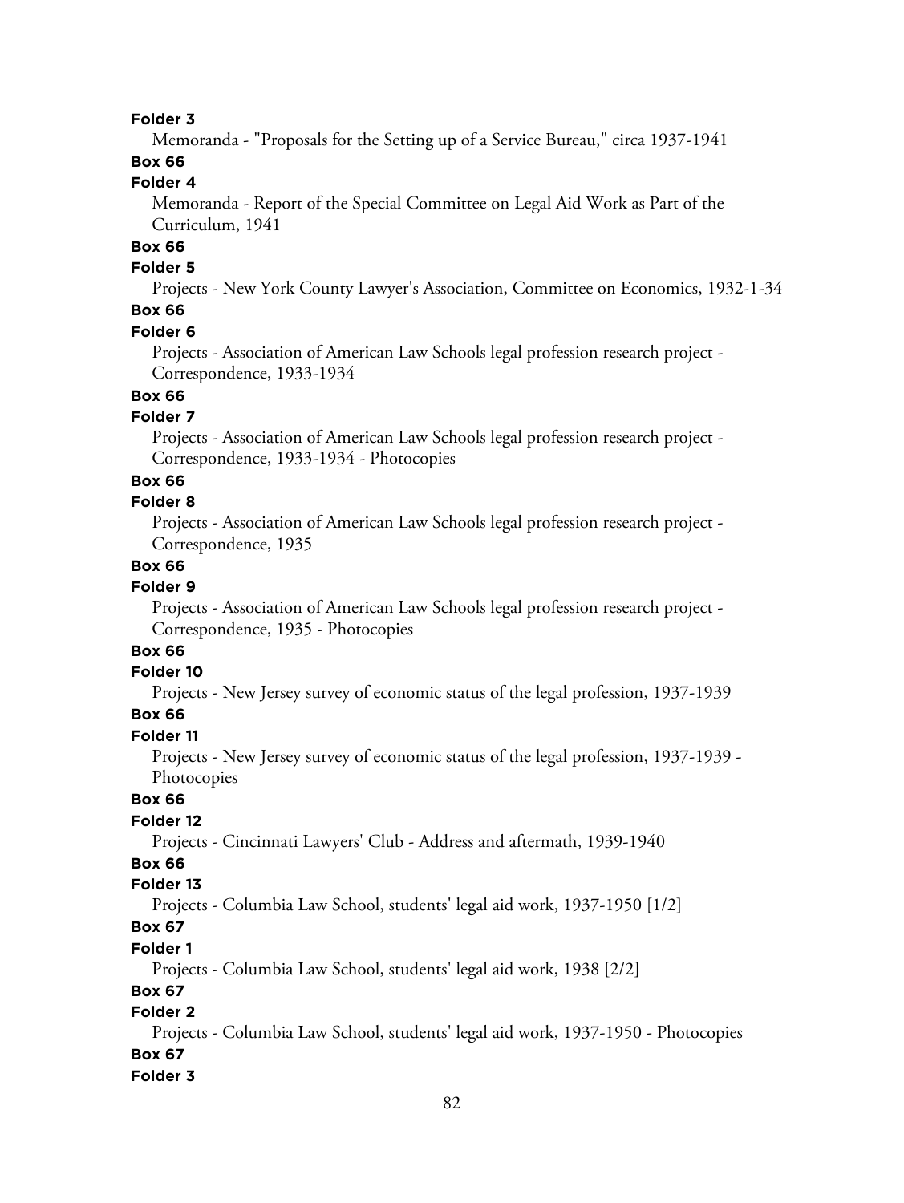**Folder 3**

Memoranda - "Proposals for the Setting up of a Service Bureau," circa 1937-1941

**Box 66**

**Folder 4**

Memoranda - Report of the Special Committee on Legal Aid Work as Part of the Curriculum, 1941

**Box 66**

**Folder 5**

Projects - New York County Lawyer's Association, Committee on Economics, 1932-1-34

**Box 66**

**Folder 6**

Projects - Association of American Law Schools legal profession research project - Correspondence, 1933-1934

**Box 66**

**Folder 7**

Projects - Association of American Law Schools legal profession research project - Correspondence, 1933-1934 - Photocopies

**Box 66**

**Folder 8**

Projects - Association of American Law Schools legal profession research project - Correspondence, 1935

**Box 66**

**Folder 9**

Projects - Association of American Law Schools legal profession research project - Correspondence, 1935 - Photocopies

**Box 66**

**Folder 10**

Projects - New Jersey survey of economic status of the legal profession, 1937-1939

**Box 66**

**Folder 11**

Projects - New Jersey survey of economic status of the legal profession, 1937-1939 - Photocopies

**Box 66**

**Folder 12**

Projects - Cincinnati Lawyers' Club - Address and aftermath, 1939-1940

**Box 66**

**Folder 13**

Projects - Columbia Law School, students' legal aid work, 1937-1950 [1/2]

**Box 67**

**Folder 1**

Projects - Columbia Law School, students' legal aid work, 1938 [2/2]

**Box 67**

**Folder 2**

Projects - Columbia Law School, students' legal aid work, 1937-1950 - Photocopies

**Box 67**

**Folder 3**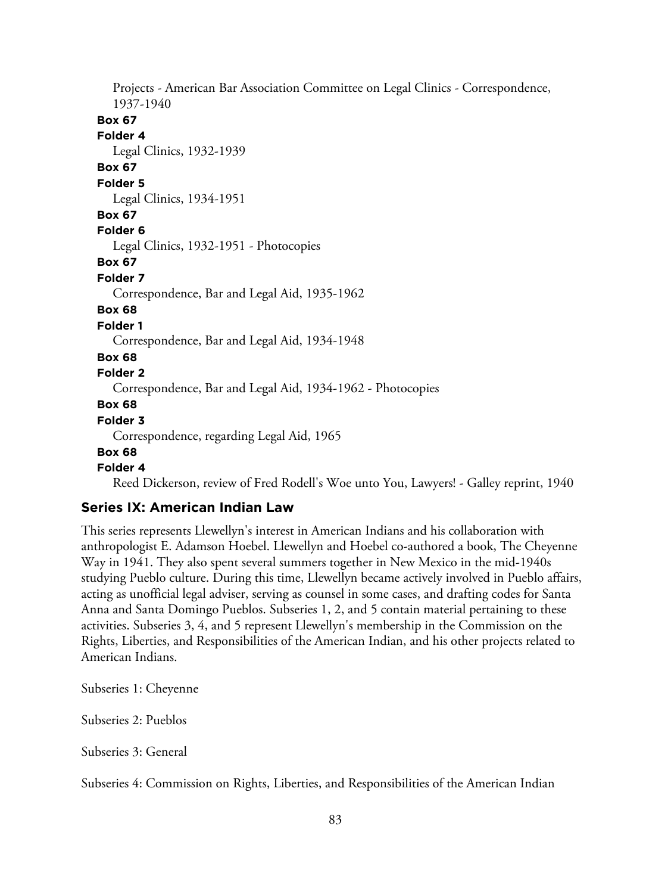Projects - American Bar Association Committee on Legal Clinics - Correspondence, 1937-1940

**Box 67**
**Folder 4**
Legal Clinics, 1932-1939

**Box 67**
**Folder 5**
Legal Clinics, 1934-1951

**Box 67**
**Folder 6**
Legal Clinics, 1932-1951 - Photocopies

**Box 67**
**Folder 7**
Correspondence, Bar and Legal Aid, 1935-1962

**Box 68**
**Folder 1**
Correspondence, Bar and Legal Aid, 1934-1948

**Box 68**
**Folder 2**
Correspondence, Bar and Legal Aid, 1934-1962 - Photocopies

**Box 68**
**Folder 3**
Correspondence, regarding Legal Aid, 1965

**Box 68**
**Folder 4**
Reed Dickerson, review of Fred Rodell's Woe unto You, Lawyers! - Galley reprint, 1940

## Series IX: American Indian Law

This series represents Llewellyn's interest in American Indians and his collaboration with anthropologist E. Adamson Hoebel. Llewellyn and Hoebel co-authored a book, The Cheyenne Way in 1941. They also spent several summers together in New Mexico in the mid-1940s studying Pueblo culture. During this time, Llewellyn became actively involved in Pueblo affairs, acting as unofficial legal adviser, serving as counsel in some cases, and drafting codes for Santa Anna and Santa Domingo Pueblos. Subseries 1, 2, and 5 contain material pertaining to these activities. Subseries 3, 4, and 5 represent Llewellyn's membership in the Commission on the Rights, Liberties, and Responsibilities of the American Indian, and his other projects related to American Indians.

Subseries 1: Cheyenne

Subseries 2: Pueblos

Subseries 3: General

Subseries 4: Commission on Rights, Liberties, and Responsibilities of the American Indian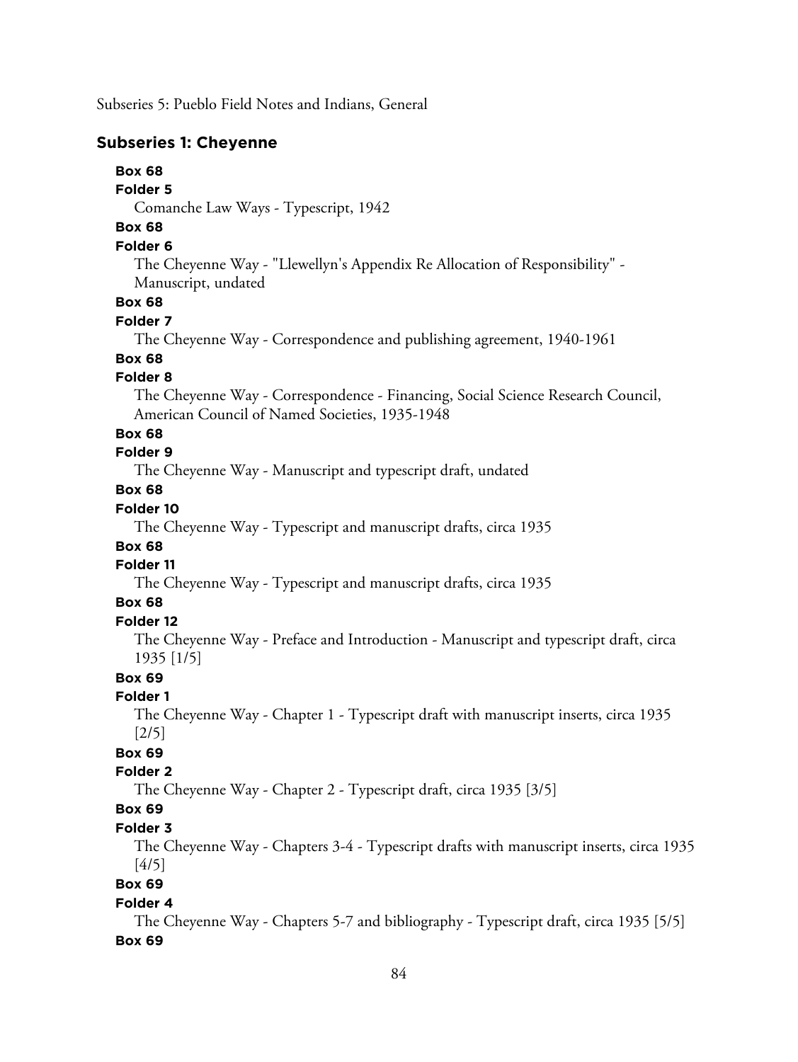Subseries 5: Pueblo Field Notes and Indians, General

### Subseries 1: Cheyenne

**Box 68**

**Folder 5**

Comanche Law Ways - Typescript, 1942

**Box 68**

**Folder 6**

The Cheyenne Way - "Llewellyn's Appendix Re Allocation of Responsibility" - Manuscript, undated

**Box 68**

**Folder 7**

The Cheyenne Way - Correspondence and publishing agreement, 1940-1961

**Box 68**

**Folder 8**

The Cheyenne Way - Correspondence - Financing, Social Science Research Council, American Council of Named Societies, 1935-1948

**Box 68**

**Folder 9**

The Cheyenne Way - Manuscript and typescript draft, undated

**Box 68**

**Folder 10**

The Cheyenne Way - Typescript and manuscript drafts, circa 1935

**Box 68**

**Folder 11**

The Cheyenne Way - Typescript and manuscript drafts, circa 1935

**Box 68**

**Folder 12**

The Cheyenne Way - Preface and Introduction - Manuscript and typescript draft, circa 1935 [1/5]

**Box 69**

**Folder 1**

The Cheyenne Way - Chapter 1 - Typescript draft with manuscript inserts, circa 1935 [2/5]

**Box 69**

**Folder 2**

The Cheyenne Way - Chapter 2 - Typescript draft, circa 1935 [3/5]

**Box 69**

**Folder 3**

The Cheyenne Way - Chapters 3-4 - Typescript drafts with manuscript inserts, circa 1935 [4/5]

**Box 69**

**Folder 4**

The Cheyenne Way - Chapters 5-7 and bibliography - Typescript draft, circa 1935 [5/5]

**Box 69**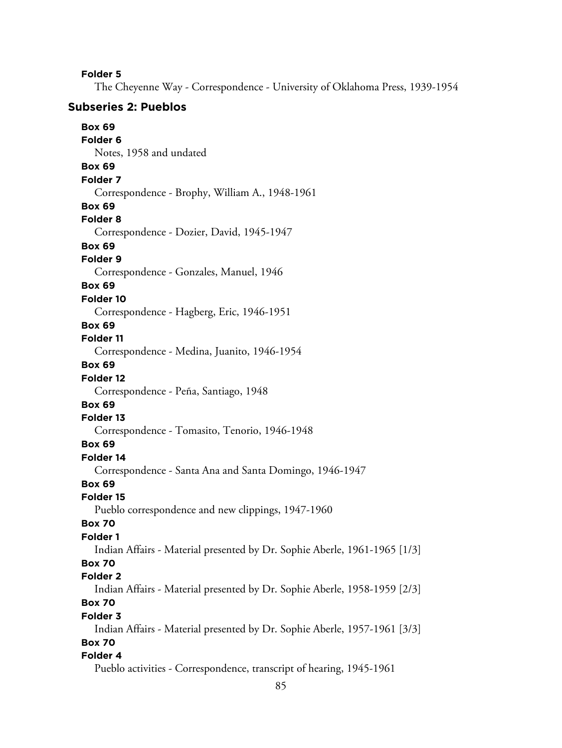**Folder 5**

The Cheyenne Way - Correspondence - University of Oklahoma Press, 1939-1954

## Subseries 2: Pueblos

**Box 69**
**Folder 6**
Notes, 1958 and undated

**Box 69**
**Folder 7**
Correspondence - Brophy, William A., 1948-1961

**Box 69**
**Folder 8**
Correspondence - Dozier, David, 1945-1947

**Box 69**
**Folder 9**
Correspondence - Gonzales, Manuel, 1946

**Box 69**
**Folder 10**
Correspondence - Hagberg, Eric, 1946-1951

**Box 69**
**Folder 11**
Correspondence - Medina, Juanito, 1946-1954

**Box 69**
**Folder 12**
Correspondence - Peña, Santiago, 1948

**Box 69**
**Folder 13**
Correspondence - Tomasito, Tenorio, 1946-1948

**Box 69**
**Folder 14**
Correspondence - Santa Ana and Santa Domingo, 1946-1947

**Box 69**
**Folder 15**
Pueblo correspondence and new clippings, 1947-1960

**Box 70**
**Folder 1**
Indian Affairs - Material presented by Dr. Sophie Aberle, 1961-1965 [1/3]

**Box 70**
**Folder 2**
Indian Affairs - Material presented by Dr. Sophie Aberle, 1958-1959 [2/3]

**Box 70**
**Folder 3**
Indian Affairs - Material presented by Dr. Sophie Aberle, 1957-1961 [3/3]

**Box 70**
**Folder 4**
Pueblo activities - Correspondence, transcript of hearing, 1945-1961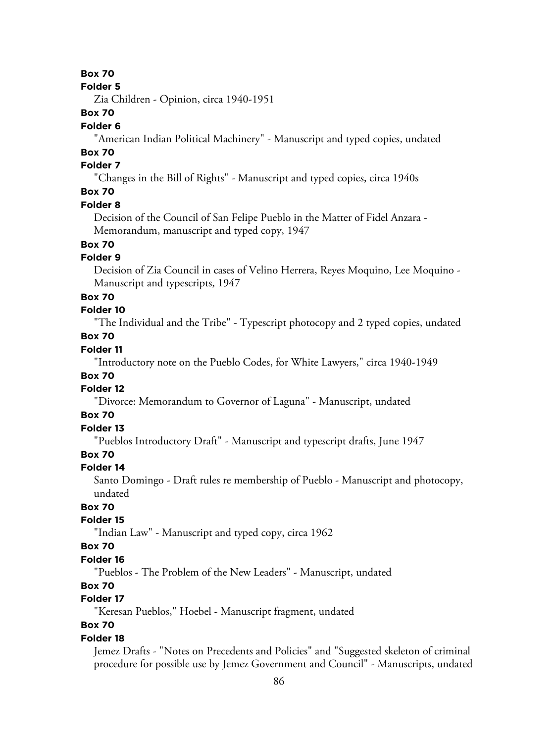**Box 70**

**Folder 5**

Zia Children - Opinion, circa 1940-1951

**Box 70**

**Folder 6**

"American Indian Political Machinery" - Manuscript and typed copies, undated

**Box 70**

**Folder 7**

"Changes in the Bill of Rights" - Manuscript and typed copies, circa 1940s

**Box 70**

**Folder 8**

Decision of the Council of San Felipe Pueblo in the Matter of Fidel Anzara - Memorandum, manuscript and typed copy, 1947

**Box 70**

**Folder 9**

Decision of Zia Council in cases of Velino Herrera, Reyes Moquino, Lee Moquino - Manuscript and typescripts, 1947

**Box 70**

**Folder 10**

"The Individual and the Tribe" - Typescript photocopy and 2 typed copies, undated

**Box 70**

**Folder 11**

"Introductory note on the Pueblo Codes, for White Lawyers," circa 1940-1949

**Box 70**

**Folder 12**

"Divorce: Memorandum to Governor of Laguna" - Manuscript, undated

**Box 70**

**Folder 13**

"Pueblos Introductory Draft" - Manuscript and typescript drafts, June 1947

**Box 70**

**Folder 14**

Santo Domingo - Draft rules re membership of Pueblo - Manuscript and photocopy, undated

**Box 70**

**Folder 15**

"Indian Law" - Manuscript and typed copy, circa 1962

**Box 70**

**Folder 16**

"Pueblos - The Problem of the New Leaders" - Manuscript, undated

**Box 70**

**Folder 17**

"Keresan Pueblos," Hoebel - Manuscript fragment, undated

**Box 70**

**Folder 18**

Jemez Drafts - "Notes on Precedents and Policies" and "Suggested skeleton of criminal procedure for possible use by Jemez Government and Council" - Manuscripts, undated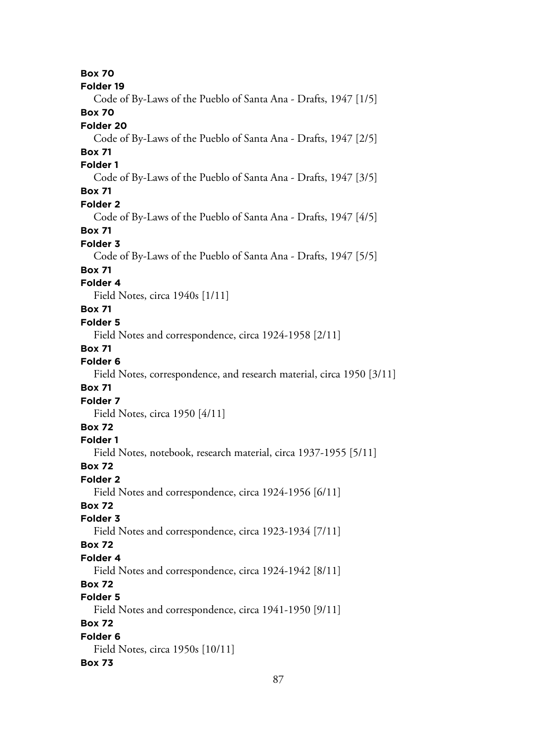**Box 70**
**Folder 19**
Code of By-Laws of the Pueblo of Santa Ana - Drafts, 1947 [1/5]
**Box 70**
**Folder 20**
Code of By-Laws of the Pueblo of Santa Ana - Drafts, 1947 [2/5]
**Box 71**
**Folder 1**
Code of By-Laws of the Pueblo of Santa Ana - Drafts, 1947 [3/5]
**Box 71**
**Folder 2**
Code of By-Laws of the Pueblo of Santa Ana - Drafts, 1947 [4/5]
**Box 71**
**Folder 3**
Code of By-Laws of the Pueblo of Santa Ana - Drafts, 1947 [5/5]
**Box 71**
**Folder 4**
Field Notes, circa 1940s [1/11]
**Box 71**
**Folder 5**
Field Notes and correspondence, circa 1924-1958 [2/11]
**Box 71**
**Folder 6**
Field Notes, correspondence, and research material, circa 1950 [3/11]
**Box 71**
**Folder 7**
Field Notes, circa 1950 [4/11]
**Box 72**
**Folder 1**
Field Notes, notebook, research material, circa 1937-1955 [5/11]
**Box 72**
**Folder 2**
Field Notes and correspondence, circa 1924-1956 [6/11]
**Box 72**
**Folder 3**
Field Notes and correspondence, circa 1923-1934 [7/11]
**Box 72**
**Folder 4**
Field Notes and correspondence, circa 1924-1942 [8/11]
**Box 72**
**Folder 5**
Field Notes and correspondence, circa 1941-1950 [9/11]
**Box 72**
**Folder 6**
Field Notes, circa 1950s [10/11]
**Box 73**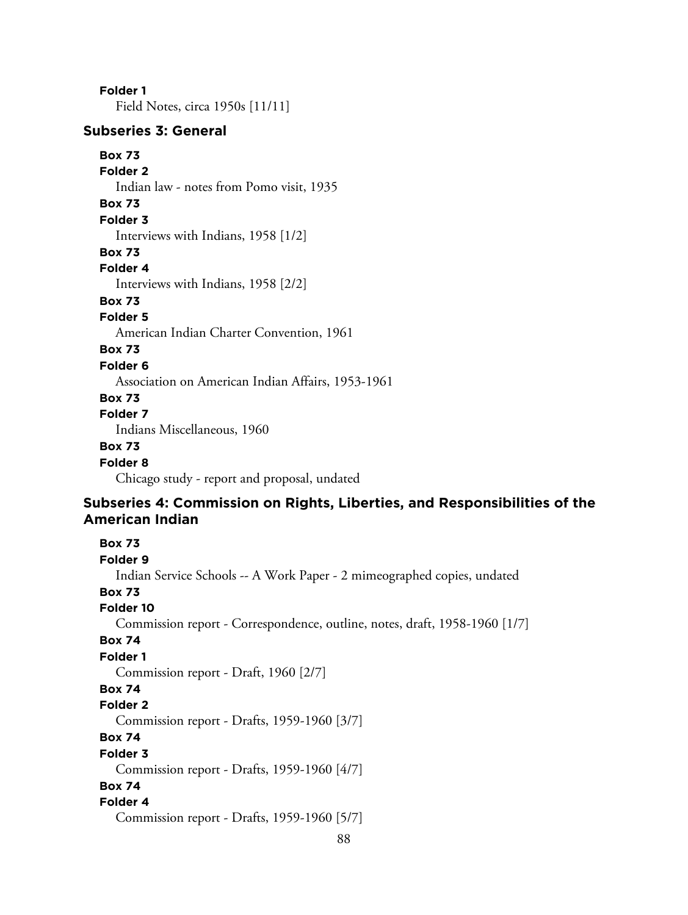**Folder 1**
Field Notes, circa 1950s [11/11]

### Subseries 3: General

**Box 73**
**Folder 2**
Indian law - notes from Pomo visit, 1935

**Box 73**
**Folder 3**
Interviews with Indians, 1958 [1/2]

**Box 73**
**Folder 4**
Interviews with Indians, 1958 [2/2]

**Box 73**
**Folder 5**
American Indian Charter Convention, 1961

**Box 73**
**Folder 6**
Association on American Indian Affairs, 1953-1961

**Box 73**
**Folder 7**
Indians Miscellaneous, 1960

**Box 73**
**Folder 8**
Chicago study - report and proposal, undated

### Subseries 4: Commission on Rights, Liberties, and Responsibilities of the American Indian

**Box 73**
**Folder 9**
Indian Service Schools -- A Work Paper - 2 mimeographed copies, undated

**Box 73**
**Folder 10**
Commission report - Correspondence, outline, notes, draft, 1958-1960 [1/7]

**Box 74**
**Folder 1**
Commission report - Draft, 1960 [2/7]

**Box 74**
**Folder 2**
Commission report - Drafts, 1959-1960 [3/7]

**Box 74**
**Folder 3**
Commission report - Drafts, 1959-1960 [4/7]

**Box 74**
**Folder 4**
Commission report - Drafts, 1959-1960 [5/7]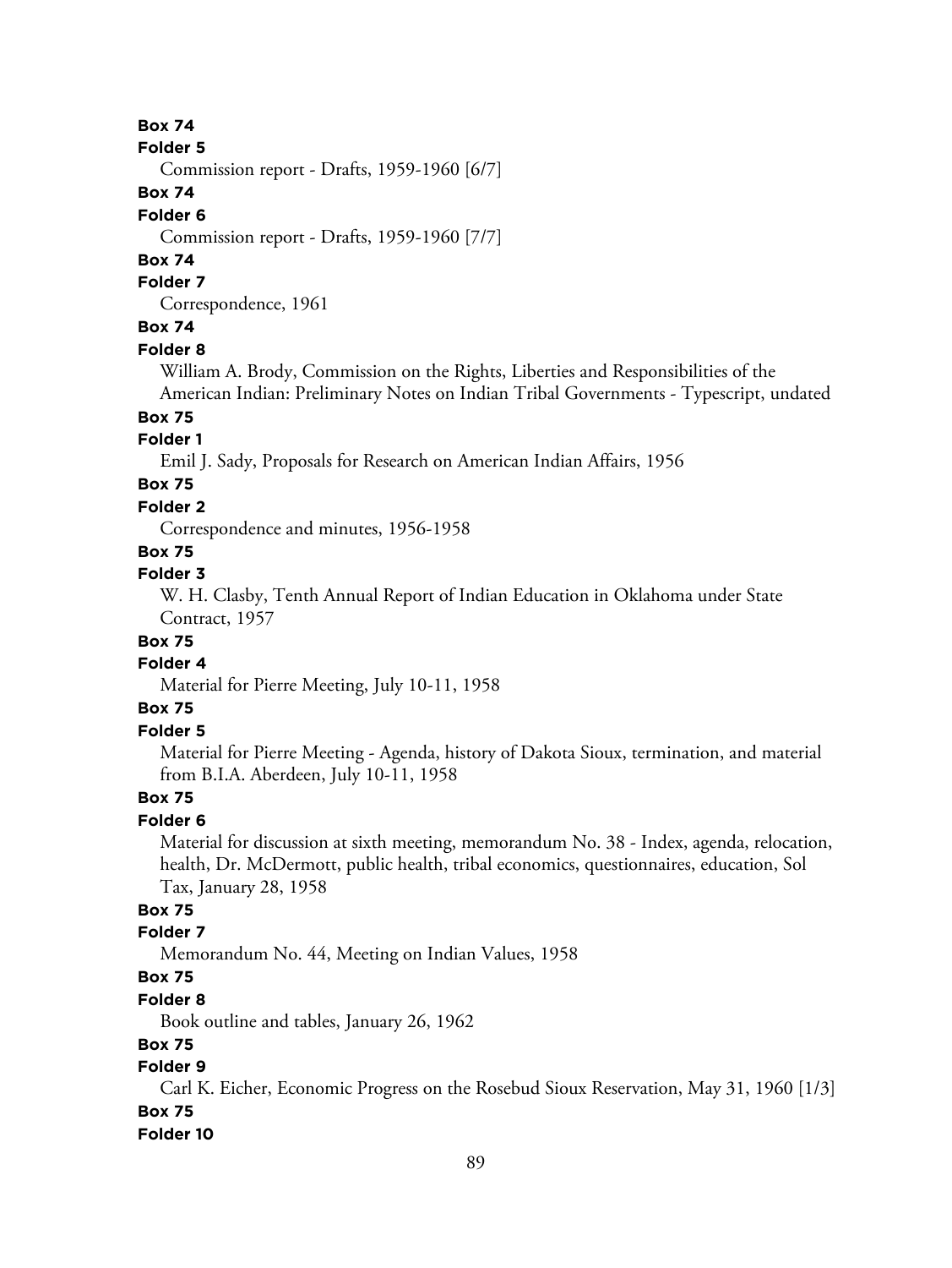**Box 74**

**Folder 5**

Commission report - Drafts, 1959-1960 [6/7]

**Box 74**

**Folder 6**

Commission report - Drafts, 1959-1960 [7/7]

**Box 74**

**Folder 7**

Correspondence, 1961

**Box 74**

**Folder 8**

William A. Brody, Commission on the Rights, Liberties and Responsibilities of the American Indian: Preliminary Notes on Indian Tribal Governments - Typescript, undated

**Box 75**

**Folder 1**

Emil J. Sady, Proposals for Research on American Indian Affairs, 1956

**Box 75**

**Folder 2**

Correspondence and minutes, 1956-1958

**Box 75**

**Folder 3**

W. H. Clasby, Tenth Annual Report of Indian Education in Oklahoma under State Contract, 1957

**Box 75**

**Folder 4**

Material for Pierre Meeting, July 10-11, 1958

**Box 75**

**Folder 5**

Material for Pierre Meeting - Agenda, history of Dakota Sioux, termination, and material from B.I.A. Aberdeen, July 10-11, 1958

**Box 75**

**Folder 6**

Material for discussion at sixth meeting, memorandum No. 38 - Index, agenda, relocation, health, Dr. McDermott, public health, tribal economics, questionnaires, education, Sol Tax, January 28, 1958

**Box 75**

**Folder 7**

Memorandum No. 44, Meeting on Indian Values, 1958

**Box 75**

**Folder 8**

Book outline and tables, January 26, 1962

**Box 75**

**Folder 9**

Carl K. Eicher, Economic Progress on the Rosebud Sioux Reservation, May 31, 1960 [1/3]

**Box 75**

**Folder 10**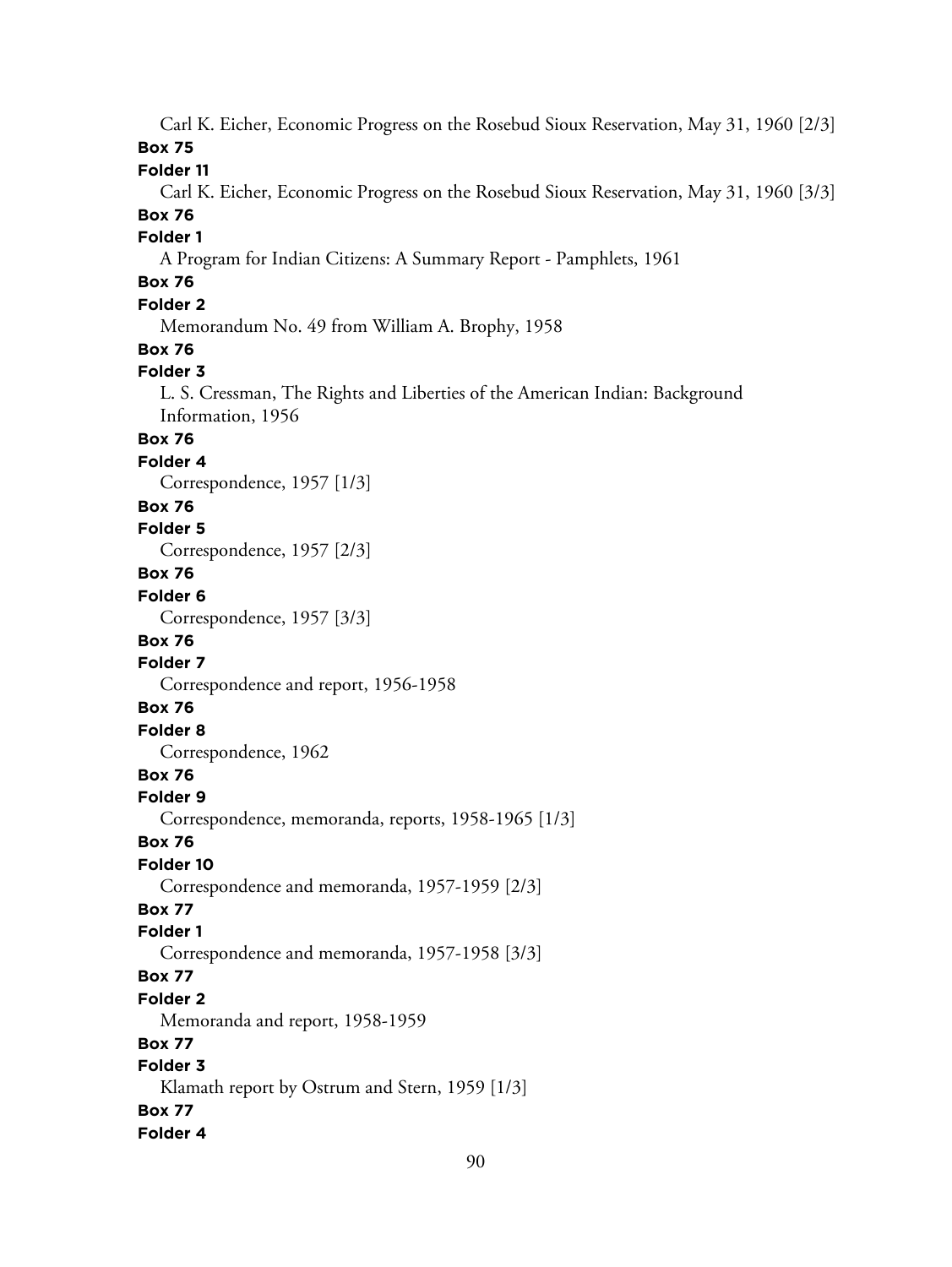Carl K. Eicher, Economic Progress on the Rosebud Sioux Reservation, May 31, 1960 [2/3]

**Box 75**

**Folder 11**

Carl K. Eicher, Economic Progress on the Rosebud Sioux Reservation, May 31, 1960 [3/3]

**Box 76**

**Folder 1**

A Program for Indian Citizens: A Summary Report - Pamphlets, 1961

**Box 76**

**Folder 2**

Memorandum No. 49 from William A. Brophy, 1958

**Box 76**

**Folder 3**

L. S. Cressman, The Rights and Liberties of the American Indian: Background Information, 1956

**Box 76**

**Folder 4**

Correspondence, 1957 [1/3]

**Box 76**

**Folder 5**

Correspondence, 1957 [2/3]

**Box 76**

**Folder 6**

Correspondence, 1957 [3/3]

**Box 76**

**Folder 7**

Correspondence and report, 1956-1958

**Box 76**

**Folder 8**

Correspondence, 1962

**Box 76**

**Folder 9**

Correspondence, memoranda, reports, 1958-1965 [1/3]

**Box 76**

**Folder 10**

Correspondence and memoranda, 1957-1959 [2/3]

**Box 77**

**Folder 1**

Correspondence and memoranda, 1957-1958 [3/3]

**Box 77**

**Folder 2**

Memoranda and report, 1958-1959

**Box 77**

**Folder 3**

Klamath report by Ostrum and Stern, 1959 [1/3]

**Box 77**

**Folder 4**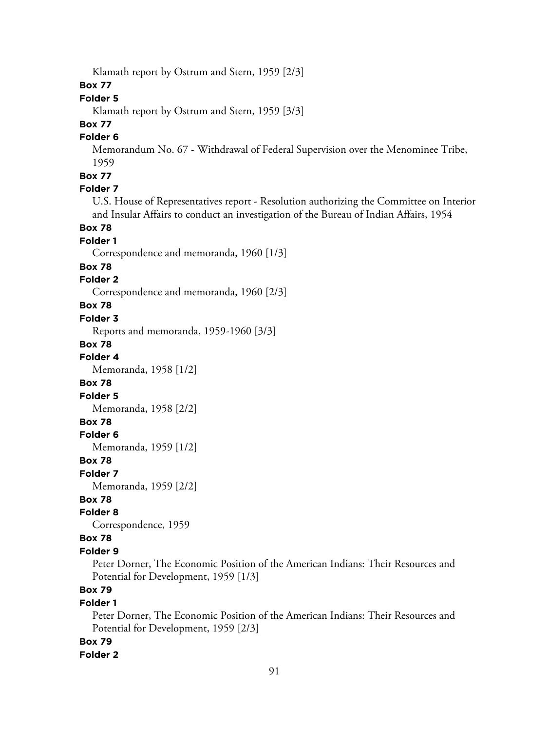Klamath report by Ostrum and Stern, 1959 [2/3]

**Box 77**

**Folder 5**

Klamath report by Ostrum and Stern, 1959 [3/3]

**Box 77**

**Folder 6**

Memorandum No. 67 - Withdrawal of Federal Supervision over the Menominee Tribe, 1959

**Box 77**

**Folder 7**

U.S. House of Representatives report - Resolution authorizing the Committee on Interior and Insular Affairs to conduct an investigation of the Bureau of Indian Affairs, 1954

**Box 78**

**Folder 1**

Correspondence and memoranda, 1960 [1/3]

**Box 78**

**Folder 2**

Correspondence and memoranda, 1960 [2/3]

**Box 78**

**Folder 3**

Reports and memoranda, 1959-1960 [3/3]

**Box 78**

**Folder 4**

Memoranda, 1958 [1/2]

**Box 78**

**Folder 5**

Memoranda, 1958 [2/2]

**Box 78**

**Folder 6**

Memoranda, 1959 [1/2]

**Box 78**

**Folder 7**

Memoranda, 1959 [2/2]

**Box 78**

**Folder 8**

Correspondence, 1959

**Box 78**

**Folder 9**

Peter Dorner, The Economic Position of the American Indians: Their Resources and Potential for Development, 1959 [1/3]

**Box 79**

**Folder 1**

Peter Dorner, The Economic Position of the American Indians: Their Resources and Potential for Development, 1959 [2/3]

**Box 79**

**Folder 2**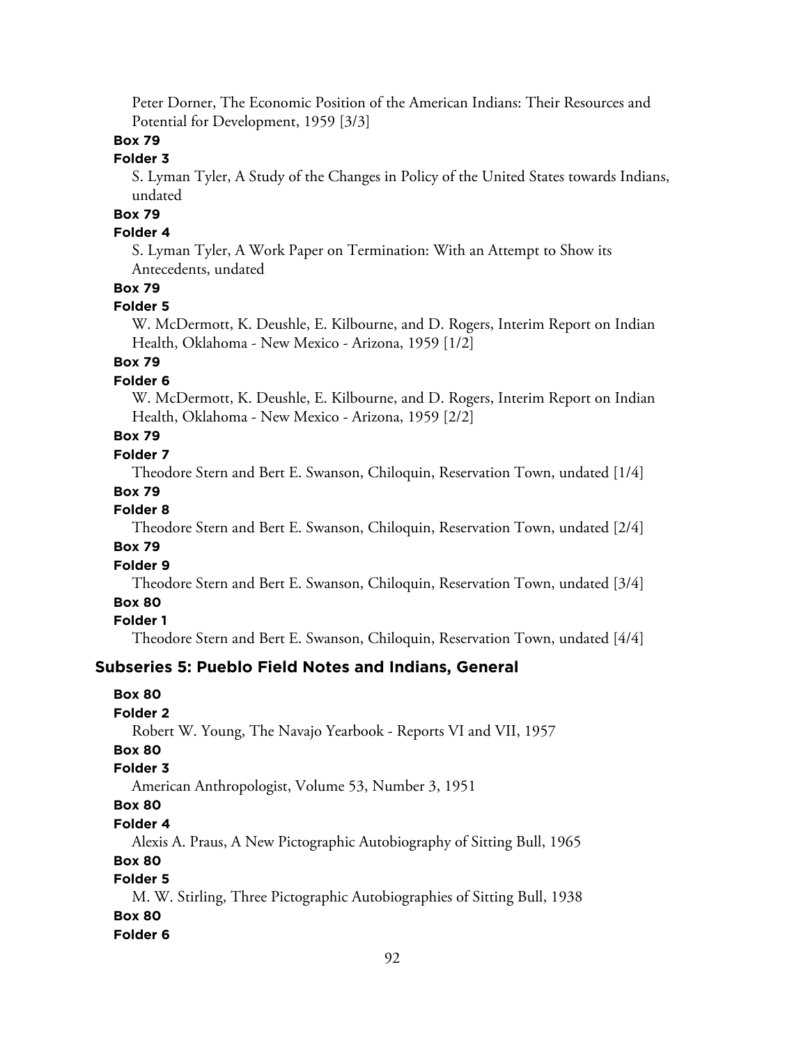Peter Dorner, The Economic Position of the American Indians: Their Resources and Potential for Development, 1959 [3/3]

**Box 79**

**Folder 3**

S. Lyman Tyler, A Study of the Changes in Policy of the United States towards Indians, undated

**Box 79**

**Folder 4**

S. Lyman Tyler, A Work Paper on Termination: With an Attempt to Show its Antecedents, undated

**Box 79**

**Folder 5**

W. McDermott, K. Deushle, E. Kilbourne, and D. Rogers, Interim Report on Indian Health, Oklahoma - New Mexico - Arizona, 1959 [1/2]

**Box 79**

**Folder 6**

W. McDermott, K. Deushle, E. Kilbourne, and D. Rogers, Interim Report on Indian Health, Oklahoma - New Mexico - Arizona, 1959 [2/2]

**Box 79**

**Folder 7**

Theodore Stern and Bert E. Swanson, Chiloquin, Reservation Town, undated [1/4]

**Box 79**

**Folder 8**

Theodore Stern and Bert E. Swanson, Chiloquin, Reservation Town, undated [2/4]

**Box 79**

**Folder 9**

Theodore Stern and Bert E. Swanson, Chiloquin, Reservation Town, undated [3/4]

**Box 80**

**Folder 1**

Theodore Stern and Bert E. Swanson, Chiloquin, Reservation Town, undated [4/4]

## Subseries 5: Pueblo Field Notes and Indians, General

**Box 80**

**Folder 2**

Robert W. Young, The Navajo Yearbook - Reports VI and VII, 1957

**Box 80**

**Folder 3**

American Anthropologist, Volume 53, Number 3, 1951

**Box 80**

**Folder 4**

Alexis A. Praus, A New Pictographic Autobiography of Sitting Bull, 1965

**Box 80**

**Folder 5**

M. W. Stirling, Three Pictographic Autobiographies of Sitting Bull, 1938

**Box 80**

**Folder 6**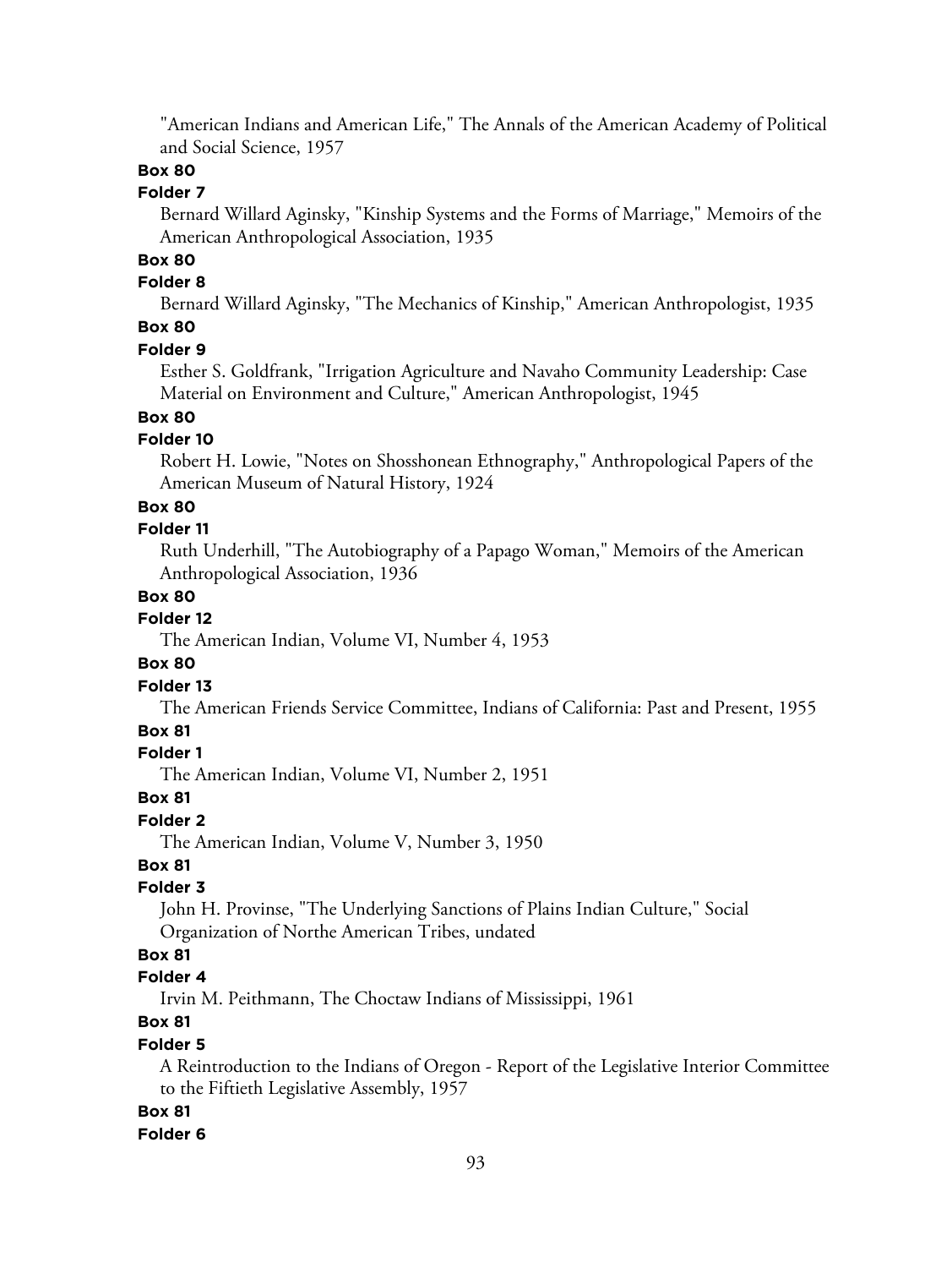"American Indians and American Life," The Annals of the American Academy of Political and Social Science, 1957

**Box 80**

**Folder 7**

Bernard Willard Aginsky, "Kinship Systems and the Forms of Marriage," Memoirs of the American Anthropological Association, 1935

**Box 80**

**Folder 8**

Bernard Willard Aginsky, "The Mechanics of Kinship," American Anthropologist, 1935

**Box 80**

**Folder 9**

Esther S. Goldfrank, "Irrigation Agriculture and Navaho Community Leadership: Case Material on Environment and Culture," American Anthropologist, 1945

**Box 80**

**Folder 10**

Robert H. Lowie, "Notes on Shosshonean Ethnography," Anthropological Papers of the American Museum of Natural History, 1924

**Box 80**

**Folder 11**

Ruth Underhill, "The Autobiography of a Papago Woman," Memoirs of the American Anthropological Association, 1936

**Box 80**

**Folder 12**

The American Indian, Volume VI, Number 4, 1953

**Box 80**

**Folder 13**

The American Friends Service Committee, Indians of California: Past and Present, 1955

**Box 81**

**Folder 1**

The American Indian, Volume VI, Number 2, 1951

**Box 81**

**Folder 2**

The American Indian, Volume V, Number 3, 1950

**Box 81**

**Folder 3**

John H. Provinse, "The Underlying Sanctions of Plains Indian Culture," Social Organization of Northe American Tribes, undated

**Box 81**

**Folder 4**

Irvin M. Peithmann, The Choctaw Indians of Mississippi, 1961

**Box 81**

**Folder 5**

A Reintroduction to the Indians of Oregon - Report of the Legislative Interior Committee to the Fiftieth Legislative Assembly, 1957

**Box 81**

**Folder 6**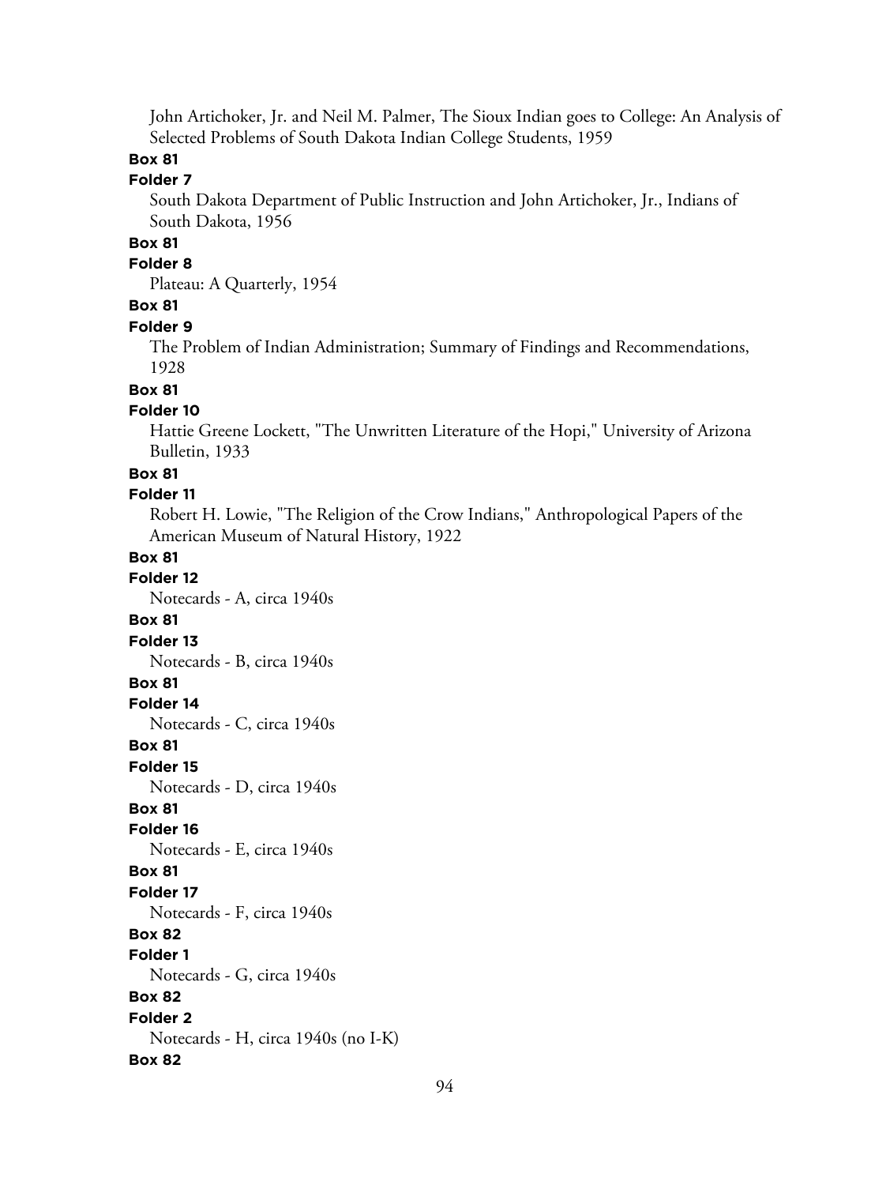John Artichoker, Jr. and Neil M. Palmer, The Sioux Indian goes to College: An Analysis of Selected Problems of South Dakota Indian College Students, 1959

**Box 81**

**Folder 7**

South Dakota Department of Public Instruction and John Artichoker, Jr., Indians of South Dakota, 1956

**Box 81**

**Folder 8**

Plateau: A Quarterly, 1954

**Box 81**

**Folder 9**

The Problem of Indian Administration; Summary of Findings and Recommendations, 1928

**Box 81**

**Folder 10**

Hattie Greene Lockett, "The Unwritten Literature of the Hopi," University of Arizona Bulletin, 1933

**Box 81**

**Folder 11**

Robert H. Lowie, "The Religion of the Crow Indians," Anthropological Papers of the American Museum of Natural History, 1922

**Box 81**

**Folder 12**

Notecards - A, circa 1940s

**Box 81**

**Folder 13**

Notecards - B, circa 1940s

**Box 81**

**Folder 14**

Notecards - C, circa 1940s

**Box 81**

**Folder 15**

Notecards - D, circa 1940s

**Box 81**

**Folder 16**

Notecards - E, circa 1940s

**Box 81**

**Folder 17**

Notecards - F, circa 1940s

**Box 82**

**Folder 1**

Notecards - G, circa 1940s

**Box 82**

**Folder 2**

Notecards - H, circa 1940s (no I-K)

**Box 82**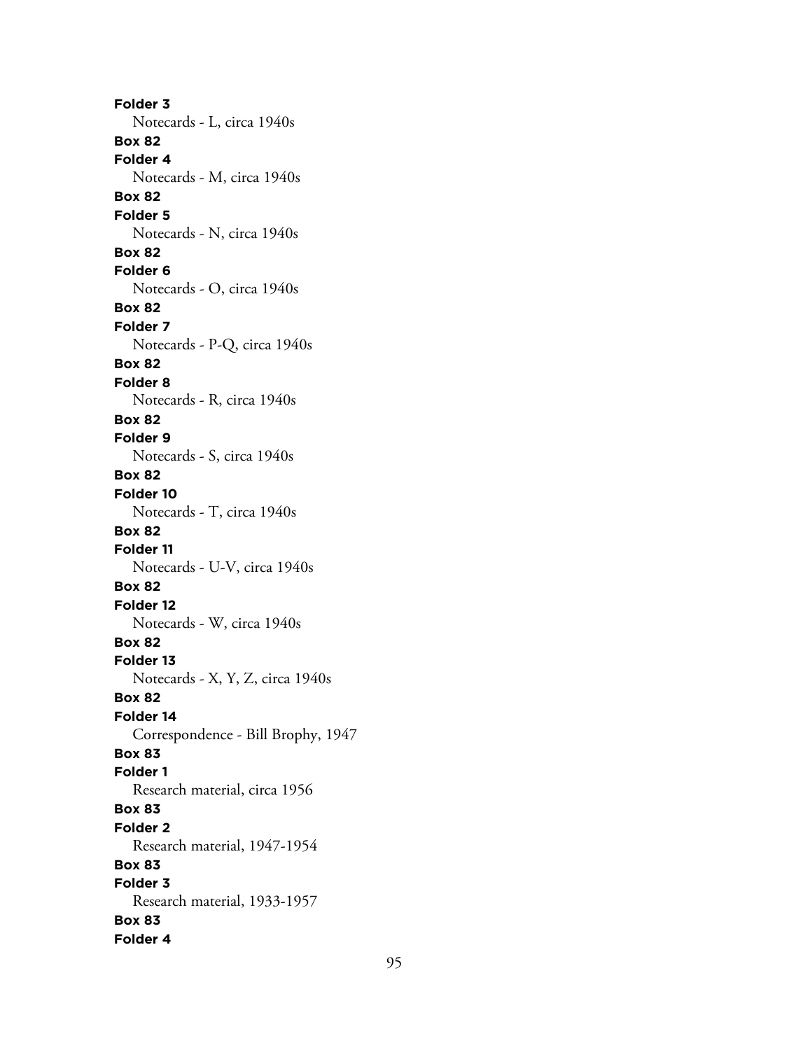**Folder 3**
Notecards - L, circa 1940s

**Box 82**
**Folder 4**
Notecards - M, circa 1940s

**Box 82**
**Folder 5**
Notecards - N, circa 1940s

**Box 82**
**Folder 6**
Notecards - O, circa 1940s

**Box 82**
**Folder 7**
Notecards - P-Q, circa 1940s

**Box 82**
**Folder 8**
Notecards - R, circa 1940s

**Box 82**
**Folder 9**
Notecards - S, circa 1940s

**Box 82**
**Folder 10**
Notecards - T, circa 1940s

**Box 82**
**Folder 11**
Notecards - U-V, circa 1940s

**Box 82**
**Folder 12**
Notecards - W, circa 1940s

**Box 82**
**Folder 13**
Notecards - X, Y, Z, circa 1940s

**Box 82**
**Folder 14**
Correspondence - Bill Brophy, 1947

**Box 83**
**Folder 1**
Research material, circa 1956

**Box 83**
**Folder 2**
Research material, 1947-1954

**Box 83**
**Folder 3**
Research material, 1933-1957

**Box 83**
**Folder 4**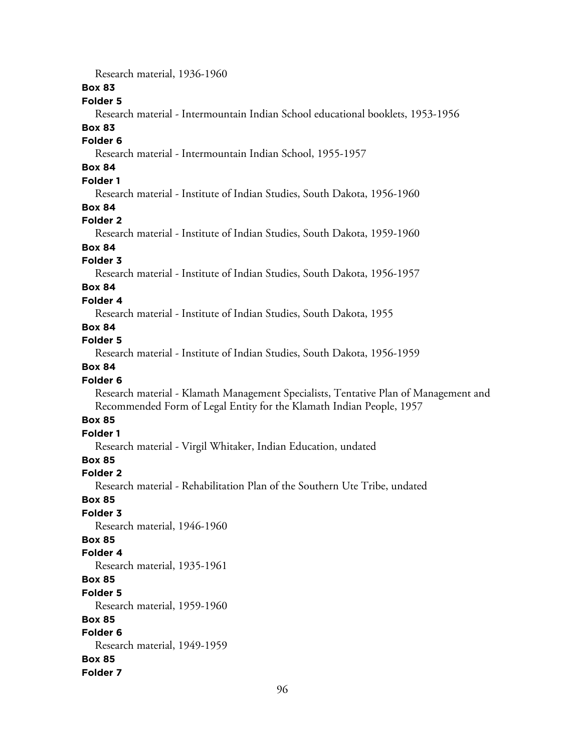Research material, 1936-1960

**Box 83**

**Folder 5**

Research material - Intermountain Indian School educational booklets, 1953-1956

**Box 83**

**Folder 6**

Research material - Intermountain Indian School, 1955-1957

**Box 84**

**Folder 1**

Research material - Institute of Indian Studies, South Dakota, 1956-1960

**Box 84**

**Folder 2**

Research material - Institute of Indian Studies, South Dakota, 1959-1960

**Box 84**

**Folder 3**

Research material - Institute of Indian Studies, South Dakota, 1956-1957

**Box 84**

**Folder 4**

Research material - Institute of Indian Studies, South Dakota, 1955

**Box 84**

**Folder 5**

Research material - Institute of Indian Studies, South Dakota, 1956-1959

**Box 84**

**Folder 6**

Research material - Klamath Management Specialists, Tentative Plan of Management and Recommended Form of Legal Entity for the Klamath Indian People, 1957

**Box 85**

**Folder 1**

Research material - Virgil Whitaker, Indian Education, undated

**Box 85**

**Folder 2**

Research material - Rehabilitation Plan of the Southern Ute Tribe, undated

**Box 85**

**Folder 3**

Research material, 1946-1960

**Box 85**

**Folder 4**

Research material, 1935-1961

**Box 85**

**Folder 5**

Research material, 1959-1960

**Box 85**

**Folder 6**

Research material, 1949-1959

**Box 85**

**Folder 7**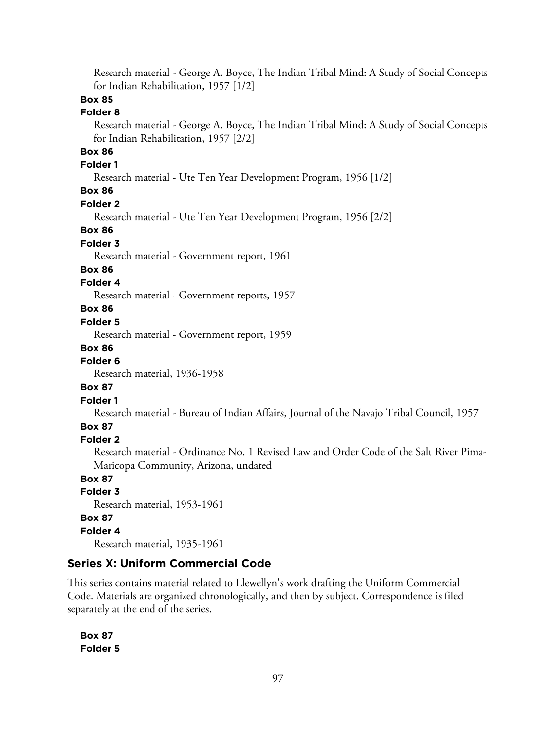Research material - George A. Boyce, The Indian Tribal Mind: A Study of Social Concepts for Indian Rehabilitation, 1957 [1/2]

**Box 85**

**Folder 8**

Research material - George A. Boyce, The Indian Tribal Mind: A Study of Social Concepts for Indian Rehabilitation, 1957 [2/2]

**Box 86**

**Folder 1**

Research material - Ute Ten Year Development Program, 1956 [1/2]

**Box 86**

**Folder 2**

Research material - Ute Ten Year Development Program, 1956 [2/2]

**Box 86**

**Folder 3**

Research material - Government report, 1961

**Box 86**

**Folder 4**

Research material - Government reports, 1957

**Box 86**

**Folder 5**

Research material - Government report, 1959

**Box 86**

**Folder 6**

Research material, 1936-1958

**Box 87**

**Folder 1**

Research material - Bureau of Indian Affairs, Journal of the Navajo Tribal Council, 1957

**Box 87**

**Folder 2**

Research material - Ordinance No. 1 Revised Law and Order Code of the Salt River Pima-Maricopa Community, Arizona, undated

**Box 87**

**Folder 3**

Research material, 1953-1961

**Box 87**

**Folder 4**

Research material, 1935-1961

## Series X: Uniform Commercial Code

This series contains material related to Llewellyn's work drafting the Uniform Commercial Code. Materials are organized chronologically, and then by subject. Correspondence is filed separately at the end of the series.

**Box 87**

**Folder 5**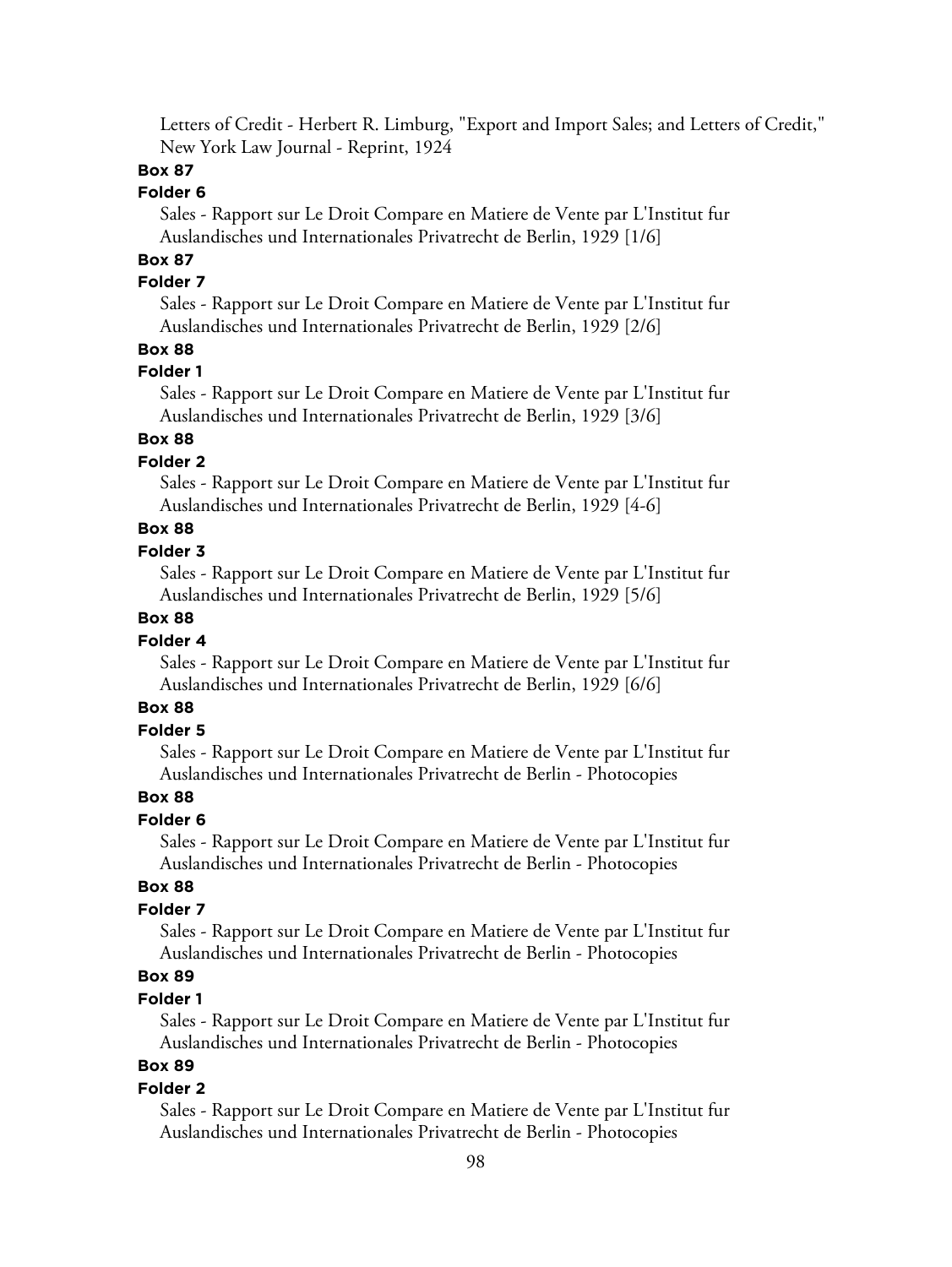Letters of Credit - Herbert R. Limburg, "Export and Import Sales; and Letters of Credit," New York Law Journal - Reprint, 1924

**Box 87**

**Folder 6**

Sales - Rapport sur Le Droit Compare en Matiere de Vente par L'Institut fur Auslandisches und Internationales Privatrecht de Berlin, 1929 [1/6]

**Box 87**

**Folder 7**

Sales - Rapport sur Le Droit Compare en Matiere de Vente par L'Institut fur Auslandisches und Internationales Privatrecht de Berlin, 1929 [2/6]

**Box 88**

**Folder 1**

Sales - Rapport sur Le Droit Compare en Matiere de Vente par L'Institut fur Auslandisches und Internationales Privatrecht de Berlin, 1929 [3/6]

**Box 88**

**Folder 2**

Sales - Rapport sur Le Droit Compare en Matiere de Vente par L'Institut fur Auslandisches und Internationales Privatrecht de Berlin, 1929 [4-6]

**Box 88**

**Folder 3**

Sales - Rapport sur Le Droit Compare en Matiere de Vente par L'Institut fur Auslandisches und Internationales Privatrecht de Berlin, 1929 [5/6]

**Box 88**

**Folder 4**

Sales - Rapport sur Le Droit Compare en Matiere de Vente par L'Institut fur Auslandisches und Internationales Privatrecht de Berlin, 1929 [6/6]

**Box 88**

**Folder 5**

Sales - Rapport sur Le Droit Compare en Matiere de Vente par L'Institut fur Auslandisches und Internationales Privatrecht de Berlin - Photocopies

**Box 88**

**Folder 6**

Sales - Rapport sur Le Droit Compare en Matiere de Vente par L'Institut fur Auslandisches und Internationales Privatrecht de Berlin - Photocopies

**Box 88**

**Folder 7**

Sales - Rapport sur Le Droit Compare en Matiere de Vente par L'Institut fur Auslandisches und Internationales Privatrecht de Berlin - Photocopies

**Box 89**

**Folder 1**

Sales - Rapport sur Le Droit Compare en Matiere de Vente par L'Institut fur Auslandisches und Internationales Privatrecht de Berlin - Photocopies

**Box 89**

**Folder 2**

Sales - Rapport sur Le Droit Compare en Matiere de Vente par L'Institut fur Auslandisches und Internationales Privatrecht de Berlin - Photocopies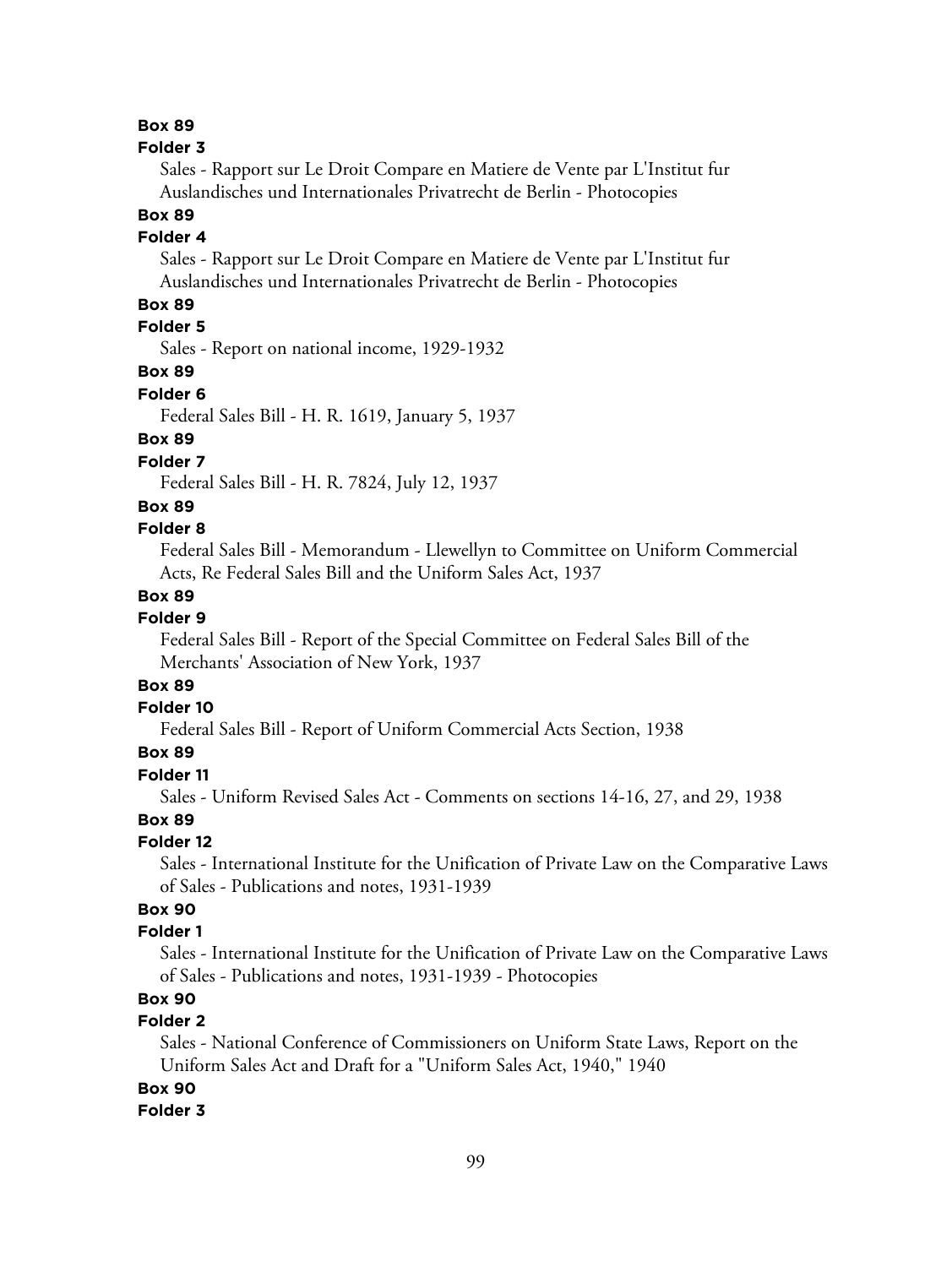**Box 89**

**Folder 3**

Sales - Rapport sur Le Droit Compare en Matiere de Vente par L'Institut fur Auslandisches und Internationales Privatrecht de Berlin - Photocopies

**Box 89**

**Folder 4**

Sales - Rapport sur Le Droit Compare en Matiere de Vente par L'Institut fur Auslandisches und Internationales Privatrecht de Berlin - Photocopies

**Box 89**

**Folder 5**

Sales - Report on national income, 1929-1932

**Box 89**

**Folder 6**

Federal Sales Bill - H. R. 1619, January 5, 1937

**Box 89**

**Folder 7**

Federal Sales Bill - H. R. 7824, July 12, 1937

**Box 89**

**Folder 8**

Federal Sales Bill - Memorandum - Llewellyn to Committee on Uniform Commercial Acts, Re Federal Sales Bill and the Uniform Sales Act, 1937

**Box 89**

**Folder 9**

Federal Sales Bill - Report of the Special Committee on Federal Sales Bill of the Merchants' Association of New York, 1937

**Box 89**

**Folder 10**

Federal Sales Bill - Report of Uniform Commercial Acts Section, 1938

**Box 89**

**Folder 11**

Sales - Uniform Revised Sales Act - Comments on sections 14-16, 27, and 29, 1938

**Box 89**

**Folder 12**

Sales - International Institute for the Unification of Private Law on the Comparative Laws of Sales - Publications and notes, 1931-1939

**Box 90**

**Folder 1**

Sales - International Institute for the Unification of Private Law on the Comparative Laws of Sales - Publications and notes, 1931-1939 - Photocopies

**Box 90**

**Folder 2**

Sales - National Conference of Commissioners on Uniform State Laws, Report on the Uniform Sales Act and Draft for a "Uniform Sales Act, 1940," 1940

**Box 90**

**Folder 3**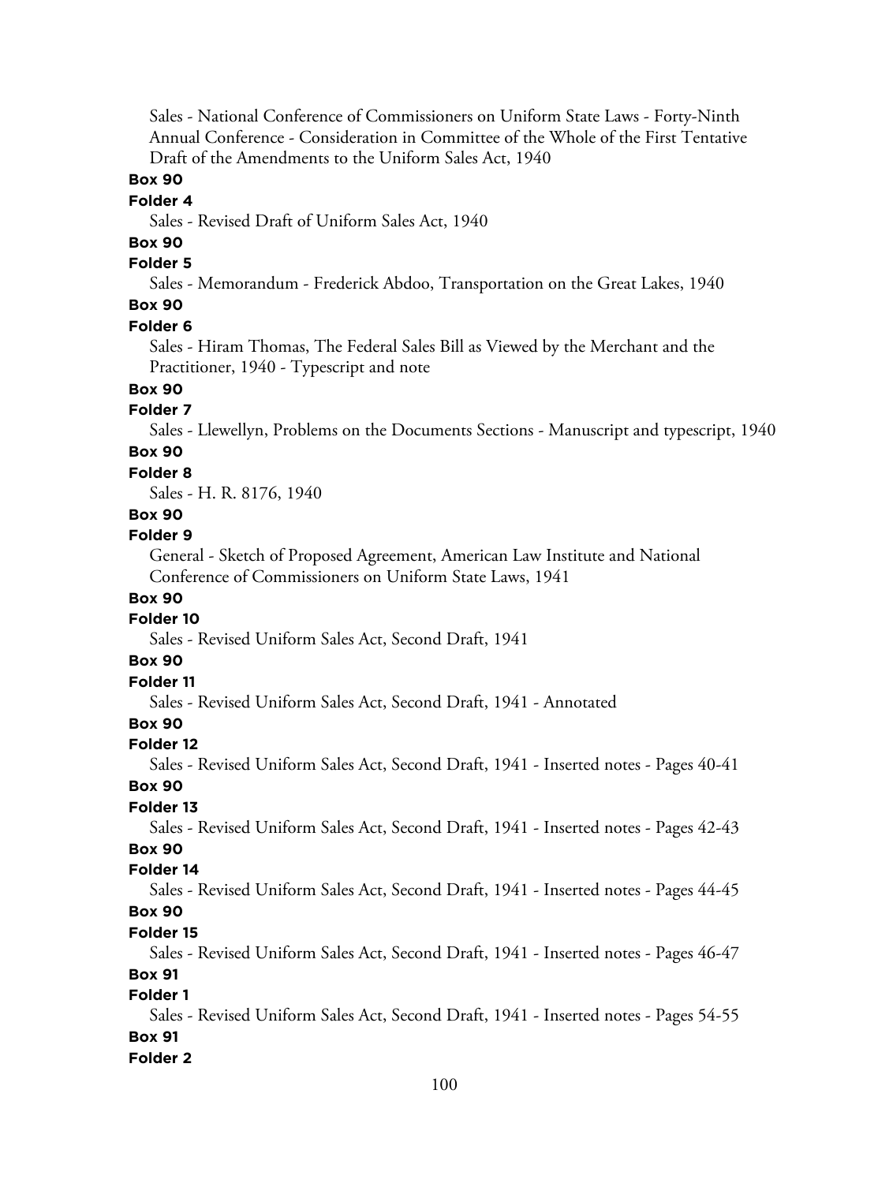Sales - National Conference of Commissioners on Uniform State Laws - Forty-Ninth Annual Conference - Consideration in Committee of the Whole of the First Tentative Draft of the Amendments to the Uniform Sales Act, 1940

**Box 90**

**Folder 4**

Sales - Revised Draft of Uniform Sales Act, 1940

**Box 90**

**Folder 5**

Sales - Memorandum - Frederick Abdoo, Transportation on the Great Lakes, 1940

**Box 90**

**Folder 6**

Sales - Hiram Thomas, The Federal Sales Bill as Viewed by the Merchant and the Practitioner, 1940 - Typescript and note

**Box 90**

**Folder 7**

Sales - Llewellyn, Problems on the Documents Sections - Manuscript and typescript, 1940

**Box 90**

**Folder 8**

Sales - H. R. 8176, 1940

**Box 90**

**Folder 9**

General - Sketch of Proposed Agreement, American Law Institute and National Conference of Commissioners on Uniform State Laws, 1941

**Box 90**

**Folder 10**

Sales - Revised Uniform Sales Act, Second Draft, 1941

**Box 90**

**Folder 11**

Sales - Revised Uniform Sales Act, Second Draft, 1941 - Annotated

**Box 90**

**Folder 12**

Sales - Revised Uniform Sales Act, Second Draft, 1941 - Inserted notes - Pages 40-41

**Box 90**

**Folder 13**

Sales - Revised Uniform Sales Act, Second Draft, 1941 - Inserted notes - Pages 42-43

**Box 90**

**Folder 14**

Sales - Revised Uniform Sales Act, Second Draft, 1941 - Inserted notes - Pages 44-45

**Box 90**

**Folder 15**

Sales - Revised Uniform Sales Act, Second Draft, 1941 - Inserted notes - Pages 46-47

**Box 91**

**Folder 1**

Sales - Revised Uniform Sales Act, Second Draft, 1941 - Inserted notes - Pages 54-55

**Box 91**

**Folder 2**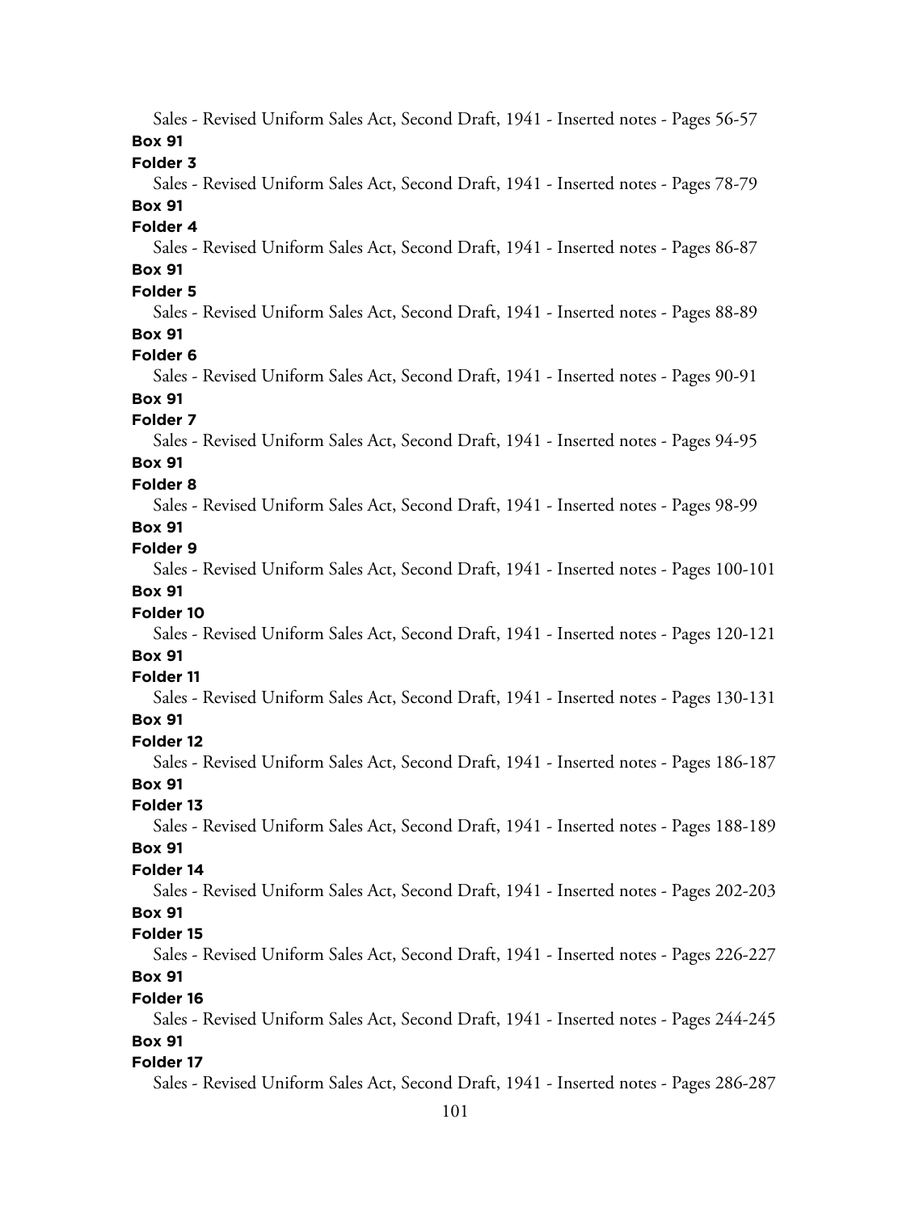Sales - Revised Uniform Sales Act, Second Draft, 1941 - Inserted notes - Pages 56-57

**Box 91**

**Folder 3**

Sales - Revised Uniform Sales Act, Second Draft, 1941 - Inserted notes - Pages 78-79

**Box 91**

**Folder 4**

Sales - Revised Uniform Sales Act, Second Draft, 1941 - Inserted notes - Pages 86-87

**Box 91**

**Folder 5**

Sales - Revised Uniform Sales Act, Second Draft, 1941 - Inserted notes - Pages 88-89

**Box 91**

**Folder 6**

Sales - Revised Uniform Sales Act, Second Draft, 1941 - Inserted notes - Pages 90-91

**Box 91**

**Folder 7**

Sales - Revised Uniform Sales Act, Second Draft, 1941 - Inserted notes - Pages 94-95

**Box 91**

**Folder 8**

Sales - Revised Uniform Sales Act, Second Draft, 1941 - Inserted notes - Pages 98-99

**Box 91**

**Folder 9**

Sales - Revised Uniform Sales Act, Second Draft, 1941 - Inserted notes - Pages 100-101

**Box 91**

**Folder 10**

Sales - Revised Uniform Sales Act, Second Draft, 1941 - Inserted notes - Pages 120-121

**Box 91**

**Folder 11**

Sales - Revised Uniform Sales Act, Second Draft, 1941 - Inserted notes - Pages 130-131

**Box 91**

**Folder 12**

Sales - Revised Uniform Sales Act, Second Draft, 1941 - Inserted notes - Pages 186-187

**Box 91**

**Folder 13**

Sales - Revised Uniform Sales Act, Second Draft, 1941 - Inserted notes - Pages 188-189

**Box 91**

**Folder 14**

Sales - Revised Uniform Sales Act, Second Draft, 1941 - Inserted notes - Pages 202-203

**Box 91**

**Folder 15**

Sales - Revised Uniform Sales Act, Second Draft, 1941 - Inserted notes - Pages 226-227

**Box 91**

**Folder 16**

Sales - Revised Uniform Sales Act, Second Draft, 1941 - Inserted notes - Pages 244-245

**Box 91**

**Folder 17**

Sales - Revised Uniform Sales Act, Second Draft, 1941 - Inserted notes - Pages 286-287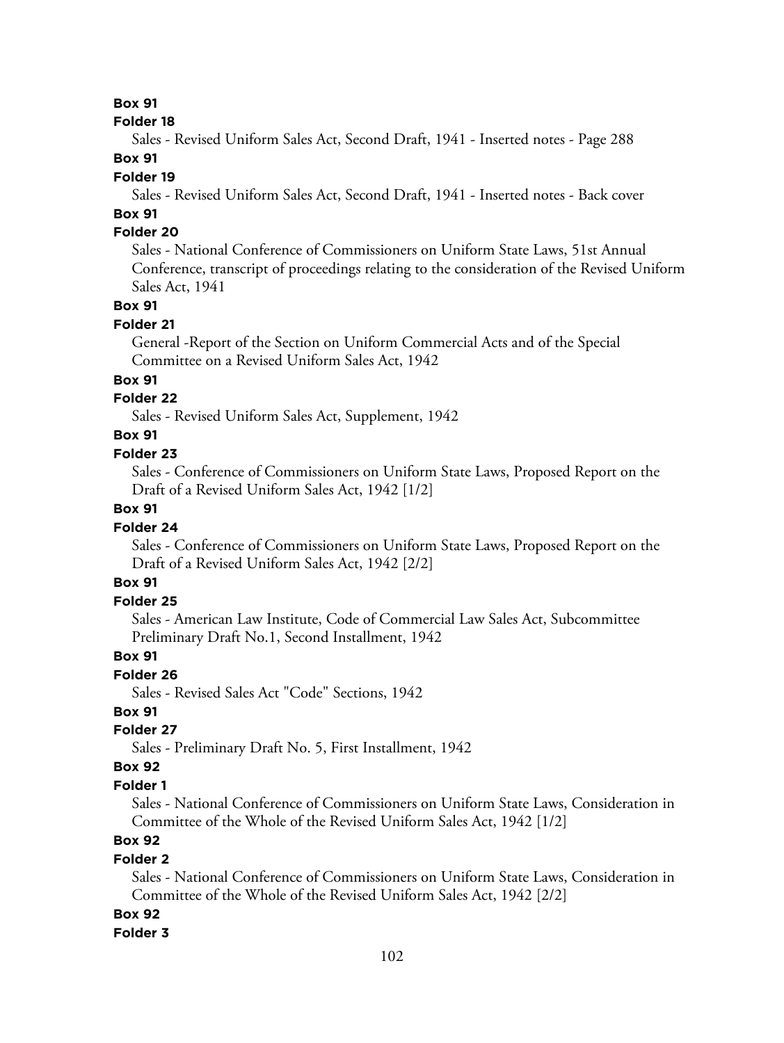**Box 91**

**Folder 18**

Sales - Revised Uniform Sales Act, Second Draft, 1941 - Inserted notes - Page 288

**Box 91**

**Folder 19**

Sales - Revised Uniform Sales Act, Second Draft, 1941 - Inserted notes - Back cover

**Box 91**

**Folder 20**

Sales - National Conference of Commissioners on Uniform State Laws, 51st Annual Conference, transcript of proceedings relating to the consideration of the Revised Uniform Sales Act, 1941

**Box 91**

**Folder 21**

General -Report of the Section on Uniform Commercial Acts and of the Special Committee on a Revised Uniform Sales Act, 1942

**Box 91**

**Folder 22**

Sales - Revised Uniform Sales Act, Supplement, 1942

**Box 91**

**Folder 23**

Sales - Conference of Commissioners on Uniform State Laws, Proposed Report on the Draft of a Revised Uniform Sales Act, 1942 [1/2]

**Box 91**

**Folder 24**

Sales - Conference of Commissioners on Uniform State Laws, Proposed Report on the Draft of a Revised Uniform Sales Act, 1942 [2/2]

**Box 91**

**Folder 25**

Sales - American Law Institute, Code of Commercial Law Sales Act, Subcommittee Preliminary Draft No.1, Second Installment, 1942

**Box 91**

**Folder 26**

Sales - Revised Sales Act "Code" Sections, 1942

**Box 91**

**Folder 27**

Sales - Preliminary Draft No. 5, First Installment, 1942

**Box 92**

**Folder 1**

Sales - National Conference of Commissioners on Uniform State Laws, Consideration in Committee of the Whole of the Revised Uniform Sales Act, 1942 [1/2]

**Box 92**

**Folder 2**

Sales - National Conference of Commissioners on Uniform State Laws, Consideration in Committee of the Whole of the Revised Uniform Sales Act, 1942 [2/2]

**Box 92**

**Folder 3**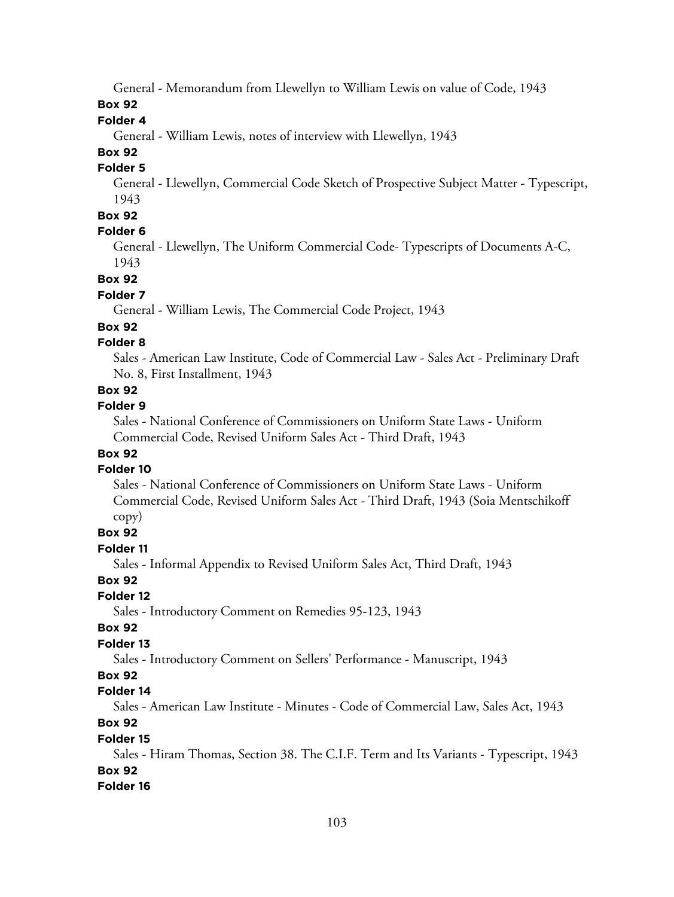General - Memorandum from Llewellyn to William Lewis on value of Code, 1943

**Box 92**

**Folder 4**

General - William Lewis, notes of interview with Llewellyn, 1943

**Box 92**

**Folder 5**

General - Llewellyn, Commercial Code Sketch of Prospective Subject Matter - Typescript, 1943

**Box 92**

**Folder 6**

General - Llewellyn, The Uniform Commercial Code- Typescripts of Documents A-C, 1943

**Box 92**

**Folder 7**

General - William Lewis, The Commercial Code Project, 1943

**Box 92**

**Folder 8**

Sales - American Law Institute, Code of Commercial Law - Sales Act - Preliminary Draft No. 8, First Installment, 1943

**Box 92**

**Folder 9**

Sales - National Conference of Commissioners on Uniform State Laws - Uniform Commercial Code, Revised Uniform Sales Act - Third Draft, 1943

**Box 92**

**Folder 10**

Sales - National Conference of Commissioners on Uniform State Laws - Uniform Commercial Code, Revised Uniform Sales Act - Third Draft, 1943 (Soia Mentschikoff copy)

**Box 92**

**Folder 11**

Sales - Informal Appendix to Revised Uniform Sales Act, Third Draft, 1943

**Box 92**

**Folder 12**

Sales - Introductory Comment on Remedies 95-123, 1943

**Box 92**

**Folder 13**

Sales - Introductory Comment on Sellers' Performance - Manuscript, 1943

**Box 92**

**Folder 14**

Sales - American Law Institute - Minutes - Code of Commercial Law, Sales Act, 1943

**Box 92**

**Folder 15**

Sales - Hiram Thomas, Section 38. The C.I.F. Term and Its Variants - Typescript, 1943

**Box 92**

**Folder 16**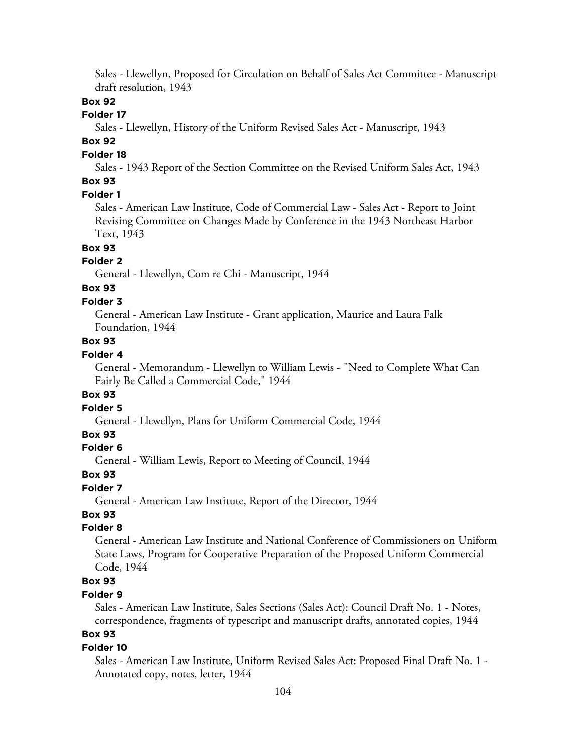Sales - Llewellyn, Proposed for Circulation on Behalf of Sales Act Committee - Manuscript draft resolution, 1943

**Box 92**

**Folder 17**

Sales - Llewellyn, History of the Uniform Revised Sales Act - Manuscript, 1943

**Box 92**

**Folder 18**

Sales - 1943 Report of the Section Committee on the Revised Uniform Sales Act, 1943

**Box 93**

**Folder 1**

Sales - American Law Institute, Code of Commercial Law - Sales Act - Report to Joint Revising Committee on Changes Made by Conference in the 1943 Northeast Harbor Text, 1943

**Box 93**

**Folder 2**

General - Llewellyn, Com re Chi - Manuscript, 1944

**Box 93**

**Folder 3**

General - American Law Institute - Grant application, Maurice and Laura Falk Foundation, 1944

**Box 93**

**Folder 4**

General - Memorandum - Llewellyn to William Lewis - "Need to Complete What Can Fairly Be Called a Commercial Code," 1944

**Box 93**

**Folder 5**

General - Llewellyn, Plans for Uniform Commercial Code, 1944

**Box 93**

**Folder 6**

General - William Lewis, Report to Meeting of Council, 1944

**Box 93**

**Folder 7**

General - American Law Institute, Report of the Director, 1944

**Box 93**

**Folder 8**

General - American Law Institute and National Conference of Commissioners on Uniform State Laws, Program for Cooperative Preparation of the Proposed Uniform Commercial Code, 1944

**Box 93**

**Folder 9**

Sales - American Law Institute, Sales Sections (Sales Act): Council Draft No. 1 - Notes, correspondence, fragments of typescript and manuscript drafts, annotated copies, 1944

**Box 93**

**Folder 10**

Sales - American Law Institute, Uniform Revised Sales Act: Proposed Final Draft No. 1 - Annotated copy, notes, letter, 1944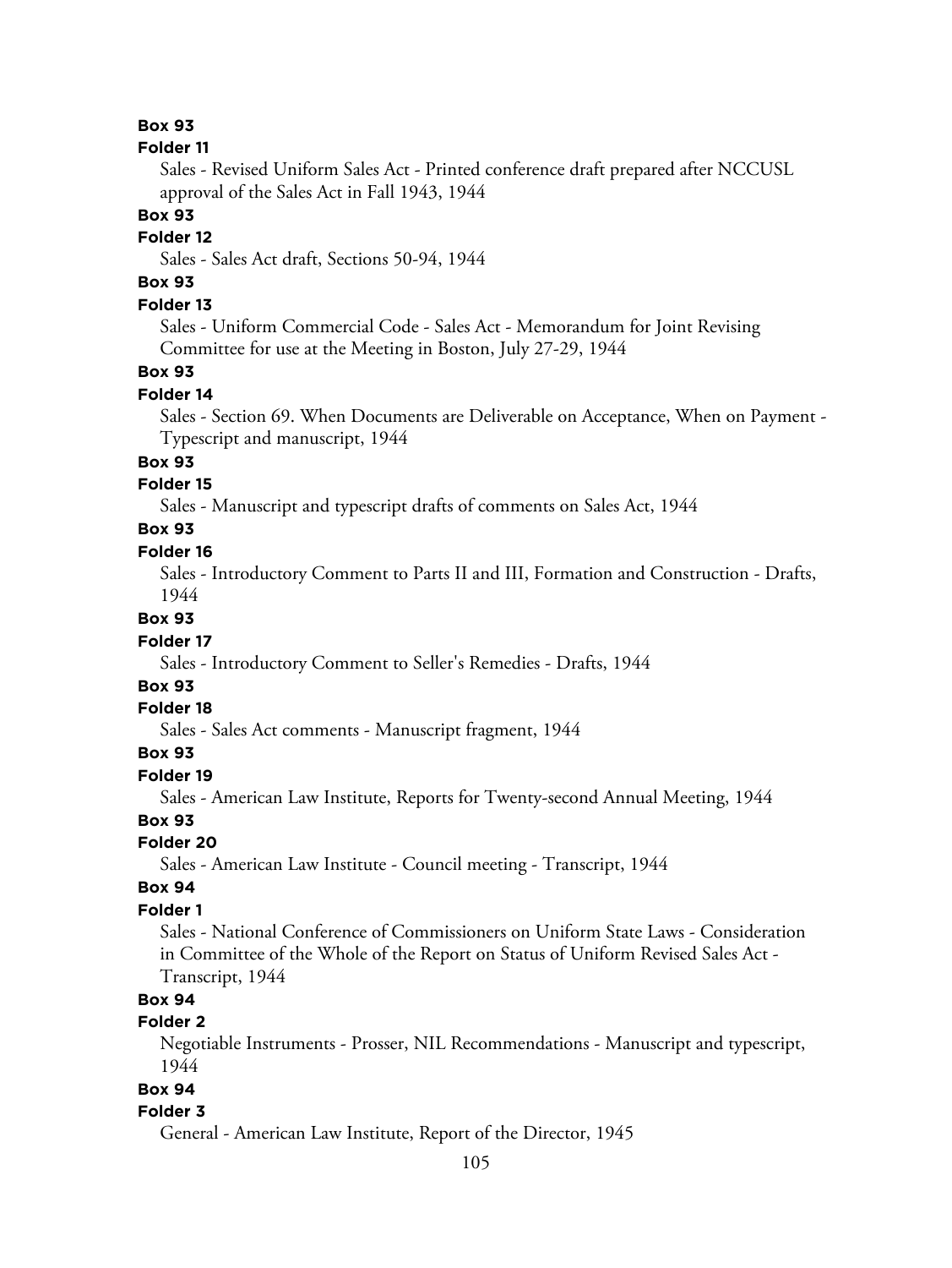**Box 93**

**Folder 11**

Sales - Revised Uniform Sales Act - Printed conference draft prepared after NCCUSL approval of the Sales Act in Fall 1943, 1944

**Box 93**

**Folder 12**

Sales - Sales Act draft, Sections 50-94, 1944

**Box 93**

**Folder 13**

Sales - Uniform Commercial Code - Sales Act - Memorandum for Joint Revising Committee for use at the Meeting in Boston, July 27-29, 1944

**Box 93**

**Folder 14**

Sales - Section 69. When Documents are Deliverable on Acceptance, When on Payment - Typescript and manuscript, 1944

**Box 93**

**Folder 15**

Sales - Manuscript and typescript drafts of comments on Sales Act, 1944

**Box 93**

**Folder 16**

Sales - Introductory Comment to Parts II and III, Formation and Construction - Drafts, 1944

**Box 93**

**Folder 17**

Sales - Introductory Comment to Seller's Remedies - Drafts, 1944

**Box 93**

**Folder 18**

Sales - Sales Act comments - Manuscript fragment, 1944

**Box 93**

**Folder 19**

Sales - American Law Institute, Reports for Twenty-second Annual Meeting, 1944

**Box 93**

**Folder 20**

Sales - American Law Institute - Council meeting - Transcript, 1944

**Box 94**

**Folder 1**

Sales - National Conference of Commissioners on Uniform State Laws - Consideration in Committee of the Whole of the Report on Status of Uniform Revised Sales Act - Transcript, 1944

**Box 94**

**Folder 2**

Negotiable Instruments - Prosser, NIL Recommendations - Manuscript and typescript, 1944

**Box 94**

**Folder 3**

General - American Law Institute, Report of the Director, 1945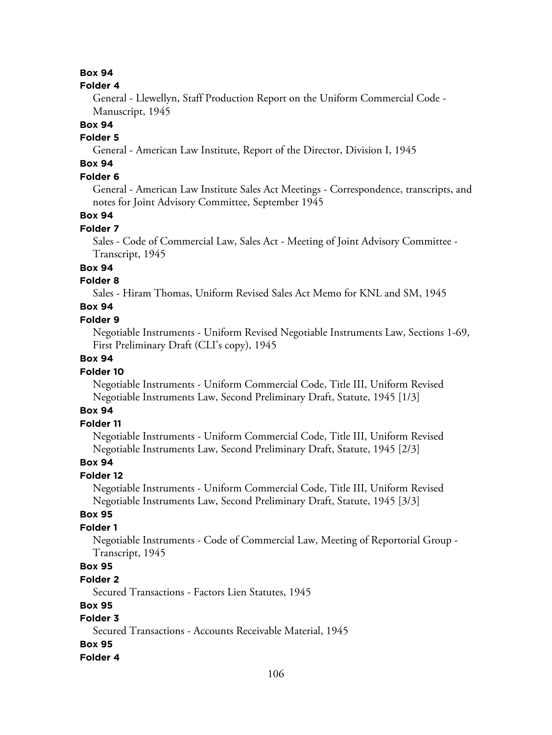**Box 94**

**Folder 4**

General - Llewellyn, Staff Production Report on the Uniform Commercial Code - Manuscript, 1945

**Box 94**

**Folder 5**

General - American Law Institute, Report of the Director, Division I, 1945

**Box 94**

**Folder 6**

General - American Law Institute Sales Act Meetings - Correspondence, transcripts, and notes for Joint Advisory Committee, September 1945

**Box 94**

**Folder 7**

Sales - Code of Commercial Law, Sales Act - Meeting of Joint Advisory Committee - Transcript, 1945

**Box 94**

**Folder 8**

Sales - Hiram Thomas, Uniform Revised Sales Act Memo for KNL and SM, 1945

**Box 94**

**Folder 9**

Negotiable Instruments - Uniform Revised Negotiable Instruments Law, Sections 1-69, First Preliminary Draft (CLI's copy), 1945

**Box 94**

**Folder 10**

Negotiable Instruments - Uniform Commercial Code, Title III, Uniform Revised Negotiable Instruments Law, Second Preliminary Draft, Statute, 1945 [1/3]

**Box 94**

**Folder 11**

Negotiable Instruments - Uniform Commercial Code, Title III, Uniform Revised Negotiable Instruments Law, Second Preliminary Draft, Statute, 1945 [2/3]

**Box 94**

**Folder 12**

Negotiable Instruments - Uniform Commercial Code, Title III, Uniform Revised Negotiable Instruments Law, Second Preliminary Draft, Statute, 1945 [3/3]

**Box 95**

**Folder 1**

Negotiable Instruments - Code of Commercial Law, Meeting of Reportorial Group - Transcript, 1945

**Box 95**

**Folder 2**

Secured Transactions - Factors Lien Statutes, 1945

**Box 95**

**Folder 3**

Secured Transactions - Accounts Receivable Material, 1945

**Box 95**

**Folder 4**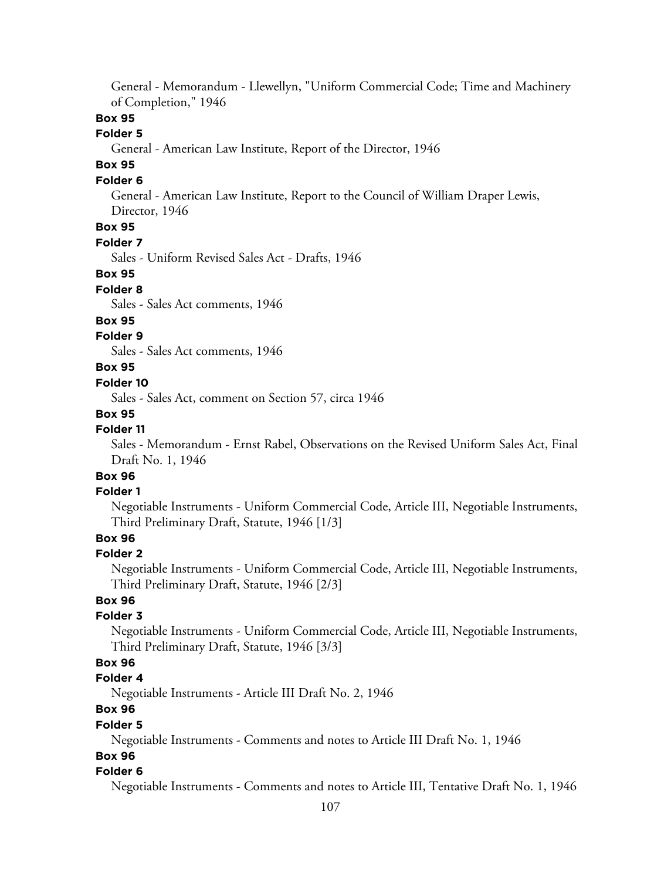General - Memorandum - Llewellyn, "Uniform Commercial Code; Time and Machinery of Completion," 1946

**Box 95**

**Folder 5**

General - American Law Institute, Report of the Director, 1946

**Box 95**

**Folder 6**

General - American Law Institute, Report to the Council of William Draper Lewis, Director, 1946

**Box 95**

**Folder 7**

Sales - Uniform Revised Sales Act - Drafts, 1946

**Box 95**

**Folder 8**

Sales - Sales Act comments, 1946

**Box 95**

**Folder 9**

Sales - Sales Act comments, 1946

**Box 95**

**Folder 10**

Sales - Sales Act, comment on Section 57, circa 1946

**Box 95**

**Folder 11**

Sales - Memorandum - Ernst Rabel, Observations on the Revised Uniform Sales Act, Final Draft No. 1, 1946

**Box 96**

**Folder 1**

Negotiable Instruments - Uniform Commercial Code, Article III, Negotiable Instruments, Third Preliminary Draft, Statute, 1946 [1/3]

**Box 96**

**Folder 2**

Negotiable Instruments - Uniform Commercial Code, Article III, Negotiable Instruments, Third Preliminary Draft, Statute, 1946 [2/3]

**Box 96**

**Folder 3**

Negotiable Instruments - Uniform Commercial Code, Article III, Negotiable Instruments, Third Preliminary Draft, Statute, 1946 [3/3]

**Box 96**

**Folder 4**

Negotiable Instruments - Article III Draft No. 2, 1946

**Box 96**

**Folder 5**

Negotiable Instruments - Comments and notes to Article III Draft No. 1, 1946

**Box 96**

**Folder 6**

Negotiable Instruments - Comments and notes to Article III, Tentative Draft No. 1, 1946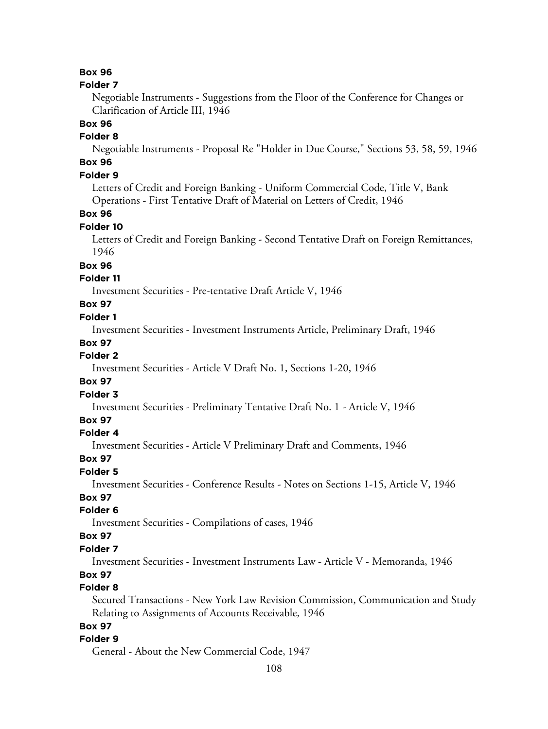**Box 96**

**Folder 7**

Negotiable Instruments - Suggestions from the Floor of the Conference for Changes or Clarification of Article III, 1946

**Box 96**

**Folder 8**

Negotiable Instruments - Proposal Re "Holder in Due Course," Sections 53, 58, 59, 1946

**Box 96**

**Folder 9**

Letters of Credit and Foreign Banking - Uniform Commercial Code, Title V, Bank Operations - First Tentative Draft of Material on Letters of Credit, 1946

**Box 96**

**Folder 10**

Letters of Credit and Foreign Banking - Second Tentative Draft on Foreign Remittances, 1946

**Box 96**

**Folder 11**

Investment Securities - Pre-tentative Draft Article V, 1946

**Box 97**

**Folder 1**

Investment Securities - Investment Instruments Article, Preliminary Draft, 1946

**Box 97**

**Folder 2**

Investment Securities - Article V Draft No. 1, Sections 1-20, 1946

**Box 97**

**Folder 3**

Investment Securities - Preliminary Tentative Draft No. 1 - Article V, 1946

**Box 97**

**Folder 4**

Investment Securities - Article V Preliminary Draft and Comments, 1946

**Box 97**

**Folder 5**

Investment Securities - Conference Results - Notes on Sections 1-15, Article V, 1946

**Box 97**

**Folder 6**

Investment Securities - Compilations of cases, 1946

**Box 97**

**Folder 7**

Investment Securities - Investment Instruments Law - Article V - Memoranda, 1946

**Box 97**

**Folder 8**

Secured Transactions - New York Law Revision Commission, Communication and Study Relating to Assignments of Accounts Receivable, 1946

**Box 97**

**Folder 9**

General - About the New Commercial Code, 1947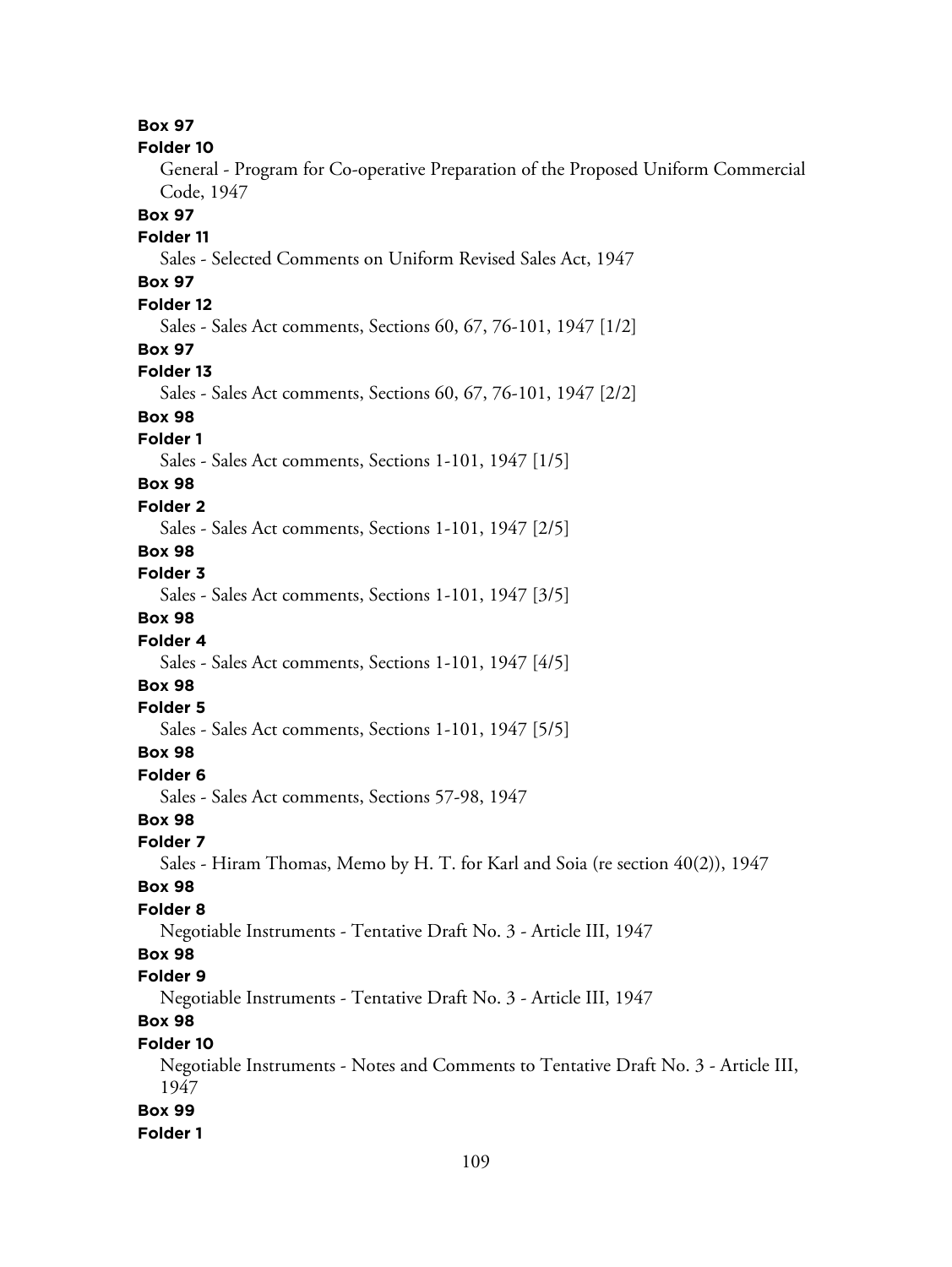**Box 97**

**Folder 10**

General - Program for Co-operative Preparation of the Proposed Uniform Commercial Code, 1947

**Box 97**

**Folder 11**

Sales - Selected Comments on Uniform Revised Sales Act, 1947

**Box 97**

**Folder 12**

Sales - Sales Act comments, Sections 60, 67, 76-101, 1947 [1/2]

**Box 97**

**Folder 13**

Sales - Sales Act comments, Sections 60, 67, 76-101, 1947 [2/2]

**Box 98**

**Folder 1**

Sales - Sales Act comments, Sections 1-101, 1947 [1/5]

**Box 98**

**Folder 2**

Sales - Sales Act comments, Sections 1-101, 1947 [2/5]

**Box 98**

**Folder 3**

Sales - Sales Act comments, Sections 1-101, 1947 [3/5]

**Box 98**

**Folder 4**

Sales - Sales Act comments, Sections 1-101, 1947 [4/5]

**Box 98**

**Folder 5**

Sales - Sales Act comments, Sections 1-101, 1947 [5/5]

**Box 98**

**Folder 6**

Sales - Sales Act comments, Sections 57-98, 1947

**Box 98**

**Folder 7**

Sales - Hiram Thomas, Memo by H. T. for Karl and Soia (re section 40(2)), 1947

**Box 98**

**Folder 8**

Negotiable Instruments - Tentative Draft No. 3 - Article III, 1947

**Box 98**

**Folder 9**

Negotiable Instruments - Tentative Draft No. 3 - Article III, 1947

**Box 98**

**Folder 10**

Negotiable Instruments - Notes and Comments to Tentative Draft No. 3 - Article III, 1947

**Box 99**

**Folder 1**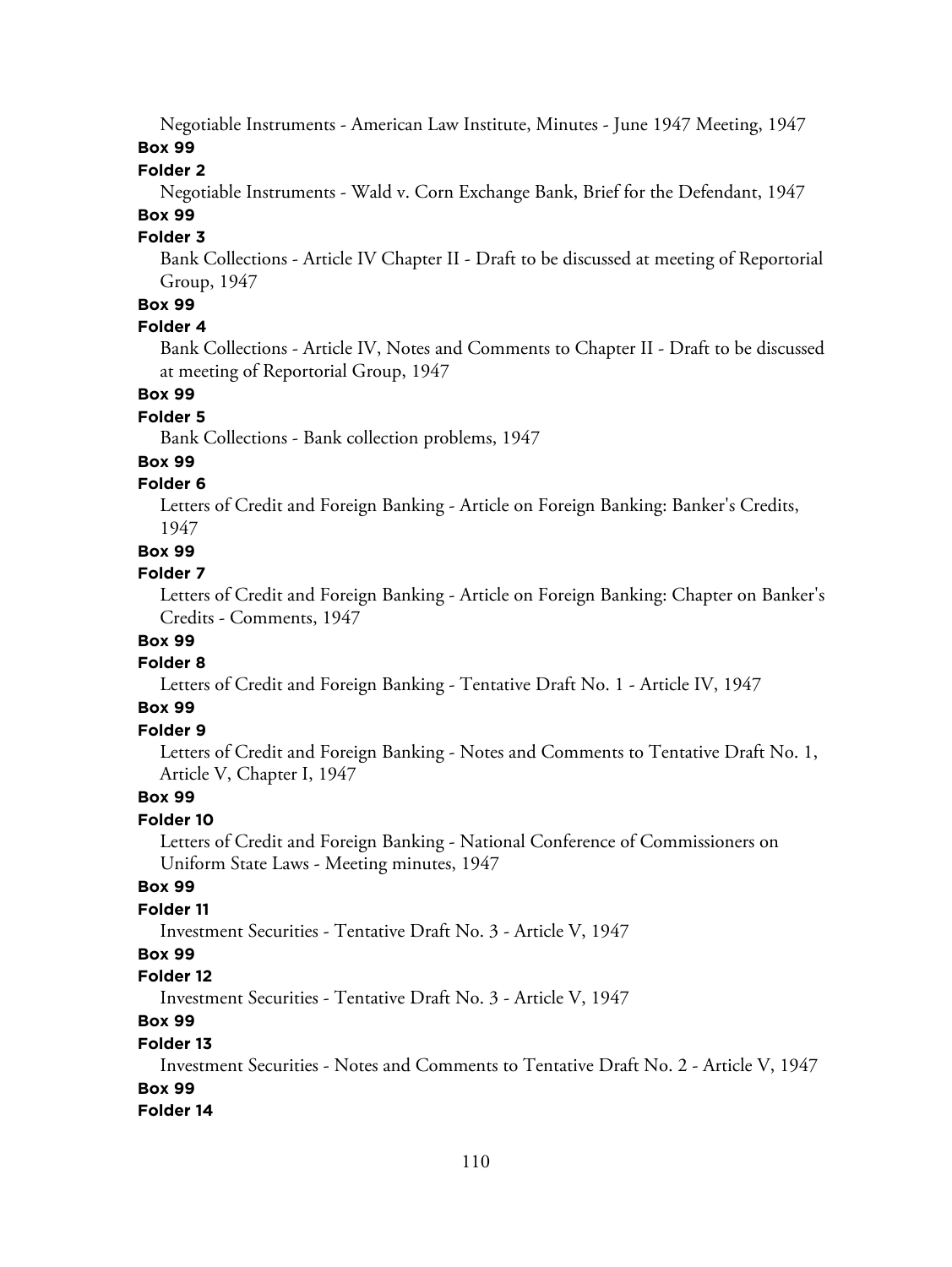Negotiable Instruments - American Law Institute, Minutes - June 1947 Meeting, 1947

**Box 99**

**Folder 2**

Negotiable Instruments - Wald v. Corn Exchange Bank, Brief for the Defendant, 1947

**Box 99**

**Folder 3**

Bank Collections - Article IV Chapter II - Draft to be discussed at meeting of Reportorial Group, 1947

**Box 99**

**Folder 4**

Bank Collections - Article IV, Notes and Comments to Chapter II - Draft to be discussed at meeting of Reportorial Group, 1947

**Box 99**

**Folder 5**

Bank Collections - Bank collection problems, 1947

**Box 99**

**Folder 6**

Letters of Credit and Foreign Banking - Article on Foreign Banking: Banker's Credits, 1947

**Box 99**

**Folder 7**

Letters of Credit and Foreign Banking - Article on Foreign Banking: Chapter on Banker's Credits - Comments, 1947

**Box 99**

**Folder 8**

Letters of Credit and Foreign Banking - Tentative Draft No. 1 - Article IV, 1947

**Box 99**

**Folder 9**

Letters of Credit and Foreign Banking - Notes and Comments to Tentative Draft No. 1, Article V, Chapter I, 1947

**Box 99**

**Folder 10**

Letters of Credit and Foreign Banking - National Conference of Commissioners on Uniform State Laws - Meeting minutes, 1947

**Box 99**

**Folder 11**

Investment Securities - Tentative Draft No. 3 - Article V, 1947

**Box 99**

**Folder 12**

Investment Securities - Tentative Draft No. 3 - Article V, 1947

**Box 99**

**Folder 13**

Investment Securities - Notes and Comments to Tentative Draft No. 2 - Article V, 1947

**Box 99**

**Folder 14**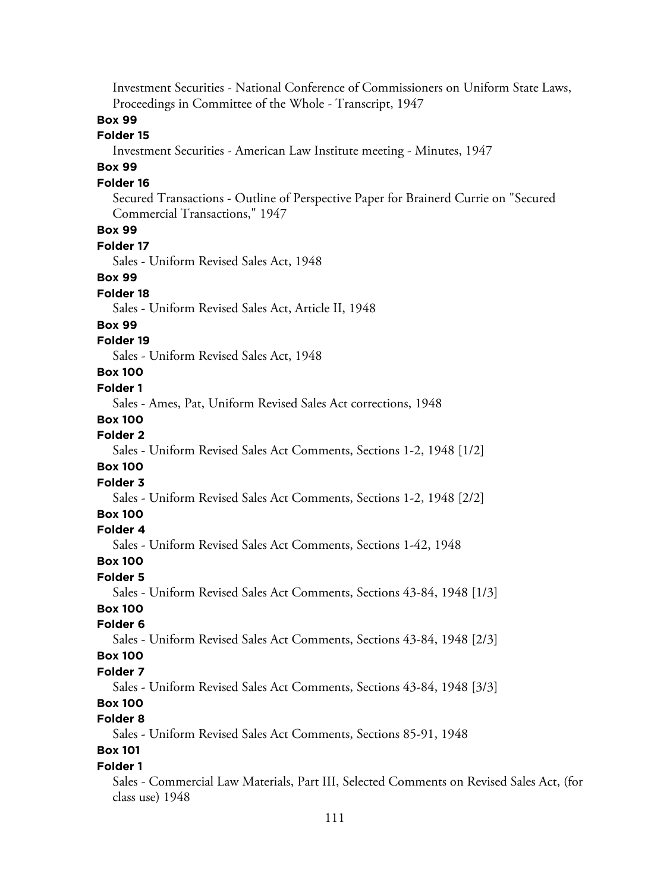Investment Securities - National Conference of Commissioners on Uniform State Laws, Proceedings in Committee of the Whole - Transcript, 1947

**Box 99**

**Folder 15**

Investment Securities - American Law Institute meeting - Minutes, 1947

**Box 99**

**Folder 16**

Secured Transactions - Outline of Perspective Paper for Brainerd Currie on "Secured Commercial Transactions," 1947

**Box 99**

**Folder 17**

Sales - Uniform Revised Sales Act, 1948

**Box 99**

**Folder 18**

Sales - Uniform Revised Sales Act, Article II, 1948

**Box 99**

**Folder 19**

Sales - Uniform Revised Sales Act, 1948

**Box 100**

**Folder 1**

Sales - Ames, Pat, Uniform Revised Sales Act corrections, 1948

**Box 100**

**Folder 2**

Sales - Uniform Revised Sales Act Comments, Sections 1-2, 1948 [1/2]

**Box 100**

**Folder 3**

Sales - Uniform Revised Sales Act Comments, Sections 1-2, 1948 [2/2]

**Box 100**

**Folder 4**

Sales - Uniform Revised Sales Act Comments, Sections 1-42, 1948

**Box 100**

**Folder 5**

Sales - Uniform Revised Sales Act Comments, Sections 43-84, 1948 [1/3]

**Box 100**

**Folder 6**

Sales - Uniform Revised Sales Act Comments, Sections 43-84, 1948 [2/3]

**Box 100**

**Folder 7**

Sales - Uniform Revised Sales Act Comments, Sections 43-84, 1948 [3/3]

**Box 100**

**Folder 8**

Sales - Uniform Revised Sales Act Comments, Sections 85-91, 1948

**Box 101**

**Folder 1**

Sales - Commercial Law Materials, Part III, Selected Comments on Revised Sales Act, (for class use) 1948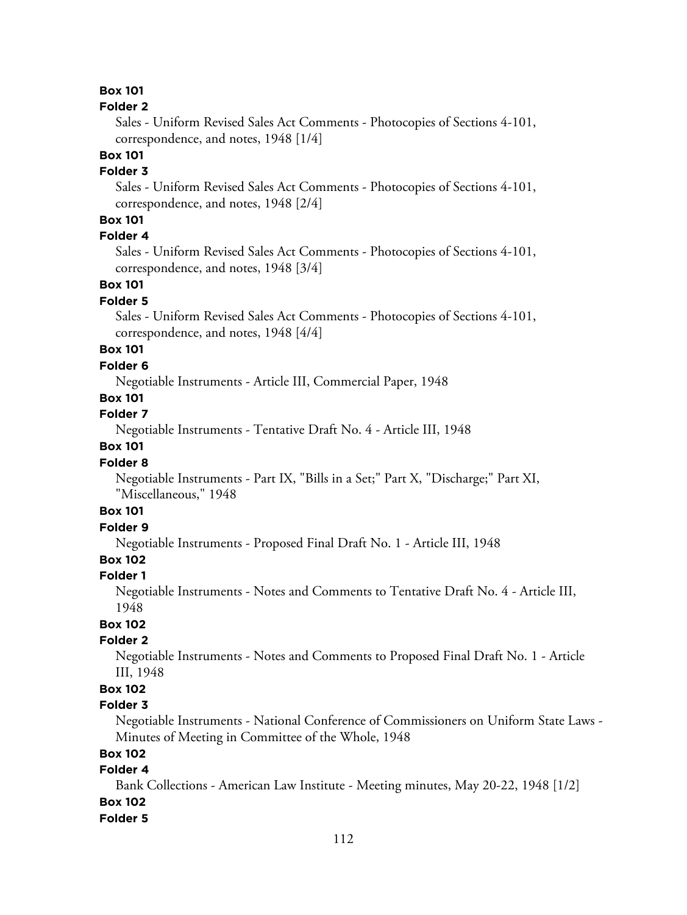**Box 101**

**Folder 2**

Sales - Uniform Revised Sales Act Comments - Photocopies of Sections 4-101, correspondence, and notes, 1948 [1/4]

**Box 101**

**Folder 3**

Sales - Uniform Revised Sales Act Comments - Photocopies of Sections 4-101, correspondence, and notes, 1948 [2/4]

**Box 101**

**Folder 4**

Sales - Uniform Revised Sales Act Comments - Photocopies of Sections 4-101, correspondence, and notes, 1948 [3/4]

**Box 101**

**Folder 5**

Sales - Uniform Revised Sales Act Comments - Photocopies of Sections 4-101, correspondence, and notes, 1948 [4/4]

**Box 101**

**Folder 6**

Negotiable Instruments - Article III, Commercial Paper, 1948

**Box 101**

**Folder 7**

Negotiable Instruments - Tentative Draft No. 4 - Article III, 1948

**Box 101**

**Folder 8**

Negotiable Instruments - Part IX, "Bills in a Set;" Part X, "Discharge;" Part XI, "Miscellaneous," 1948

**Box 101**

**Folder 9**

Negotiable Instruments - Proposed Final Draft No. 1 - Article III, 1948

**Box 102**

**Folder 1**

Negotiable Instruments - Notes and Comments to Tentative Draft No. 4 - Article III, 1948

**Box 102**

**Folder 2**

Negotiable Instruments - Notes and Comments to Proposed Final Draft No. 1 - Article III, 1948

**Box 102**

**Folder 3**

Negotiable Instruments - National Conference of Commissioners on Uniform State Laws - Minutes of Meeting in Committee of the Whole, 1948

**Box 102**

**Folder 4**

Bank Collections - American Law Institute - Meeting minutes, May 20-22, 1948 [1/2]

**Box 102**

**Folder 5**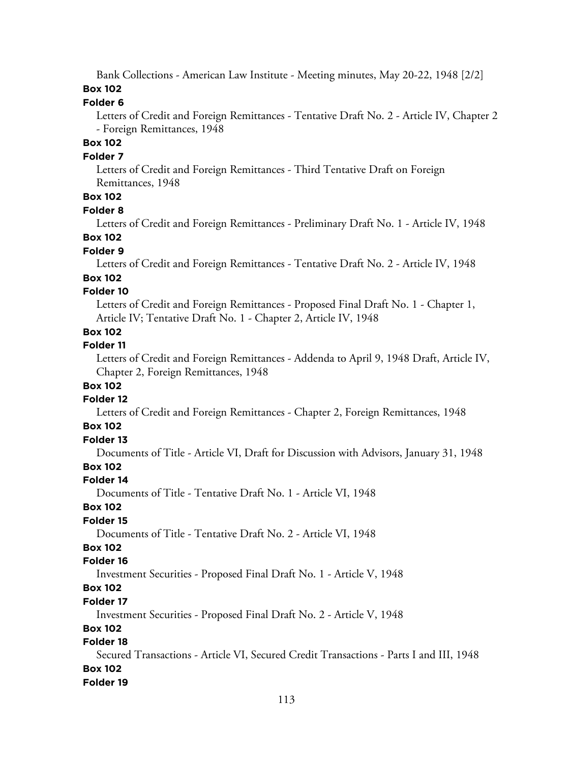Bank Collections - American Law Institute - Meeting minutes, May 20-22, 1948 [2/2]

**Box 102**

**Folder 6**

Letters of Credit and Foreign Remittances - Tentative Draft No. 2 - Article IV, Chapter 2 - Foreign Remittances, 1948

**Box 102**

**Folder 7**

Letters of Credit and Foreign Remittances - Third Tentative Draft on Foreign Remittances, 1948

**Box 102**

**Folder 8**

Letters of Credit and Foreign Remittances - Preliminary Draft No. 1 - Article IV, 1948

**Box 102**

**Folder 9**

Letters of Credit and Foreign Remittances - Tentative Draft No. 2 - Article IV, 1948

**Box 102**

**Folder 10**

Letters of Credit and Foreign Remittances - Proposed Final Draft No. 1 - Chapter 1, Article IV; Tentative Draft No. 1 - Chapter 2, Article IV, 1948

**Box 102**

**Folder 11**

Letters of Credit and Foreign Remittances - Addenda to April 9, 1948 Draft, Article IV, Chapter 2, Foreign Remittances, 1948

**Box 102**

**Folder 12**

Letters of Credit and Foreign Remittances - Chapter 2, Foreign Remittances, 1948

**Box 102**

**Folder 13**

Documents of Title - Article VI, Draft for Discussion with Advisors, January 31, 1948

**Box 102**

**Folder 14**

Documents of Title - Tentative Draft No. 1 - Article VI, 1948

**Box 102**

**Folder 15**

Documents of Title - Tentative Draft No. 2 - Article VI, 1948

**Box 102**

**Folder 16**

Investment Securities - Proposed Final Draft No. 1 - Article V, 1948

**Box 102**

**Folder 17**

Investment Securities - Proposed Final Draft No. 2 - Article V, 1948

**Box 102**

**Folder 18**

Secured Transactions - Article VI, Secured Credit Transactions - Parts I and III, 1948

**Box 102**

**Folder 19**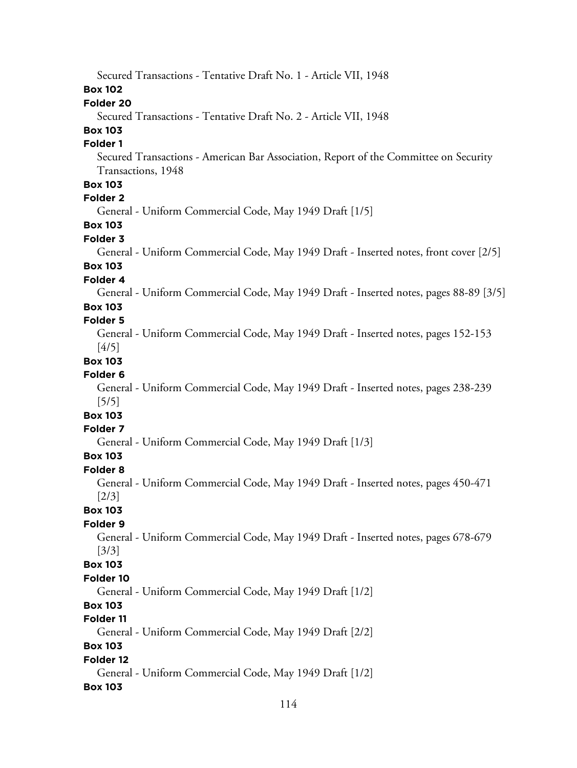Secured Transactions - Tentative Draft No. 1 - Article VII, 1948

**Box 102**

**Folder 20**

Secured Transactions - Tentative Draft No. 2 - Article VII, 1948

**Box 103**

**Folder 1**

Secured Transactions - American Bar Association, Report of the Committee on Security Transactions, 1948

**Box 103**

**Folder 2**

General - Uniform Commercial Code, May 1949 Draft [1/5]

**Box 103**

**Folder 3**

General - Uniform Commercial Code, May 1949 Draft - Inserted notes, front cover [2/5]

**Box 103**

**Folder 4**

General - Uniform Commercial Code, May 1949 Draft - Inserted notes, pages 88-89 [3/5]

**Box 103**

**Folder 5**

General - Uniform Commercial Code, May 1949 Draft - Inserted notes, pages 152-153 [4/5]

**Box 103**

**Folder 6**

General - Uniform Commercial Code, May 1949 Draft - Inserted notes, pages 238-239 [5/5]

**Box 103**

**Folder 7**

General - Uniform Commercial Code, May 1949 Draft [1/3]

**Box 103**

**Folder 8**

General - Uniform Commercial Code, May 1949 Draft - Inserted notes, pages 450-471 [2/3]

**Box 103**

**Folder 9**

General - Uniform Commercial Code, May 1949 Draft - Inserted notes, pages 678-679 [3/3]

**Box 103**

**Folder 10**

General - Uniform Commercial Code, May 1949 Draft [1/2]

**Box 103**

**Folder 11**

General - Uniform Commercial Code, May 1949 Draft [2/2]

**Box 103**

**Folder 12**

General - Uniform Commercial Code, May 1949 Draft [1/2]

**Box 103**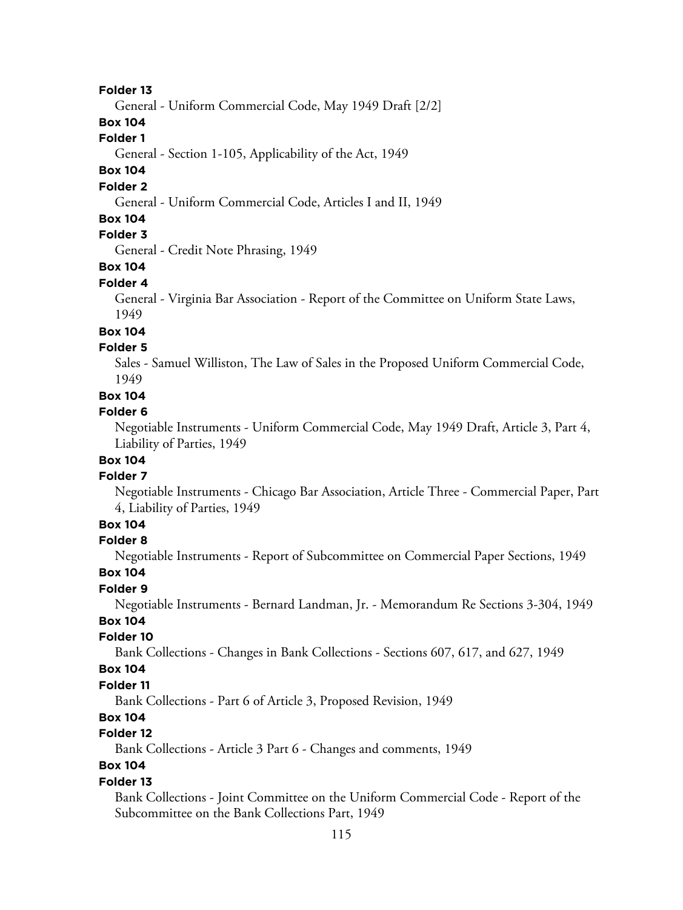**Folder 13**

General - Uniform Commercial Code, May 1949 Draft [2/2]

**Box 104**

**Folder 1**

General - Section 1-105, Applicability of the Act, 1949

**Box 104**

**Folder 2**

General - Uniform Commercial Code, Articles I and II, 1949

**Box 104**

**Folder 3**

General - Credit Note Phrasing, 1949

**Box 104**

**Folder 4**

General - Virginia Bar Association - Report of the Committee on Uniform State Laws, 1949

**Box 104**

**Folder 5**

Sales - Samuel Williston, The Law of Sales in the Proposed Uniform Commercial Code, 1949

**Box 104**

**Folder 6**

Negotiable Instruments - Uniform Commercial Code, May 1949 Draft, Article 3, Part 4, Liability of Parties, 1949

**Box 104**

**Folder 7**

Negotiable Instruments - Chicago Bar Association, Article Three - Commercial Paper, Part 4, Liability of Parties, 1949

**Box 104**

**Folder 8**

Negotiable Instruments - Report of Subcommittee on Commercial Paper Sections, 1949

**Box 104**

**Folder 9**

Negotiable Instruments - Bernard Landman, Jr. - Memorandum Re Sections 3-304, 1949

**Box 104**

**Folder 10**

Bank Collections - Changes in Bank Collections - Sections 607, 617, and 627, 1949

**Box 104**

**Folder 11**

Bank Collections - Part 6 of Article 3, Proposed Revision, 1949

**Box 104**

**Folder 12**

Bank Collections - Article 3 Part 6 - Changes and comments, 1949

**Box 104**

**Folder 13**

Bank Collections - Joint Committee on the Uniform Commercial Code - Report of the Subcommittee on the Bank Collections Part, 1949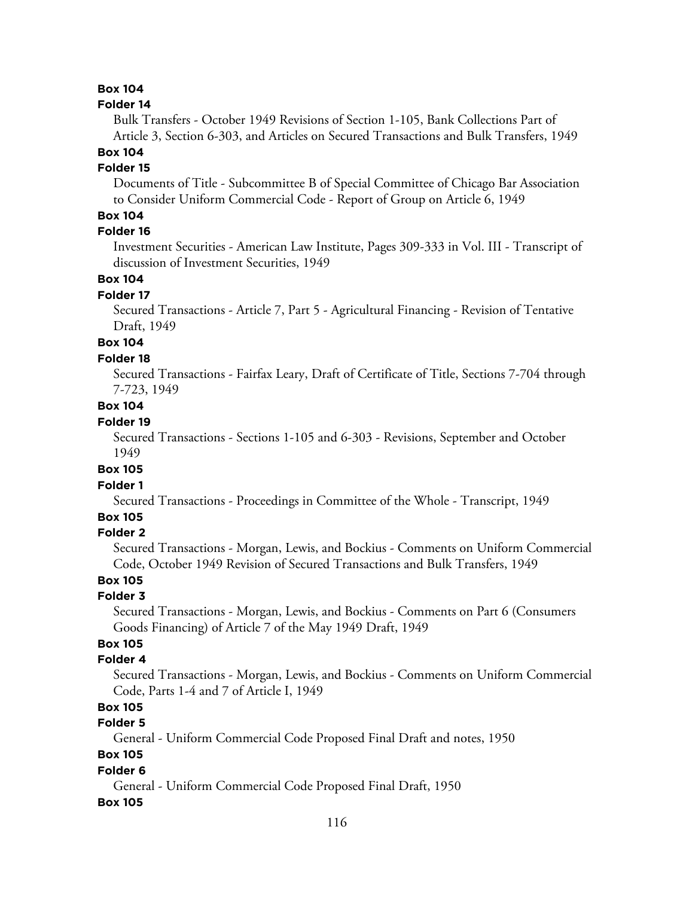**Box 104**

**Folder 14**

Bulk Transfers - October 1949 Revisions of Section 1-105, Bank Collections Part of Article 3, Section 6-303, and Articles on Secured Transactions and Bulk Transfers, 1949

**Box 104**

**Folder 15**

Documents of Title - Subcommittee B of Special Committee of Chicago Bar Association to Consider Uniform Commercial Code - Report of Group on Article 6, 1949

**Box 104**

**Folder 16**

Investment Securities - American Law Institute, Pages 309-333 in Vol. III - Transcript of discussion of Investment Securities, 1949

**Box 104**

**Folder 17**

Secured Transactions - Article 7, Part 5 - Agricultural Financing - Revision of Tentative Draft, 1949

**Box 104**

**Folder 18**

Secured Transactions - Fairfax Leary, Draft of Certificate of Title, Sections 7-704 through 7-723, 1949

**Box 104**

**Folder 19**

Secured Transactions - Sections 1-105 and 6-303 - Revisions, September and October 1949

**Box 105**

**Folder 1**

Secured Transactions - Proceedings in Committee of the Whole - Transcript, 1949

**Box 105**

**Folder 2**

Secured Transactions - Morgan, Lewis, and Bockius - Comments on Uniform Commercial Code, October 1949 Revision of Secured Transactions and Bulk Transfers, 1949

**Box 105**

**Folder 3**

Secured Transactions - Morgan, Lewis, and Bockius - Comments on Part 6 (Consumers Goods Financing) of Article 7 of the May 1949 Draft, 1949

**Box 105**

**Folder 4**

Secured Transactions - Morgan, Lewis, and Bockius - Comments on Uniform Commercial Code, Parts 1-4 and 7 of Article I, 1949

**Box 105**

**Folder 5**

General - Uniform Commercial Code Proposed Final Draft and notes, 1950

**Box 105**

**Folder 6**

General - Uniform Commercial Code Proposed Final Draft, 1950

**Box 105**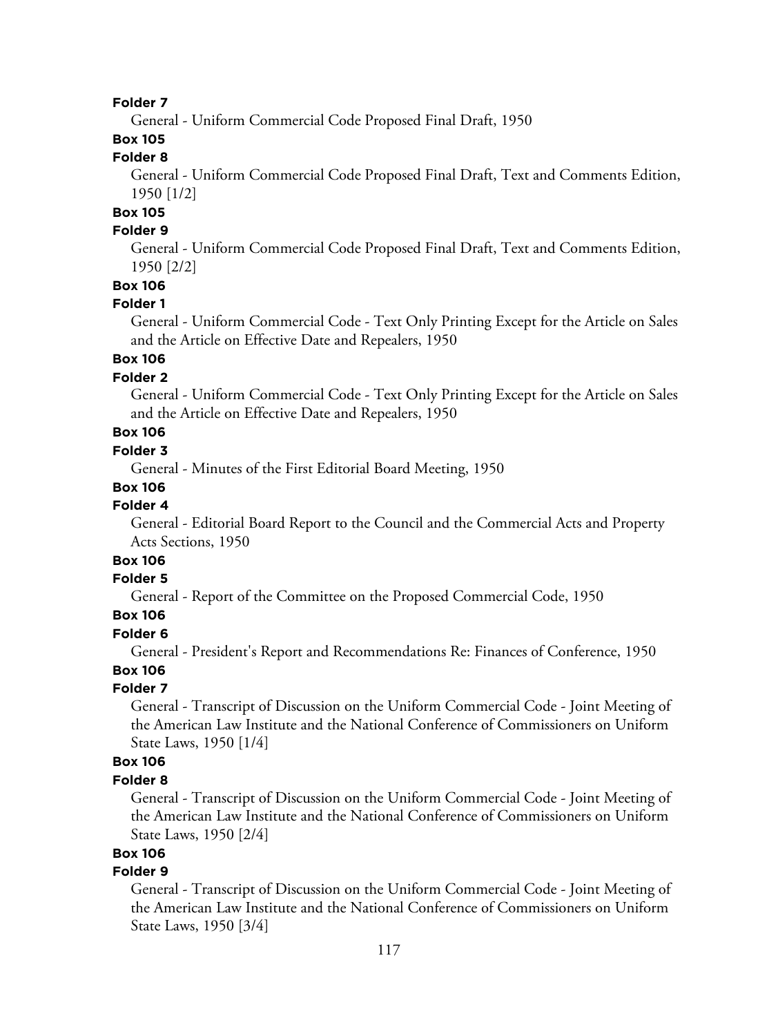**Folder 7**

General - Uniform Commercial Code Proposed Final Draft, 1950

**Box 105**

**Folder 8**

General - Uniform Commercial Code Proposed Final Draft, Text and Comments Edition, 1950 [1/2]

**Box 105**

**Folder 9**

General - Uniform Commercial Code Proposed Final Draft, Text and Comments Edition, 1950 [2/2]

**Box 106**

**Folder 1**

General - Uniform Commercial Code - Text Only Printing Except for the Article on Sales and the Article on Effective Date and Repealers, 1950

**Box 106**

**Folder 2**

General - Uniform Commercial Code - Text Only Printing Except for the Article on Sales and the Article on Effective Date and Repealers, 1950

**Box 106**

**Folder 3**

General - Minutes of the First Editorial Board Meeting, 1950

**Box 106**

**Folder 4**

General - Editorial Board Report to the Council and the Commercial Acts and Property Acts Sections, 1950

**Box 106**

**Folder 5**

General - Report of the Committee on the Proposed Commercial Code, 1950

**Box 106**

**Folder 6**

General - President's Report and Recommendations Re: Finances of Conference, 1950

**Box 106**

**Folder 7**

General - Transcript of Discussion on the Uniform Commercial Code - Joint Meeting of the American Law Institute and the National Conference of Commissioners on Uniform State Laws, 1950 [1/4]

**Box 106**

**Folder 8**

General - Transcript of Discussion on the Uniform Commercial Code - Joint Meeting of the American Law Institute and the National Conference of Commissioners on Uniform State Laws, 1950 [2/4]

**Box 106**

**Folder 9**

General - Transcript of Discussion on the Uniform Commercial Code - Joint Meeting of the American Law Institute and the National Conference of Commissioners on Uniform State Laws, 1950 [3/4]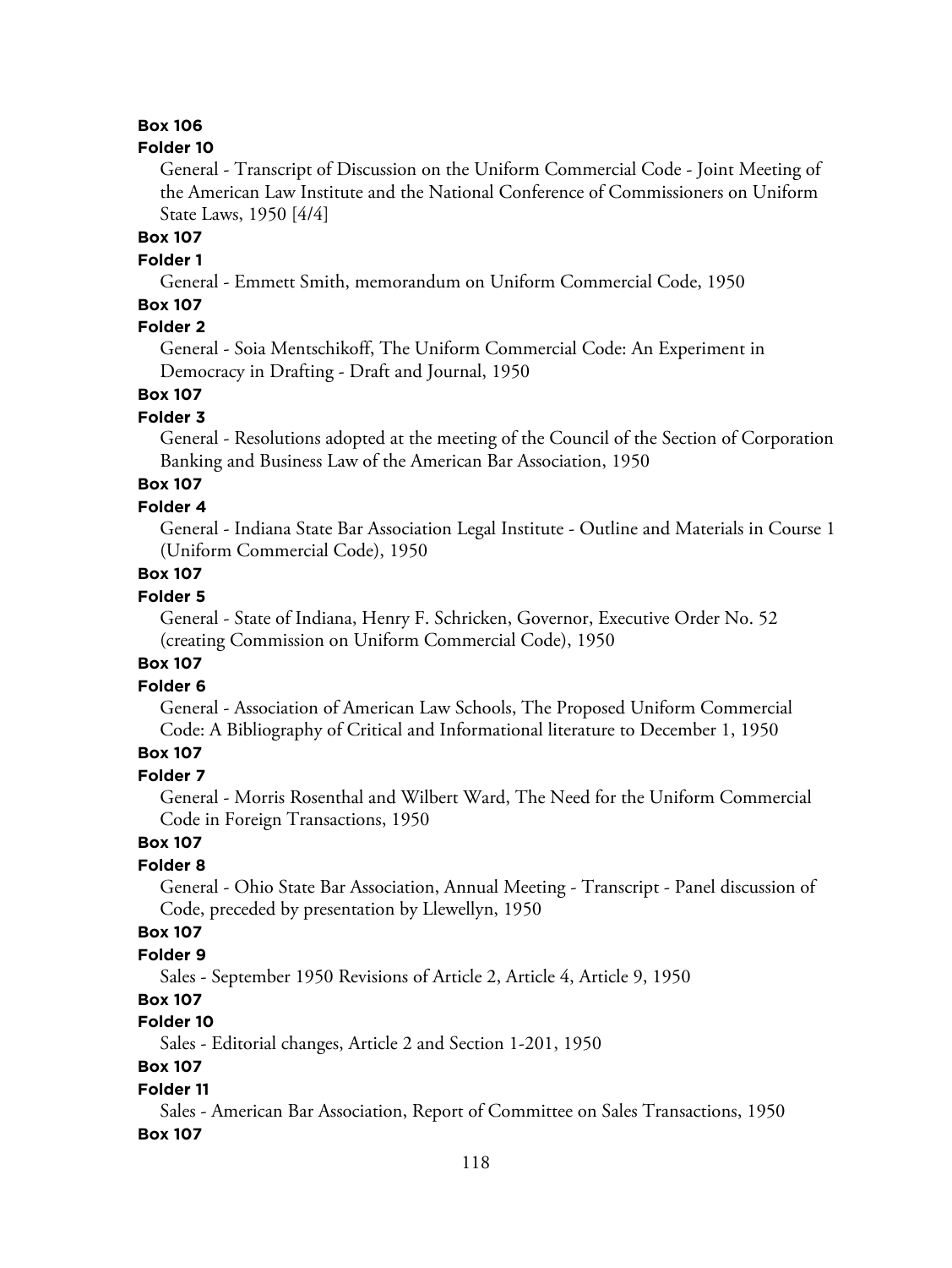**Box 106**

**Folder 10**

General - Transcript of Discussion on the Uniform Commercial Code - Joint Meeting of the American Law Institute and the National Conference of Commissioners on Uniform State Laws, 1950 [4/4]

**Box 107**

**Folder 1**

General - Emmett Smith, memorandum on Uniform Commercial Code, 1950

**Box 107**

**Folder 2**

General - Soia Mentschikoff, The Uniform Commercial Code: An Experiment in Democracy in Drafting - Draft and Journal, 1950

**Box 107**

**Folder 3**

General - Resolutions adopted at the meeting of the Council of the Section of Corporation Banking and Business Law of the American Bar Association, 1950

**Box 107**

**Folder 4**

General - Indiana State Bar Association Legal Institute - Outline and Materials in Course 1 (Uniform Commercial Code), 1950

**Box 107**

**Folder 5**

General - State of Indiana, Henry F. Schricken, Governor, Executive Order No. 52 (creating Commission on Uniform Commercial Code), 1950

**Box 107**

**Folder 6**

General - Association of American Law Schools, The Proposed Uniform Commercial Code: A Bibliography of Critical and Informational literature to December 1, 1950

**Box 107**

**Folder 7**

General - Morris Rosenthal and Wilbert Ward, The Need for the Uniform Commercial Code in Foreign Transactions, 1950

**Box 107**

**Folder 8**

General - Ohio State Bar Association, Annual Meeting - Transcript - Panel discussion of Code, preceded by presentation by Llewellyn, 1950

**Box 107**

**Folder 9**

Sales - September 1950 Revisions of Article 2, Article 4, Article 9, 1950

**Box 107**

**Folder 10**

Sales - Editorial changes, Article 2 and Section 1-201, 1950

**Box 107**

**Folder 11**

Sales - American Bar Association, Report of Committee on Sales Transactions, 1950

**Box 107**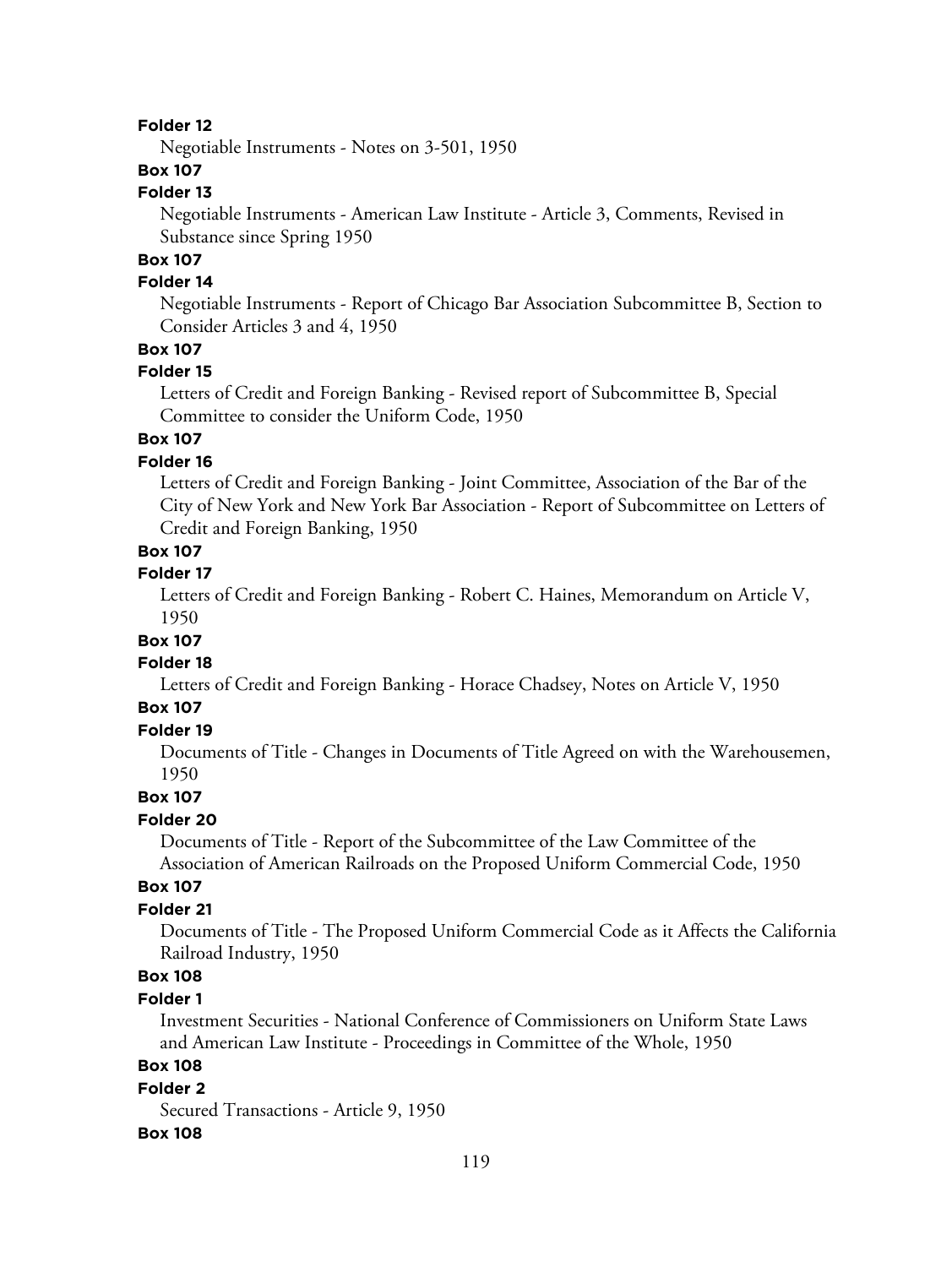**Folder 12**

Negotiable Instruments - Notes on 3-501, 1950

**Box 107**

**Folder 13**

Negotiable Instruments - American Law Institute - Article 3, Comments, Revised in Substance since Spring 1950

**Box 107**

**Folder 14**

Negotiable Instruments - Report of Chicago Bar Association Subcommittee B, Section to Consider Articles 3 and 4, 1950

**Box 107**

**Folder 15**

Letters of Credit and Foreign Banking - Revised report of Subcommittee B, Special Committee to consider the Uniform Code, 1950

**Box 107**

**Folder 16**

Letters of Credit and Foreign Banking - Joint Committee, Association of the Bar of the City of New York and New York Bar Association - Report of Subcommittee on Letters of Credit and Foreign Banking, 1950

**Box 107**

**Folder 17**

Letters of Credit and Foreign Banking - Robert C. Haines, Memorandum on Article V, 1950

**Box 107**

**Folder 18**

Letters of Credit and Foreign Banking - Horace Chadsey, Notes on Article V, 1950

**Box 107**

**Folder 19**

Documents of Title - Changes in Documents of Title Agreed on with the Warehousemen, 1950

**Box 107**

**Folder 20**

Documents of Title - Report of the Subcommittee of the Law Committee of the Association of American Railroads on the Proposed Uniform Commercial Code, 1950

**Box 107**

**Folder 21**

Documents of Title - The Proposed Uniform Commercial Code as it Affects the California Railroad Industry, 1950

**Box 108**

**Folder 1**

Investment Securities - National Conference of Commissioners on Uniform State Laws and American Law Institute - Proceedings in Committee of the Whole, 1950

**Box 108**

**Folder 2**

Secured Transactions - Article 9, 1950

**Box 108**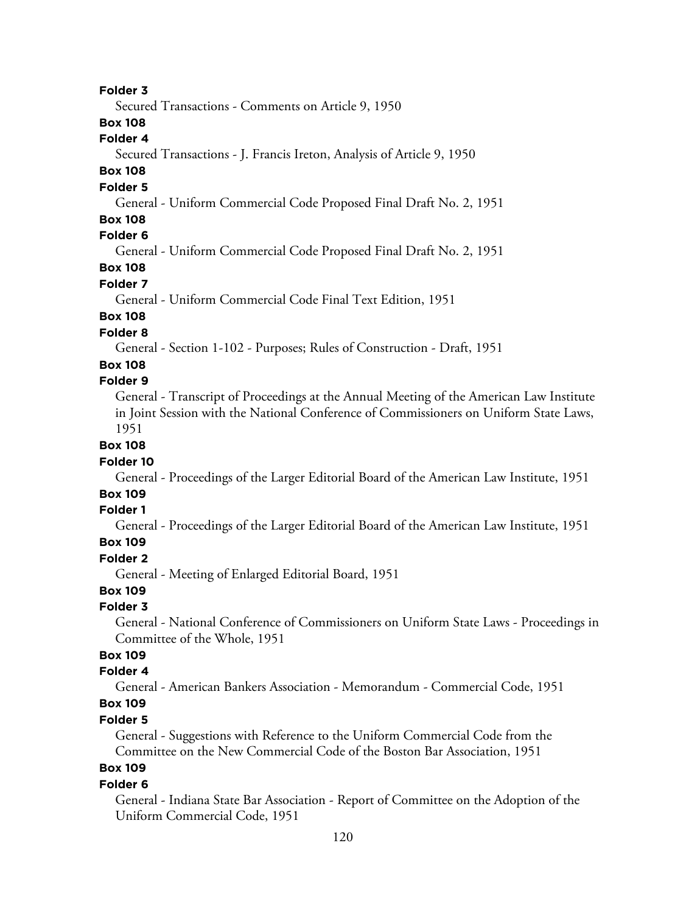**Folder 3**

Secured Transactions - Comments on Article 9, 1950

**Box 108**

**Folder 4**

Secured Transactions - J. Francis Ireton, Analysis of Article 9, 1950

**Box 108**

**Folder 5**

General - Uniform Commercial Code Proposed Final Draft No. 2, 1951

**Box 108**

**Folder 6**

General - Uniform Commercial Code Proposed Final Draft No. 2, 1951

**Box 108**

**Folder 7**

General - Uniform Commercial Code Final Text Edition, 1951

**Box 108**

**Folder 8**

General - Section 1-102 - Purposes; Rules of Construction - Draft, 1951

**Box 108**

**Folder 9**

General - Transcript of Proceedings at the Annual Meeting of the American Law Institute in Joint Session with the National Conference of Commissioners on Uniform State Laws, 1951

**Box 108**

**Folder 10**

General - Proceedings of the Larger Editorial Board of the American Law Institute, 1951

**Box 109**

**Folder 1**

General - Proceedings of the Larger Editorial Board of the American Law Institute, 1951

**Box 109**

**Folder 2**

General - Meeting of Enlarged Editorial Board, 1951

**Box 109**

**Folder 3**

General - National Conference of Commissioners on Uniform State Laws - Proceedings in Committee of the Whole, 1951

**Box 109**

**Folder 4**

General - American Bankers Association - Memorandum - Commercial Code, 1951

**Box 109**

**Folder 5**

General - Suggestions with Reference to the Uniform Commercial Code from the Committee on the New Commercial Code of the Boston Bar Association, 1951

**Box 109**

**Folder 6**

General - Indiana State Bar Association - Report of Committee on the Adoption of the Uniform Commercial Code, 1951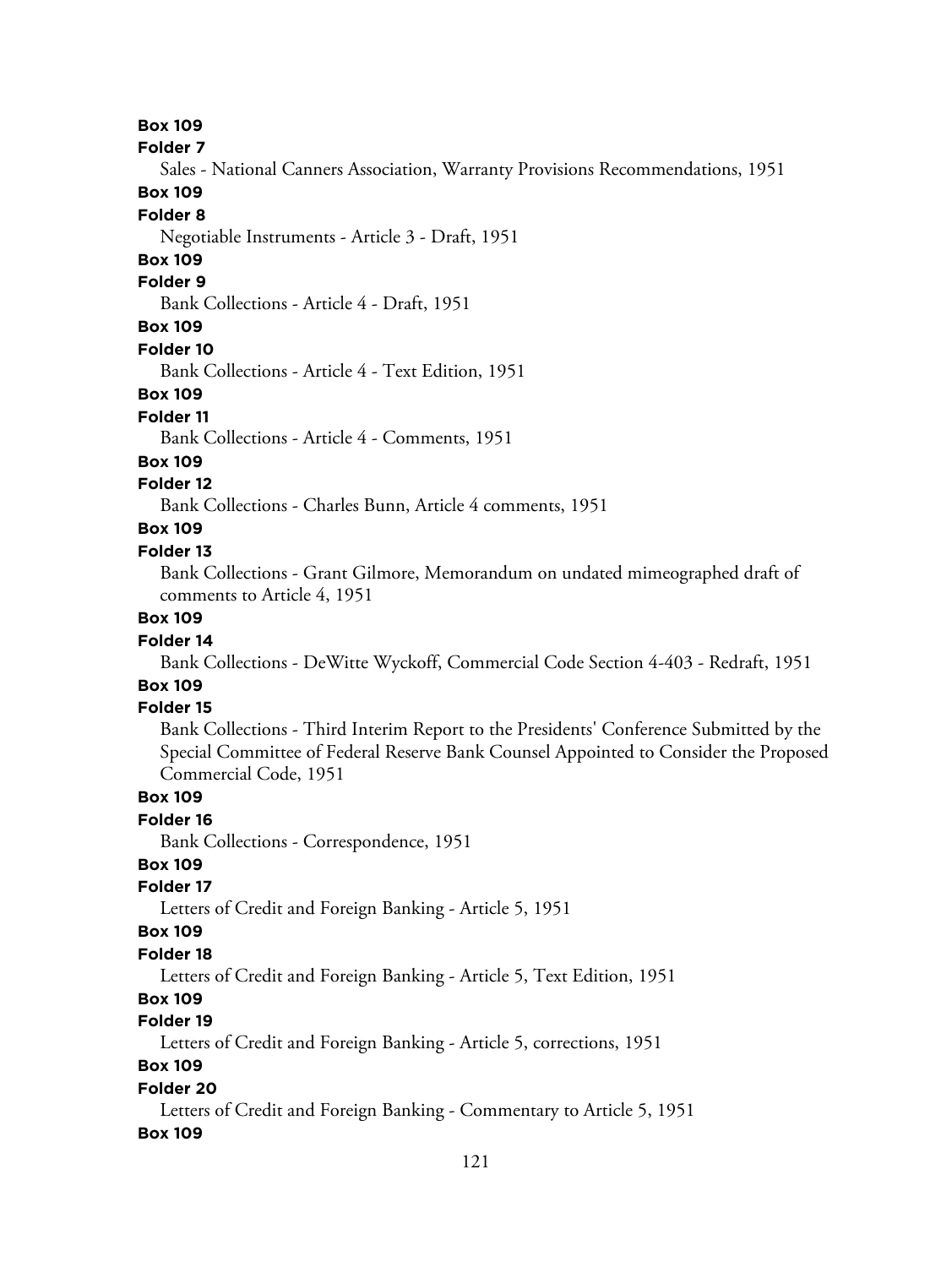**Box 109**

**Folder 7**

Sales - National Canners Association, Warranty Provisions Recommendations, 1951

**Box 109**

**Folder 8**

Negotiable Instruments - Article 3 - Draft, 1951

**Box 109**

**Folder 9**

Bank Collections - Article 4 - Draft, 1951

**Box 109**

**Folder 10**

Bank Collections - Article 4 - Text Edition, 1951

**Box 109**

**Folder 11**

Bank Collections - Article 4 - Comments, 1951

**Box 109**

**Folder 12**

Bank Collections - Charles Bunn, Article 4 comments, 1951

**Box 109**

**Folder 13**

Bank Collections - Grant Gilmore, Memorandum on undated mimeographed draft of comments to Article 4, 1951

**Box 109**

**Folder 14**

Bank Collections - DeWitte Wyckoff, Commercial Code Section 4-403 - Redraft, 1951

**Box 109**

**Folder 15**

Bank Collections - Third Interim Report to the Presidents' Conference Submitted by the Special Committee of Federal Reserve Bank Counsel Appointed to Consider the Proposed Commercial Code, 1951

**Box 109**

**Folder 16**

Bank Collections - Correspondence, 1951

**Box 109**

**Folder 17**

Letters of Credit and Foreign Banking - Article 5, 1951

**Box 109**

**Folder 18**

Letters of Credit and Foreign Banking - Article 5, Text Edition, 1951

**Box 109**

**Folder 19**

Letters of Credit and Foreign Banking - Article 5, corrections, 1951

**Box 109**

**Folder 20**

Letters of Credit and Foreign Banking - Commentary to Article 5, 1951

**Box 109**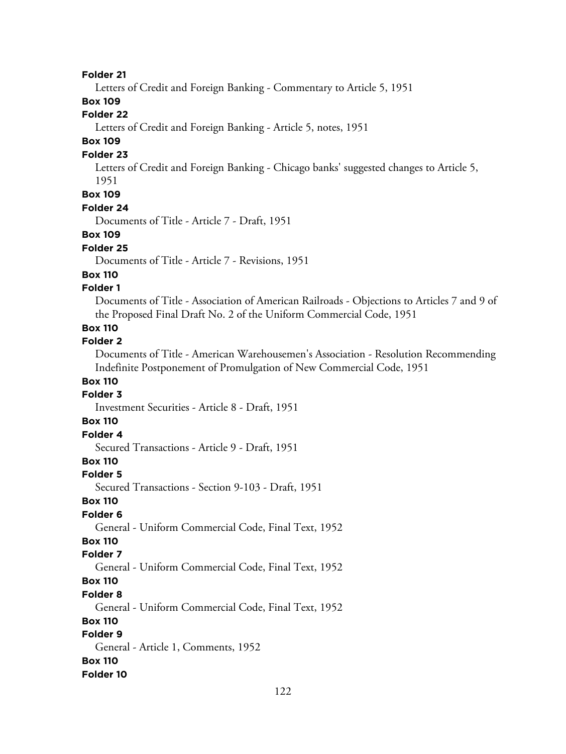**Folder 21**

Letters of Credit and Foreign Banking - Commentary to Article 5, 1951

**Box 109**

**Folder 22**

Letters of Credit and Foreign Banking - Article 5, notes, 1951

**Box 109**

**Folder 23**

Letters of Credit and Foreign Banking - Chicago banks' suggested changes to Article 5, 1951

**Box 109**

**Folder 24**

Documents of Title - Article 7 - Draft, 1951

**Box 109**

**Folder 25**

Documents of Title - Article 7 - Revisions, 1951

**Box 110**

**Folder 1**

Documents of Title - Association of American Railroads - Objections to Articles 7 and 9 of the Proposed Final Draft No. 2 of the Uniform Commercial Code, 1951

**Box 110**

**Folder 2**

Documents of Title - American Warehousemen's Association - Resolution Recommending Indefinite Postponement of Promulgation of New Commercial Code, 1951

**Box 110**

**Folder 3**

Investment Securities - Article 8 - Draft, 1951

**Box 110**

**Folder 4**

Secured Transactions - Article 9 - Draft, 1951

**Box 110**

**Folder 5**

Secured Transactions - Section 9-103 - Draft, 1951

**Box 110**

**Folder 6**

General - Uniform Commercial Code, Final Text, 1952

**Box 110**

**Folder 7**

General - Uniform Commercial Code, Final Text, 1952

**Box 110**

**Folder 8**

General - Uniform Commercial Code, Final Text, 1952

**Box 110**

**Folder 9**

General - Article 1, Comments, 1952

**Box 110**

**Folder 10**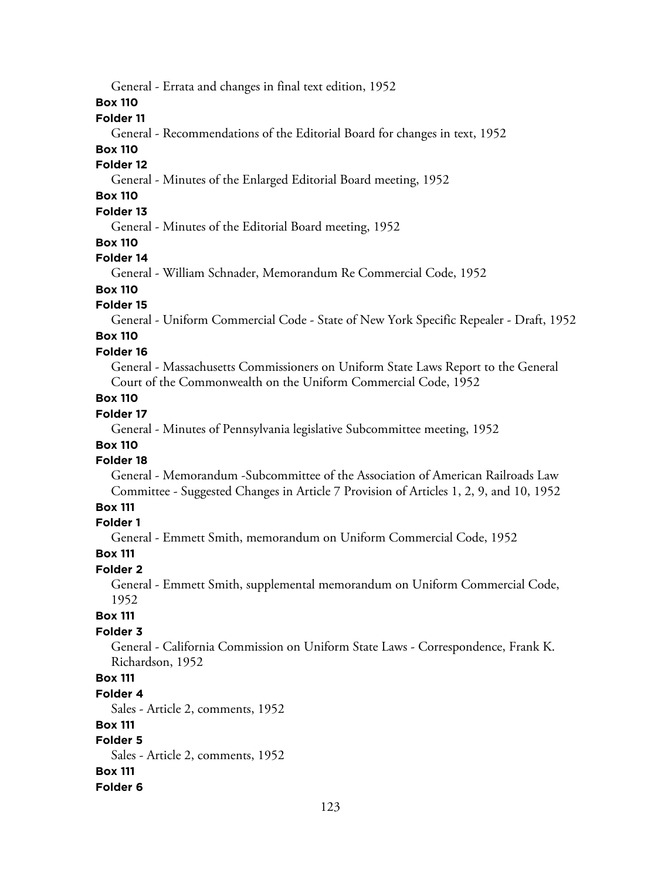General - Errata and changes in final text edition, 1952

**Box 110**

**Folder 11**

General - Recommendations of the Editorial Board for changes in text, 1952

**Box 110**

**Folder 12**

General - Minutes of the Enlarged Editorial Board meeting, 1952

**Box 110**

**Folder 13**

General - Minutes of the Editorial Board meeting, 1952

**Box 110**

**Folder 14**

General - William Schnader, Memorandum Re Commercial Code, 1952

**Box 110**

**Folder 15**

General - Uniform Commercial Code - State of New York Specific Repealer - Draft, 1952

**Box 110**

**Folder 16**

General - Massachusetts Commissioners on Uniform State Laws Report to the General Court of the Commonwealth on the Uniform Commercial Code, 1952

**Box 110**

**Folder 17**

General - Minutes of Pennsylvania legislative Subcommittee meeting, 1952

**Box 110**

**Folder 18**

General - Memorandum -Subcommittee of the Association of American Railroads Law Committee - Suggested Changes in Article 7 Provision of Articles 1, 2, 9, and 10, 1952

**Box 111**

**Folder 1**

General - Emmett Smith, memorandum on Uniform Commercial Code, 1952

**Box 111**

**Folder 2**

General - Emmett Smith, supplemental memorandum on Uniform Commercial Code, 1952

**Box 111**

**Folder 3**

General - California Commission on Uniform State Laws - Correspondence, Frank K. Richardson, 1952

**Box 111**

**Folder 4**

Sales - Article 2, comments, 1952

**Box 111**

**Folder 5**

Sales - Article 2, comments, 1952

**Box 111**

**Folder 6**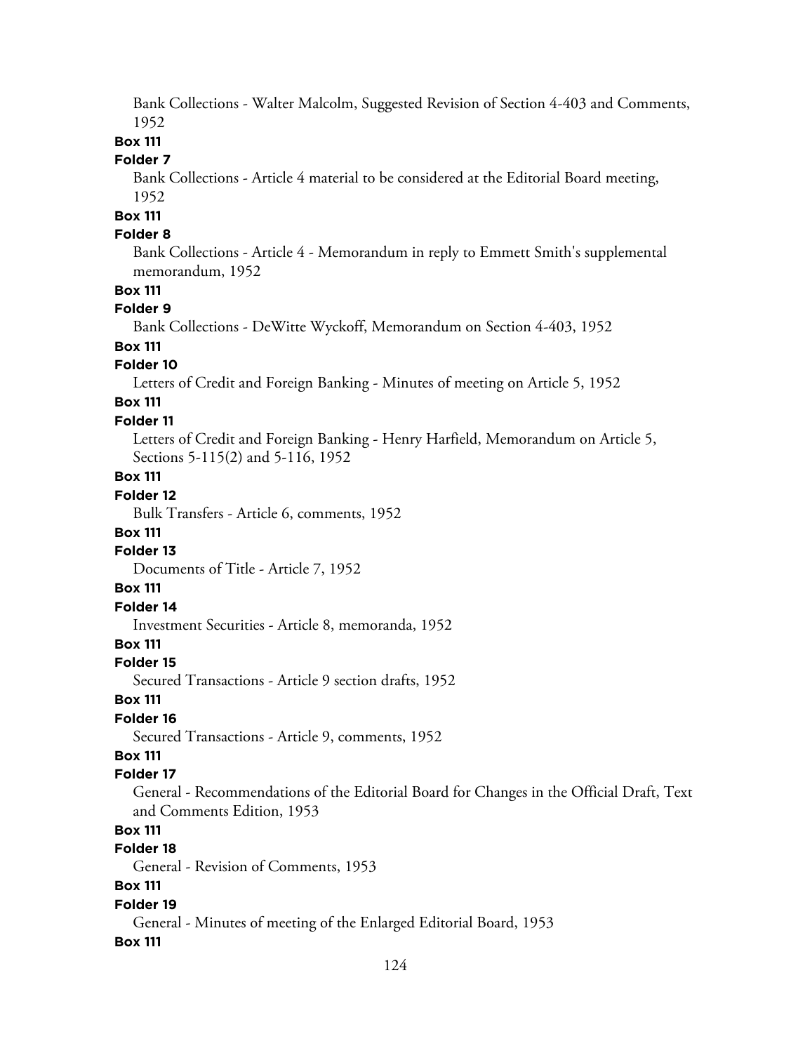Bank Collections - Walter Malcolm, Suggested Revision of Section 4-403 and Comments, 1952

**Box 111**

**Folder 7**

Bank Collections - Article 4 material to be considered at the Editorial Board meeting, 1952

**Box 111**

**Folder 8**

Bank Collections - Article 4 - Memorandum in reply to Emmett Smith's supplemental memorandum, 1952

**Box 111**

**Folder 9**

Bank Collections - DeWitte Wyckoff, Memorandum on Section 4-403, 1952

**Box 111**

**Folder 10**

Letters of Credit and Foreign Banking - Minutes of meeting on Article 5, 1952

**Box 111**

**Folder 11**

Letters of Credit and Foreign Banking - Henry Harfield, Memorandum on Article 5, Sections 5-115(2) and 5-116, 1952

**Box 111**

**Folder 12**

Bulk Transfers - Article 6, comments, 1952

**Box 111**

**Folder 13**

Documents of Title - Article 7, 1952

**Box 111**

**Folder 14**

Investment Securities - Article 8, memoranda, 1952

**Box 111**

**Folder 15**

Secured Transactions - Article 9 section drafts, 1952

**Box 111**

**Folder 16**

Secured Transactions - Article 9, comments, 1952

**Box 111**

**Folder 17**

General - Recommendations of the Editorial Board for Changes in the Official Draft, Text and Comments Edition, 1953

**Box 111**

**Folder 18**

General - Revision of Comments, 1953

**Box 111**

**Folder 19**

General - Minutes of meeting of the Enlarged Editorial Board, 1953

**Box 111**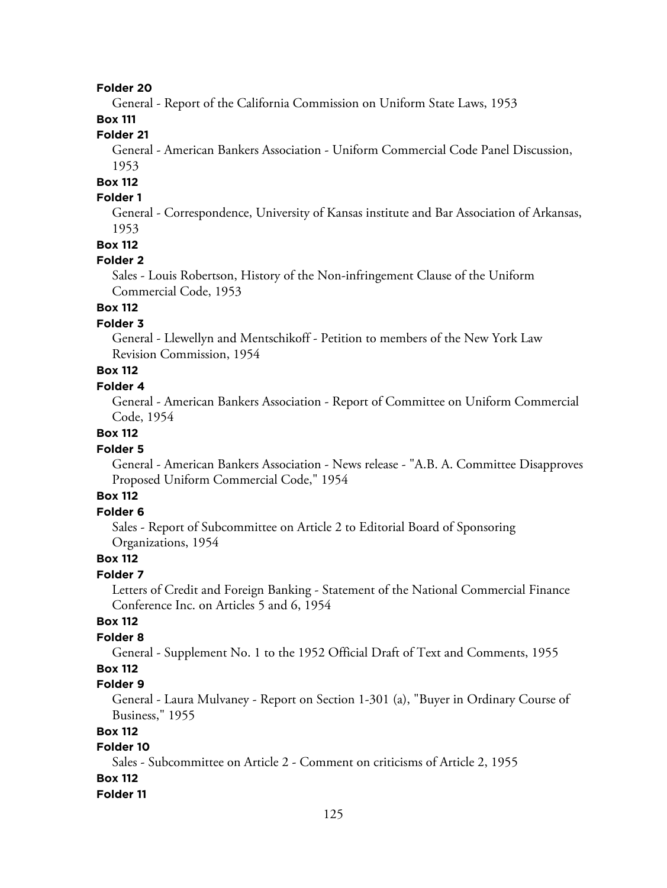**Folder 20**

General - Report of the California Commission on Uniform State Laws, 1953

**Box 111**

**Folder 21**

General - American Bankers Association - Uniform Commercial Code Panel Discussion, 1953

**Box 112**

**Folder 1**

General - Correspondence, University of Kansas institute and Bar Association of Arkansas, 1953

**Box 112**

**Folder 2**

Sales - Louis Robertson, History of the Non-infringement Clause of the Uniform Commercial Code, 1953

**Box 112**

**Folder 3**

General - Llewellyn and Mentschikoff - Petition to members of the New York Law Revision Commission, 1954

**Box 112**

**Folder 4**

General - American Bankers Association - Report of Committee on Uniform Commercial Code, 1954

**Box 112**

**Folder 5**

General - American Bankers Association - News release - "A.B. A. Committee Disapproves Proposed Uniform Commercial Code," 1954

**Box 112**

**Folder 6**

Sales - Report of Subcommittee on Article 2 to Editorial Board of Sponsoring Organizations, 1954

**Box 112**

**Folder 7**

Letters of Credit and Foreign Banking - Statement of the National Commercial Finance Conference Inc. on Articles 5 and 6, 1954

**Box 112**

**Folder 8**

General - Supplement No. 1 to the 1952 Official Draft of Text and Comments, 1955

**Box 112**

**Folder 9**

General - Laura Mulvaney - Report on Section 1-301 (a), "Buyer in Ordinary Course of Business," 1955

**Box 112**

**Folder 10**

Sales - Subcommittee on Article 2 - Comment on criticisms of Article 2, 1955

**Box 112**

**Folder 11**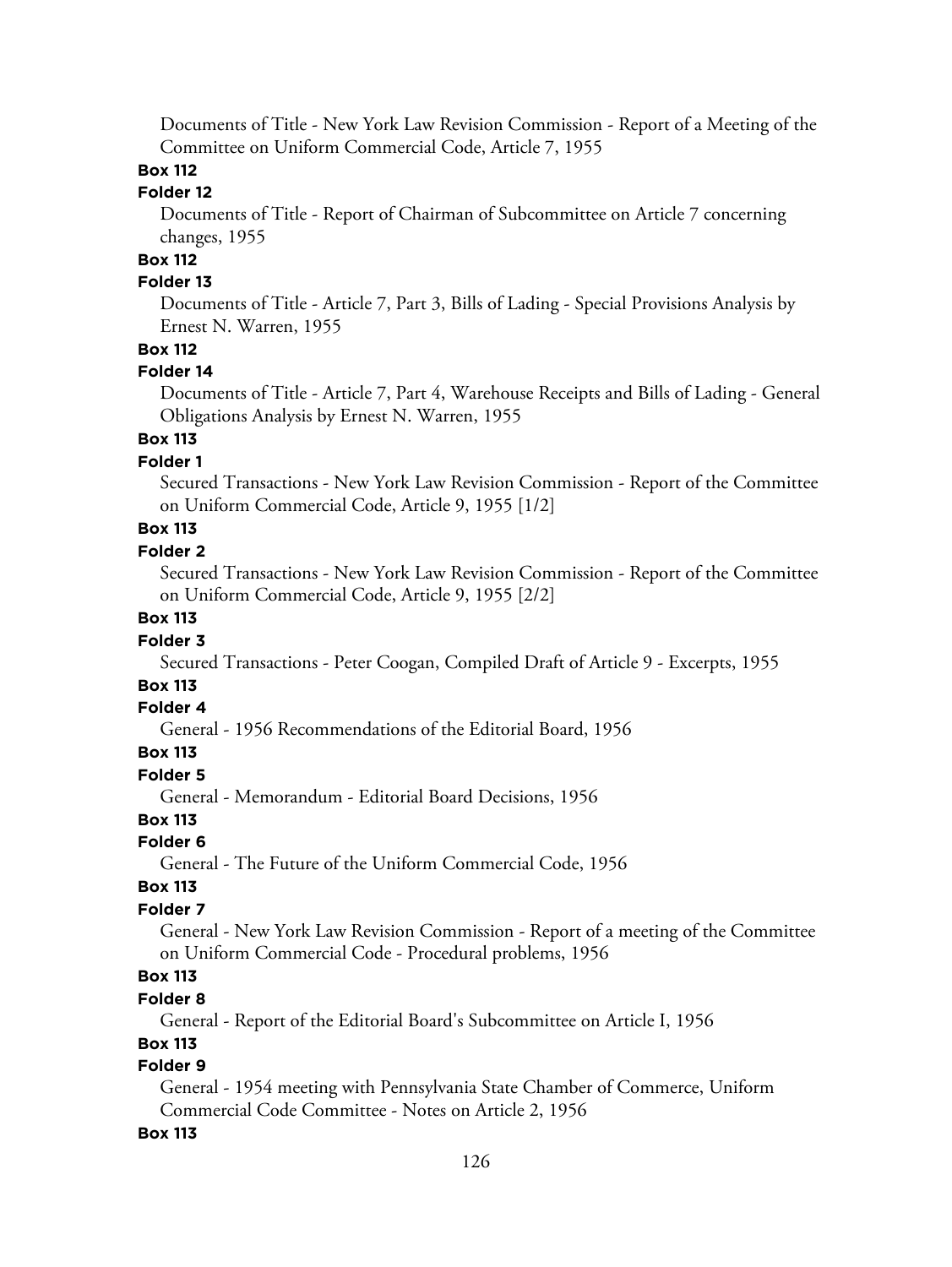Documents of Title - New York Law Revision Commission - Report of a Meeting of the Committee on Uniform Commercial Code, Article 7, 1955

**Box 112**

**Folder 12**

Documents of Title - Report of Chairman of Subcommittee on Article 7 concerning changes, 1955

**Box 112**

**Folder 13**

Documents of Title - Article 7, Part 3, Bills of Lading - Special Provisions Analysis by Ernest N. Warren, 1955

**Box 112**

**Folder 14**

Documents of Title - Article 7, Part 4, Warehouse Receipts and Bills of Lading - General Obligations Analysis by Ernest N. Warren, 1955

**Box 113**

**Folder 1**

Secured Transactions - New York Law Revision Commission - Report of the Committee on Uniform Commercial Code, Article 9, 1955 [1/2]

**Box 113**

**Folder 2**

Secured Transactions - New York Law Revision Commission - Report of the Committee on Uniform Commercial Code, Article 9, 1955 [2/2]

**Box 113**

**Folder 3**

Secured Transactions - Peter Coogan, Compiled Draft of Article 9 - Excerpts, 1955

**Box 113**

**Folder 4**

General - 1956 Recommendations of the Editorial Board, 1956

**Box 113**

**Folder 5**

General - Memorandum - Editorial Board Decisions, 1956

**Box 113**

**Folder 6**

General - The Future of the Uniform Commercial Code, 1956

**Box 113**

**Folder 7**

General - New York Law Revision Commission - Report of a meeting of the Committee on Uniform Commercial Code - Procedural problems, 1956

**Box 113**

**Folder 8**

General - Report of the Editorial Board's Subcommittee on Article I, 1956

**Box 113**

**Folder 9**

General - 1954 meeting with Pennsylvania State Chamber of Commerce, Uniform Commercial Code Committee - Notes on Article 2, 1956

**Box 113**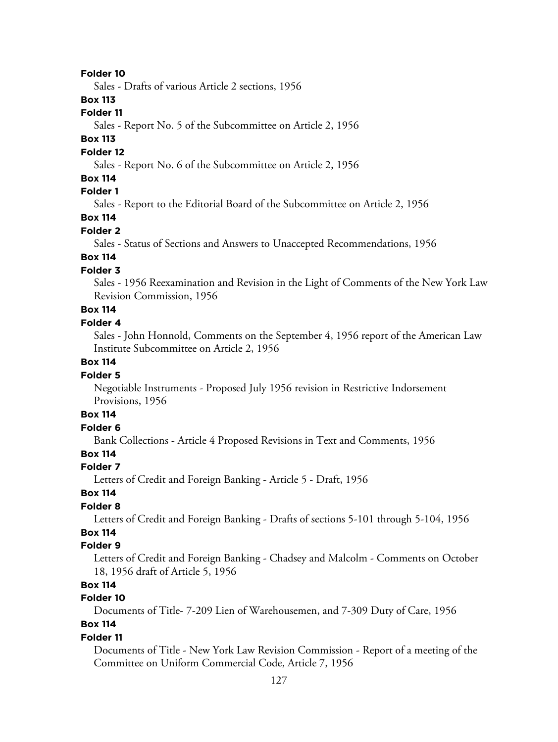**Folder 10**

Sales - Drafts of various Article 2 sections, 1956

**Box 113**

**Folder 11**

Sales - Report No. 5 of the Subcommittee on Article 2, 1956

**Box 113**

**Folder 12**

Sales - Report No. 6 of the Subcommittee on Article 2, 1956

**Box 114**

**Folder 1**

Sales - Report to the Editorial Board of the Subcommittee on Article 2, 1956

**Box 114**

**Folder 2**

Sales - Status of Sections and Answers to Unaccepted Recommendations, 1956

**Box 114**

**Folder 3**

Sales - 1956 Reexamination and Revision in the Light of Comments of the New York Law Revision Commission, 1956

**Box 114**

**Folder 4**

Sales - John Honnold, Comments on the September 4, 1956 report of the American Law Institute Subcommittee on Article 2, 1956

**Box 114**

**Folder 5**

Negotiable Instruments - Proposed July 1956 revision in Restrictive Indorsement Provisions, 1956

**Box 114**

**Folder 6**

Bank Collections - Article 4 Proposed Revisions in Text and Comments, 1956

**Box 114**

**Folder 7**

Letters of Credit and Foreign Banking - Article 5 - Draft, 1956

**Box 114**

**Folder 8**

Letters of Credit and Foreign Banking - Drafts of sections 5-101 through 5-104, 1956

**Box 114**

**Folder 9**

Letters of Credit and Foreign Banking - Chadsey and Malcolm - Comments on October 18, 1956 draft of Article 5, 1956

**Box 114**

**Folder 10**

Documents of Title- 7-209 Lien of Warehousemen, and 7-309 Duty of Care, 1956

**Box 114**

**Folder 11**

Documents of Title - New York Law Revision Commission - Report of a meeting of the Committee on Uniform Commercial Code, Article 7, 1956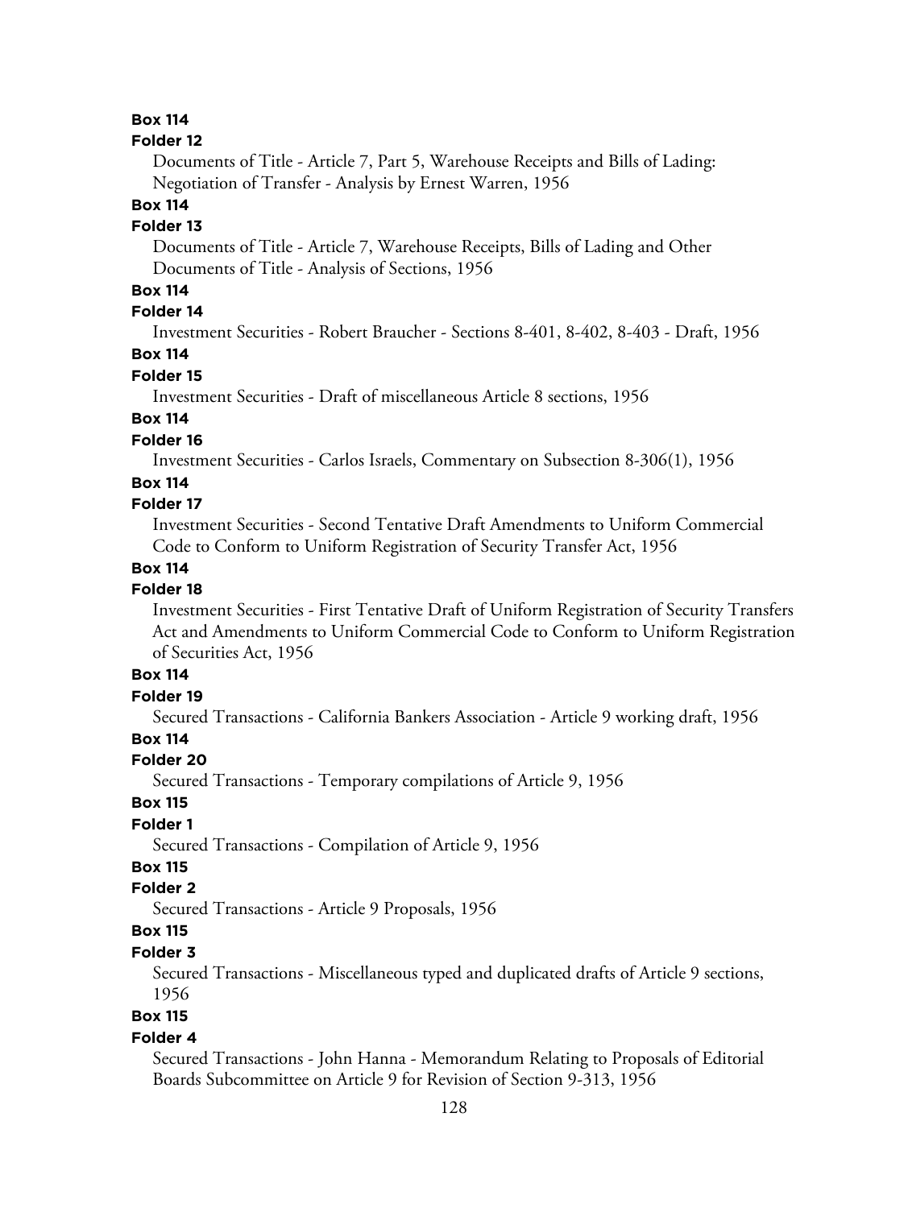**Box 114**

**Folder 12**

Documents of Title - Article 7, Part 5, Warehouse Receipts and Bills of Lading: Negotiation of Transfer - Analysis by Ernest Warren, 1956

**Box 114**

**Folder 13**

Documents of Title - Article 7, Warehouse Receipts, Bills of Lading and Other Documents of Title - Analysis of Sections, 1956

**Box 114**

**Folder 14**

Investment Securities - Robert Braucher - Sections 8-401, 8-402, 8-403 - Draft, 1956

**Box 114**

**Folder 15**

Investment Securities - Draft of miscellaneous Article 8 sections, 1956

**Box 114**

**Folder 16**

Investment Securities - Carlos Israels, Commentary on Subsection 8-306(1), 1956

**Box 114**

**Folder 17**

Investment Securities - Second Tentative Draft Amendments to Uniform Commercial Code to Conform to Uniform Registration of Security Transfer Act, 1956

**Box 114**

**Folder 18**

Investment Securities - First Tentative Draft of Uniform Registration of Security Transfers Act and Amendments to Uniform Commercial Code to Conform to Uniform Registration of Securities Act, 1956

**Box 114**

**Folder 19**

Secured Transactions - California Bankers Association - Article 9 working draft, 1956

**Box 114**

**Folder 20**

Secured Transactions - Temporary compilations of Article 9, 1956

**Box 115**

**Folder 1**

Secured Transactions - Compilation of Article 9, 1956

**Box 115**

**Folder 2**

Secured Transactions - Article 9 Proposals, 1956

**Box 115**

**Folder 3**

Secured Transactions - Miscellaneous typed and duplicated drafts of Article 9 sections, 1956

**Box 115**

**Folder 4**

Secured Transactions - John Hanna - Memorandum Relating to Proposals of Editorial Boards Subcommittee on Article 9 for Revision of Section 9-313, 1956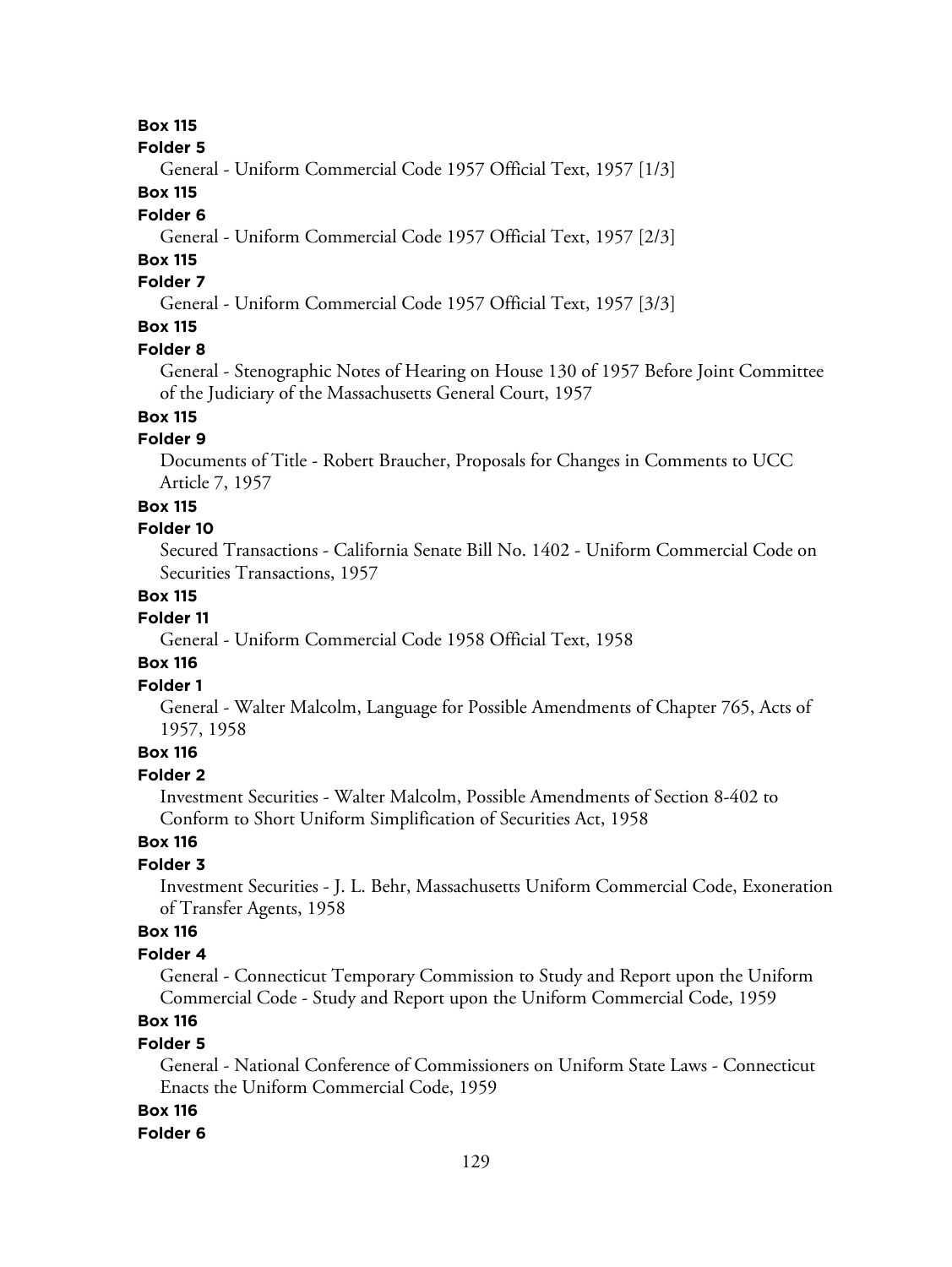**Box 115**

**Folder 5**

General - Uniform Commercial Code 1957 Official Text, 1957 [1/3]

**Box 115**

**Folder 6**

General - Uniform Commercial Code 1957 Official Text, 1957 [2/3]

**Box 115**

**Folder 7**

General - Uniform Commercial Code 1957 Official Text, 1957 [3/3]

**Box 115**

**Folder 8**

General - Stenographic Notes of Hearing on House 130 of 1957 Before Joint Committee of the Judiciary of the Massachusetts General Court, 1957

**Box 115**

**Folder 9**

Documents of Title - Robert Braucher, Proposals for Changes in Comments to UCC Article 7, 1957

**Box 115**

**Folder 10**

Secured Transactions - California Senate Bill No. 1402 - Uniform Commercial Code on Securities Transactions, 1957

**Box 115**

**Folder 11**

General - Uniform Commercial Code 1958 Official Text, 1958

**Box 116**

**Folder 1**

General - Walter Malcolm, Language for Possible Amendments of Chapter 765, Acts of 1957, 1958

**Box 116**

**Folder 2**

Investment Securities - Walter Malcolm, Possible Amendments of Section 8-402 to Conform to Short Uniform Simplification of Securities Act, 1958

**Box 116**

**Folder 3**

Investment Securities - J. L. Behr, Massachusetts Uniform Commercial Code, Exoneration of Transfer Agents, 1958

**Box 116**

**Folder 4**

General - Connecticut Temporary Commission to Study and Report upon the Uniform Commercial Code - Study and Report upon the Uniform Commercial Code, 1959

**Box 116**

**Folder 5**

General - National Conference of Commissioners on Uniform State Laws - Connecticut Enacts the Uniform Commercial Code, 1959

**Box 116**

**Folder 6**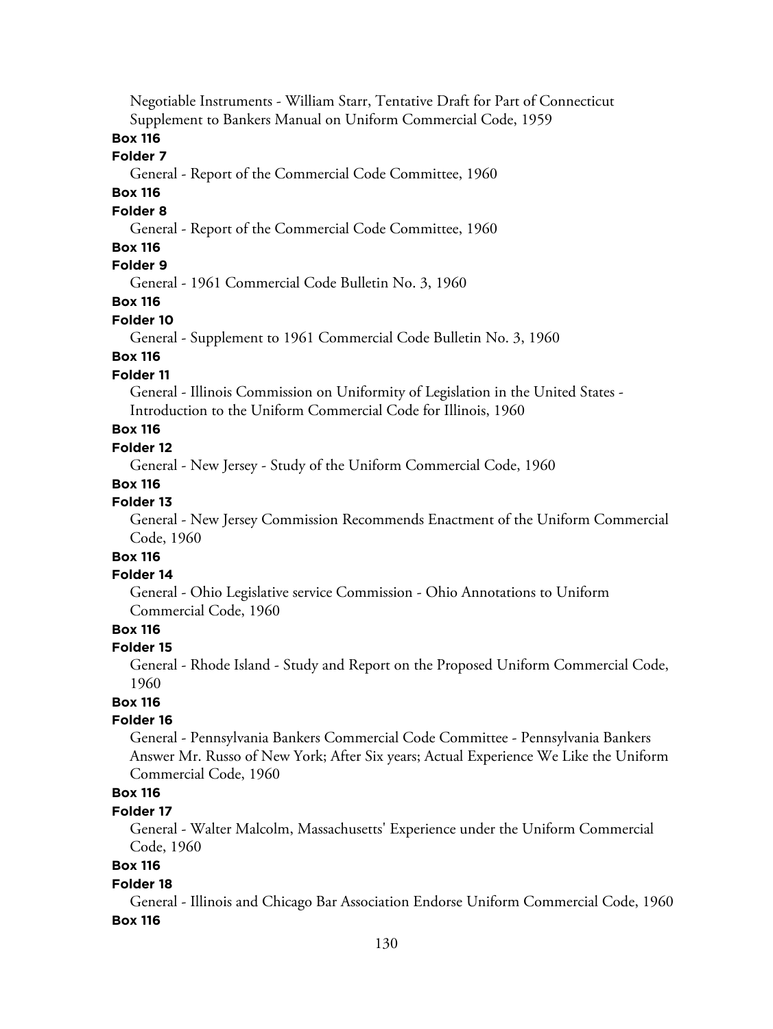Negotiable Instruments - William Starr, Tentative Draft for Part of Connecticut Supplement to Bankers Manual on Uniform Commercial Code, 1959

**Box 116**

**Folder 7**

General - Report of the Commercial Code Committee, 1960

**Box 116**

**Folder 8**

General - Report of the Commercial Code Committee, 1960

**Box 116**

**Folder 9**

General - 1961 Commercial Code Bulletin No. 3, 1960

**Box 116**

**Folder 10**

General - Supplement to 1961 Commercial Code Bulletin No. 3, 1960

**Box 116**

**Folder 11**

General - Illinois Commission on Uniformity of Legislation in the United States - Introduction to the Uniform Commercial Code for Illinois, 1960

**Box 116**

**Folder 12**

General - New Jersey - Study of the Uniform Commercial Code, 1960

**Box 116**

**Folder 13**

General - New Jersey Commission Recommends Enactment of the Uniform Commercial Code, 1960

**Box 116**

**Folder 14**

General - Ohio Legislative service Commission - Ohio Annotations to Uniform Commercial Code, 1960

**Box 116**

**Folder 15**

General - Rhode Island - Study and Report on the Proposed Uniform Commercial Code, 1960

**Box 116**

**Folder 16**

General - Pennsylvania Bankers Commercial Code Committee - Pennsylvania Bankers Answer Mr. Russo of New York; After Six years; Actual Experience We Like the Uniform Commercial Code, 1960

**Box 116**

**Folder 17**

General - Walter Malcolm, Massachusetts' Experience under the Uniform Commercial Code, 1960

**Box 116**

**Folder 18**

General - Illinois and Chicago Bar Association Endorse Uniform Commercial Code, 1960

**Box 116**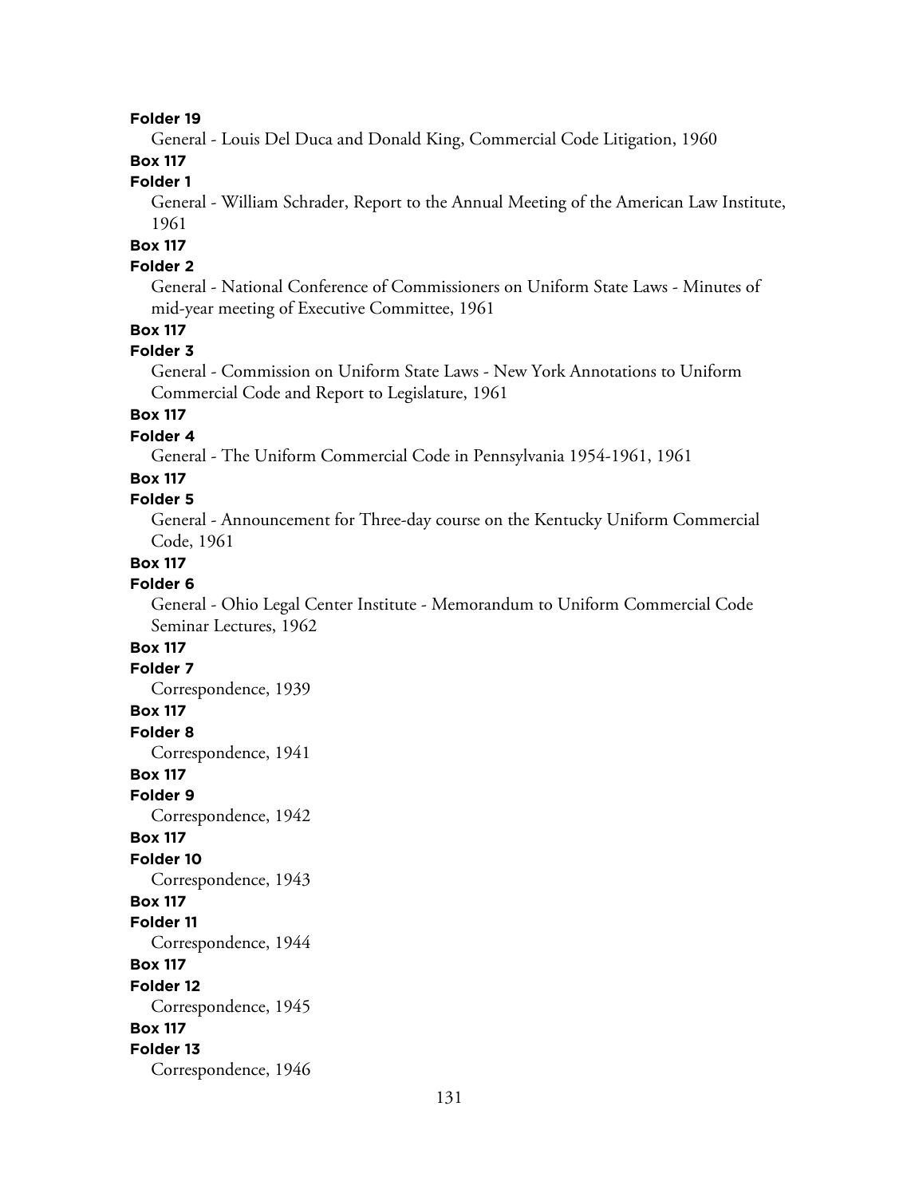**Folder 19**

General - Louis Del Duca and Donald King, Commercial Code Litigation, 1960

**Box 117**

**Folder 1**

General - William Schrader, Report to the Annual Meeting of the American Law Institute, 1961

**Box 117**

**Folder 2**

General - National Conference of Commissioners on Uniform State Laws - Minutes of mid-year meeting of Executive Committee, 1961

**Box 117**

**Folder 3**

General - Commission on Uniform State Laws - New York Annotations to Uniform Commercial Code and Report to Legislature, 1961

**Box 117**

**Folder 4**

General - The Uniform Commercial Code in Pennsylvania 1954-1961, 1961

**Box 117**

**Folder 5**

General - Announcement for Three-day course on the Kentucky Uniform Commercial Code, 1961

**Box 117**

**Folder 6**

General - Ohio Legal Center Institute - Memorandum to Uniform Commercial Code Seminar Lectures, 1962

**Box 117**

**Folder 7**

Correspondence, 1939

**Box 117**

**Folder 8**

Correspondence, 1941

**Box 117**

**Folder 9**

Correspondence, 1942

**Box 117**

**Folder 10**

Correspondence, 1943

**Box 117**

**Folder 11**

Correspondence, 1944

**Box 117**

**Folder 12**

Correspondence, 1945

**Box 117**

**Folder 13**

Correspondence, 1946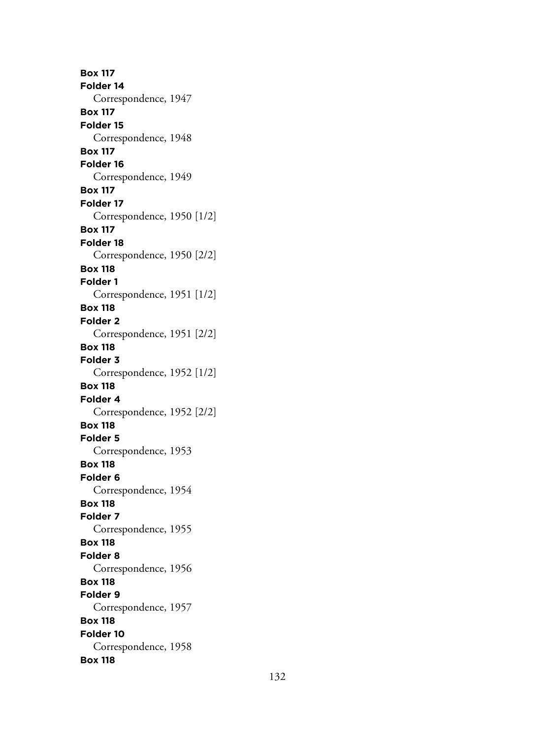**Box 117**
**Folder 14**
Correspondence, 1947
**Box 117**
**Folder 15**
Correspondence, 1948
**Box 117**
**Folder 16**
Correspondence, 1949
**Box 117**
**Folder 17**
Correspondence, 1950 [1/2]
**Box 117**
**Folder 18**
Correspondence, 1950 [2/2]
**Box 118**
**Folder 1**
Correspondence, 1951 [1/2]
**Box 118**
**Folder 2**
Correspondence, 1951 [2/2]
**Box 118**
**Folder 3**
Correspondence, 1952 [1/2]
**Box 118**
**Folder 4**
Correspondence, 1952 [2/2]
**Box 118**
**Folder 5**
Correspondence, 1953
**Box 118**
**Folder 6**
Correspondence, 1954
**Box 118**
**Folder 7**
Correspondence, 1955
**Box 118**
**Folder 8**
Correspondence, 1956
**Box 118**
**Folder 9**
Correspondence, 1957
**Box 118**
**Folder 10**
Correspondence, 1958
**Box 118**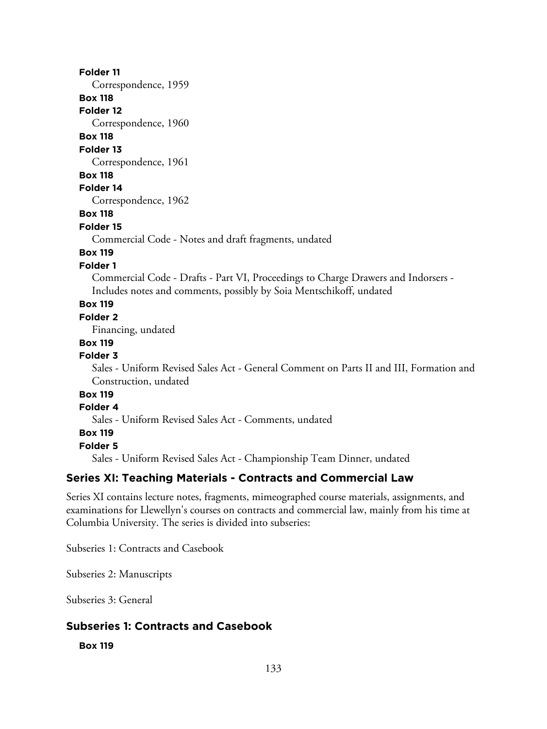**Folder 11**

Correspondence, 1959

**Box 118**

**Folder 12**

Correspondence, 1960

**Box 118**

**Folder 13**

Correspondence, 1961

**Box 118**

**Folder 14**

Correspondence, 1962

**Box 118**

**Folder 15**

Commercial Code - Notes and draft fragments, undated

**Box 119**

**Folder 1**

Commercial Code - Drafts - Part VI, Proceedings to Charge Drawers and Indorsers - Includes notes and comments, possibly by Soia Mentschikoff, undated

**Box 119**

**Folder 2**

Financing, undated

**Box 119**

**Folder 3**

Sales - Uniform Revised Sales Act - General Comment on Parts II and III, Formation and Construction, undated

**Box 119**

**Folder 4**

Sales - Uniform Revised Sales Act - Comments, undated

**Box 119**

**Folder 5**

Sales - Uniform Revised Sales Act - Championship Team Dinner, undated

## Series XI: Teaching Materials - Contracts and Commercial Law

Series XI contains lecture notes, fragments, mimeographed course materials, assignments, and examinations for Llewellyn's courses on contracts and commercial law, mainly from his time at Columbia University. The series is divided into subseries:

Subseries 1: Contracts and Casebook

Subseries 2: Manuscripts

Subseries 3: General

## Subseries 1: Contracts and Casebook

**Box 119**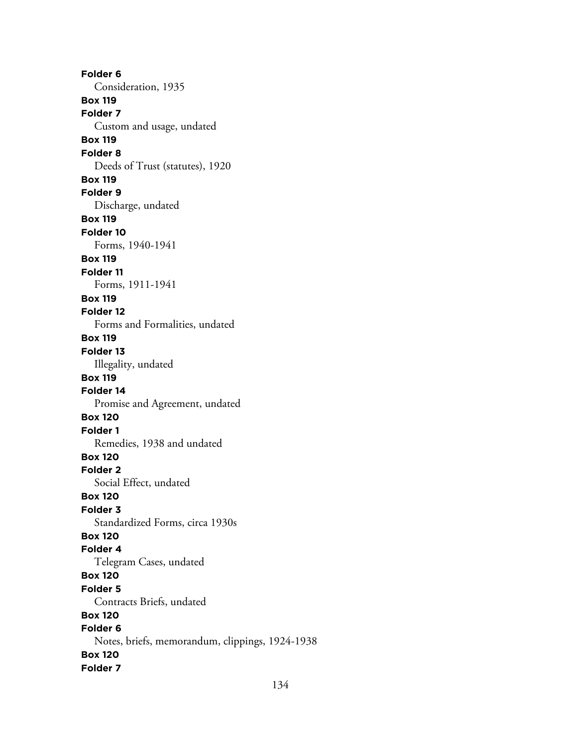**Folder 6**
Consideration, 1935

**Box 119**
**Folder 7**
Custom and usage, undated

**Box 119**
**Folder 8**
Deeds of Trust (statutes), 1920

**Box 119**
**Folder 9**
Discharge, undated

**Box 119**
**Folder 10**
Forms, 1940-1941

**Box 119**
**Folder 11**
Forms, 1911-1941

**Box 119**
**Folder 12**
Forms and Formalities, undated

**Box 119**
**Folder 13**
Illegality, undated

**Box 119**
**Folder 14**
Promise and Agreement, undated

**Box 120**
**Folder 1**
Remedies, 1938 and undated

**Box 120**
**Folder 2**
Social Effect, undated

**Box 120**
**Folder 3**
Standardized Forms, circa 1930s

**Box 120**
**Folder 4**
Telegram Cases, undated

**Box 120**
**Folder 5**
Contracts Briefs, undated

**Box 120**
**Folder 6**
Notes, briefs, memorandum, clippings, 1924-1938

**Box 120**
**Folder 7**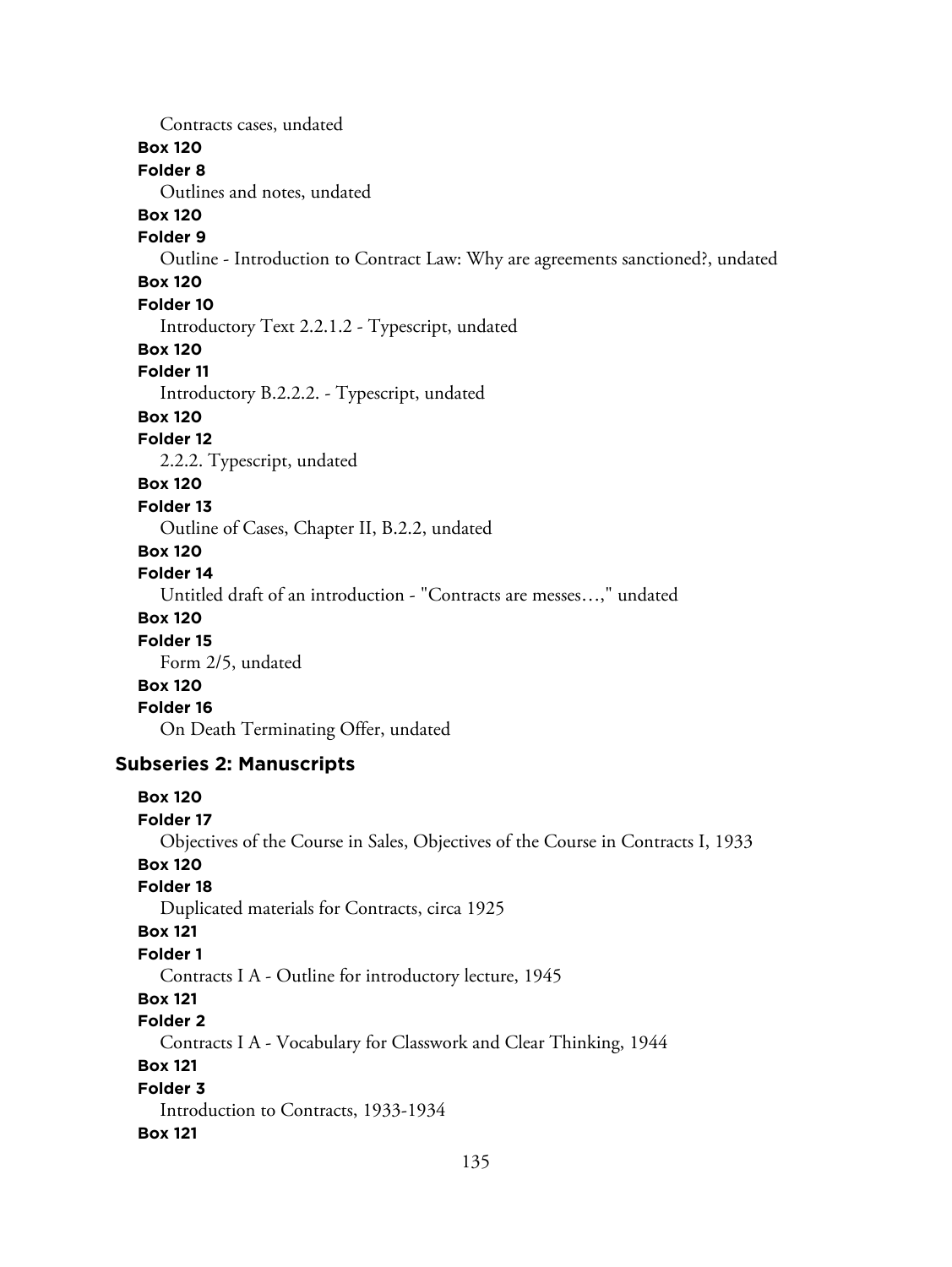Contracts cases, undated

**Box 120**

**Folder 8**

Outlines and notes, undated

**Box 120**

**Folder 9**

Outline - Introduction to Contract Law: Why are agreements sanctioned?, undated

**Box 120**

**Folder 10**

Introductory Text 2.2.1.2 - Typescript, undated

**Box 120**

**Folder 11**

Introductory B.2.2.2. - Typescript, undated

**Box 120**

**Folder 12**

2.2.2. Typescript, undated

**Box 120**

**Folder 13**

Outline of Cases, Chapter II, B.2.2, undated

**Box 120**

**Folder 14**

Untitled draft of an introduction - "Contracts are messes…," undated

**Box 120**

**Folder 15**

Form 2/5, undated

**Box 120**

**Folder 16**

On Death Terminating Offer, undated

### Subseries 2: Manuscripts

**Box 120**

**Folder 17**

Objectives of the Course in Sales, Objectives of the Course in Contracts I, 1933

**Box 120**

**Folder 18**

Duplicated materials for Contracts, circa 1925

**Box 121**

**Folder 1**

Contracts I A - Outline for introductory lecture, 1945

**Box 121**

**Folder 2**

Contracts I A - Vocabulary for Classwork and Clear Thinking, 1944

**Box 121**

**Folder 3**

Introduction to Contracts, 1933-1934

**Box 121**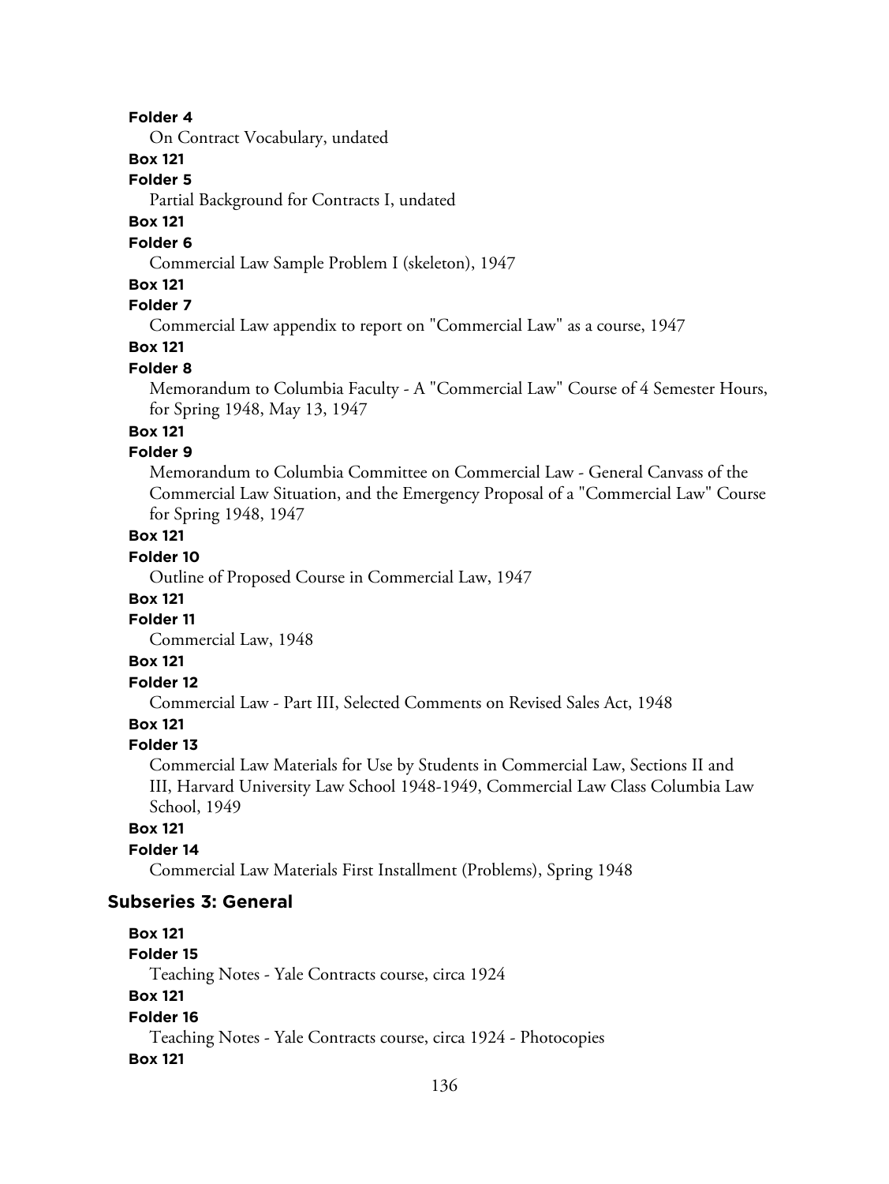**Folder 4**

On Contract Vocabulary, undated

**Box 121**

**Folder 5**

Partial Background for Contracts I, undated

**Box 121**

**Folder 6**

Commercial Law Sample Problem I (skeleton), 1947

**Box 121**

**Folder 7**

Commercial Law appendix to report on "Commercial Law" as a course, 1947

**Box 121**

**Folder 8**

Memorandum to Columbia Faculty - A "Commercial Law" Course of 4 Semester Hours, for Spring 1948, May 13, 1947

**Box 121**

**Folder 9**

Memorandum to Columbia Committee on Commercial Law - General Canvass of the Commercial Law Situation, and the Emergency Proposal of a "Commercial Law" Course for Spring 1948, 1947

**Box 121**

**Folder 10**

Outline of Proposed Course in Commercial Law, 1947

**Box 121**

**Folder 11**

Commercial Law, 1948

**Box 121**

**Folder 12**

Commercial Law - Part III, Selected Comments on Revised Sales Act, 1948

**Box 121**

**Folder 13**

Commercial Law Materials for Use by Students in Commercial Law, Sections II and III, Harvard University Law School 1948-1949, Commercial Law Class Columbia Law School, 1949

**Box 121**

**Folder 14**

Commercial Law Materials First Installment (Problems), Spring 1948

## Subseries 3: General

**Box 121**

**Folder 15**

Teaching Notes - Yale Contracts course, circa 1924

**Box 121**

**Folder 16**

Teaching Notes - Yale Contracts course, circa 1924 - Photocopies

**Box 121**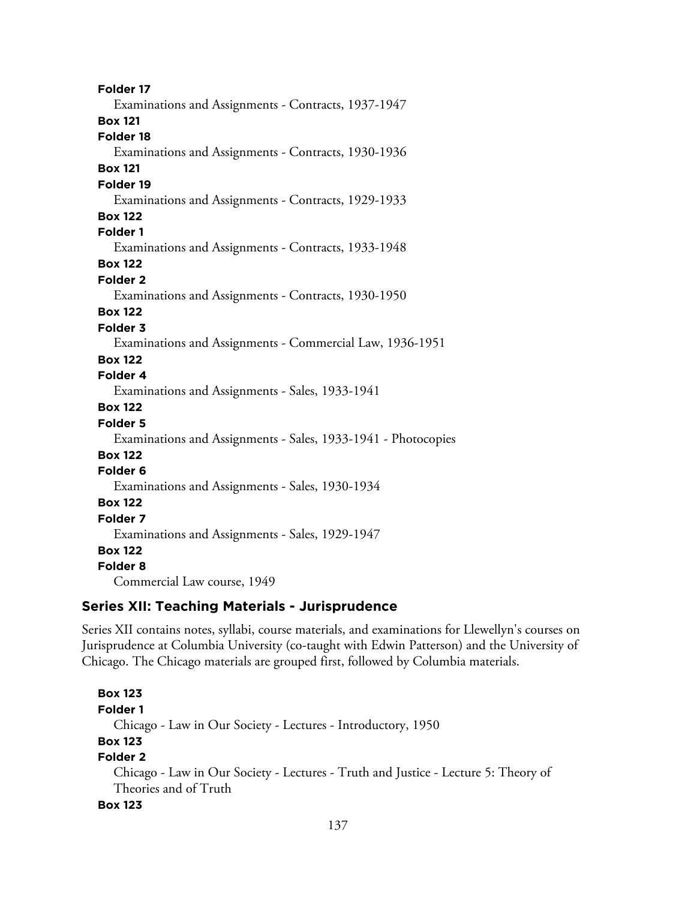**Folder 17**

Examinations and Assignments - Contracts, 1937-1947

**Box 121**

**Folder 18**

Examinations and Assignments - Contracts, 1930-1936

**Box 121**

**Folder 19**

Examinations and Assignments - Contracts, 1929-1933

**Box 122**

**Folder 1**

Examinations and Assignments - Contracts, 1933-1948

**Box 122**

**Folder 2**

Examinations and Assignments - Contracts, 1930-1950

**Box 122**

**Folder 3**

Examinations and Assignments - Commercial Law, 1936-1951

**Box 122**

**Folder 4**

Examinations and Assignments - Sales, 1933-1941

**Box 122**

**Folder 5**

Examinations and Assignments - Sales, 1933-1941 - Photocopies

**Box 122**

**Folder 6**

Examinations and Assignments - Sales, 1930-1934

**Box 122**

**Folder 7**

Examinations and Assignments - Sales, 1929-1947

**Box 122**

**Folder 8**

Commercial Law course, 1949

## Series XII: Teaching Materials - Jurisprudence

Series XII contains notes, syllabi, course materials, and examinations for Llewellyn's courses on Jurisprudence at Columbia University (co-taught with Edwin Patterson) and the University of Chicago. The Chicago materials are grouped first, followed by Columbia materials.

**Box 123**

**Folder 1**

Chicago - Law in Our Society - Lectures - Introductory, 1950

**Box 123**

**Folder 2**

Chicago - Law in Our Society - Lectures - Truth and Justice - Lecture 5: Theory of Theories and of Truth

**Box 123**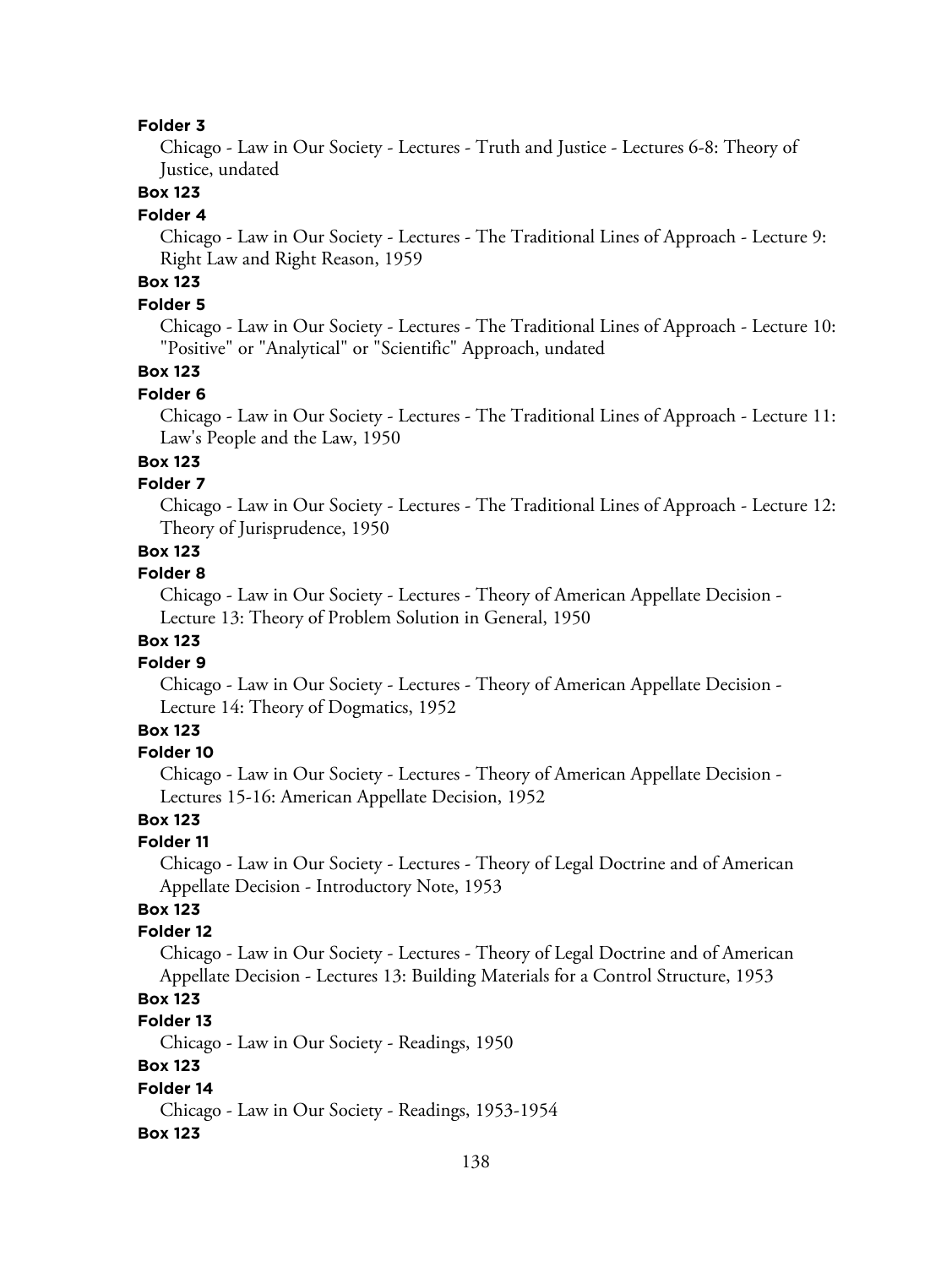**Folder 3**

Chicago - Law in Our Society - Lectures - Truth and Justice - Lectures 6-8: Theory of Justice, undated

**Box 123**

**Folder 4**

Chicago - Law in Our Society - Lectures - The Traditional Lines of Approach - Lecture 9: Right Law and Right Reason, 1959

**Box 123**

**Folder 5**

Chicago - Law in Our Society - Lectures - The Traditional Lines of Approach - Lecture 10: "Positive" or "Analytical" or "Scientific" Approach, undated

**Box 123**

**Folder 6**

Chicago - Law in Our Society - Lectures - The Traditional Lines of Approach - Lecture 11: Law's People and the Law, 1950

**Box 123**

**Folder 7**

Chicago - Law in Our Society - Lectures - The Traditional Lines of Approach - Lecture 12: Theory of Jurisprudence, 1950

**Box 123**

**Folder 8**

Chicago - Law in Our Society - Lectures - Theory of American Appellate Decision - Lecture 13: Theory of Problem Solution in General, 1950

**Box 123**

**Folder 9**

Chicago - Law in Our Society - Lectures - Theory of American Appellate Decision - Lecture 14: Theory of Dogmatics, 1952

**Box 123**

**Folder 10**

Chicago - Law in Our Society - Lectures - Theory of American Appellate Decision - Lectures 15-16: American Appellate Decision, 1952

**Box 123**

**Folder 11**

Chicago - Law in Our Society - Lectures - Theory of Legal Doctrine and of American Appellate Decision - Introductory Note, 1953

**Box 123**

**Folder 12**

Chicago - Law in Our Society - Lectures - Theory of Legal Doctrine and of American Appellate Decision - Lectures 13: Building Materials for a Control Structure, 1953

**Box 123**

**Folder 13**

Chicago - Law in Our Society - Readings, 1950

**Box 123**

**Folder 14**

Chicago - Law in Our Society - Readings, 1953-1954

**Box 123**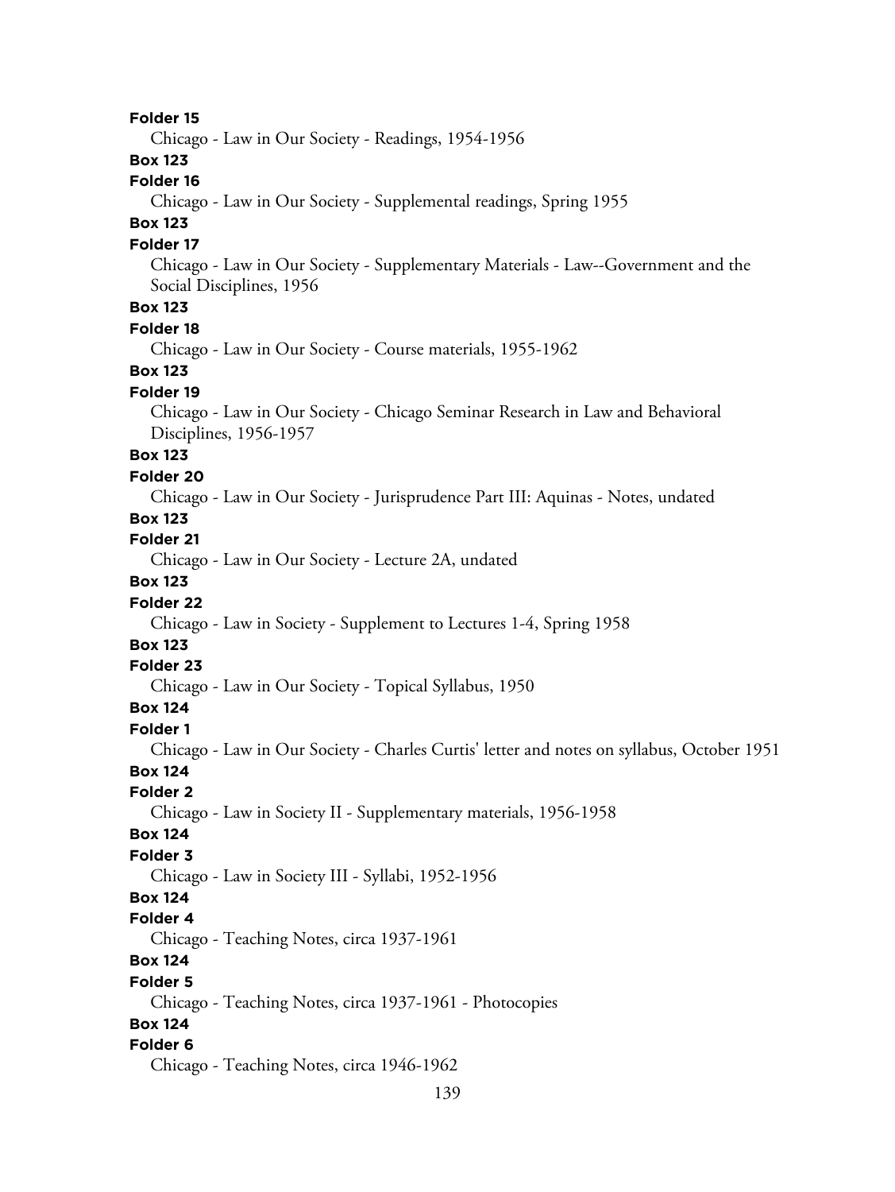**Folder 15**
Chicago - Law in Our Society - Readings, 1954-1956

**Box 123**
**Folder 16**
Chicago - Law in Our Society - Supplemental readings, Spring 1955

**Box 123**
**Folder 17**
Chicago - Law in Our Society - Supplementary Materials - Law--Government and the Social Disciplines, 1956

**Box 123**
**Folder 18**
Chicago - Law in Our Society - Course materials, 1955-1962

**Box 123**
**Folder 19**
Chicago - Law in Our Society - Chicago Seminar Research in Law and Behavioral Disciplines, 1956-1957

**Box 123**
**Folder 20**
Chicago - Law in Our Society - Jurisprudence Part III: Aquinas - Notes, undated

**Box 123**
**Folder 21**
Chicago - Law in Our Society - Lecture 2A, undated

**Box 123**
**Folder 22**
Chicago - Law in Society - Supplement to Lectures 1-4, Spring 1958

**Box 123**
**Folder 23**
Chicago - Law in Our Society - Topical Syllabus, 1950

**Box 124**
**Folder 1**
Chicago - Law in Our Society - Charles Curtis' letter and notes on syllabus, October 1951

**Box 124**
**Folder 2**
Chicago - Law in Society II - Supplementary materials, 1956-1958

**Box 124**
**Folder 3**
Chicago - Law in Society III - Syllabi, 1952-1956

**Box 124**
**Folder 4**
Chicago - Teaching Notes, circa 1937-1961

**Box 124**
**Folder 5**
Chicago - Teaching Notes, circa 1937-1961 - Photocopies

**Box 124**
**Folder 6**
Chicago - Teaching Notes, circa 1946-1962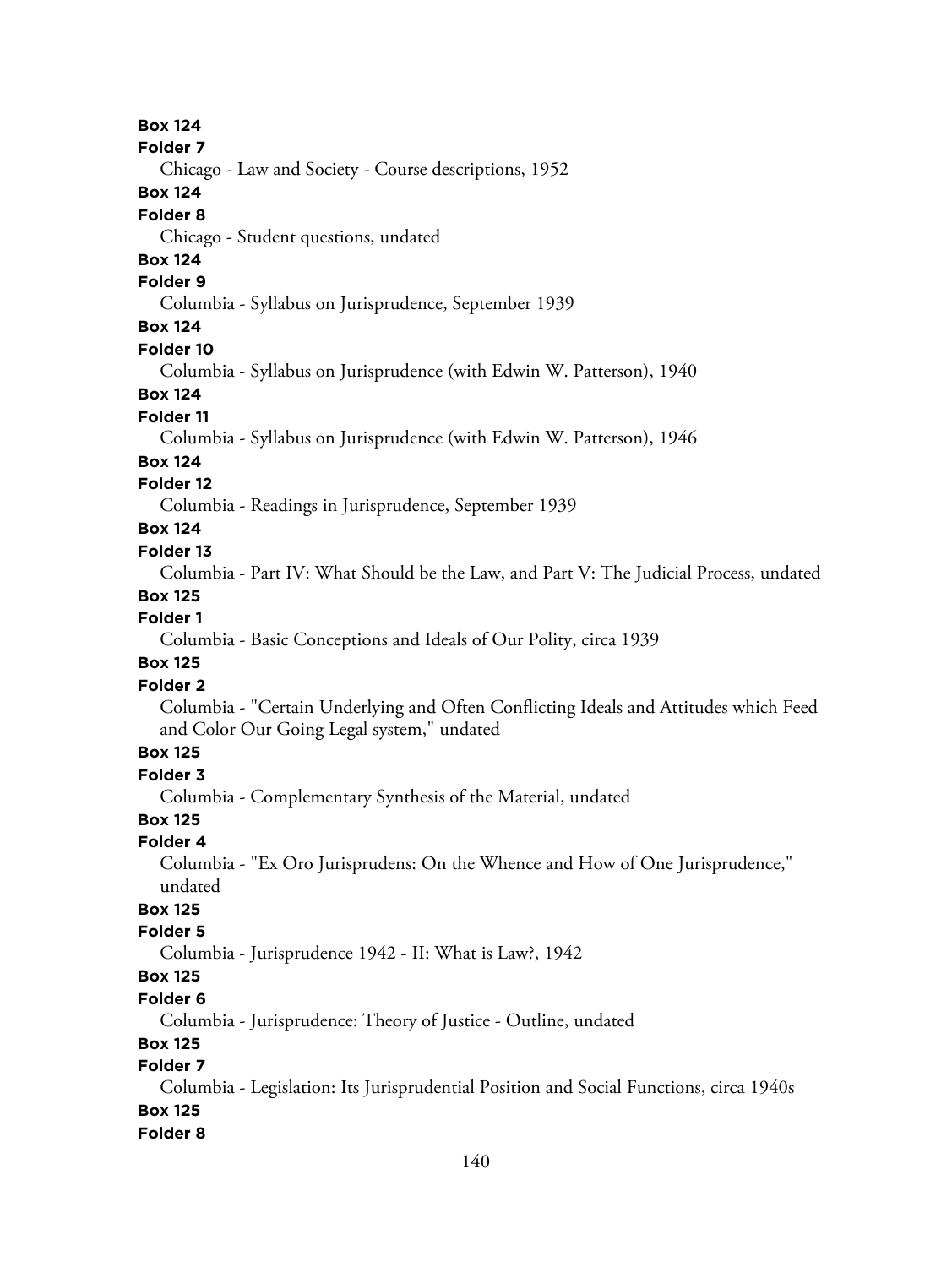**Box 124**
**Folder 7**
Chicago - Law and Society - Course descriptions, 1952
**Box 124**
**Folder 8**
Chicago - Student questions, undated
**Box 124**
**Folder 9**
Columbia - Syllabus on Jurisprudence, September 1939
**Box 124**
**Folder 10**
Columbia - Syllabus on Jurisprudence (with Edwin W. Patterson), 1940
**Box 124**
**Folder 11**
Columbia - Syllabus on Jurisprudence (with Edwin W. Patterson), 1946
**Box 124**
**Folder 12**
Columbia - Readings in Jurisprudence, September 1939
**Box 124**
**Folder 13**
Columbia - Part IV: What Should be the Law, and Part V: The Judicial Process, undated
**Box 125**
**Folder 1**
Columbia - Basic Conceptions and Ideals of Our Polity, circa 1939
**Box 125**
**Folder 2**
Columbia - "Certain Underlying and Often Conflicting Ideals and Attitudes which Feed and Color Our Going Legal system," undated
**Box 125**
**Folder 3**
Columbia - Complementary Synthesis of the Material, undated
**Box 125**
**Folder 4**
Columbia - "Ex Oro Jurisprudens: On the Whence and How of One Jurisprudence," undated
**Box 125**
**Folder 5**
Columbia - Jurisprudence 1942 - II: What is Law?, 1942
**Box 125**
**Folder 6**
Columbia - Jurisprudence: Theory of Justice - Outline, undated
**Box 125**
**Folder 7**
Columbia - Legislation: Its Jurisprudential Position and Social Functions, circa 1940s
**Box 125**
**Folder 8**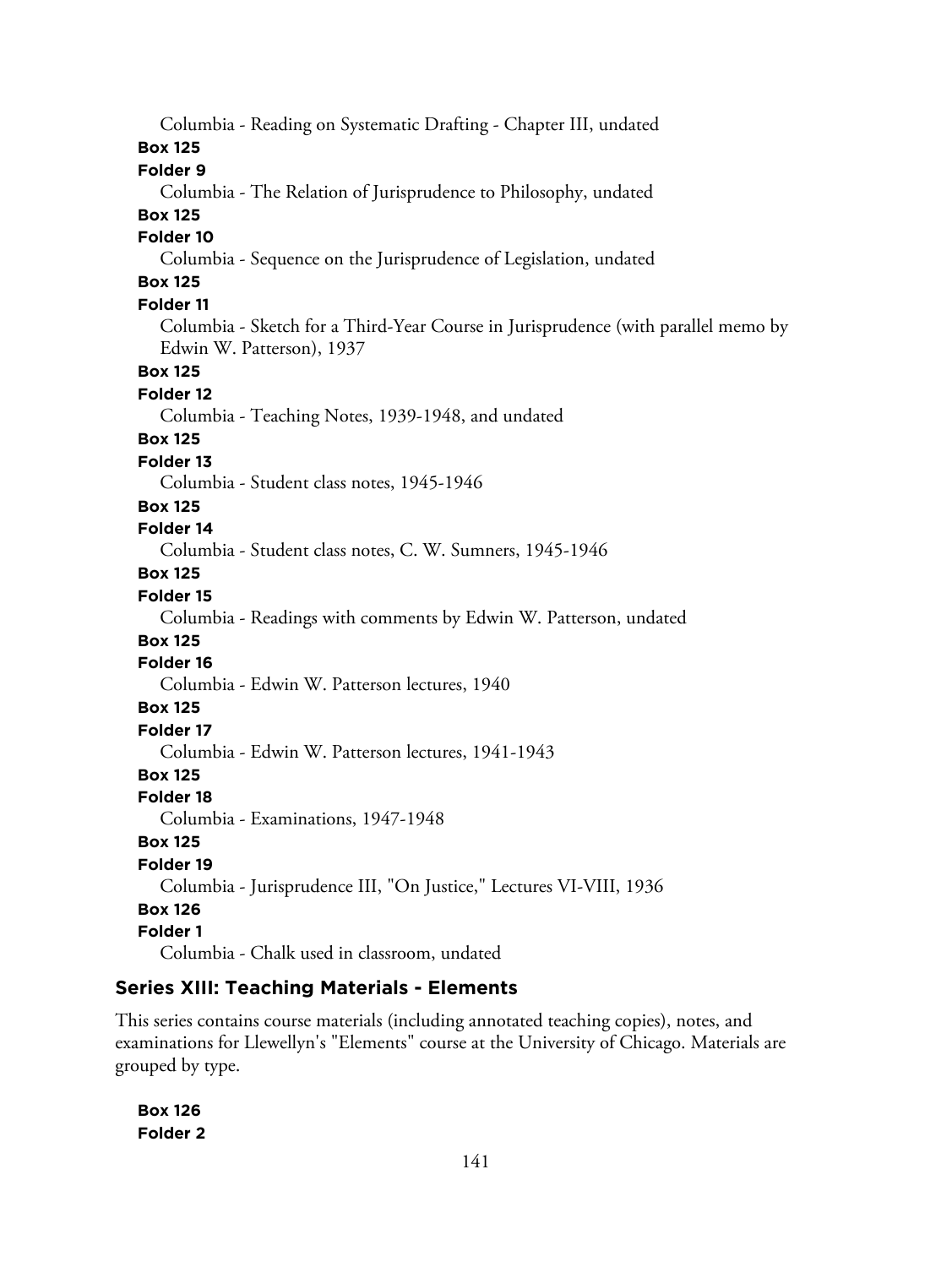Columbia - Reading on Systematic Drafting - Chapter III, undated

**Box 125**

**Folder 9**

Columbia - The Relation of Jurisprudence to Philosophy, undated

**Box 125**

**Folder 10**

Columbia - Sequence on the Jurisprudence of Legislation, undated

**Box 125**

**Folder 11**

Columbia - Sketch for a Third-Year Course in Jurisprudence (with parallel memo by Edwin W. Patterson), 1937

**Box 125**

**Folder 12**

Columbia - Teaching Notes, 1939-1948, and undated

**Box 125**

**Folder 13**

Columbia - Student class notes, 1945-1946

**Box 125**

**Folder 14**

Columbia - Student class notes, C. W. Sumners, 1945-1946

**Box 125**

**Folder 15**

Columbia - Readings with comments by Edwin W. Patterson, undated

**Box 125**

**Folder 16**

Columbia - Edwin W. Patterson lectures, 1940

**Box 125**

**Folder 17**

Columbia - Edwin W. Patterson lectures, 1941-1943

**Box 125**

**Folder 18**

Columbia - Examinations, 1947-1948

**Box 125**

**Folder 19**

Columbia - Jurisprudence III, "On Justice," Lectures VI-VIII, 1936

**Box 126**

**Folder 1**

Columbia - Chalk used in classroom, undated

### Series XIII: Teaching Materials - Elements

This series contains course materials (including annotated teaching copies), notes, and examinations for Llewellyn's "Elements" course at the University of Chicago. Materials are grouped by type.

**Box 126**

**Folder 2**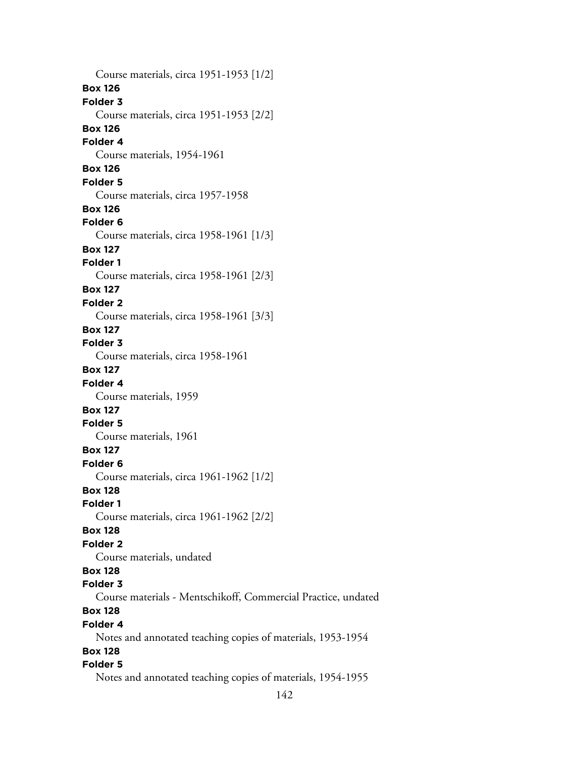Course materials, circa 1951-1953 [1/2]

**Box 126**

**Folder 3**

Course materials, circa 1951-1953 [2/2]

**Box 126**

**Folder 4**

Course materials, 1954-1961

**Box 126**

**Folder 5**

Course materials, circa 1957-1958

**Box 126**

**Folder 6**

Course materials, circa 1958-1961 [1/3]

**Box 127**

**Folder 1**

Course materials, circa 1958-1961 [2/3]

**Box 127**

**Folder 2**

Course materials, circa 1958-1961 [3/3]

**Box 127**

**Folder 3**

Course materials, circa 1958-1961

**Box 127**

**Folder 4**

Course materials, 1959

**Box 127**

**Folder 5**

Course materials, 1961

**Box 127**

**Folder 6**

Course materials, circa 1961-1962 [1/2]

**Box 128**

**Folder 1**

Course materials, circa 1961-1962 [2/2]

**Box 128**

**Folder 2**

Course materials, undated

**Box 128**

**Folder 3**

Course materials - Mentschikoff, Commercial Practice, undated

**Box 128**

**Folder 4**

Notes and annotated teaching copies of materials, 1953-1954

**Box 128**

**Folder 5**

Notes and annotated teaching copies of materials, 1954-1955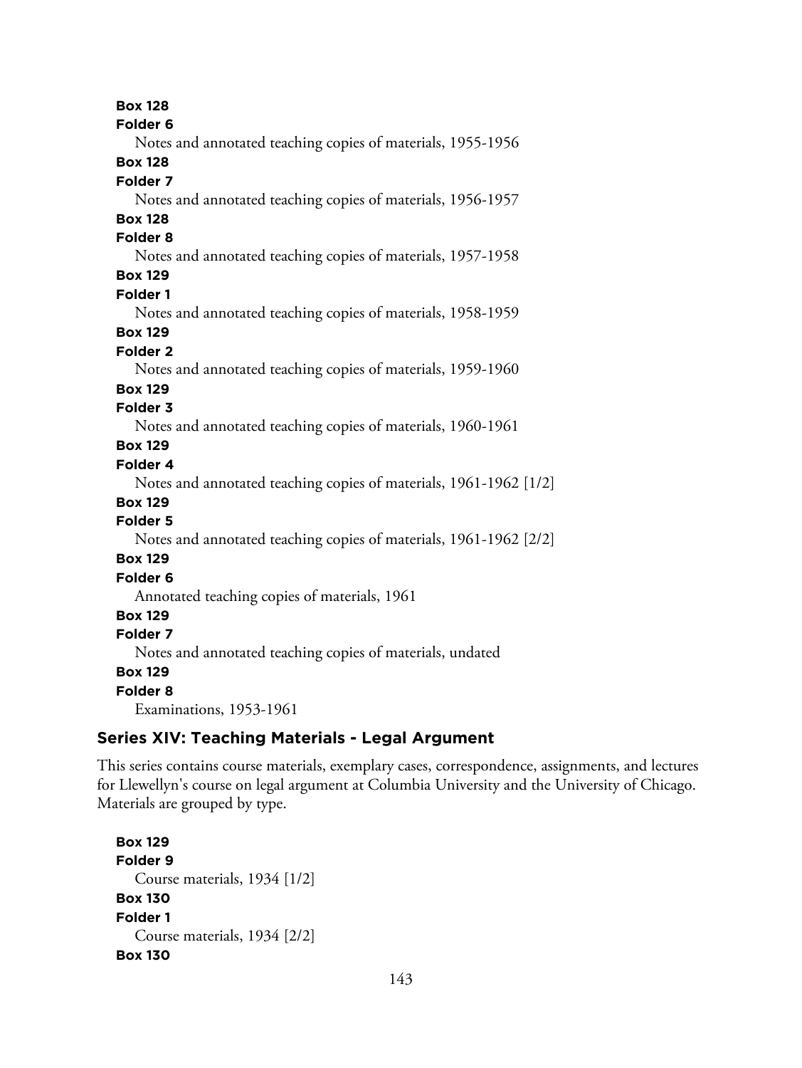**Box 128**
**Folder 6**
Notes and annotated teaching copies of materials, 1955-1956
**Box 128**
**Folder 7**
Notes and annotated teaching copies of materials, 1956-1957
**Box 128**
**Folder 8**
Notes and annotated teaching copies of materials, 1957-1958
**Box 129**
**Folder 1**
Notes and annotated teaching copies of materials, 1958-1959
**Box 129**
**Folder 2**
Notes and annotated teaching copies of materials, 1959-1960
**Box 129**
**Folder 3**
Notes and annotated teaching copies of materials, 1960-1961
**Box 129**
**Folder 4**
Notes and annotated teaching copies of materials, 1961-1962 [1/2]
**Box 129**
**Folder 5**
Notes and annotated teaching copies of materials, 1961-1962 [2/2]
**Box 129**
**Folder 6**
Annotated teaching copies of materials, 1961
**Box 129**
**Folder 7**
Notes and annotated teaching copies of materials, undated
**Box 129**
**Folder 8**
Examinations, 1953-1961

## Series XIV: Teaching Materials - Legal Argument

This series contains course materials, exemplary cases, correspondence, assignments, and lectures for Llewellyn's course on legal argument at Columbia University and the University of Chicago. Materials are grouped by type.

**Box 129**
**Folder 9**
Course materials, 1934 [1/2]
**Box 130**
**Folder 1**
Course materials, 1934 [2/2]
**Box 130**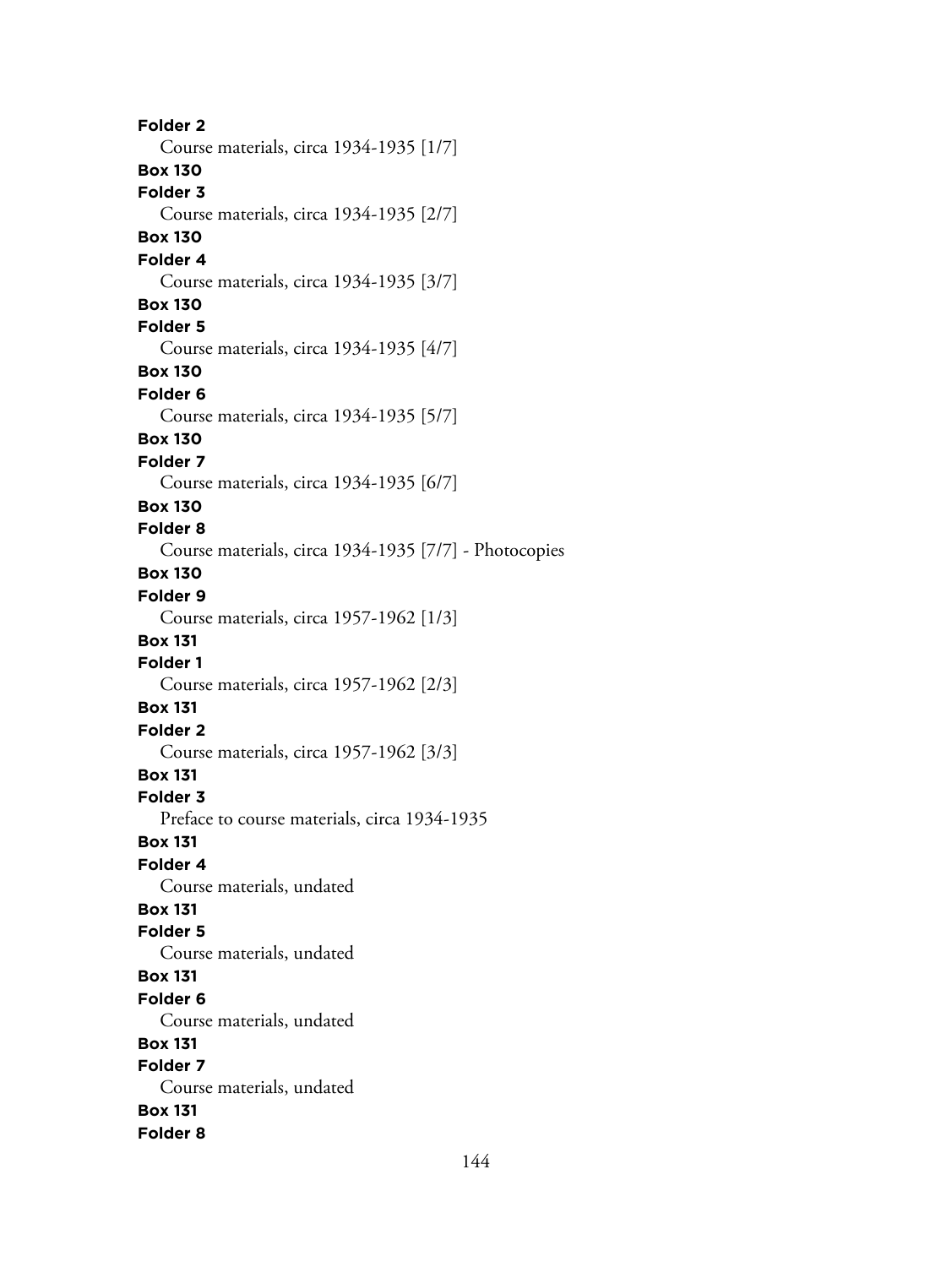**Folder 2**
Course materials, circa 1934-1935 [1/7]
**Box 130**
**Folder 3**
Course materials, circa 1934-1935 [2/7]
**Box 130**
**Folder 4**
Course materials, circa 1934-1935 [3/7]
**Box 130**
**Folder 5**
Course materials, circa 1934-1935 [4/7]
**Box 130**
**Folder 6**
Course materials, circa 1934-1935 [5/7]
**Box 130**
**Folder 7**
Course materials, circa 1934-1935 [6/7]
**Box 130**
**Folder 8**
Course materials, circa 1934-1935 [7/7] - Photocopies
**Box 130**
**Folder 9**
Course materials, circa 1957-1962 [1/3]
**Box 131**
**Folder 1**
Course materials, circa 1957-1962 [2/3]
**Box 131**
**Folder 2**
Course materials, circa 1957-1962 [3/3]
**Box 131**
**Folder 3**
Preface to course materials, circa 1934-1935
**Box 131**
**Folder 4**
Course materials, undated
**Box 131**
**Folder 5**
Course materials, undated
**Box 131**
**Folder 6**
Course materials, undated
**Box 131**
**Folder 7**
Course materials, undated
**Box 131**
**Folder 8**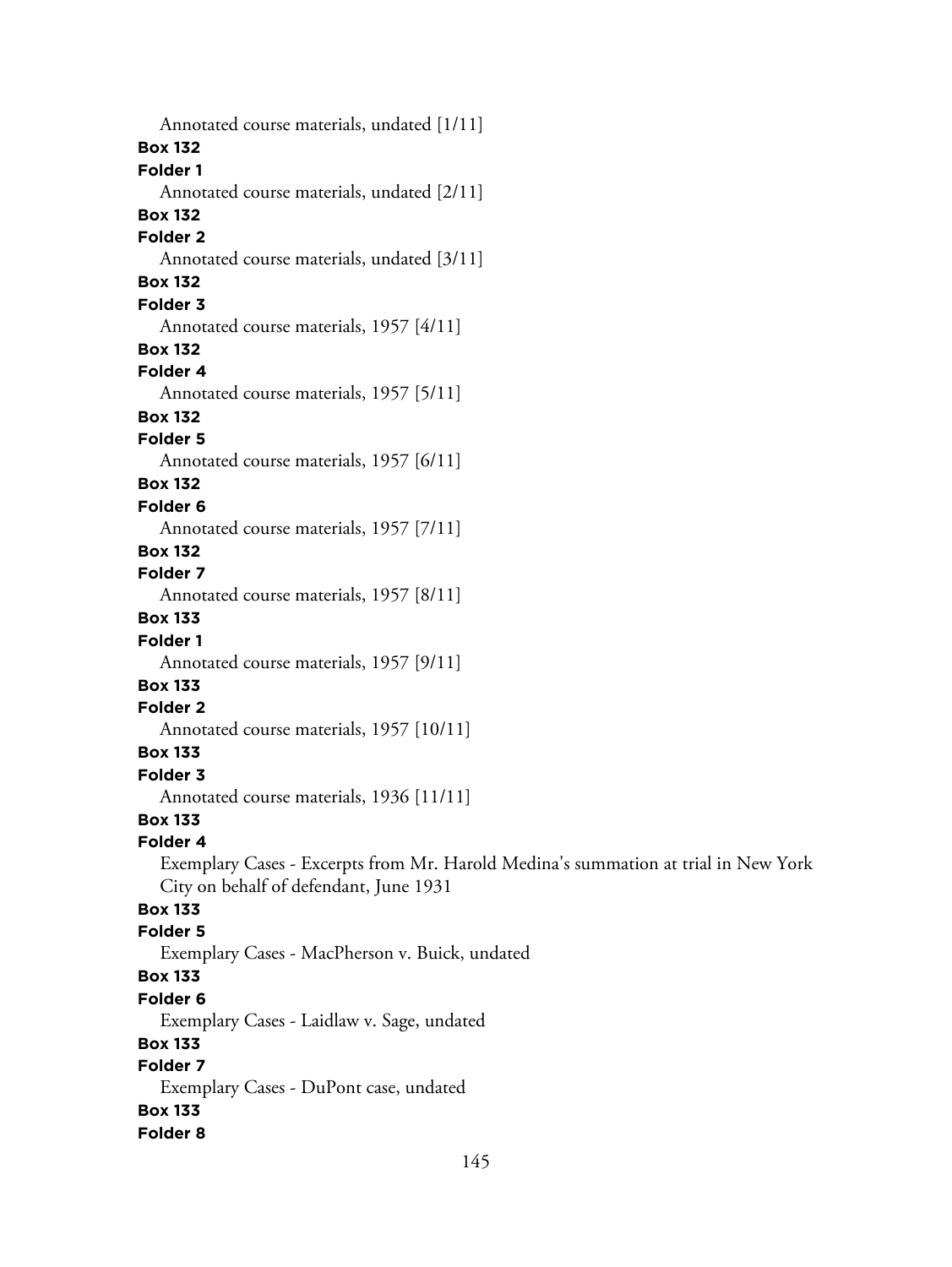Annotated course materials, undated [1/11]

**Box 132**

**Folder 1**

Annotated course materials, undated [2/11]

**Box 132**

**Folder 2**

Annotated course materials, undated [3/11]

**Box 132**

**Folder 3**

Annotated course materials, 1957 [4/11]

**Box 132**

**Folder 4**

Annotated course materials, 1957 [5/11]

**Box 132**

**Folder 5**

Annotated course materials, 1957 [6/11]

**Box 132**

**Folder 6**

Annotated course materials, 1957 [7/11]

**Box 132**

**Folder 7**

Annotated course materials, 1957 [8/11]

**Box 133**

**Folder 1**

Annotated course materials, 1957 [9/11]

**Box 133**

**Folder 2**

Annotated course materials, 1957 [10/11]

**Box 133**

**Folder 3**

Annotated course materials, 1936 [11/11]

**Box 133**

**Folder 4**

Exemplary Cases - Excerpts from Mr. Harold Medina's summation at trial in New York City on behalf of defendant, June 1931

**Box 133**

**Folder 5**

Exemplary Cases - MacPherson v. Buick, undated

**Box 133**

**Folder 6**

Exemplary Cases - Laidlaw v. Sage, undated

**Box 133**

**Folder 7**

Exemplary Cases - DuPont case, undated

**Box 133**

**Folder 8**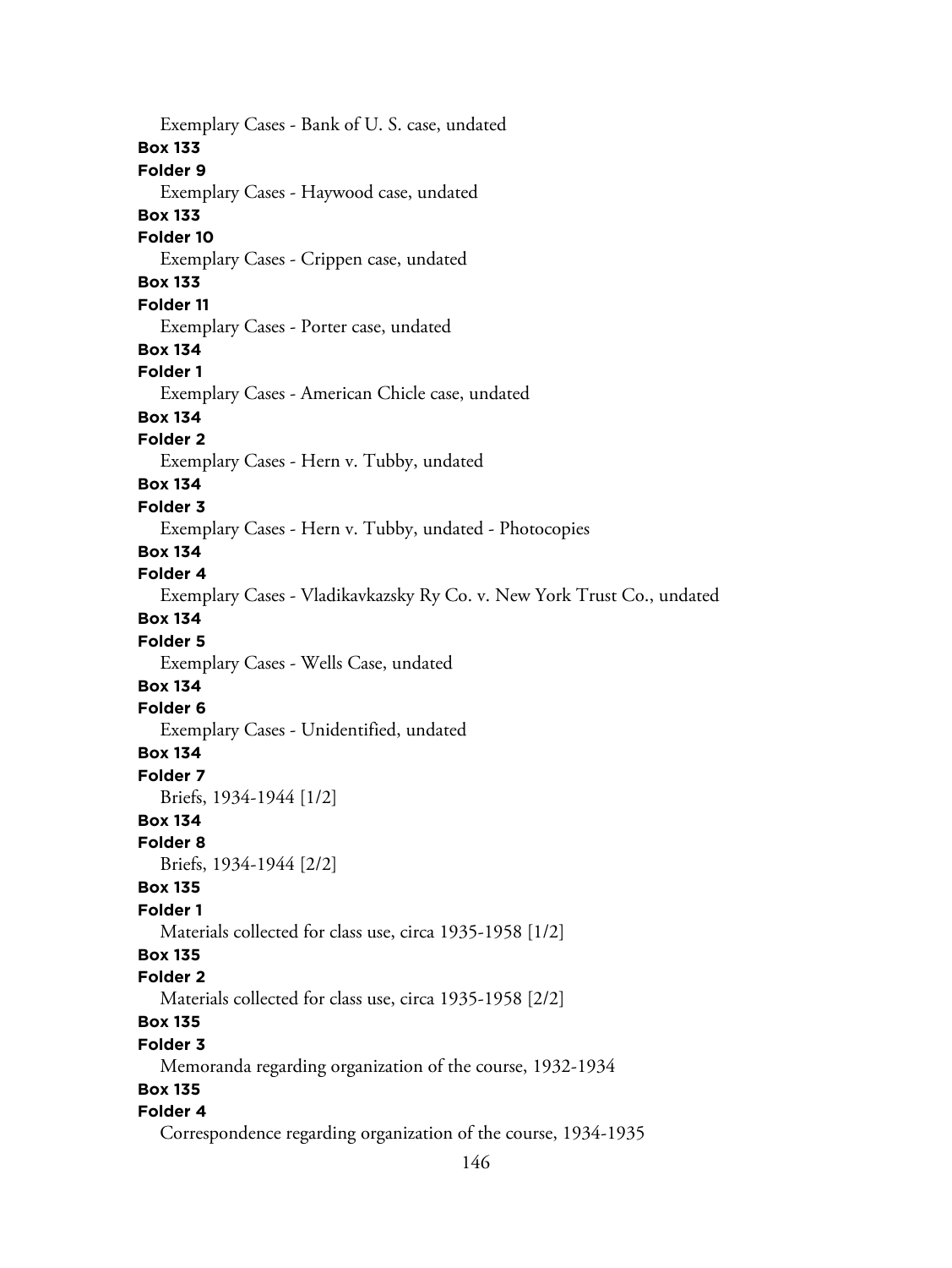Exemplary Cases - Bank of U. S. case, undated

**Box 133**

**Folder 9**

Exemplary Cases - Haywood case, undated

**Box 133**

**Folder 10**

Exemplary Cases - Crippen case, undated

**Box 133**

**Folder 11**

Exemplary Cases - Porter case, undated

**Box 134**

**Folder 1**

Exemplary Cases - American Chicle case, undated

**Box 134**

**Folder 2**

Exemplary Cases - Hern v. Tubby, undated

**Box 134**

**Folder 3**

Exemplary Cases - Hern v. Tubby, undated - Photocopies

**Box 134**

**Folder 4**

Exemplary Cases - Vladikavkazsky Ry Co. v. New York Trust Co., undated

**Box 134**

**Folder 5**

Exemplary Cases - Wells Case, undated

**Box 134**

**Folder 6**

Exemplary Cases - Unidentified, undated

**Box 134**

**Folder 7**

Briefs, 1934-1944 [1/2]

**Box 134**

**Folder 8**

Briefs, 1934-1944 [2/2]

**Box 135**

**Folder 1**

Materials collected for class use, circa 1935-1958 [1/2]

**Box 135**

**Folder 2**

Materials collected for class use, circa 1935-1958 [2/2]

**Box 135**

**Folder 3**

Memoranda regarding organization of the course, 1932-1934

**Box 135**

**Folder 4**

Correspondence regarding organization of the course, 1934-1935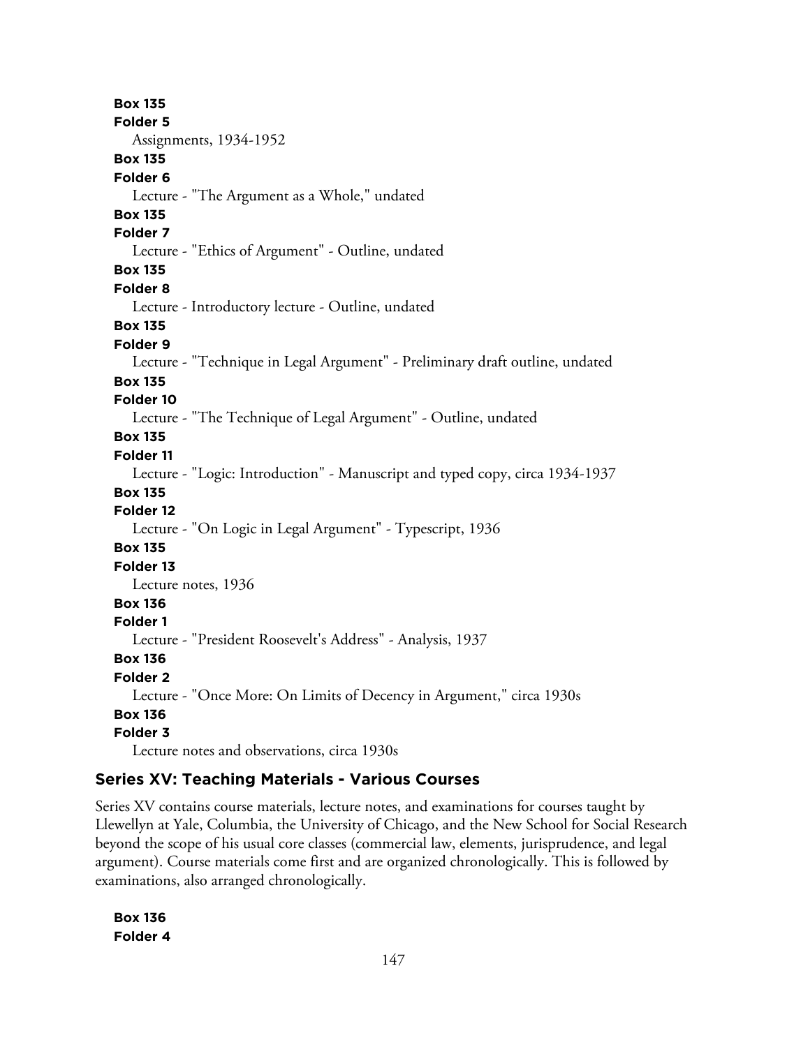**Box 135**
**Folder 5**
Assignments, 1934-1952

**Box 135**
**Folder 6**
Lecture - "The Argument as a Whole," undated

**Box 135**
**Folder 7**
Lecture - "Ethics of Argument" - Outline, undated

**Box 135**
**Folder 8**
Lecture - Introductory lecture - Outline, undated

**Box 135**
**Folder 9**
Lecture - "Technique in Legal Argument" - Preliminary draft outline, undated

**Box 135**
**Folder 10**
Lecture - "The Technique of Legal Argument" - Outline, undated

**Box 135**
**Folder 11**
Lecture - "Logic: Introduction" - Manuscript and typed copy, circa 1934-1937

**Box 135**
**Folder 12**
Lecture - "On Logic in Legal Argument" - Typescript, 1936

**Box 135**
**Folder 13**
Lecture notes, 1936

**Box 136**
**Folder 1**
Lecture - "President Roosevelt's Address" - Analysis, 1937

**Box 136**
**Folder 2**
Lecture - "Once More: On Limits of Decency in Argument," circa 1930s

**Box 136**
**Folder 3**
Lecture notes and observations, circa 1930s

## Series XV: Teaching Materials - Various Courses

Series XV contains course materials, lecture notes, and examinations for courses taught by Llewellyn at Yale, Columbia, the University of Chicago, and the New School for Social Research beyond the scope of his usual core classes (commercial law, elements, jurisprudence, and legal argument). Course materials come first and are organized chronologically. This is followed by examinations, also arranged chronologically.

**Box 136**
**Folder 4**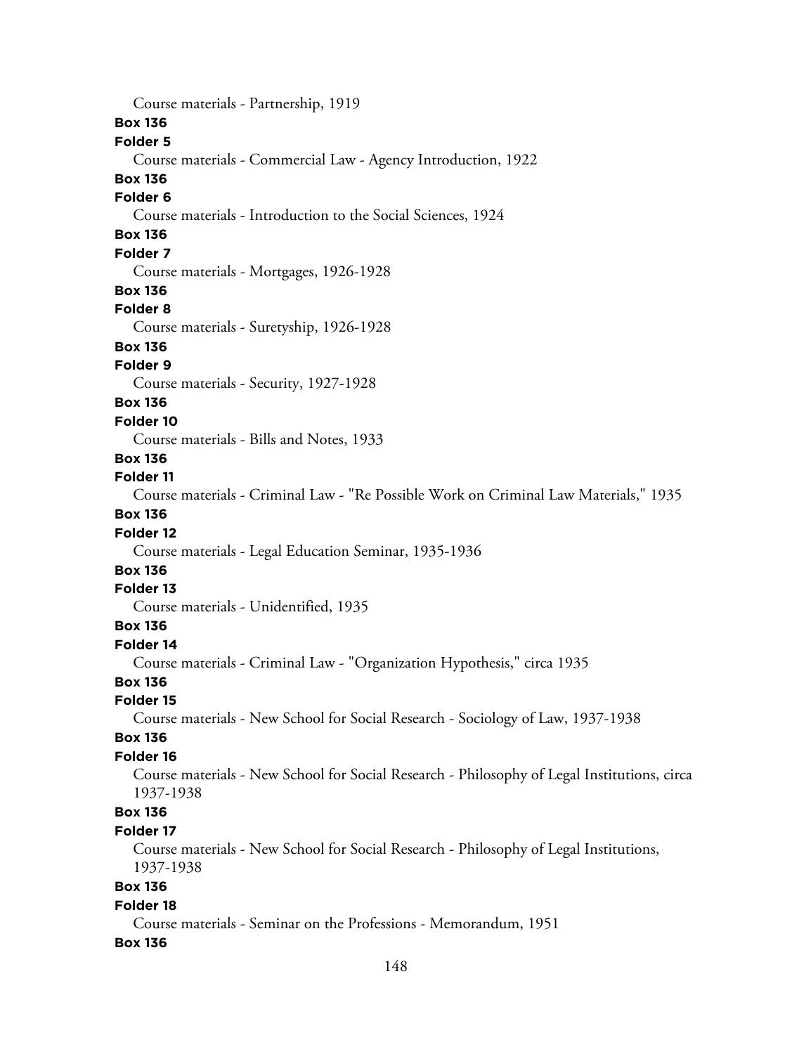Course materials - Partnership, 1919

**Box 136**

**Folder 5**

Course materials - Commercial Law - Agency Introduction, 1922

**Box 136**

**Folder 6**

Course materials - Introduction to the Social Sciences, 1924

**Box 136**

**Folder 7**

Course materials - Mortgages, 1926-1928

**Box 136**

**Folder 8**

Course materials - Suretyship, 1926-1928

**Box 136**

**Folder 9**

Course materials - Security, 1927-1928

**Box 136**

**Folder 10**

Course materials - Bills and Notes, 1933

**Box 136**

**Folder 11**

Course materials - Criminal Law - "Re Possible Work on Criminal Law Materials," 1935

**Box 136**

**Folder 12**

Course materials - Legal Education Seminar, 1935-1936

**Box 136**

**Folder 13**

Course materials - Unidentified, 1935

**Box 136**

**Folder 14**

Course materials - Criminal Law - "Organization Hypothesis," circa 1935

**Box 136**

**Folder 15**

Course materials - New School for Social Research - Sociology of Law, 1937-1938

**Box 136**

**Folder 16**

Course materials - New School for Social Research - Philosophy of Legal Institutions, circa 1937-1938

**Box 136**

**Folder 17**

Course materials - New School for Social Research - Philosophy of Legal Institutions, 1937-1938

**Box 136**

**Folder 18**

Course materials - Seminar on the Professions - Memorandum, 1951

**Box 136**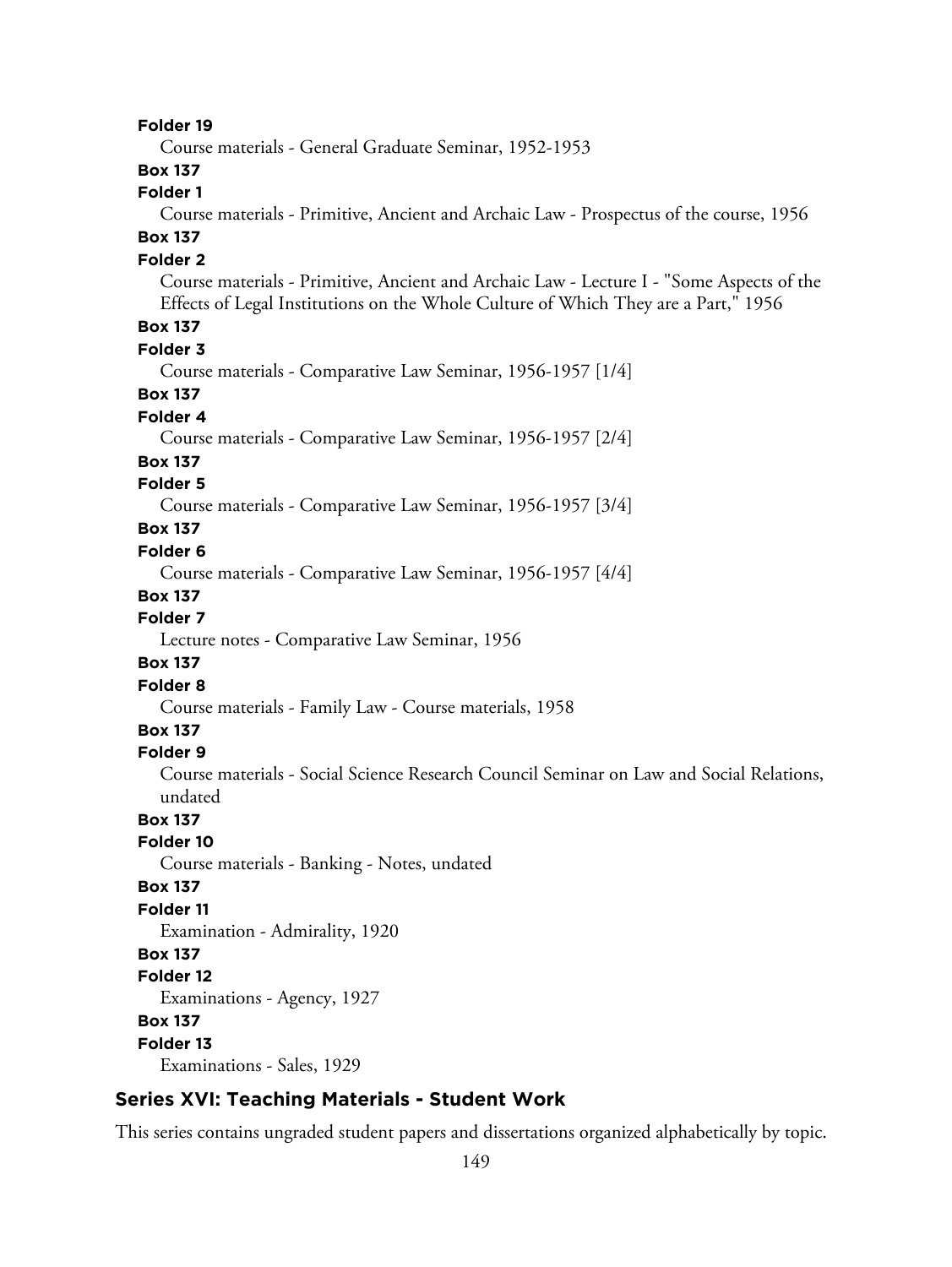**Folder 19**

Course materials - General Graduate Seminar, 1952-1953

**Box 137**

**Folder 1**

Course materials - Primitive, Ancient and Archaic Law - Prospectus of the course, 1956

**Box 137**

**Folder 2**

Course materials - Primitive, Ancient and Archaic Law - Lecture I - "Some Aspects of the Effects of Legal Institutions on the Whole Culture of Which They are a Part," 1956

**Box 137**

**Folder 3**

Course materials - Comparative Law Seminar, 1956-1957 [1/4]

**Box 137**

**Folder 4**

Course materials - Comparative Law Seminar, 1956-1957 [2/4]

**Box 137**

**Folder 5**

Course materials - Comparative Law Seminar, 1956-1957 [3/4]

**Box 137**

**Folder 6**

Course materials - Comparative Law Seminar, 1956-1957 [4/4]

**Box 137**

**Folder 7**

Lecture notes - Comparative Law Seminar, 1956

**Box 137**

**Folder 8**

Course materials - Family Law - Course materials, 1958

**Box 137**

**Folder 9**

Course materials - Social Science Research Council Seminar on Law and Social Relations, undated

**Box 137**

**Folder 10**

Course materials - Banking - Notes, undated

**Box 137**

**Folder 11**

Examination - Admirality, 1920

**Box 137**

**Folder 12**

Examinations - Agency, 1927

**Box 137**

**Folder 13**

Examinations - Sales, 1929

## Series XVI: Teaching Materials - Student Work

This series contains ungraded student papers and dissertations organized alphabetically by topic.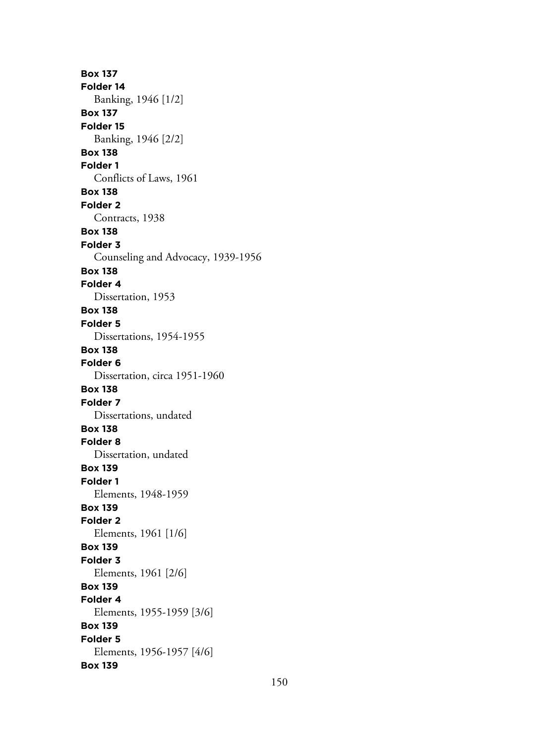**Box 137**
**Folder 14**
Banking, 1946 [1/2]
**Box 137**
**Folder 15**
Banking, 1946 [2/2]
**Box 138**
**Folder 1**
Conflicts of Laws, 1961
**Box 138**
**Folder 2**
Contracts, 1938
**Box 138**
**Folder 3**
Counseling and Advocacy, 1939-1956
**Box 138**
**Folder 4**
Dissertation, 1953
**Box 138**
**Folder 5**
Dissertations, 1954-1955
**Box 138**
**Folder 6**
Dissertation, circa 1951-1960
**Box 138**
**Folder 7**
Dissertations, undated
**Box 138**
**Folder 8**
Dissertation, undated
**Box 139**
**Folder 1**
Elements, 1948-1959
**Box 139**
**Folder 2**
Elements, 1961 [1/6]
**Box 139**
**Folder 3**
Elements, 1961 [2/6]
**Box 139**
**Folder 4**
Elements, 1955-1959 [3/6]
**Box 139**
**Folder 5**
Elements, 1956-1957 [4/6]
**Box 139**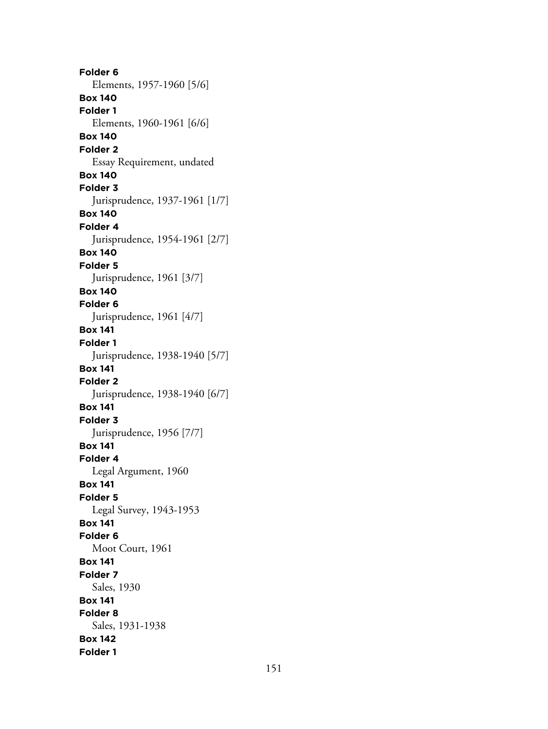**Folder 6**
Elements, 1957-1960 [5/6]
**Box 140**
**Folder 1**
Elements, 1960-1961 [6/6]
**Box 140**
**Folder 2**
Essay Requirement, undated
**Box 140**
**Folder 3**
Jurisprudence, 1937-1961 [1/7]
**Box 140**
**Folder 4**
Jurisprudence, 1954-1961 [2/7]
**Box 140**
**Folder 5**
Jurisprudence, 1961 [3/7]
**Box 140**
**Folder 6**
Jurisprudence, 1961 [4/7]
**Box 141**
**Folder 1**
Jurisprudence, 1938-1940 [5/7]
**Box 141**
**Folder 2**
Jurisprudence, 1938-1940 [6/7]
**Box 141**
**Folder 3**
Jurisprudence, 1956 [7/7]
**Box 141**
**Folder 4**
Legal Argument, 1960
**Box 141**
**Folder 5**
Legal Survey, 1943-1953
**Box 141**
**Folder 6**
Moot Court, 1961
**Box 141**
**Folder 7**
Sales, 1930
**Box 141**
**Folder 8**
Sales, 1931-1938
**Box 142**
**Folder 1**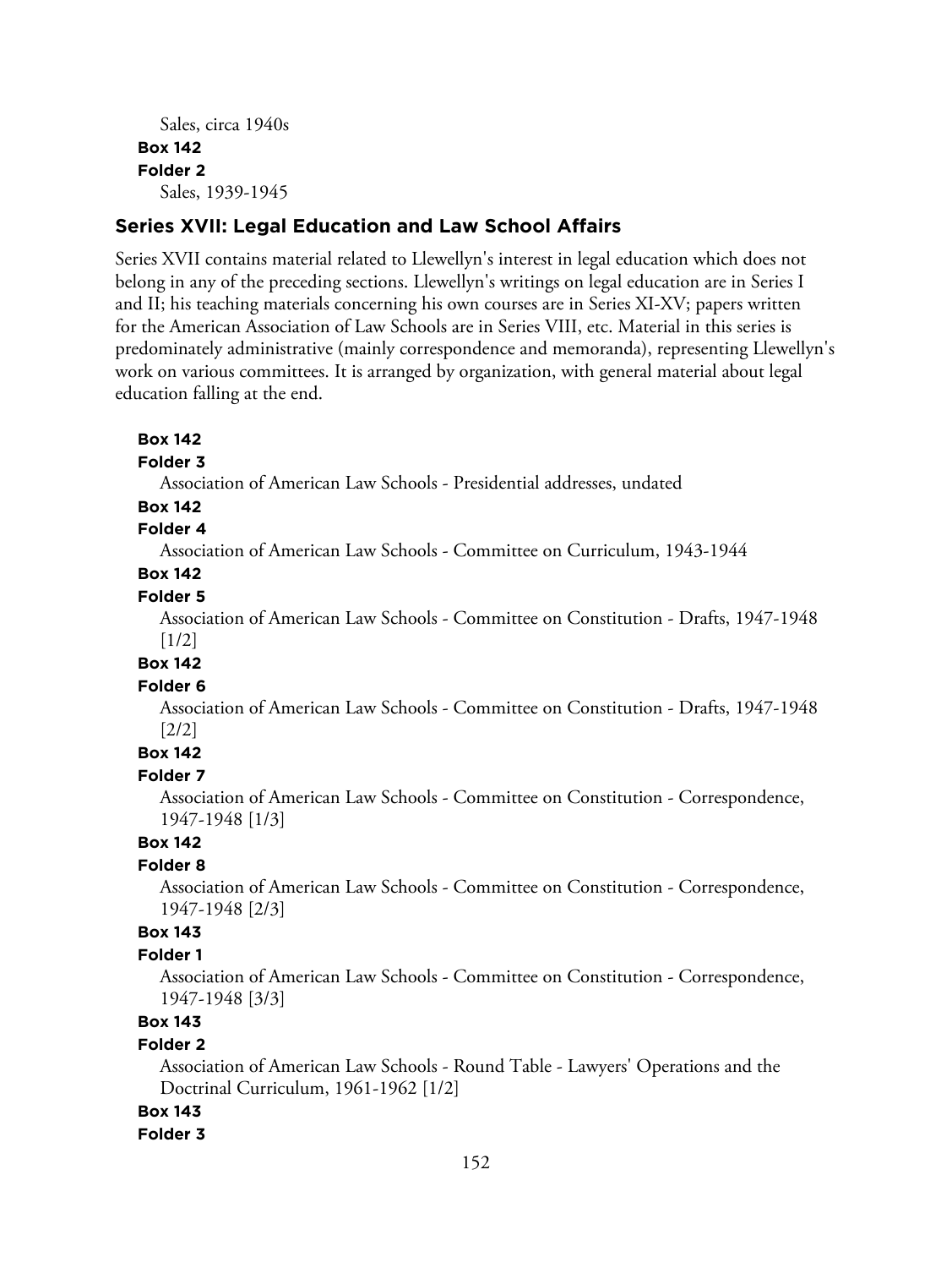Sales, circa 1940s

**Box 142**

**Folder 2**

Sales, 1939-1945

## Series XVII: Legal Education and Law School Affairs

Series XVII contains material related to Llewellyn's interest in legal education which does not belong in any of the preceding sections. Llewellyn's writings on legal education are in Series I and II; his teaching materials concerning his own courses are in Series XI-XV; papers written for the American Association of Law Schools are in Series VIII, etc. Material in this series is predominately administrative (mainly correspondence and memoranda), representing Llewellyn's work on various committees. It is arranged by organization, with general material about legal education falling at the end.

**Box 142**

**Folder 3**

Association of American Law Schools - Presidential addresses, undated

**Box 142**

**Folder 4**

Association of American Law Schools - Committee on Curriculum, 1943-1944

**Box 142**

**Folder 5**

Association of American Law Schools - Committee on Constitution - Drafts, 1947-1948 [1/2]

**Box 142**

**Folder 6**

Association of American Law Schools - Committee on Constitution - Drafts, 1947-1948 [2/2]

**Box 142**

**Folder 7**

Association of American Law Schools - Committee on Constitution - Correspondence, 1947-1948 [1/3]

**Box 142**

**Folder 8**

Association of American Law Schools - Committee on Constitution - Correspondence, 1947-1948 [2/3]

**Box 143**

**Folder 1**

Association of American Law Schools - Committee on Constitution - Correspondence, 1947-1948 [3/3]

**Box 143**

**Folder 2**

Association of American Law Schools - Round Table - Lawyers' Operations and the Doctrinal Curriculum, 1961-1962 [1/2]

**Box 143**

**Folder 3**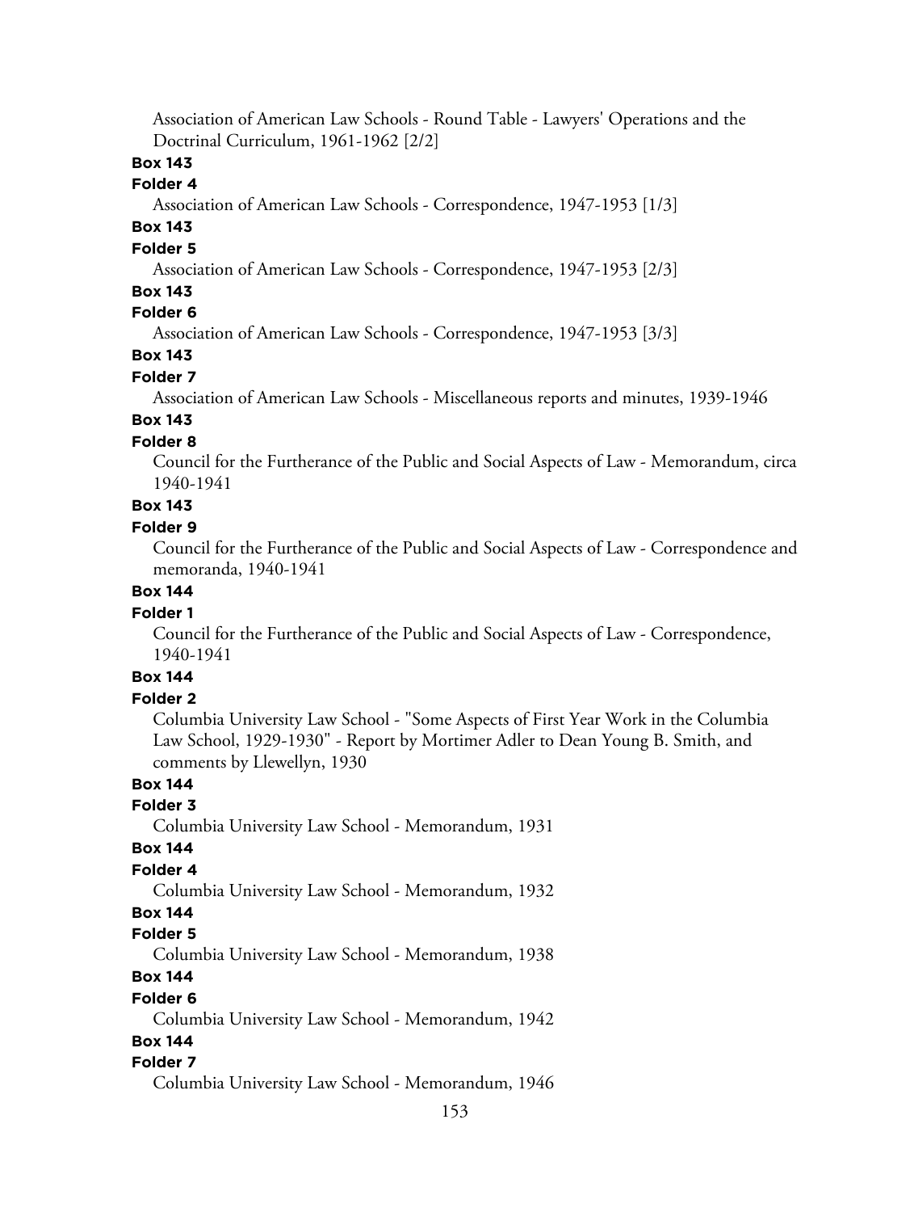Association of American Law Schools - Round Table - Lawyers' Operations and the Doctrinal Curriculum, 1961-1962 [2/2]

**Box 143**

**Folder 4**

Association of American Law Schools - Correspondence, 1947-1953 [1/3]

**Box 143**

**Folder 5**

Association of American Law Schools - Correspondence, 1947-1953 [2/3]

**Box 143**

**Folder 6**

Association of American Law Schools - Correspondence, 1947-1953 [3/3]

**Box 143**

**Folder 7**

Association of American Law Schools - Miscellaneous reports and minutes, 1939-1946

**Box 143**

**Folder 8**

Council for the Furtherance of the Public and Social Aspects of Law - Memorandum, circa 1940-1941

**Box 143**

**Folder 9**

Council for the Furtherance of the Public and Social Aspects of Law - Correspondence and memoranda, 1940-1941

**Box 144**

**Folder 1**

Council for the Furtherance of the Public and Social Aspects of Law - Correspondence, 1940-1941

**Box 144**

**Folder 2**

Columbia University Law School - "Some Aspects of First Year Work in the Columbia Law School, 1929-1930" - Report by Mortimer Adler to Dean Young B. Smith, and comments by Llewellyn, 1930

**Box 144**

**Folder 3**

Columbia University Law School - Memorandum, 1931

**Box 144**

**Folder 4**

Columbia University Law School - Memorandum, 1932

**Box 144**

**Folder 5**

Columbia University Law School - Memorandum, 1938

**Box 144**

**Folder 6**

Columbia University Law School - Memorandum, 1942

**Box 144**

**Folder 7**

Columbia University Law School - Memorandum, 1946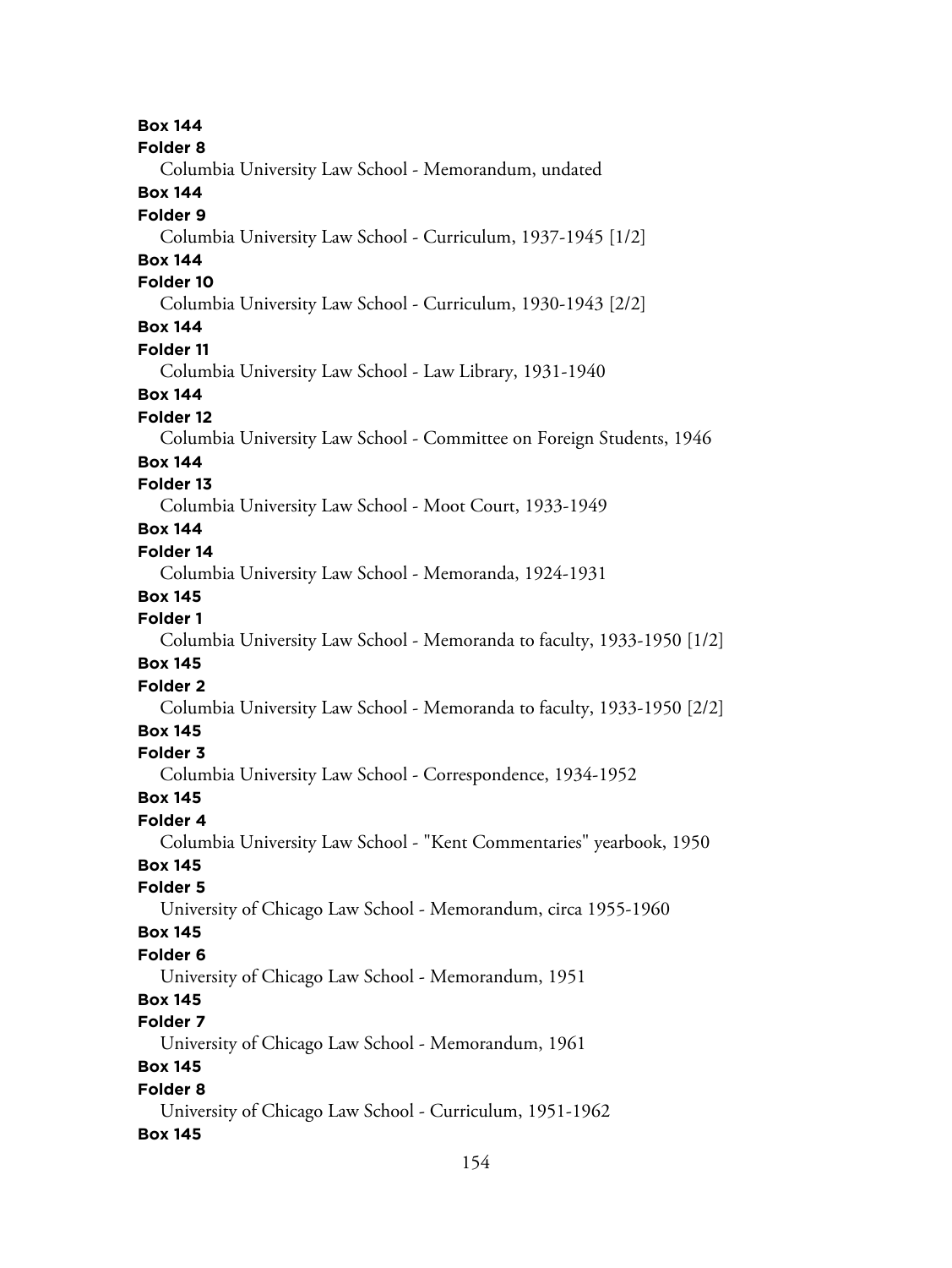**Box 144**
**Folder 8**
Columbia University Law School - Memorandum, undated
**Box 144**
**Folder 9**
Columbia University Law School - Curriculum, 1937-1945 [1/2]
**Box 144**
**Folder 10**
Columbia University Law School - Curriculum, 1930-1943 [2/2]
**Box 144**
**Folder 11**
Columbia University Law School - Law Library, 1931-1940
**Box 144**
**Folder 12**
Columbia University Law School - Committee on Foreign Students, 1946
**Box 144**
**Folder 13**
Columbia University Law School - Moot Court, 1933-1949
**Box 144**
**Folder 14**
Columbia University Law School - Memoranda, 1924-1931
**Box 145**
**Folder 1**
Columbia University Law School - Memoranda to faculty, 1933-1950 [1/2]
**Box 145**
**Folder 2**
Columbia University Law School - Memoranda to faculty, 1933-1950 [2/2]
**Box 145**
**Folder 3**
Columbia University Law School - Correspondence, 1934-1952
**Box 145**
**Folder 4**
Columbia University Law School - "Kent Commentaries" yearbook, 1950
**Box 145**
**Folder 5**
University of Chicago Law School - Memorandum, circa 1955-1960
**Box 145**
**Folder 6**
University of Chicago Law School - Memorandum, 1951
**Box 145**
**Folder 7**
University of Chicago Law School - Memorandum, 1961
**Box 145**
**Folder 8**
University of Chicago Law School - Curriculum, 1951-1962
**Box 145**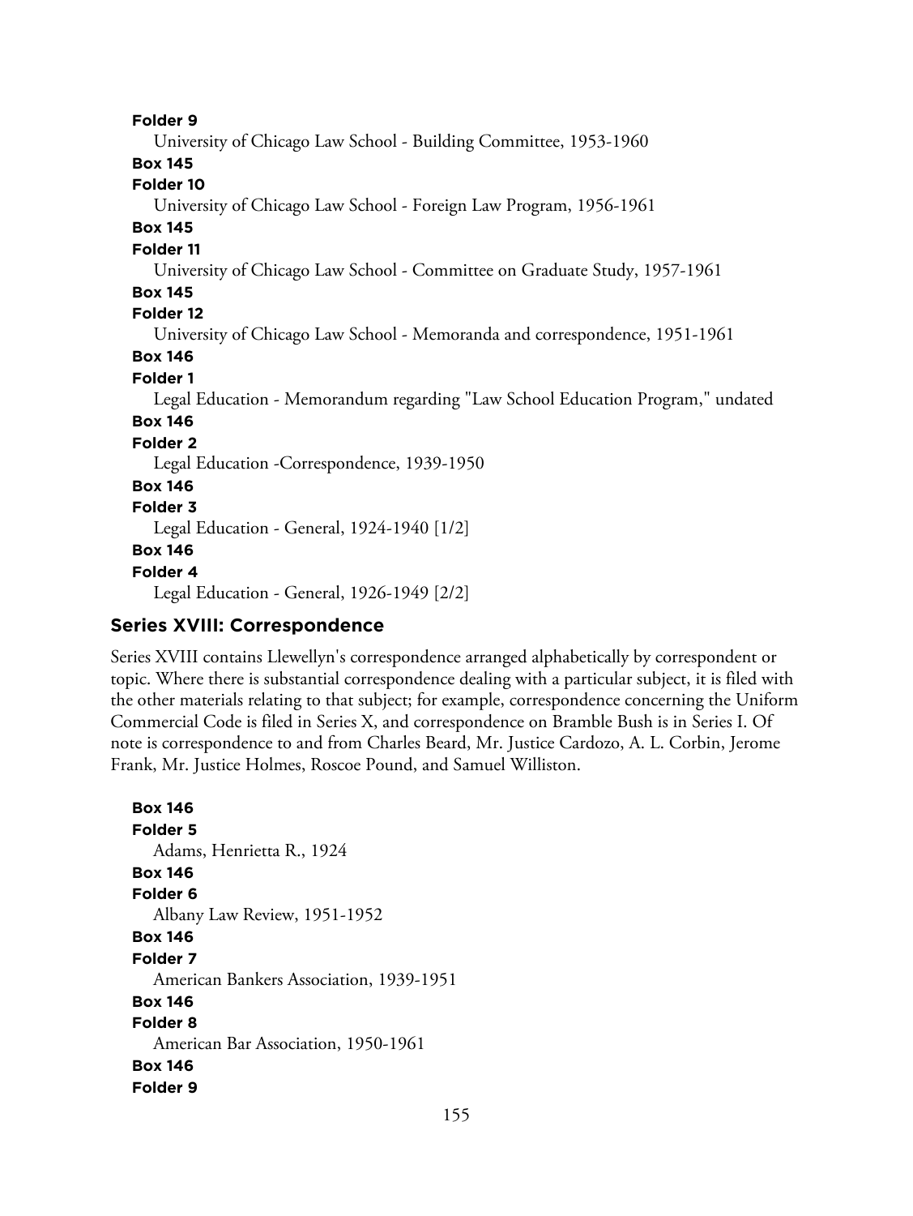**Folder 9**

University of Chicago Law School - Building Committee, 1953-1960

**Box 145**

**Folder 10**

University of Chicago Law School - Foreign Law Program, 1956-1961

**Box 145**

**Folder 11**

University of Chicago Law School - Committee on Graduate Study, 1957-1961

**Box 145**

**Folder 12**

University of Chicago Law School - Memoranda and correspondence, 1951-1961

**Box 146**

**Folder 1**

Legal Education - Memorandum regarding "Law School Education Program," undated

**Box 146**

**Folder 2**

Legal Education -Correspondence, 1939-1950

**Box 146**

**Folder 3**

Legal Education - General, 1924-1940 [1/2]

**Box 146**

**Folder 4**

Legal Education - General, 1926-1949 [2/2]

## Series XVIII: Correspondence

Series XVIII contains Llewellyn's correspondence arranged alphabetically by correspondent or topic. Where there is substantial correspondence dealing with a particular subject, it is filed with the other materials relating to that subject; for example, correspondence concerning the Uniform Commercial Code is filed in Series X, and correspondence on Bramble Bush is in Series I. Of note is correspondence to and from Charles Beard, Mr. Justice Cardozo, A. L. Corbin, Jerome Frank, Mr. Justice Holmes, Roscoe Pound, and Samuel Williston.

**Box 146**

**Folder 5**

Adams, Henrietta R., 1924

**Box 146**

**Folder 6**

Albany Law Review, 1951-1952

**Box 146**

**Folder 7**

American Bankers Association, 1939-1951

**Box 146**

**Folder 8**

American Bar Association, 1950-1961

**Box 146**

**Folder 9**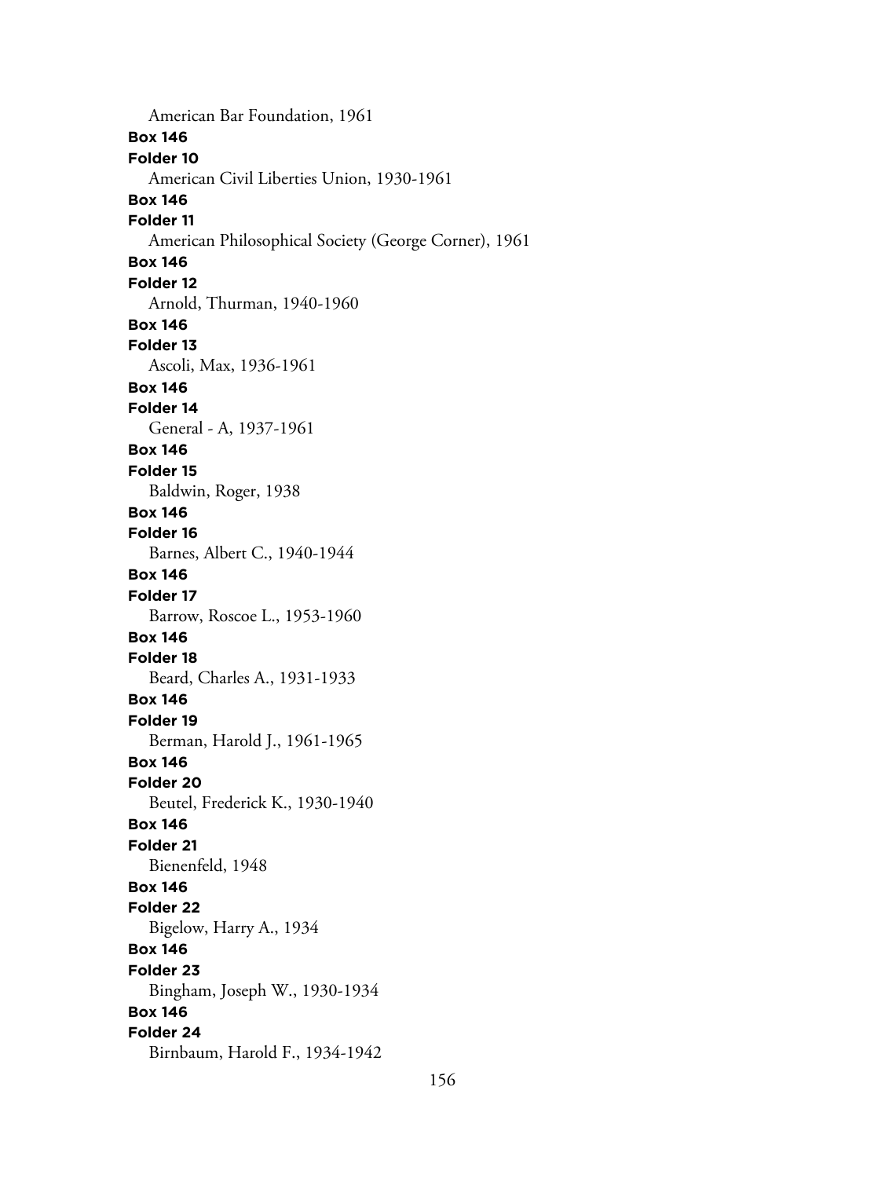American Bar Foundation, 1961

**Box 146**

**Folder 10**

American Civil Liberties Union, 1930-1961

**Box 146**

**Folder 11**

American Philosophical Society (George Corner), 1961

**Box 146**

**Folder 12**

Arnold, Thurman, 1940-1960

**Box 146**

**Folder 13**

Ascoli, Max, 1936-1961

**Box 146**

**Folder 14**

General - A, 1937-1961

**Box 146**

**Folder 15**

Baldwin, Roger, 1938

**Box 146**

**Folder 16**

Barnes, Albert C., 1940-1944

**Box 146**

**Folder 17**

Barrow, Roscoe L., 1953-1960

**Box 146**

**Folder 18**

Beard, Charles A., 1931-1933

**Box 146**

**Folder 19**

Berman, Harold J., 1961-1965

**Box 146**

**Folder 20**

Beutel, Frederick K., 1930-1940

**Box 146**

**Folder 21**

Bienenfeld, 1948

**Box 146**

**Folder 22**

Bigelow, Harry A., 1934

**Box 146**

**Folder 23**

Bingham, Joseph W., 1930-1934

**Box 146**

**Folder 24**

Birnbaum, Harold F., 1934-1942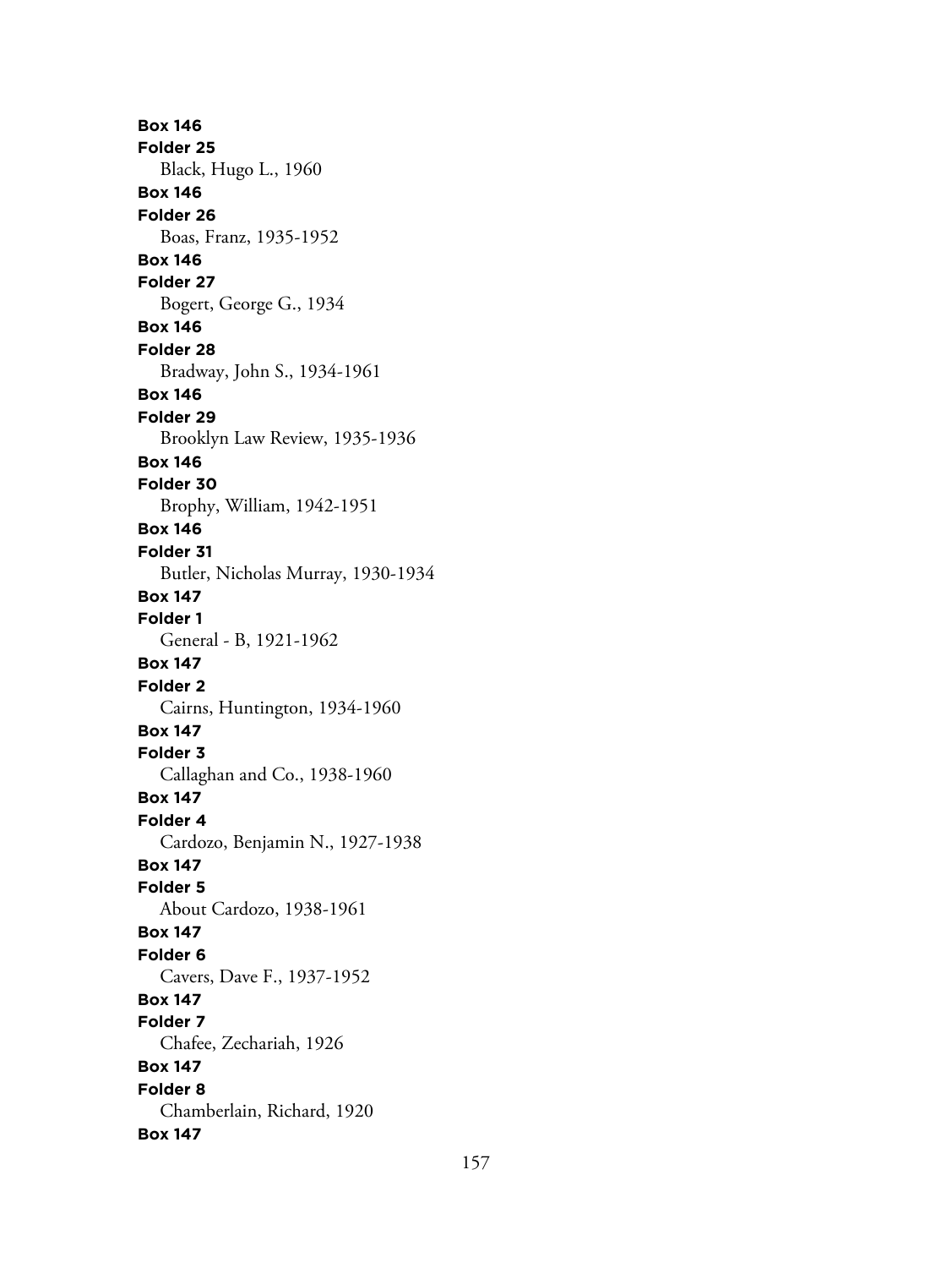**Box 146**
**Folder 25**
Black, Hugo L., 1960
**Box 146**
**Folder 26**
Boas, Franz, 1935-1952
**Box 146**
**Folder 27**
Bogert, George G., 1934
**Box 146**
**Folder 28**
Bradway, John S., 1934-1961
**Box 146**
**Folder 29**
Brooklyn Law Review, 1935-1936
**Box 146**
**Folder 30**
Brophy, William, 1942-1951
**Box 146**
**Folder 31**
Butler, Nicholas Murray, 1930-1934
**Box 147**
**Folder 1**
General - B, 1921-1962
**Box 147**
**Folder 2**
Cairns, Huntington, 1934-1960
**Box 147**
**Folder 3**
Callaghan and Co., 1938-1960
**Box 147**
**Folder 4**
Cardozo, Benjamin N., 1927-1938
**Box 147**
**Folder 5**
About Cardozo, 1938-1961
**Box 147**
**Folder 6**
Cavers, Dave F., 1937-1952
**Box 147**
**Folder 7**
Chafee, Zechariah, 1926
**Box 147**
**Folder 8**
Chamberlain, Richard, 1920
**Box 147**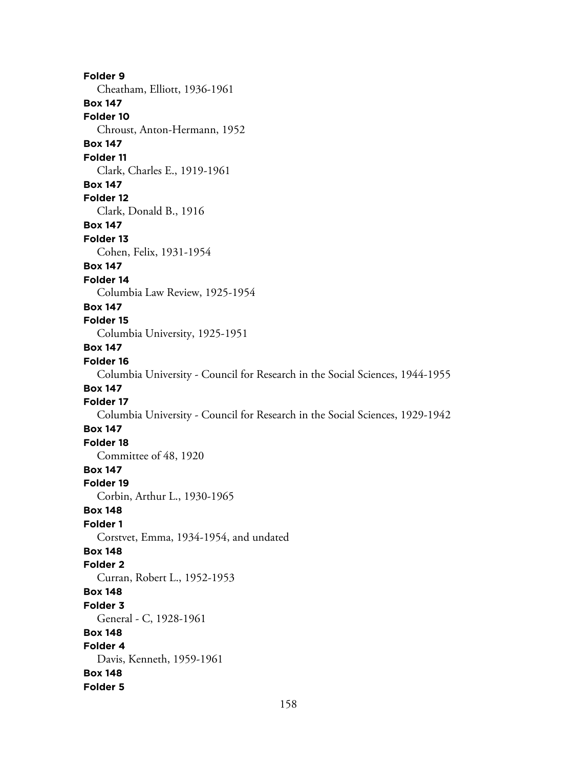**Folder 9**
Cheatham, Elliott, 1936-1961
**Box 147**
**Folder 10**
Chroust, Anton-Hermann, 1952
**Box 147**
**Folder 11**
Clark, Charles E., 1919-1961
**Box 147**
**Folder 12**
Clark, Donald B., 1916
**Box 147**
**Folder 13**
Cohen, Felix, 1931-1954
**Box 147**
**Folder 14**
Columbia Law Review, 1925-1954
**Box 147**
**Folder 15**
Columbia University, 1925-1951
**Box 147**
**Folder 16**
Columbia University - Council for Research in the Social Sciences, 1944-1955
**Box 147**
**Folder 17**
Columbia University - Council for Research in the Social Sciences, 1929-1942
**Box 147**
**Folder 18**
Committee of 48, 1920
**Box 147**
**Folder 19**
Corbin, Arthur L., 1930-1965
**Box 148**
**Folder 1**
Corstvet, Emma, 1934-1954, and undated
**Box 148**
**Folder 2**
Curran, Robert L., 1952-1953
**Box 148**
**Folder 3**
General - C, 1928-1961
**Box 148**
**Folder 4**
Davis, Kenneth, 1959-1961
**Box 148**
**Folder 5**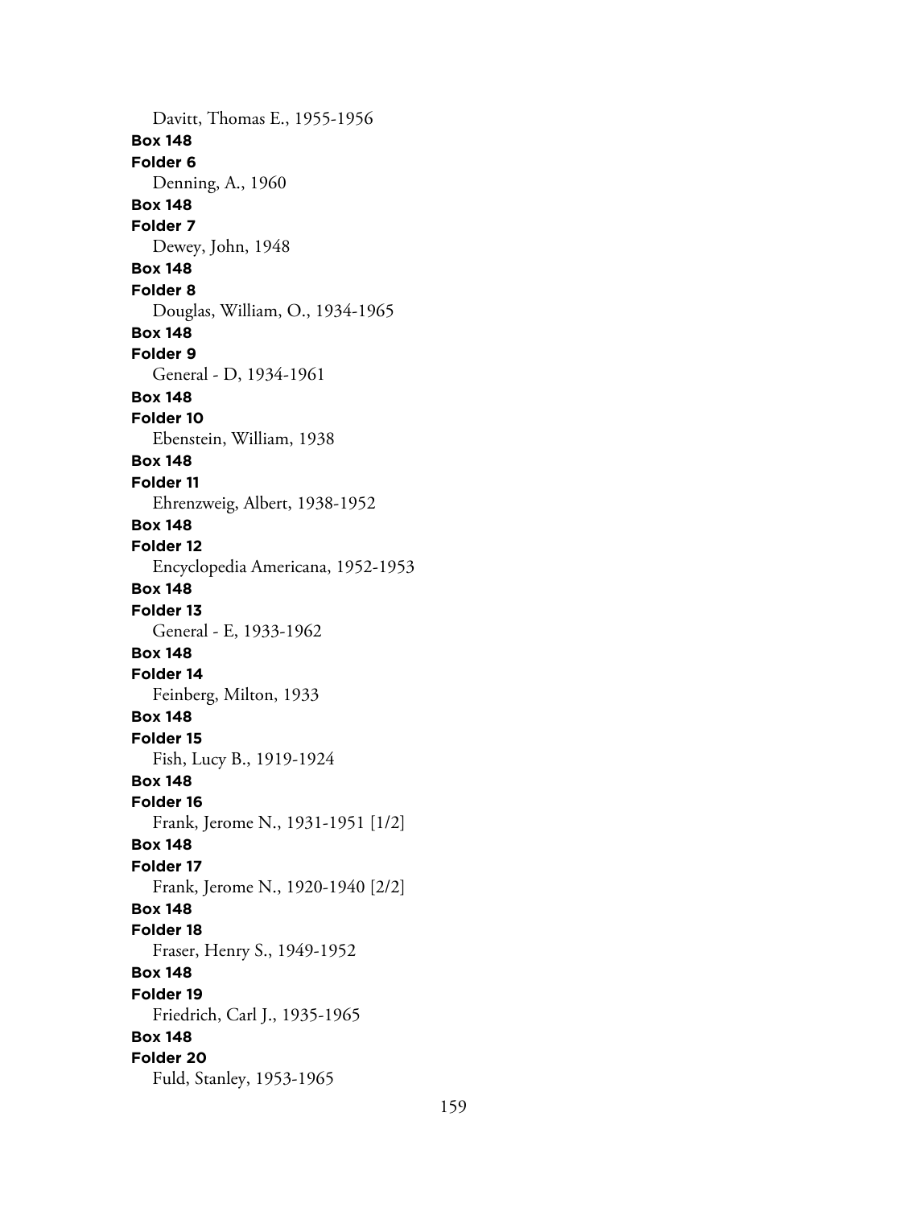Davitt, Thomas E., 1955-1956

**Box 148**
**Folder 6**
Denning, A., 1960

**Box 148**
**Folder 7**
Dewey, John, 1948

**Box 148**
**Folder 8**
Douglas, William, O., 1934-1965

**Box 148**
**Folder 9**
General - D, 1934-1961

**Box 148**
**Folder 10**
Ebenstein, William, 1938

**Box 148**
**Folder 11**
Ehrenzweig, Albert, 1938-1952

**Box 148**
**Folder 12**
Encyclopedia Americana, 1952-1953

**Box 148**
**Folder 13**
General - E, 1933-1962

**Box 148**
**Folder 14**
Feinberg, Milton, 1933

**Box 148**
**Folder 15**
Fish, Lucy B., 1919-1924

**Box 148**
**Folder 16**
Frank, Jerome N., 1931-1951 [1/2]

**Box 148**
**Folder 17**
Frank, Jerome N., 1920-1940 [2/2]

**Box 148**
**Folder 18**
Fraser, Henry S., 1949-1952

**Box 148**
**Folder 19**
Friedrich, Carl J., 1935-1965

**Box 148**
**Folder 20**
Fuld, Stanley, 1953-1965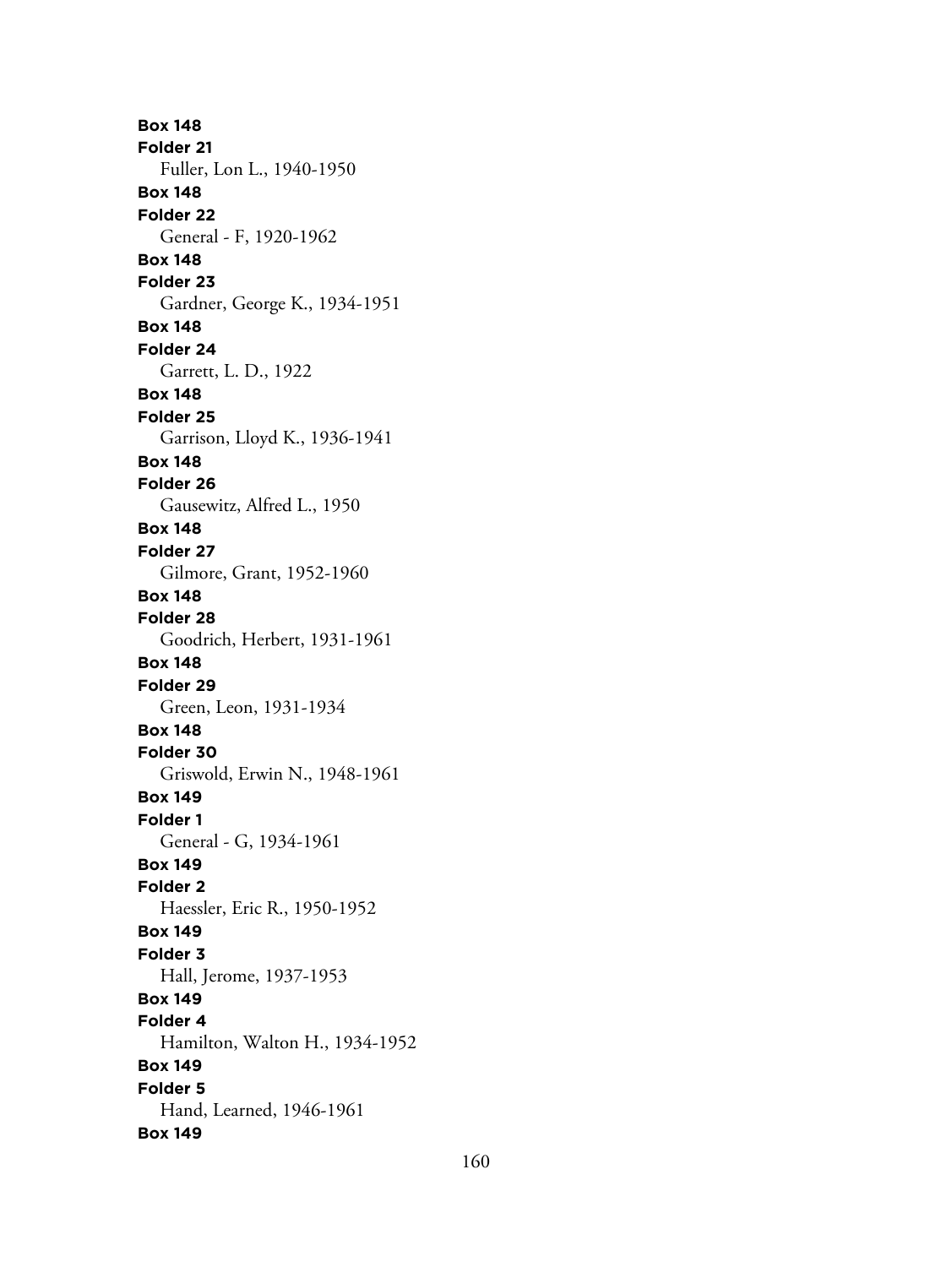**Box 148**
**Folder 21**
Fuller, Lon L., 1940-1950
**Box 148**
**Folder 22**
General - F, 1920-1962
**Box 148**
**Folder 23**
Gardner, George K., 1934-1951
**Box 148**
**Folder 24**
Garrett, L. D., 1922
**Box 148**
**Folder 25**
Garrison, Lloyd K., 1936-1941
**Box 148**
**Folder 26**
Gausewitz, Alfred L., 1950
**Box 148**
**Folder 27**
Gilmore, Grant, 1952-1960
**Box 148**
**Folder 28**
Goodrich, Herbert, 1931-1961
**Box 148**
**Folder 29**
Green, Leon, 1931-1934
**Box 148**
**Folder 30**
Griswold, Erwin N., 1948-1961
**Box 149**
**Folder 1**
General - G, 1934-1961
**Box 149**
**Folder 2**
Haessler, Eric R., 1950-1952
**Box 149**
**Folder 3**
Hall, Jerome, 1937-1953
**Box 149**
**Folder 4**
Hamilton, Walton H., 1934-1952
**Box 149**
**Folder 5**
Hand, Learned, 1946-1961
**Box 149**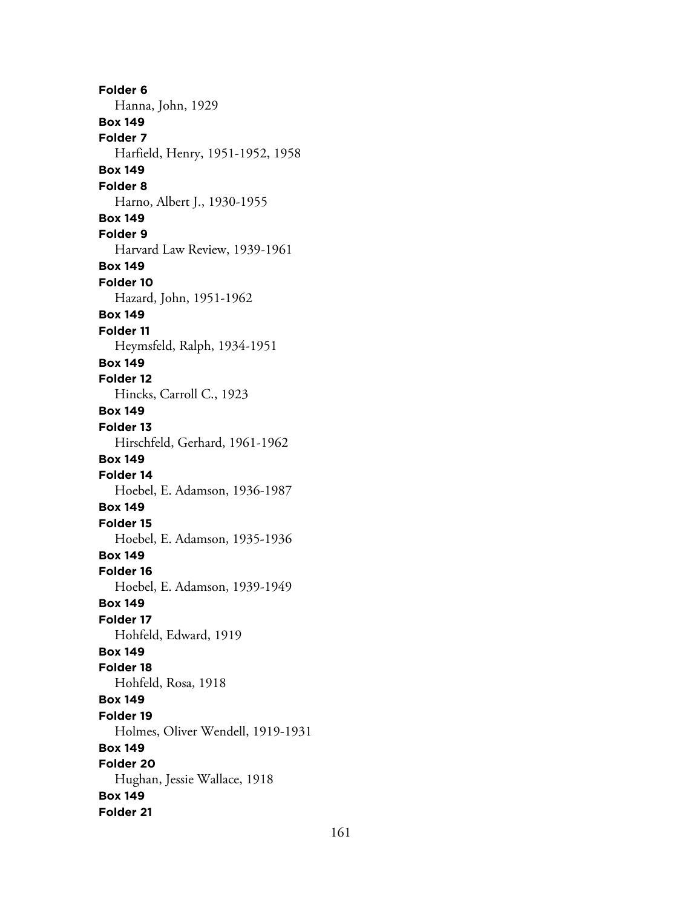**Folder 6**
Hanna, John, 1929
**Box 149**
**Folder 7**
Harfield, Henry, 1951-1952, 1958
**Box 149**
**Folder 8**
Harno, Albert J., 1930-1955
**Box 149**
**Folder 9**
Harvard Law Review, 1939-1961
**Box 149**
**Folder 10**
Hazard, John, 1951-1962
**Box 149**
**Folder 11**
Heymsfeld, Ralph, 1934-1951
**Box 149**
**Folder 12**
Hincks, Carroll C., 1923
**Box 149**
**Folder 13**
Hirschfeld, Gerhard, 1961-1962
**Box 149**
**Folder 14**
Hoebel, E. Adamson, 1936-1987
**Box 149**
**Folder 15**
Hoebel, E. Adamson, 1935-1936
**Box 149**
**Folder 16**
Hoebel, E. Adamson, 1939-1949
**Box 149**
**Folder 17**
Hohfeld, Edward, 1919
**Box 149**
**Folder 18**
Hohfeld, Rosa, 1918
**Box 149**
**Folder 19**
Holmes, Oliver Wendell, 1919-1931
**Box 149**
**Folder 20**
Hughan, Jessie Wallace, 1918
**Box 149**
**Folder 21**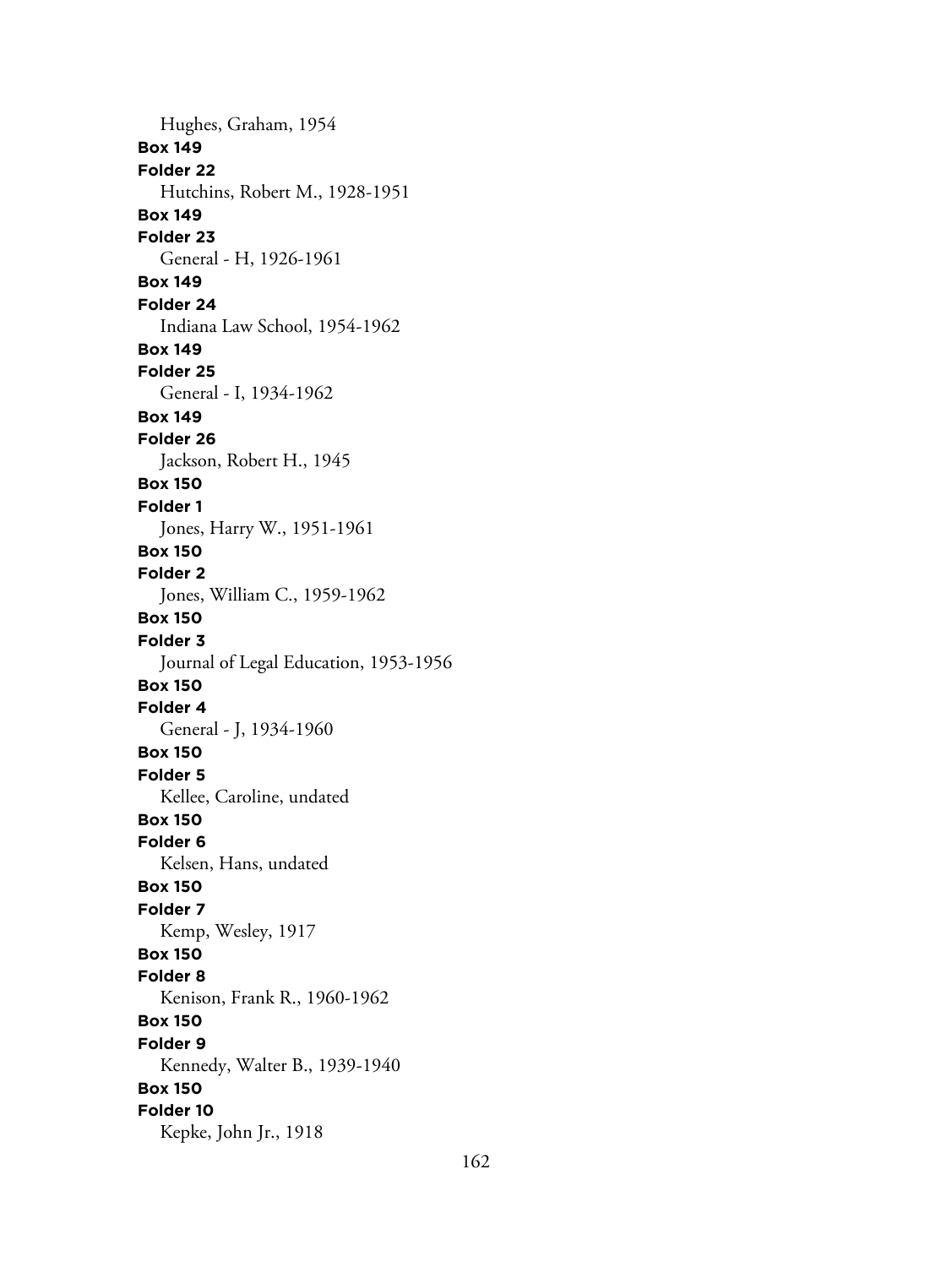Hughes, Graham, 1954

**Box 149**
**Folder 22**
Hutchins, Robert M., 1928-1951

**Box 149**
**Folder 23**
General - H, 1926-1961

**Box 149**
**Folder 24**
Indiana Law School, 1954-1962

**Box 149**
**Folder 25**
General - I, 1934-1962

**Box 149**
**Folder 26**
Jackson, Robert H., 1945

**Box 150**
**Folder 1**
Jones, Harry W., 1951-1961

**Box 150**
**Folder 2**
Jones, William C., 1959-1962

**Box 150**
**Folder 3**
Journal of Legal Education, 1953-1956

**Box 150**
**Folder 4**
General - J, 1934-1960

**Box 150**
**Folder 5**
Kellee, Caroline, undated

**Box 150**
**Folder 6**
Kelsen, Hans, undated

**Box 150**
**Folder 7**
Kemp, Wesley, 1917

**Box 150**
**Folder 8**
Kenison, Frank R., 1960-1962

**Box 150**
**Folder 9**
Kennedy, Walter B., 1939-1940

**Box 150**
**Folder 10**
Kepke, John Jr., 1918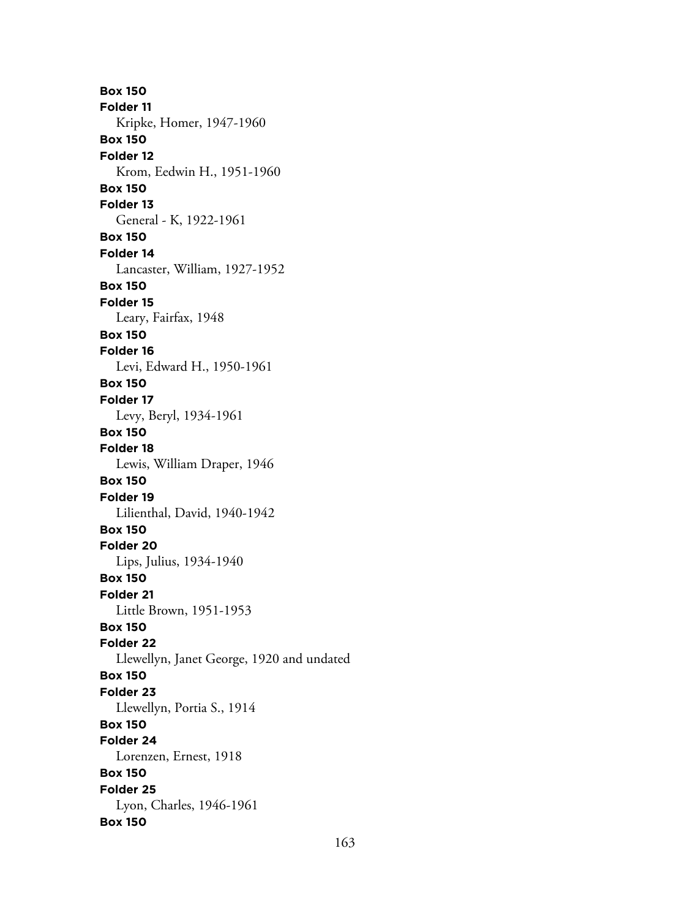**Box 150**
**Folder 11**
Kripke, Homer, 1947-1960
**Box 150**
**Folder 12**
Krom, Eedwin H., 1951-1960
**Box 150**
**Folder 13**
General - K, 1922-1961
**Box 150**
**Folder 14**
Lancaster, William, 1927-1952
**Box 150**
**Folder 15**
Leary, Fairfax, 1948
**Box 150**
**Folder 16**
Levi, Edward H., 1950-1961
**Box 150**
**Folder 17**
Levy, Beryl, 1934-1961
**Box 150**
**Folder 18**
Lewis, William Draper, 1946
**Box 150**
**Folder 19**
Lilienthal, David, 1940-1942
**Box 150**
**Folder 20**
Lips, Julius, 1934-1940
**Box 150**
**Folder 21**
Little Brown, 1951-1953
**Box 150**
**Folder 22**
Llewellyn, Janet George, 1920 and undated
**Box 150**
**Folder 23**
Llewellyn, Portia S., 1914
**Box 150**
**Folder 24**
Lorenzen, Ernest, 1918
**Box 150**
**Folder 25**
Lyon, Charles, 1946-1961
**Box 150**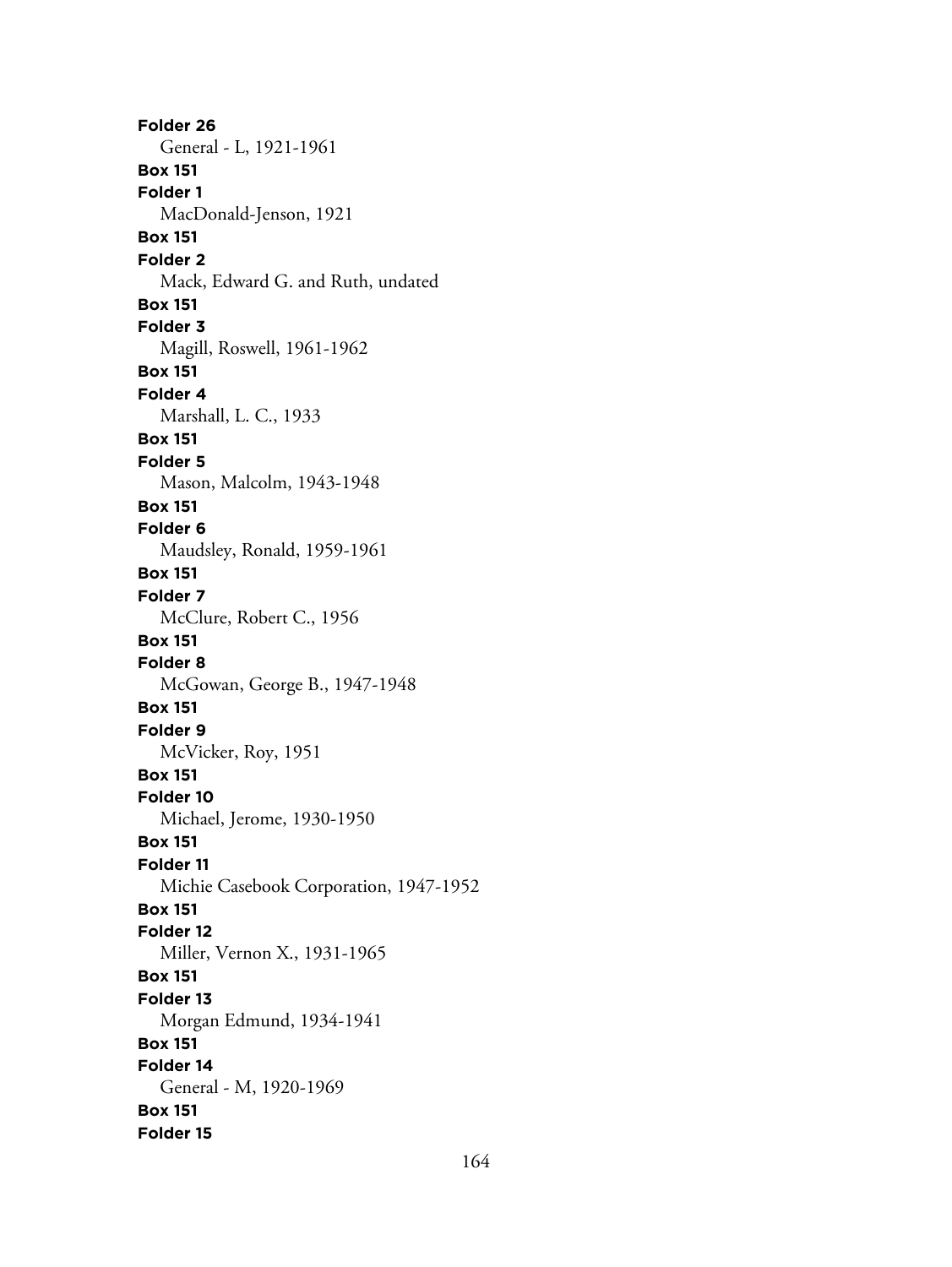**Folder 26**
General - L, 1921-1961

**Box 151**
**Folder 1**
MacDonald-Jenson, 1921

**Box 151**
**Folder 2**
Mack, Edward G. and Ruth, undated

**Box 151**
**Folder 3**
Magill, Roswell, 1961-1962

**Box 151**
**Folder 4**
Marshall, L. C., 1933

**Box 151**
**Folder 5**
Mason, Malcolm, 1943-1948

**Box 151**
**Folder 6**
Maudsley, Ronald, 1959-1961

**Box 151**
**Folder 7**
McClure, Robert C., 1956

**Box 151**
**Folder 8**
McGowan, George B., 1947-1948

**Box 151**
**Folder 9**
McVicker, Roy, 1951

**Box 151**
**Folder 10**
Michael, Jerome, 1930-1950

**Box 151**
**Folder 11**
Michie Casebook Corporation, 1947-1952

**Box 151**
**Folder 12**
Miller, Vernon X., 1931-1965

**Box 151**
**Folder 13**
Morgan Edmund, 1934-1941

**Box 151**
**Folder 14**
General - M, 1920-1969

**Box 151**
**Folder 15**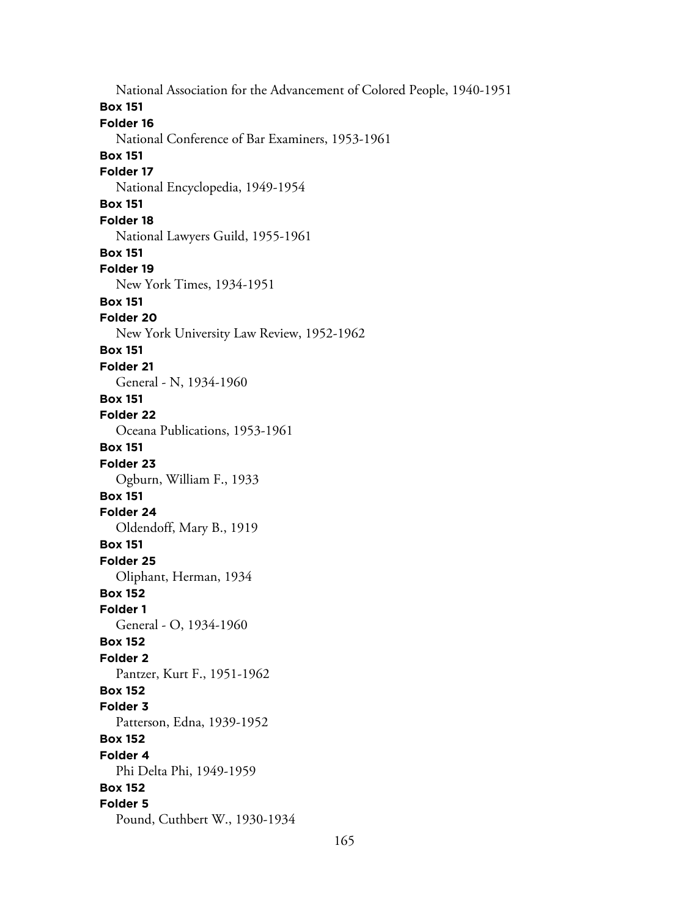National Association for the Advancement of Colored People, 1940-1951

**Box 151**
**Folder 16**
National Conference of Bar Examiners, 1953-1961

**Box 151**
**Folder 17**
National Encyclopedia, 1949-1954

**Box 151**
**Folder 18**
National Lawyers Guild, 1955-1961

**Box 151**
**Folder 19**
New York Times, 1934-1951

**Box 151**
**Folder 20**
New York University Law Review, 1952-1962

**Box 151**
**Folder 21**
General - N, 1934-1960

**Box 151**
**Folder 22**
Oceana Publications, 1953-1961

**Box 151**
**Folder 23**
Ogburn, William F., 1933

**Box 151**
**Folder 24**
Oldendoff, Mary B., 1919

**Box 151**
**Folder 25**
Oliphant, Herman, 1934

**Box 152**
**Folder 1**
General - O, 1934-1960

**Box 152**
**Folder 2**
Pantzer, Kurt F., 1951-1962

**Box 152**
**Folder 3**
Patterson, Edna, 1939-1952

**Box 152**
**Folder 4**
Phi Delta Phi, 1949-1959

**Box 152**
**Folder 5**
Pound, Cuthbert W., 1930-1934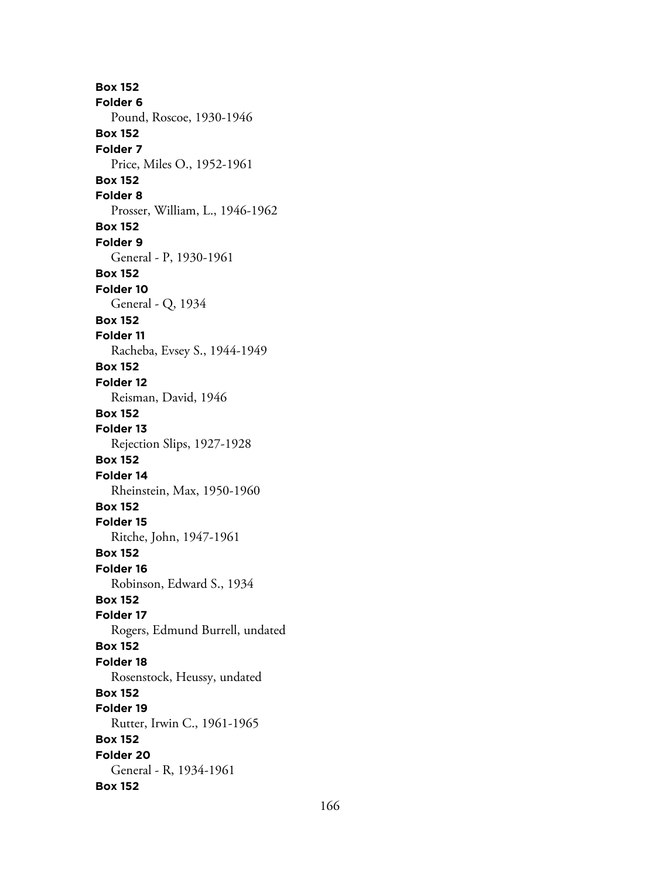**Box 152**
**Folder 6**
Pound, Roscoe, 1930-1946
**Box 152**
**Folder 7**
Price, Miles O., 1952-1961
**Box 152**
**Folder 8**
Prosser, William, L., 1946-1962
**Box 152**
**Folder 9**
General - P, 1930-1961
**Box 152**
**Folder 10**
General - Q, 1934
**Box 152**
**Folder 11**
Racheba, Evsey S., 1944-1949
**Box 152**
**Folder 12**
Reisman, David, 1946
**Box 152**
**Folder 13**
Rejection Slips, 1927-1928
**Box 152**
**Folder 14**
Rheinstein, Max, 1950-1960
**Box 152**
**Folder 15**
Ritche, John, 1947-1961
**Box 152**
**Folder 16**
Robinson, Edward S., 1934
**Box 152**
**Folder 17**
Rogers, Edmund Burrell, undated
**Box 152**
**Folder 18**
Rosenstock, Heussy, undated
**Box 152**
**Folder 19**
Rutter, Irwin C., 1961-1965
**Box 152**
**Folder 20**
General - R, 1934-1961
**Box 152**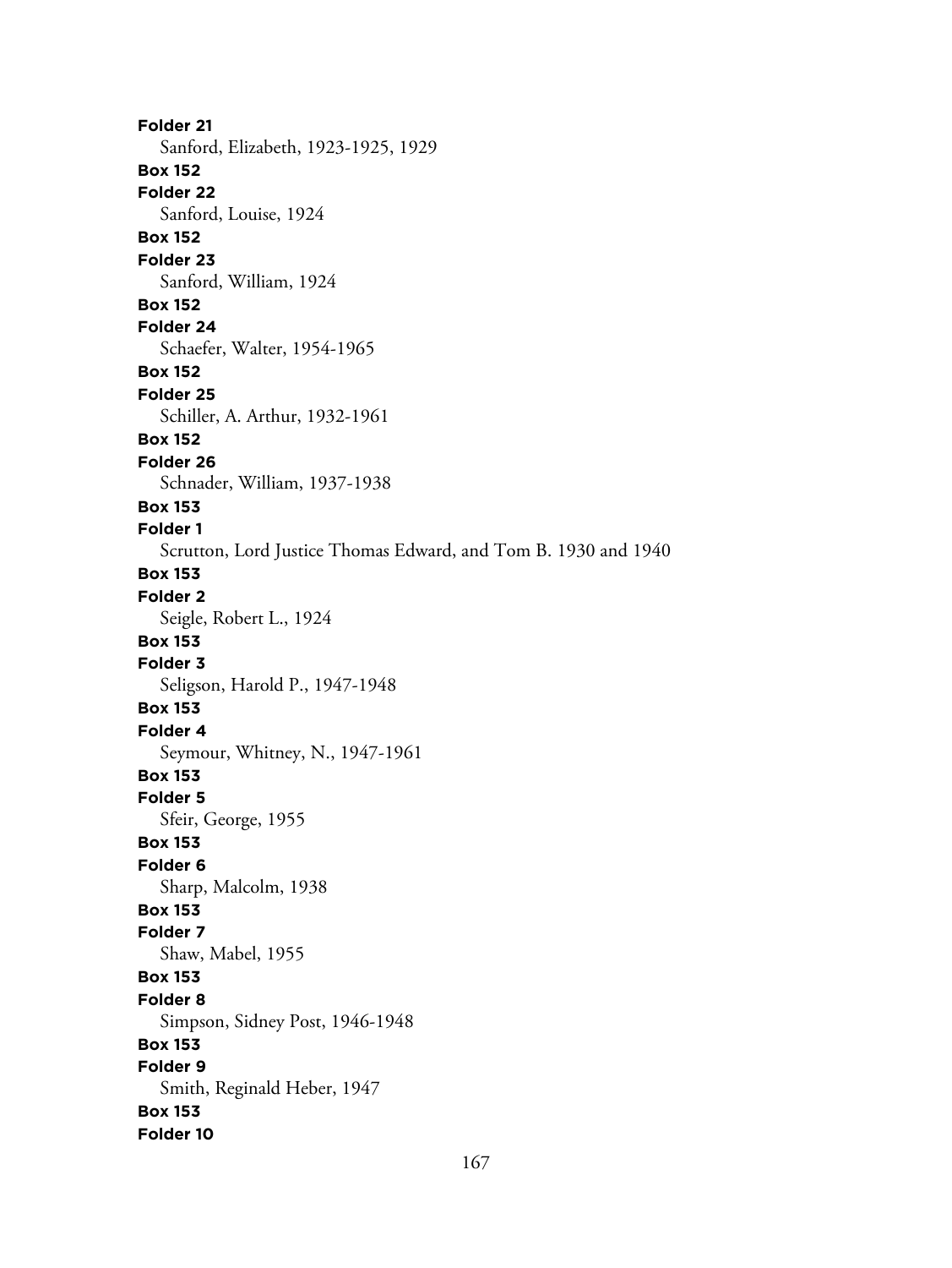**Folder 21**

Sanford, Elizabeth, 1923-1925, 1929

**Box 152**

**Folder 22**

Sanford, Louise, 1924

**Box 152**

**Folder 23**

Sanford, William, 1924

**Box 152**

**Folder 24**

Schaefer, Walter, 1954-1965

**Box 152**

**Folder 25**

Schiller, A. Arthur, 1932-1961

**Box 152**

**Folder 26**

Schnader, William, 1937-1938

**Box 153**

**Folder 1**

Scrutton, Lord Justice Thomas Edward, and Tom B. 1930 and 1940

**Box 153**

**Folder 2**

Seigle, Robert L., 1924

**Box 153**

**Folder 3**

Seligson, Harold P., 1947-1948

**Box 153**

**Folder 4**

Seymour, Whitney, N., 1947-1961

**Box 153**

**Folder 5**

Sfeir, George, 1955

**Box 153**

**Folder 6**

Sharp, Malcolm, 1938

**Box 153**

**Folder 7**

Shaw, Mabel, 1955

**Box 153**

**Folder 8**

Simpson, Sidney Post, 1946-1948

**Box 153**

**Folder 9**

Smith, Reginald Heber, 1947

**Box 153**

**Folder 10**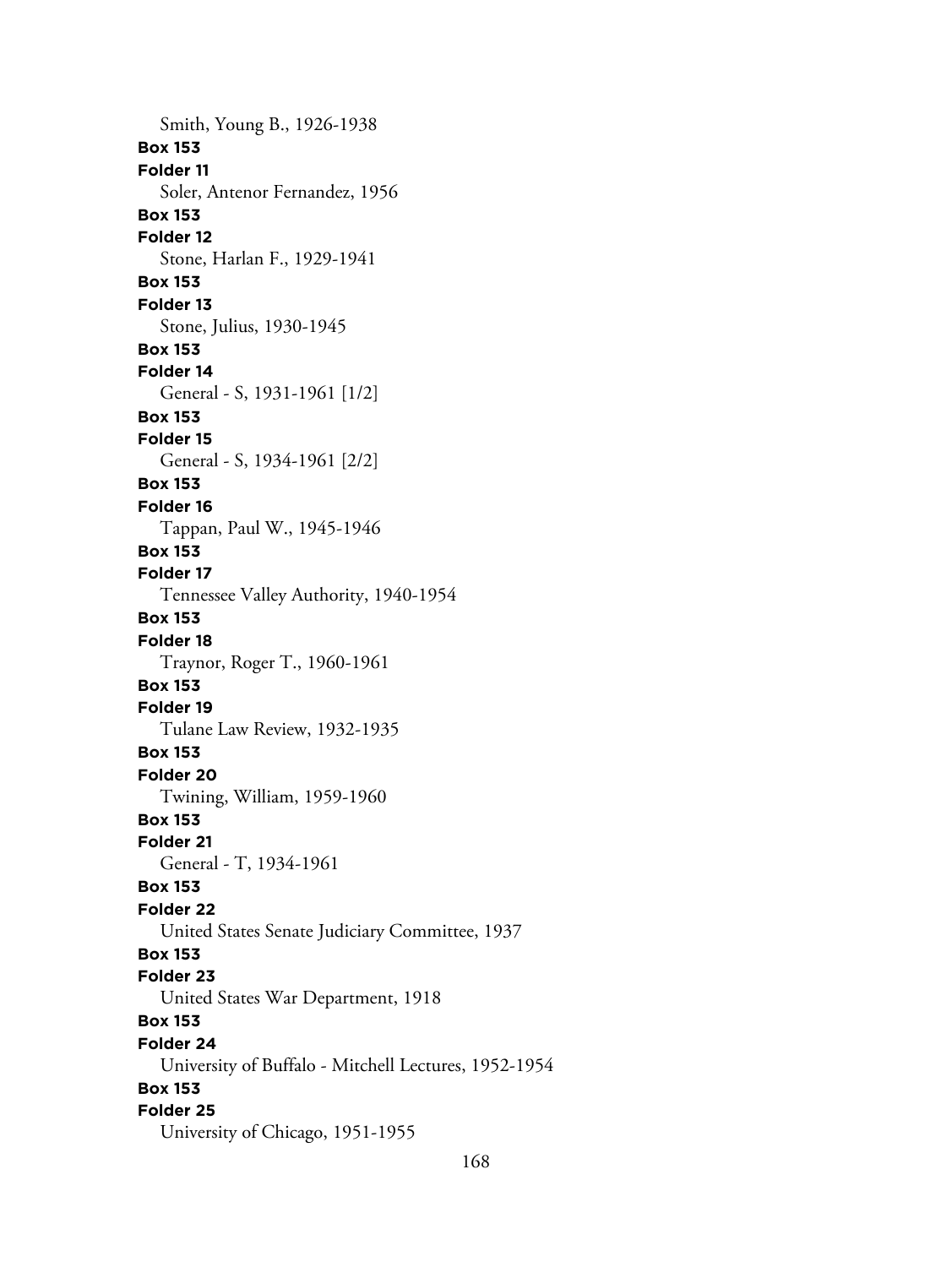Smith, Young B., 1926-1938

**Box 153**
**Folder 11**
Soler, Antenor Fernandez, 1956

**Box 153**
**Folder 12**
Stone, Harlan F., 1929-1941

**Box 153**
**Folder 13**
Stone, Julius, 1930-1945

**Box 153**
**Folder 14**
General - S, 1931-1961 [1/2]

**Box 153**
**Folder 15**
General - S, 1934-1961 [2/2]

**Box 153**
**Folder 16**
Tappan, Paul W., 1945-1946

**Box 153**
**Folder 17**
Tennessee Valley Authority, 1940-1954

**Box 153**
**Folder 18**
Traynor, Roger T., 1960-1961

**Box 153**
**Folder 19**
Tulane Law Review, 1932-1935

**Box 153**
**Folder 20**
Twining, William, 1959-1960

**Box 153**
**Folder 21**
General - T, 1934-1961

**Box 153**
**Folder 22**
United States Senate Judiciary Committee, 1937

**Box 153**
**Folder 23**
United States War Department, 1918

**Box 153**
**Folder 24**
University of Buffalo - Mitchell Lectures, 1952-1954

**Box 153**
**Folder 25**
University of Chicago, 1951-1955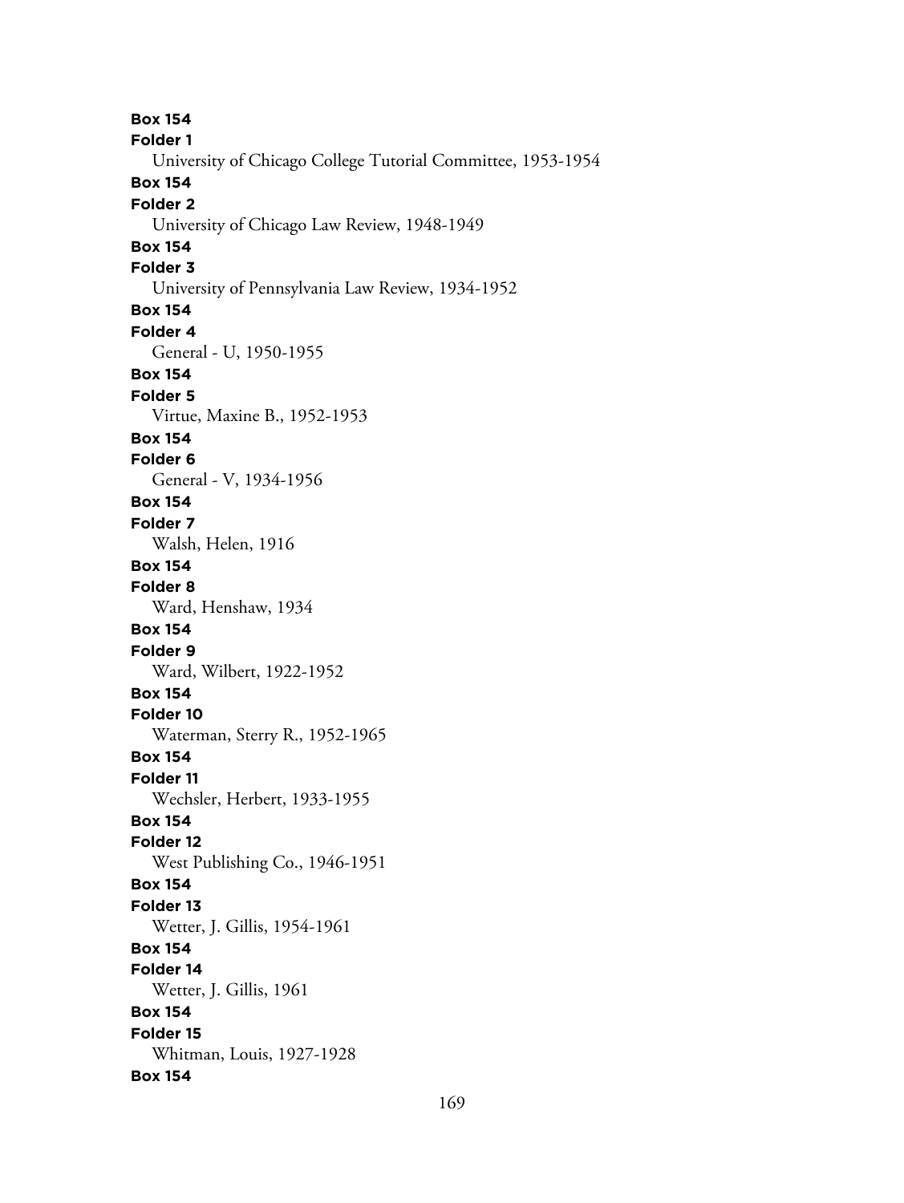**Box 154**
**Folder 1**
University of Chicago College Tutorial Committee, 1953-1954
**Box 154**
**Folder 2**
University of Chicago Law Review, 1948-1949
**Box 154**
**Folder 3**
University of Pennsylvania Law Review, 1934-1952
**Box 154**
**Folder 4**
General - U, 1950-1955
**Box 154**
**Folder 5**
Virtue, Maxine B., 1952-1953
**Box 154**
**Folder 6**
General - V, 1934-1956
**Box 154**
**Folder 7**
Walsh, Helen, 1916
**Box 154**
**Folder 8**
Ward, Henshaw, 1934
**Box 154**
**Folder 9**
Ward, Wilbert, 1922-1952
**Box 154**
**Folder 10**
Waterman, Sterry R., 1952-1965
**Box 154**
**Folder 11**
Wechsler, Herbert, 1933-1955
**Box 154**
**Folder 12**
West Publishing Co., 1946-1951
**Box 154**
**Folder 13**
Wetter, J. Gillis, 1954-1961
**Box 154**
**Folder 14**
Wetter, J. Gillis, 1961
**Box 154**
**Folder 15**
Whitman, Louis, 1927-1928
**Box 154**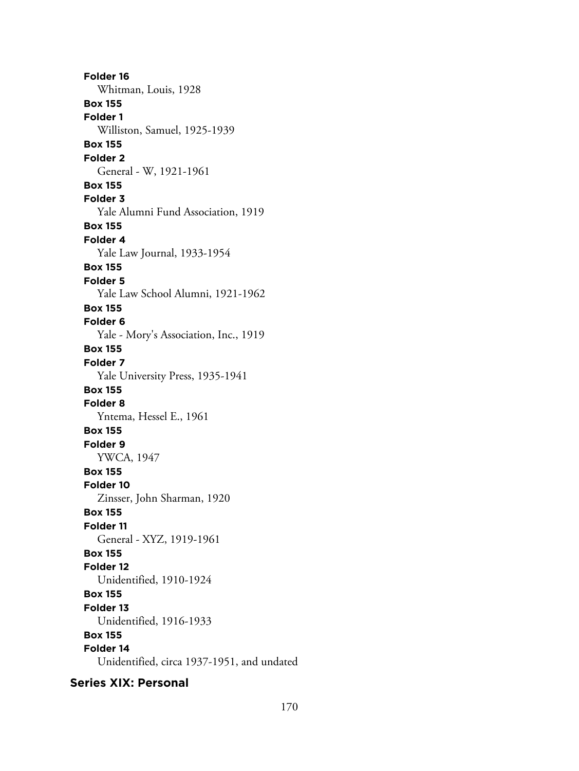**Folder 16**
Whitman, Louis, 1928

**Box 155**
**Folder 1**
Williston, Samuel, 1925-1939

**Box 155**
**Folder 2**
General - W, 1921-1961

**Box 155**
**Folder 3**
Yale Alumni Fund Association, 1919

**Box 155**
**Folder 4**
Yale Law Journal, 1933-1954

**Box 155**
**Folder 5**
Yale Law School Alumni, 1921-1962

**Box 155**
**Folder 6**
Yale - Mory's Association, Inc., 1919

**Box 155**
**Folder 7**
Yale University Press, 1935-1941

**Box 155**
**Folder 8**
Yntema, Hessel E., 1961

**Box 155**
**Folder 9**
YWCA, 1947

**Box 155**
**Folder 10**
Zinsser, John Sharman, 1920

**Box 155**
**Folder 11**
General - XYZ, 1919-1961

**Box 155**
**Folder 12**
Unidentified, 1910-1924

**Box 155**
**Folder 13**
Unidentified, 1916-1933

**Box 155**
**Folder 14**
Unidentified, circa 1937-1951, and undated

## Series XIX: Personal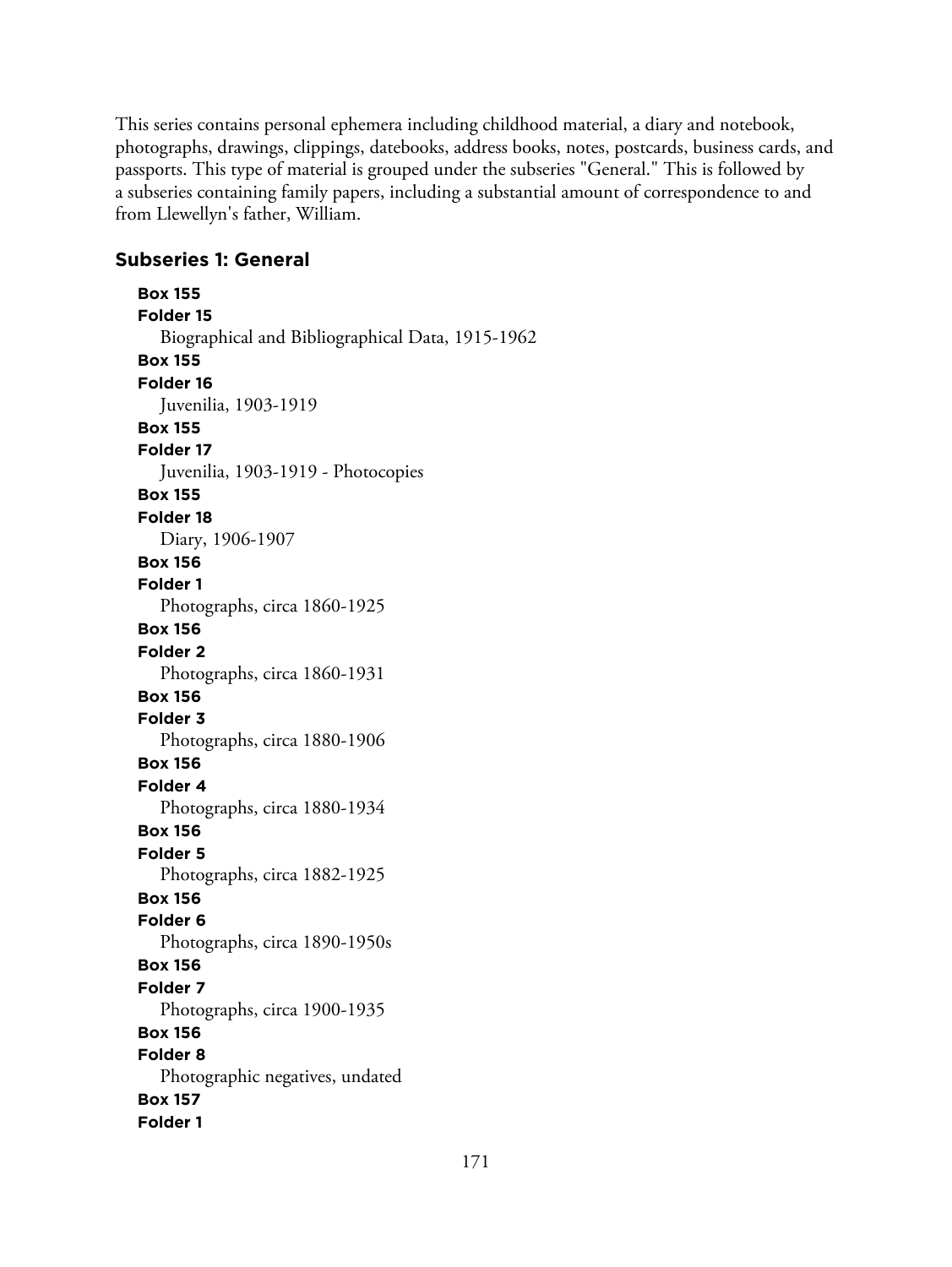This series contains personal ephemera including childhood material, a diary and notebook, photographs, drawings, clippings, datebooks, address books, notes, postcards, business cards, and passports. This type of material is grouped under the subseries "General." This is followed by a subseries containing family papers, including a substantial amount of correspondence to and from Llewellyn's father, William.

### Subseries 1: General

**Box 155**
**Folder 15**
Biographical and Bibliographical Data, 1915-1962

**Box 155**
**Folder 16**
Juvenilia, 1903-1919

**Box 155**
**Folder 17**
Juvenilia, 1903-1919 - Photocopies

**Box 155**
**Folder 18**
Diary, 1906-1907

**Box 156**
**Folder 1**
Photographs, circa 1860-1925

**Box 156**
**Folder 2**
Photographs, circa 1860-1931

**Box 156**
**Folder 3**
Photographs, circa 1880-1906

**Box 156**
**Folder 4**
Photographs, circa 1880-1934

**Box 156**
**Folder 5**
Photographs, circa 1882-1925

**Box 156**
**Folder 6**
Photographs, circa 1890-1950s

**Box 156**
**Folder 7**
Photographs, circa 1900-1935

**Box 156**
**Folder 8**
Photographic negatives, undated

**Box 157**
**Folder 1**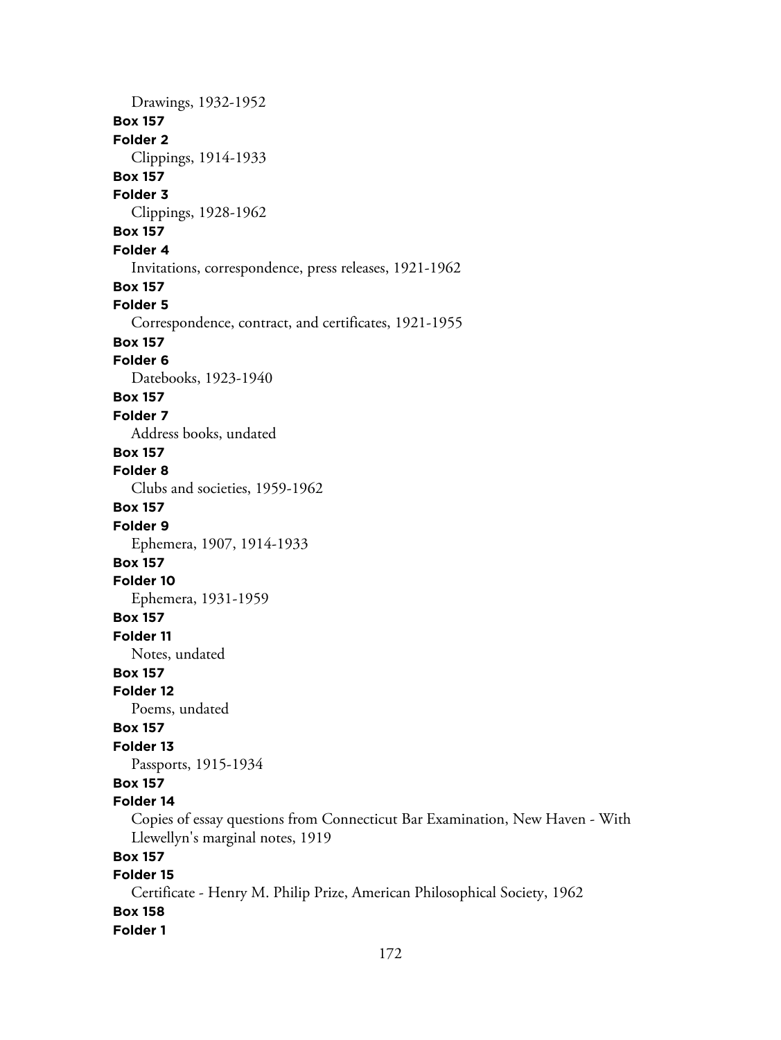Drawings, 1932-1952

**Box 157**

**Folder 2**

Clippings, 1914-1933

**Box 157**

**Folder 3**

Clippings, 1928-1962

**Box 157**

**Folder 4**

Invitations, correspondence, press releases, 1921-1962

**Box 157**

**Folder 5**

Correspondence, contract, and certificates, 1921-1955

**Box 157**

**Folder 6**

Datebooks, 1923-1940

**Box 157**

**Folder 7**

Address books, undated

**Box 157**

**Folder 8**

Clubs and societies, 1959-1962

**Box 157**

**Folder 9**

Ephemera, 1907, 1914-1933

**Box 157**

**Folder 10**

Ephemera, 1931-1959

**Box 157**

**Folder 11**

Notes, undated

**Box 157**

**Folder 12**

Poems, undated

**Box 157**

**Folder 13**

Passports, 1915-1934

**Box 157**

**Folder 14**

Copies of essay questions from Connecticut Bar Examination, New Haven - With Llewellyn's marginal notes, 1919

**Box 157**

**Folder 15**

Certificate - Henry M. Philip Prize, American Philosophical Society, 1962

**Box 158**

**Folder 1**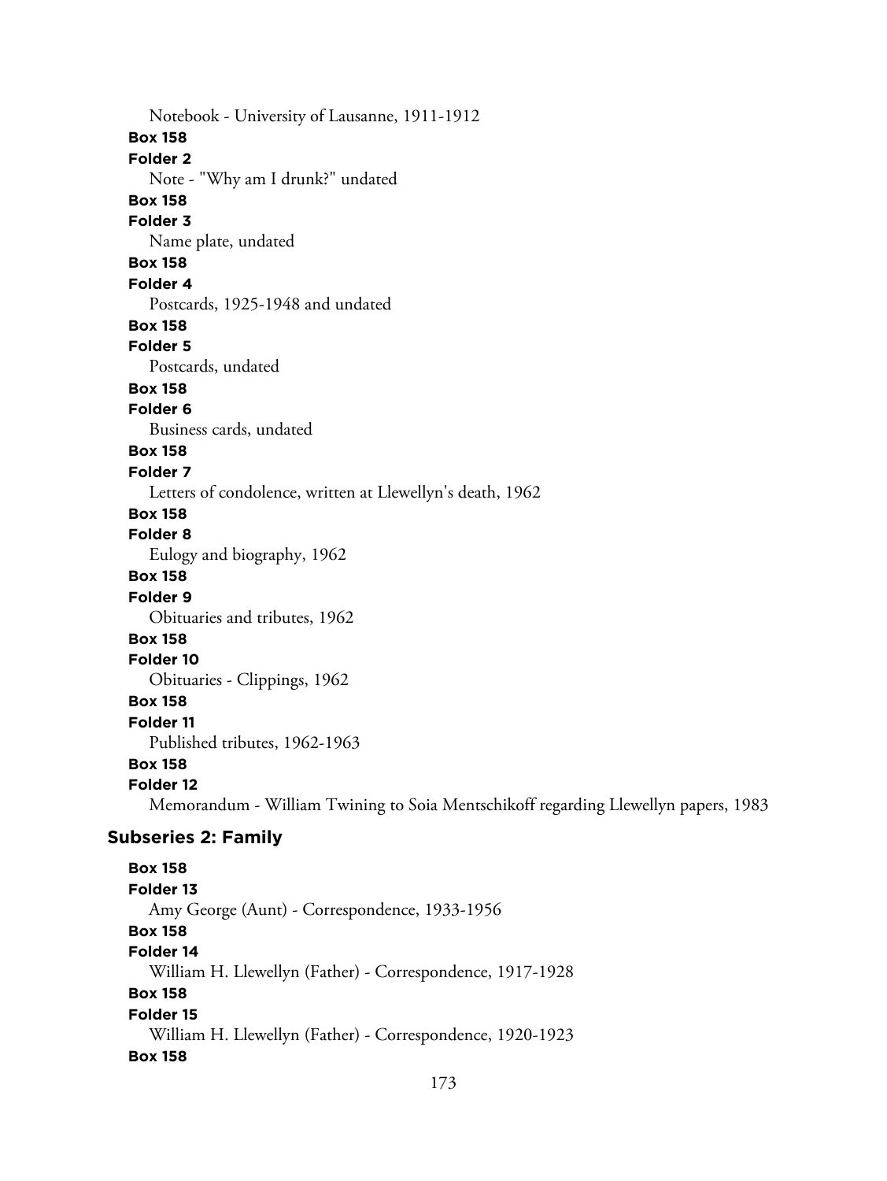Notebook - University of Lausanne, 1911-1912

**Box 158**

**Folder 2**

Note - "Why am I drunk?" undated

**Box 158**

**Folder 3**

Name plate, undated

**Box 158**

**Folder 4**

Postcards, 1925-1948 and undated

**Box 158**

**Folder 5**

Postcards, undated

**Box 158**

**Folder 6**

Business cards, undated

**Box 158**

**Folder 7**

Letters of condolence, written at Llewellyn's death, 1962

**Box 158**

**Folder 8**

Eulogy and biography, 1962

**Box 158**

**Folder 9**

Obituaries and tributes, 1962

**Box 158**

**Folder 10**

Obituaries - Clippings, 1962

**Box 158**

**Folder 11**

Published tributes, 1962-1963

**Box 158**

**Folder 12**

Memorandum - William Twining to Soia Mentschikoff regarding Llewellyn papers, 1983

### Subseries 2: Family

**Box 158**

**Folder 13**

Amy George (Aunt) - Correspondence, 1933-1956

**Box 158**

**Folder 14**

William H. Llewellyn (Father) - Correspondence, 1917-1928

**Box 158**

**Folder 15**

William H. Llewellyn (Father) - Correspondence, 1920-1923

**Box 158**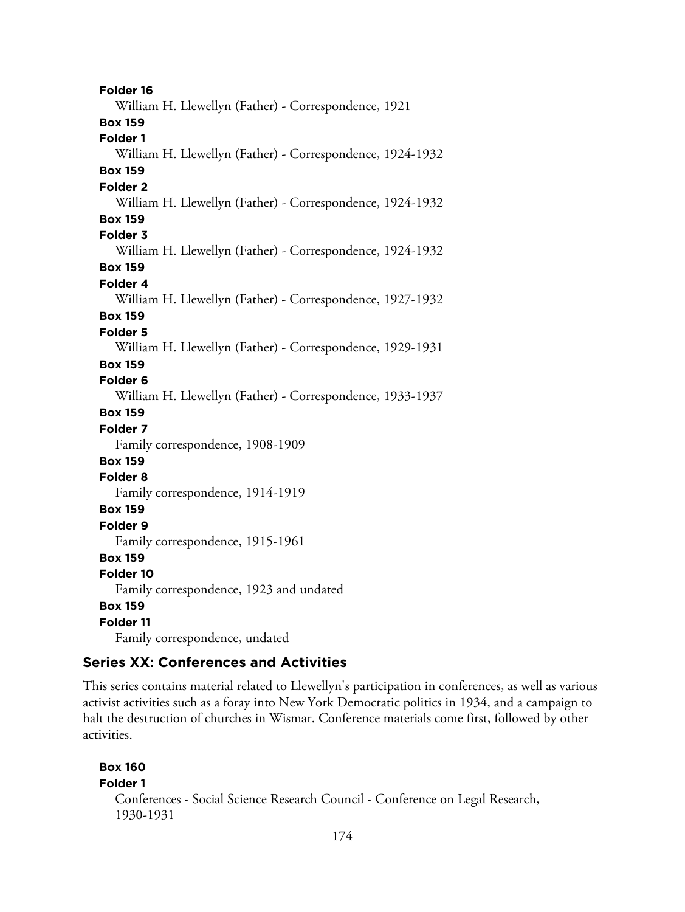**Folder 16**
William H. Llewellyn (Father) - Correspondence, 1921

**Box 159**
**Folder 1**
William H. Llewellyn (Father) - Correspondence, 1924-1932

**Box 159**
**Folder 2**
William H. Llewellyn (Father) - Correspondence, 1924-1932

**Box 159**
**Folder 3**
William H. Llewellyn (Father) - Correspondence, 1924-1932

**Box 159**
**Folder 4**
William H. Llewellyn (Father) - Correspondence, 1927-1932

**Box 159**
**Folder 5**
William H. Llewellyn (Father) - Correspondence, 1929-1931

**Box 159**
**Folder 6**
William H. Llewellyn (Father) - Correspondence, 1933-1937

**Box 159**
**Folder 7**
Family correspondence, 1908-1909

**Box 159**
**Folder 8**
Family correspondence, 1914-1919

**Box 159**
**Folder 9**
Family correspondence, 1915-1961

**Box 159**
**Folder 10**
Family correspondence, 1923 and undated

**Box 159**
**Folder 11**
Family correspondence, undated

## Series XX: Conferences and Activities

This series contains material related to Llewellyn's participation in conferences, as well as various activist activities such as a foray into New York Democratic politics in 1934, and a campaign to halt the destruction of churches in Wismar. Conference materials come first, followed by other activities.

**Box 160**
**Folder 1**
Conferences - Social Science Research Council - Conference on Legal Research, 1930-1931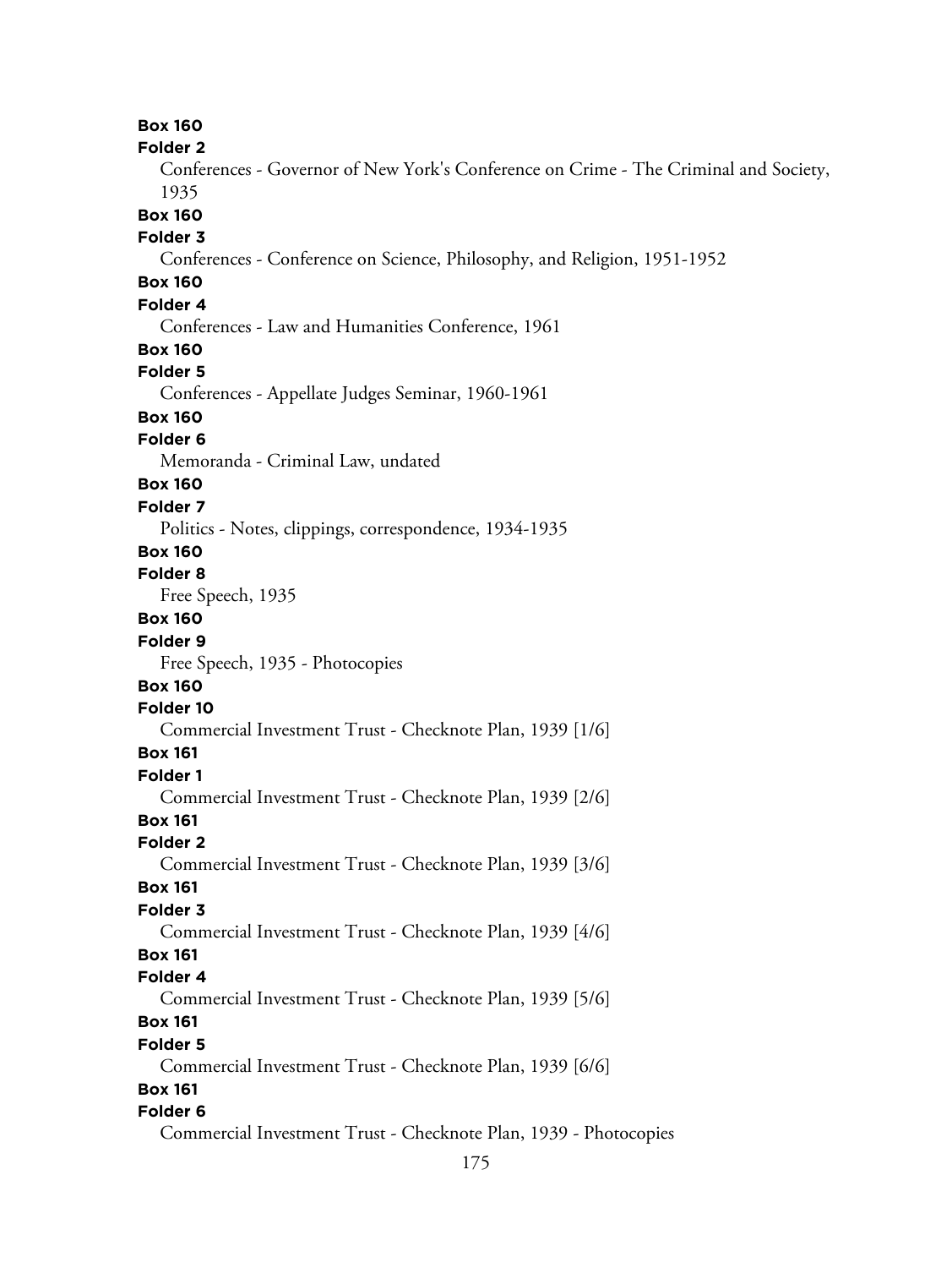**Box 160**
**Folder 2**
Conferences - Governor of New York's Conference on Crime - The Criminal and Society, 1935

**Box 160**
**Folder 3**
Conferences - Conference on Science, Philosophy, and Religion, 1951-1952

**Box 160**
**Folder 4**
Conferences - Law and Humanities Conference, 1961

**Box 160**
**Folder 5**
Conferences - Appellate Judges Seminar, 1960-1961

**Box 160**
**Folder 6**
Memoranda - Criminal Law, undated

**Box 160**
**Folder 7**
Politics - Notes, clippings, correspondence, 1934-1935

**Box 160**
**Folder 8**
Free Speech, 1935

**Box 160**
**Folder 9**
Free Speech, 1935 - Photocopies

**Box 160**
**Folder 10**
Commercial Investment Trust - Checknote Plan, 1939 [1/6]

**Box 161**
**Folder 1**
Commercial Investment Trust - Checknote Plan, 1939 [2/6]

**Box 161**
**Folder 2**
Commercial Investment Trust - Checknote Plan, 1939 [3/6]

**Box 161**
**Folder 3**
Commercial Investment Trust - Checknote Plan, 1939 [4/6]

**Box 161**
**Folder 4**
Commercial Investment Trust - Checknote Plan, 1939 [5/6]

**Box 161**
**Folder 5**
Commercial Investment Trust - Checknote Plan, 1939 [6/6]

**Box 161**
**Folder 6**
Commercial Investment Trust - Checknote Plan, 1939 - Photocopies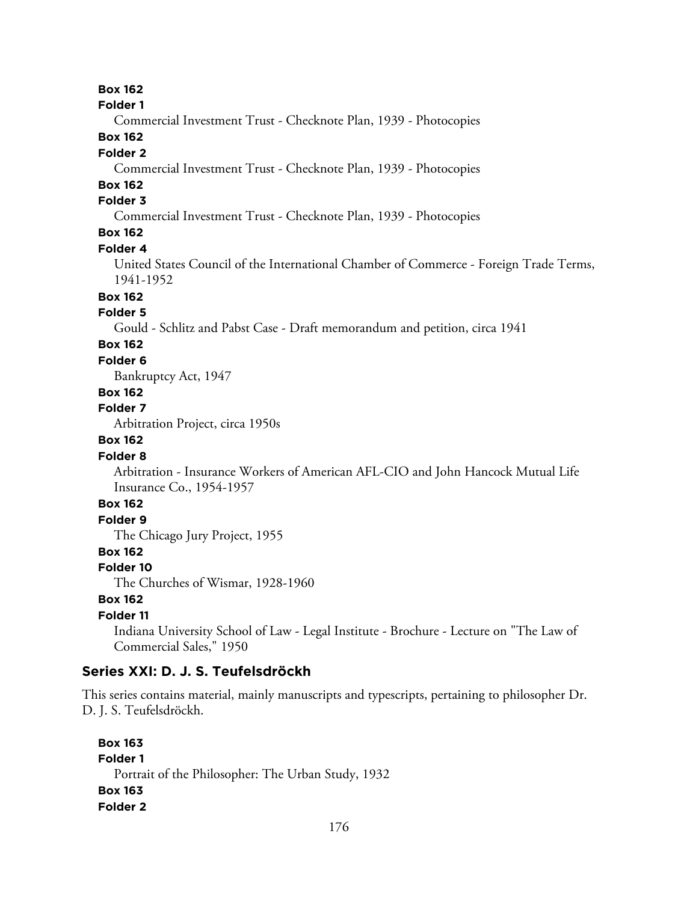**Box 162**
**Folder 1**
Commercial Investment Trust - Checknote Plan, 1939 - Photocopies

**Box 162**
**Folder 2**
Commercial Investment Trust - Checknote Plan, 1939 - Photocopies

**Box 162**
**Folder 3**
Commercial Investment Trust - Checknote Plan, 1939 - Photocopies

**Box 162**
**Folder 4**
United States Council of the International Chamber of Commerce - Foreign Trade Terms, 1941-1952

**Box 162**
**Folder 5**
Gould - Schlitz and Pabst Case - Draft memorandum and petition, circa 1941

**Box 162**
**Folder 6**
Bankruptcy Act, 1947

**Box 162**
**Folder 7**
Arbitration Project, circa 1950s

**Box 162**
**Folder 8**
Arbitration - Insurance Workers of American AFL-CIO and John Hancock Mutual Life Insurance Co., 1954-1957

**Box 162**
**Folder 9**
The Chicago Jury Project, 1955

**Box 162**
**Folder 10**
The Churches of Wismar, 1928-1960

**Box 162**
**Folder 11**
Indiana University School of Law - Legal Institute - Brochure - Lecture on "The Law of Commercial Sales," 1950

## Series XXI: D. J. S. Teufelsdröckh

This series contains material, mainly manuscripts and typescripts, pertaining to philosopher Dr. D. J. S. Teufelsdröckh.

**Box 163**
**Folder 1**
Portrait of the Philosopher: The Urban Study, 1932

**Box 163**
**Folder 2**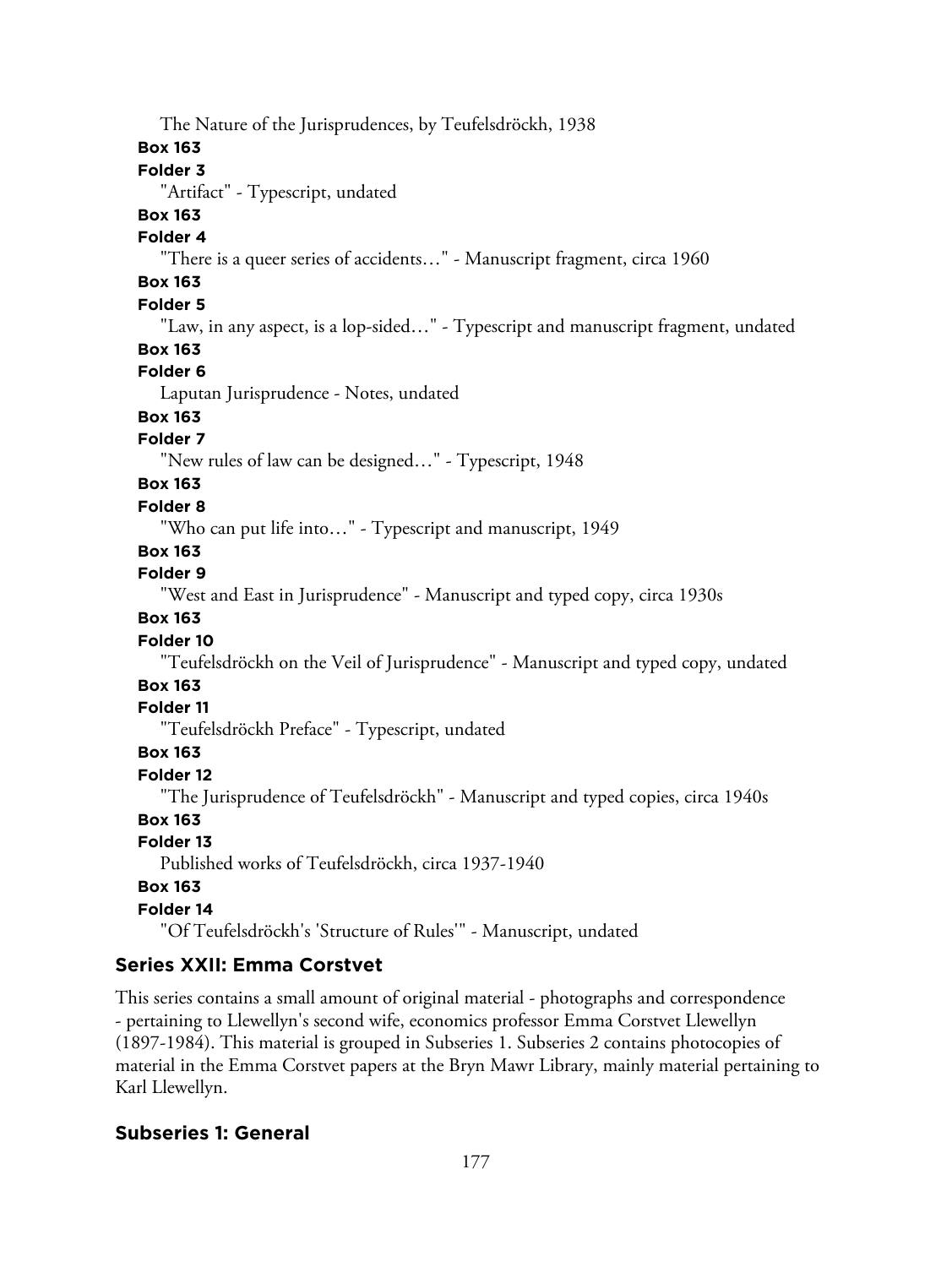The Nature of the Jurisprudences, by Teufelsdröckh, 1938

**Box 163**

**Folder 3**

"Artifact" - Typescript, undated

**Box 163**

**Folder 4**

"There is a queer series of accidents…" - Manuscript fragment, circa 1960

**Box 163**

**Folder 5**

"Law, in any aspect, is a lop-sided…" - Typescript and manuscript fragment, undated

**Box 163**

**Folder 6**

Laputan Jurisprudence - Notes, undated

**Box 163**

**Folder 7**

"New rules of law can be designed…" - Typescript, 1948

**Box 163**

**Folder 8**

"Who can put life into…" - Typescript and manuscript, 1949

**Box 163**

**Folder 9**

"West and East in Jurisprudence" - Manuscript and typed copy, circa 1930s

**Box 163**

**Folder 10**

"Teufelsdröckh on the Veil of Jurisprudence" - Manuscript and typed copy, undated

**Box 163**

**Folder 11**

"Teufelsdröckh Preface" - Typescript, undated

**Box 163**

**Folder 12**

"The Jurisprudence of Teufelsdröckh" - Manuscript and typed copies, circa 1940s

**Box 163**

**Folder 13**

Published works of Teufelsdröckh, circa 1937-1940

**Box 163**

**Folder 14**

"Of Teufelsdröckh's 'Structure of Rules'" - Manuscript, undated

## Series XXII: Emma Corstvet

This series contains a small amount of original material - photographs and correspondence - pertaining to Llewellyn's second wife, economics professor Emma Corstvet Llewellyn (1897-1984). This material is grouped in Subseries 1. Subseries 2 contains photocopies of material in the Emma Corstvet papers at the Bryn Mawr Library, mainly material pertaining to Karl Llewellyn.

### Subseries 1: General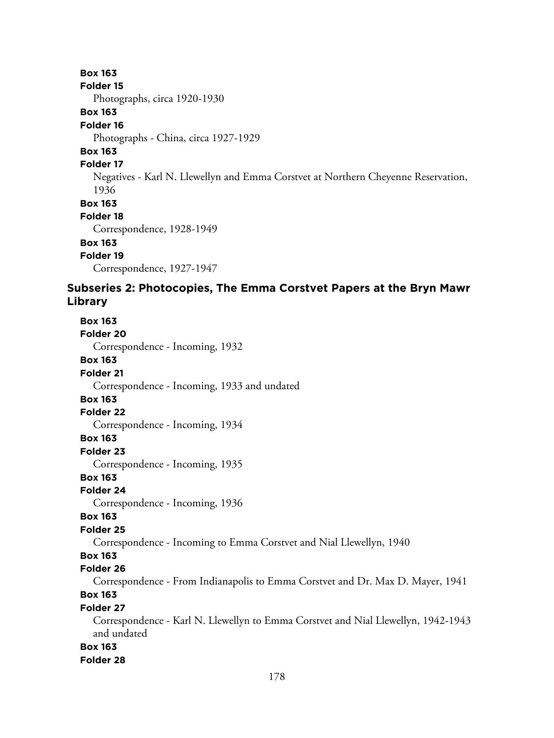**Box 163**
**Folder 15**
Photographs, circa 1920-1930

**Box 163**
**Folder 16**
Photographs - China, circa 1927-1929

**Box 163**
**Folder 17**
Negatives - Karl N. Llewellyn and Emma Corstvet at Northern Cheyenne Reservation, 1936

**Box 163**
**Folder 18**
Correspondence, 1928-1949

**Box 163**
**Folder 19**
Correspondence, 1927-1947

### Subseries 2: Photocopies, The Emma Corstvet Papers at the Bryn Mawr Library

**Box 163**
**Folder 20**
Correspondence - Incoming, 1932

**Box 163**
**Folder 21**
Correspondence - Incoming, 1933 and undated

**Box 163**
**Folder 22**
Correspondence - Incoming, 1934

**Box 163**
**Folder 23**
Correspondence - Incoming, 1935

**Box 163**
**Folder 24**
Correspondence - Incoming, 1936

**Box 163**
**Folder 25**
Correspondence - Incoming to Emma Corstvet and Nial Llewellyn, 1940

**Box 163**
**Folder 26**
Correspondence - From Indianapolis to Emma Corstvet and Dr. Max D. Mayer, 1941

**Box 163**
**Folder 27**
Correspondence - Karl N. Llewellyn to Emma Corstvet and Nial Llewellyn, 1942-1943 and undated

**Box 163**
**Folder 28**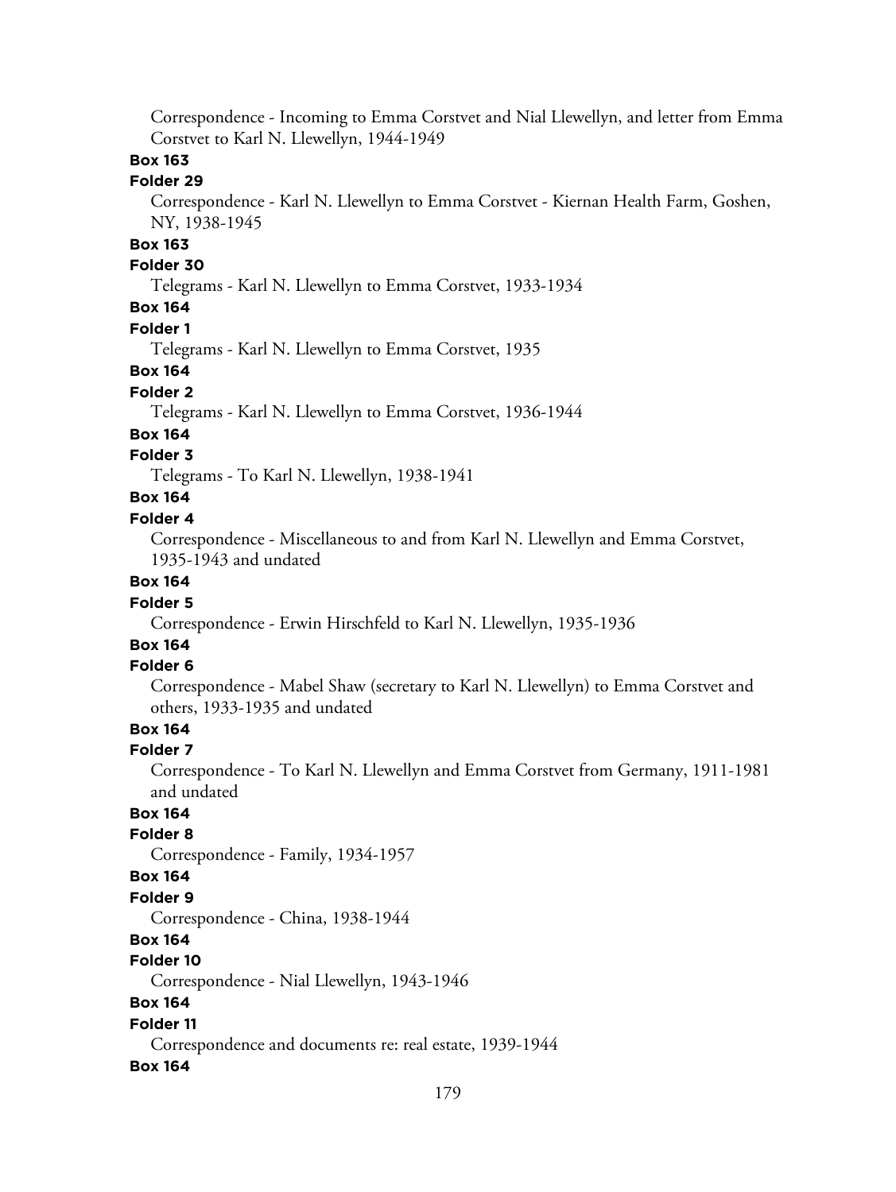Correspondence - Incoming to Emma Corstvet and Nial Llewellyn, and letter from Emma Corstvet to Karl N. Llewellyn, 1944-1949

**Box 163**

**Folder 29**

Correspondence - Karl N. Llewellyn to Emma Corstvet - Kiernan Health Farm, Goshen, NY, 1938-1945

**Box 163**

**Folder 30**

Telegrams - Karl N. Llewellyn to Emma Corstvet, 1933-1934

**Box 164**

**Folder 1**

Telegrams - Karl N. Llewellyn to Emma Corstvet, 1935

**Box 164**

**Folder 2**

Telegrams - Karl N. Llewellyn to Emma Corstvet, 1936-1944

**Box 164**

**Folder 3**

Telegrams - To Karl N. Llewellyn, 1938-1941

**Box 164**

**Folder 4**

Correspondence - Miscellaneous to and from Karl N. Llewellyn and Emma Corstvet, 1935-1943 and undated

**Box 164**

**Folder 5**

Correspondence - Erwin Hirschfeld to Karl N. Llewellyn, 1935-1936

**Box 164**

**Folder 6**

Correspondence - Mabel Shaw (secretary to Karl N. Llewellyn) to Emma Corstvet and others, 1933-1935 and undated

**Box 164**

**Folder 7**

Correspondence - To Karl N. Llewellyn and Emma Corstvet from Germany, 1911-1981 and undated

**Box 164**

**Folder 8**

Correspondence - Family, 1934-1957

**Box 164**

**Folder 9**

Correspondence - China, 1938-1944

**Box 164**

**Folder 10**

Correspondence - Nial Llewellyn, 1943-1946

**Box 164**

**Folder 11**

Correspondence and documents re: real estate, 1939-1944

**Box 164**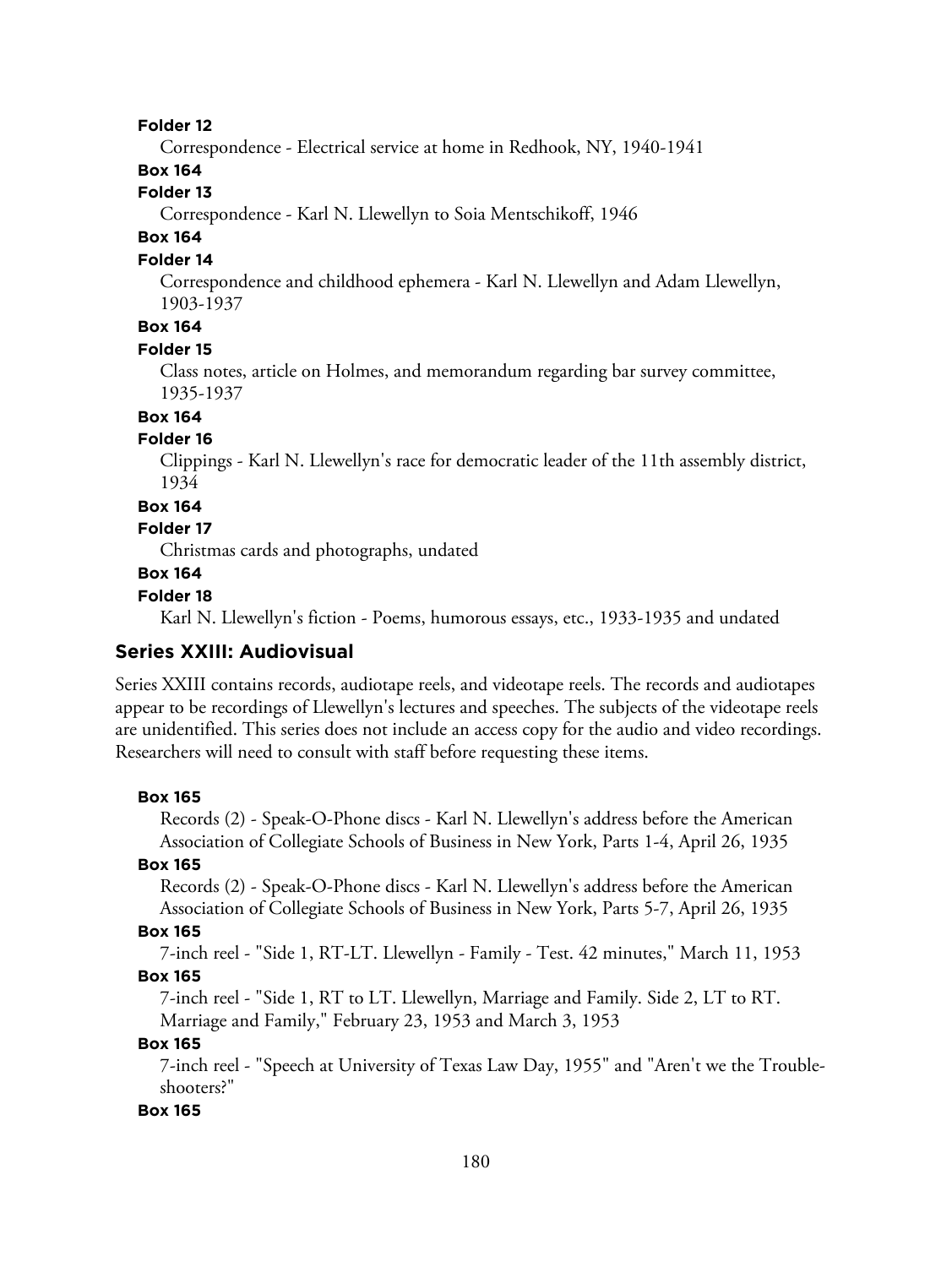**Folder 12**

Correspondence - Electrical service at home in Redhook, NY, 1940-1941

**Box 164**

**Folder 13**

Correspondence - Karl N. Llewellyn to Soia Mentschikoff, 1946

**Box 164**

**Folder 14**

Correspondence and childhood ephemera - Karl N. Llewellyn and Adam Llewellyn, 1903-1937

**Box 164**

**Folder 15**

Class notes, article on Holmes, and memorandum regarding bar survey committee, 1935-1937

**Box 164**

**Folder 16**

Clippings - Karl N. Llewellyn's race for democratic leader of the 11th assembly district, 1934

**Box 164**

**Folder 17**

Christmas cards and photographs, undated

**Box 164**

**Folder 18**

Karl N. Llewellyn's fiction - Poems, humorous essays, etc., 1933-1935 and undated

## Series XXIII: Audiovisual

Series XXIII contains records, audiotape reels, and videotape reels. The records and audiotapes appear to be recordings of Llewellyn's lectures and speeches. The subjects of the videotape reels are unidentified. This series does not include an access copy for the audio and video recordings. Researchers will need to consult with staff before requesting these items.

**Box 165**

Records (2) - Speak-O-Phone discs - Karl N. Llewellyn's address before the American Association of Collegiate Schools of Business in New York, Parts 1-4, April 26, 1935

**Box 165**

Records (2) - Speak-O-Phone discs - Karl N. Llewellyn's address before the American Association of Collegiate Schools of Business in New York, Parts 5-7, April 26, 1935

**Box 165**

7-inch reel - "Side 1, RT-LT. Llewellyn - Family - Test. 42 minutes," March 11, 1953

**Box 165**

7-inch reel - "Side 1, RT to LT. Llewellyn, Marriage and Family. Side 2, LT to RT. Marriage and Family," February 23, 1953 and March 3, 1953

**Box 165**

7-inch reel - "Speech at University of Texas Law Day, 1955" and "Aren't we the Trouble-shooters?"

**Box 165**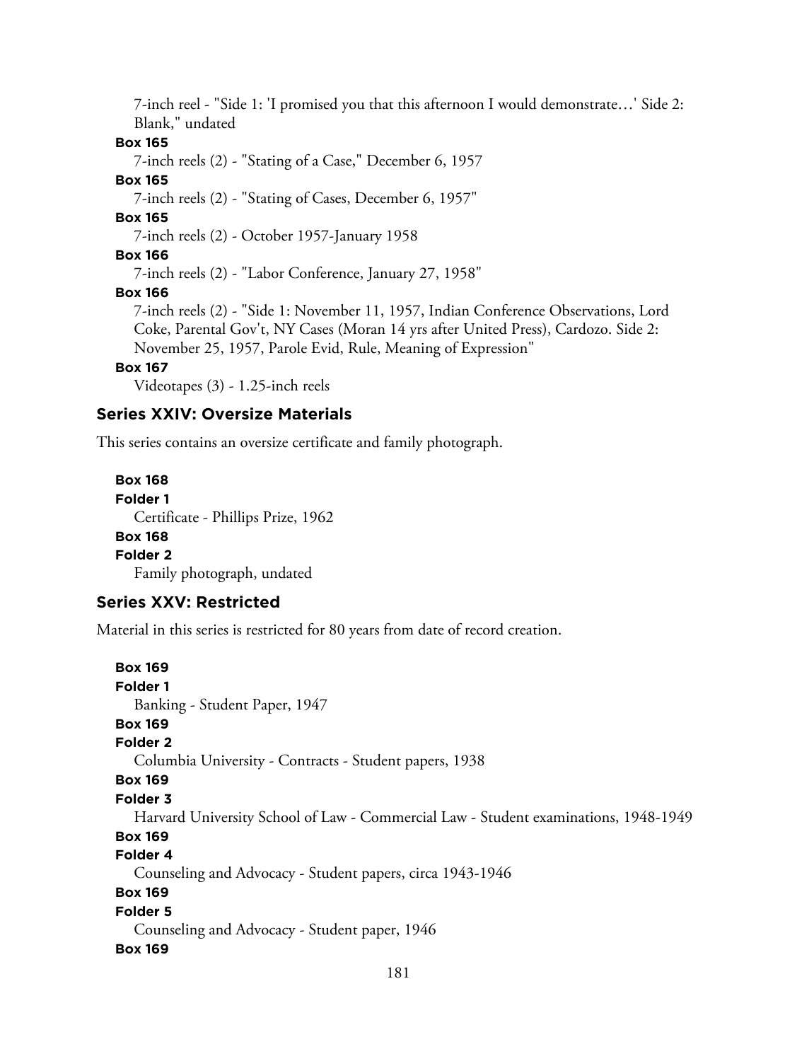7-inch reel - "Side 1: 'I promised you that this afternoon I would demonstrate…' Side 2: Blank," undated

**Box 165**

7-inch reels (2) - "Stating of a Case," December 6, 1957

**Box 165**

7-inch reels (2) - "Stating of Cases, December 6, 1957"

**Box 165**

7-inch reels (2) - October 1957-January 1958

**Box 166**

7-inch reels (2) - "Labor Conference, January 27, 1958"

**Box 166**

7-inch reels (2) - "Side 1: November 11, 1957, Indian Conference Observations, Lord Coke, Parental Gov't, NY Cases (Moran 14 yrs after United Press), Cardozo. Side 2: November 25, 1957, Parole Evid, Rule, Meaning of Expression"

**Box 167**

Videotapes (3) - 1.25-inch reels

### Series XXIV: Oversize Materials

This series contains an oversize certificate and family photograph.

**Box 168**
**Folder 1**

Certificate - Phillips Prize, 1962

**Box 168**
**Folder 2**

Family photograph, undated

### Series XXV: Restricted

Material in this series is restricted for 80 years from date of record creation.

**Box 169**
**Folder 1**

Banking - Student Paper, 1947

**Box 169**
**Folder 2**

Columbia University - Contracts - Student papers, 1938

**Box 169**
**Folder 3**

Harvard University School of Law - Commercial Law - Student examinations, 1948-1949

**Box 169**
**Folder 4**

Counseling and Advocacy - Student papers, circa 1943-1946

**Box 169**
**Folder 5**

Counseling and Advocacy - Student paper, 1946

**Box 169**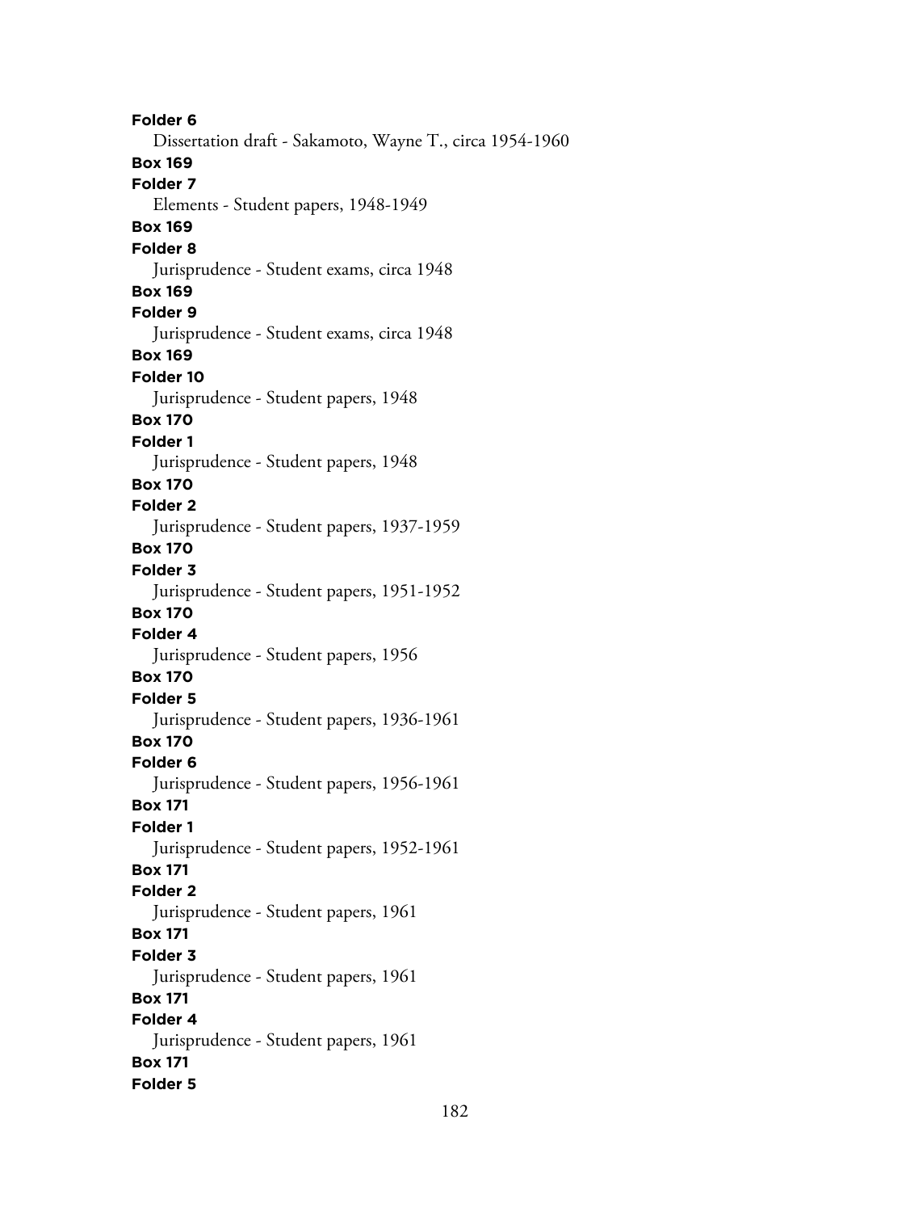**Folder 6**

Dissertation draft - Sakamoto, Wayne T., circa 1954-1960

**Box 169**

**Folder 7**

Elements - Student papers, 1948-1949

**Box 169**

**Folder 8**

Jurisprudence - Student exams, circa 1948

**Box 169**

**Folder 9**

Jurisprudence - Student exams, circa 1948

**Box 169**

**Folder 10**

Jurisprudence - Student papers, 1948

**Box 170**

**Folder 1**

Jurisprudence - Student papers, 1948

**Box 170**

**Folder 2**

Jurisprudence - Student papers, 1937-1959

**Box 170**

**Folder 3**

Jurisprudence - Student papers, 1951-1952

**Box 170**

**Folder 4**

Jurisprudence - Student papers, 1956

**Box 170**

**Folder 5**

Jurisprudence - Student papers, 1936-1961

**Box 170**

**Folder 6**

Jurisprudence - Student papers, 1956-1961

**Box 171**

**Folder 1**

Jurisprudence - Student papers, 1952-1961

**Box 171**

**Folder 2**

Jurisprudence - Student papers, 1961

**Box 171**

**Folder 3**

Jurisprudence - Student papers, 1961

**Box 171**

**Folder 4**

Jurisprudence - Student papers, 1961

**Box 171**

**Folder 5**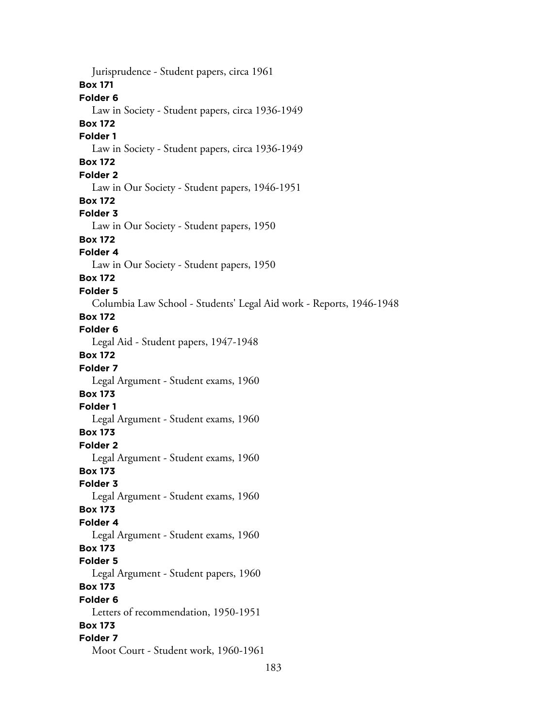Jurisprudence - Student papers, circa 1961

**Box 171**

**Folder 6**

Law in Society - Student papers, circa 1936-1949

**Box 172**

**Folder 1**

Law in Society - Student papers, circa 1936-1949

**Box 172**

**Folder 2**

Law in Our Society - Student papers, 1946-1951

**Box 172**

**Folder 3**

Law in Our Society - Student papers, 1950

**Box 172**

**Folder 4**

Law in Our Society - Student papers, 1950

**Box 172**

**Folder 5**

Columbia Law School - Students' Legal Aid work - Reports, 1946-1948

**Box 172**

**Folder 6**

Legal Aid - Student papers, 1947-1948

**Box 172**

**Folder 7**

Legal Argument - Student exams, 1960

**Box 173**

**Folder 1**

Legal Argument - Student exams, 1960

**Box 173**

**Folder 2**

Legal Argument - Student exams, 1960

**Box 173**

**Folder 3**

Legal Argument - Student exams, 1960

**Box 173**

**Folder 4**

Legal Argument - Student exams, 1960

**Box 173**

**Folder 5**

Legal Argument - Student papers, 1960

**Box 173**

**Folder 6**

Letters of recommendation, 1950-1951

**Box 173**

**Folder 7**

Moot Court - Student work, 1960-1961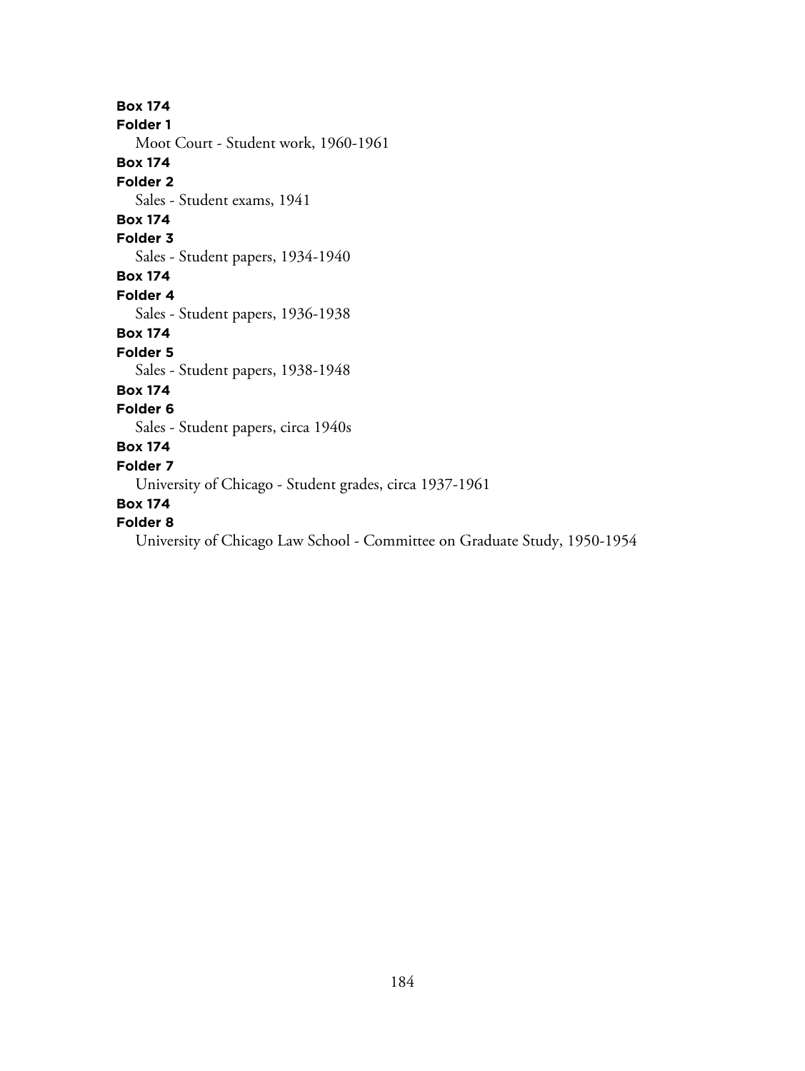**Box 174**
**Folder 1**
Moot Court - Student work, 1960-1961

**Box 174**
**Folder 2**
Sales - Student exams, 1941

**Box 174**
**Folder 3**
Sales - Student papers, 1934-1940

**Box 174**
**Folder 4**
Sales - Student papers, 1936-1938

**Box 174**
**Folder 5**
Sales - Student papers, 1938-1948

**Box 174**
**Folder 6**
Sales - Student papers, circa 1940s

**Box 174**
**Folder 7**
University of Chicago - Student grades, circa 1937-1961

**Box 174**
**Folder 8**
University of Chicago Law School - Committee on Graduate Study, 1950-1954